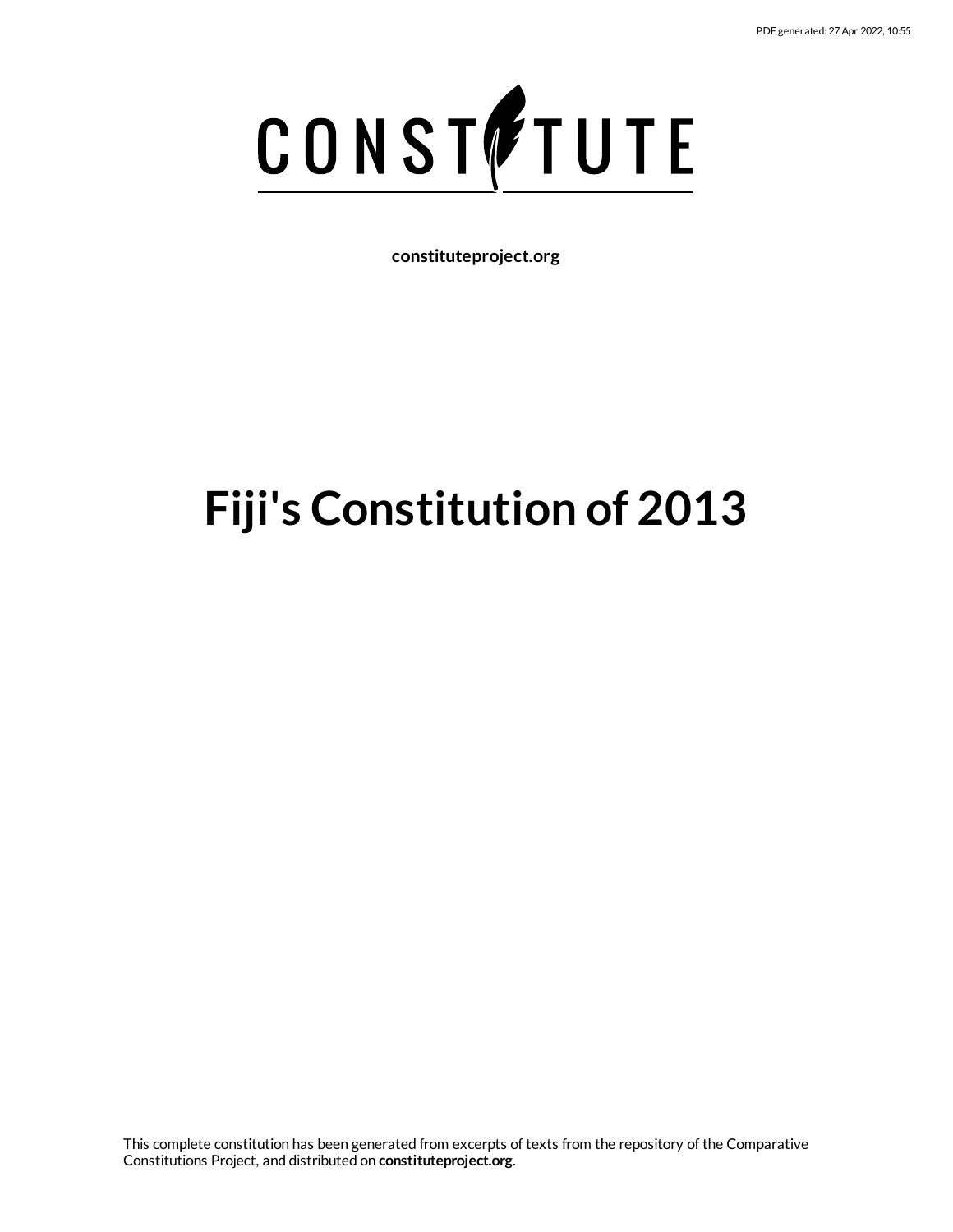PDF generated: 27 Apr 2022, 10:55

# CONSTITUTE

**constituteproject.org**

# Fiji's Constitution of 2013

This complete constitution has been generated from excerpts of texts from the repository of the Comparative Constitutions Project, and distributed on **constituteproject.org**.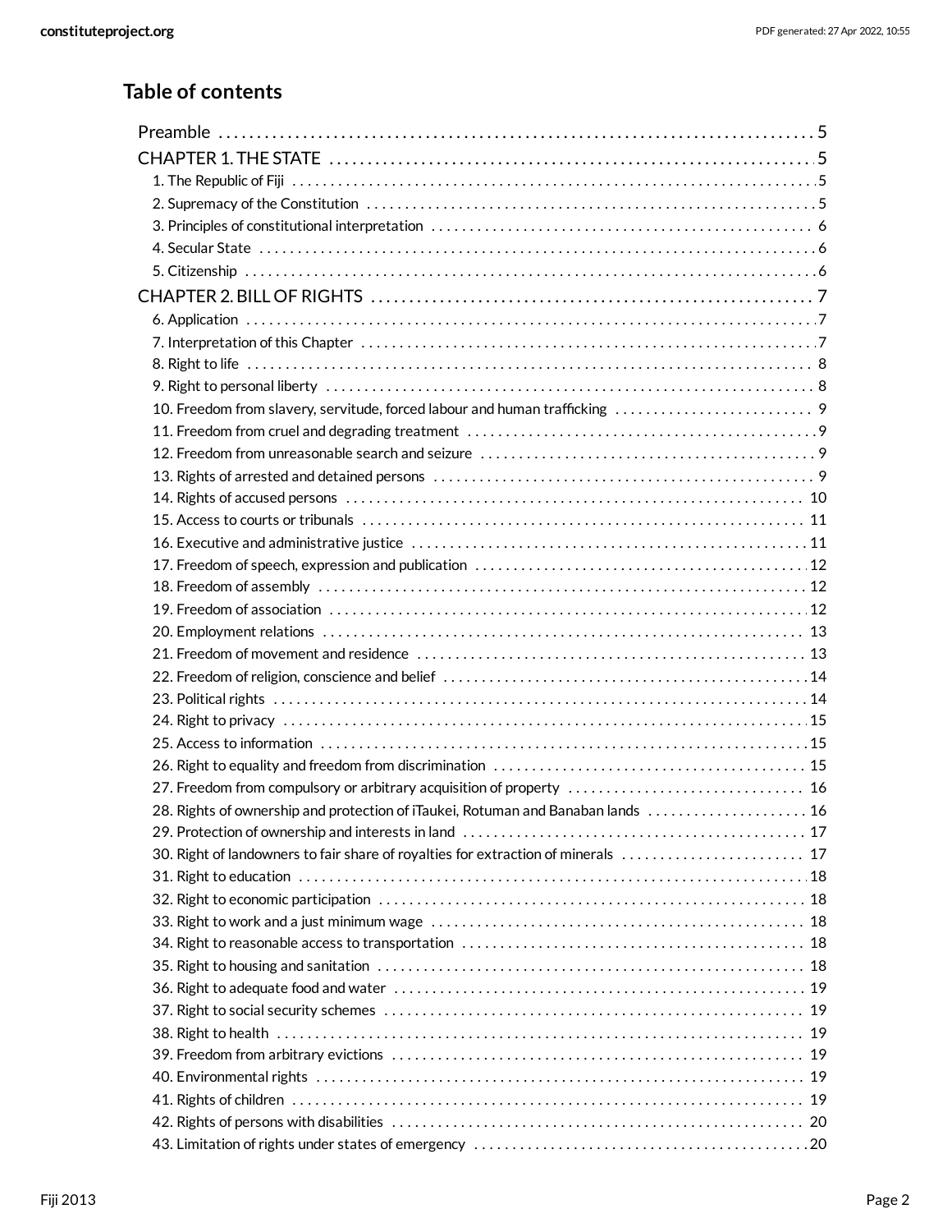## Table of contents

Preamble . . . . . . . . . . 5

CHAPTER 1. THE STATE . . . . . . . . . . 5

- 1. The Republic of Fiji . . . . . . . . . . 5
- 2. Supremacy of the Constitution . . . . . . . . . . 5
- 3. Principles of constitutional interpretation . . . . . . . . . . 6
- 4. Secular State . . . . . . . . . . 6
- 5. Citizenship . . . . . . . . . . 6

CHAPTER 2. BILL OF RIGHTS . . . . . . . . . . 7

- 6. Application . . . . . . . . . . 7
- 7. Interpretation of this Chapter . . . . . . . . . . 7
- 8. Right to life . . . . . . . . . . 8
- 9. Right to personal liberty . . . . . . . . . . 8
- 10. Freedom from slavery, servitude, forced labour and human trafficking . . . . . . . . . . 9
- 11. Freedom from cruel and degrading treatment . . . . . . . . . . 9
- 12. Freedom from unreasonable search and seizure . . . . . . . . . . 9
- 13. Rights of arrested and detained persons . . . . . . . . . . 9
- 14. Rights of accused persons . . . . . . . . . . 10
- 15. Access to courts or tribunals . . . . . . . . . . 11
- 16. Executive and administrative justice . . . . . . . . . . 11
- 17. Freedom of speech, expression and publication . . . . . . . . . . 12
- 18. Freedom of assembly . . . . . . . . . . 12
- 19. Freedom of association . . . . . . . . . . 12
- 20. Employment relations . . . . . . . . . . 13
- 21. Freedom of movement and residence . . . . . . . . . . 13
- 22. Freedom of religion, conscience and belief . . . . . . . . . . 14
- 23. Political rights . . . . . . . . . . 14
- 24. Right to privacy . . . . . . . . . . 15
- 25. Access to information . . . . . . . . . . 15
- 26. Right to equality and freedom from discrimination . . . . . . . . . . 15
- 27. Freedom from compulsory or arbitrary acquisition of property . . . . . . . . . . 16
- 28. Rights of ownership and protection of iTaukei, Rotuman and Banaban lands . . . . . . . . . . 16
- 29. Protection of ownership and interests in land . . . . . . . . . . 17
- 30. Right of landowners to fair share of royalties for extraction of minerals . . . . . . . . . . 17
- 31. Right to education . . . . . . . . . . 18
- 32. Right to economic participation . . . . . . . . . . 18
- 33. Right to work and a just minimum wage . . . . . . . . . . 18
- 34. Right to reasonable access to transportation . . . . . . . . . . 18
- 35. Right to housing and sanitation . . . . . . . . . . 18
- 36. Right to adequate food and water . . . . . . . . . . 19
- 37. Right to social security schemes . . . . . . . . . . 19
- 38. Right to health . . . . . . . . . . 19
- 39. Freedom from arbitrary evictions . . . . . . . . . . 19
- 40. Environmental rights . . . . . . . . . . 19
- 41. Rights of children . . . . . . . . . . 19
- 42. Rights of persons with disabilities . . . . . . . . . . 20
- 43. Limitation of rights under states of emergency . . . . . . . . . . 20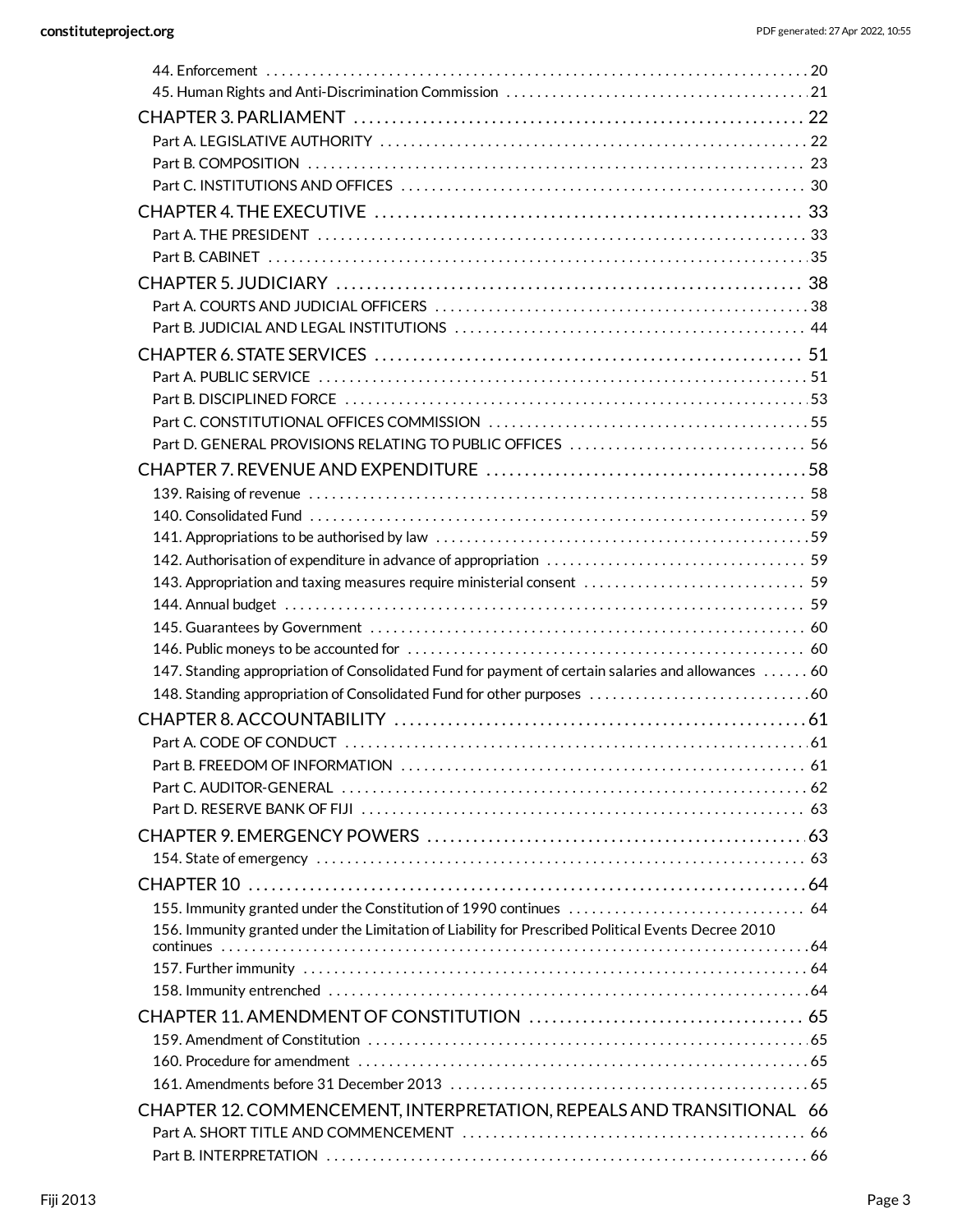44. Enforcement .......... 20
45. Human Rights and Anti-Discrimination Commission .......... 21

CHAPTER 3. PARLIAMENT .......... 22
- Part A. LEGISLATIVE AUTHORITY .......... 22
- Part B. COMPOSITION .......... 23
- Part C. INSTITUTIONS AND OFFICES .......... 30

CHAPTER 4. THE EXECUTIVE .......... 33
- Part A. THE PRESIDENT .......... 33
- Part B. CABINET .......... 35

CHAPTER 5. JUDICIARY .......... 38
- Part A. COURTS AND JUDICIAL OFFICERS .......... 38
- Part B. JUDICIAL AND LEGAL INSTITUTIONS .......... 44

CHAPTER 6. STATE SERVICES .......... 51
- Part A. PUBLIC SERVICE .......... 51
- Part B. DISCIPLINED FORCE .......... 53
- Part C. CONSTITUTIONAL OFFICES COMMISSION .......... 55
- Part D. GENERAL PROVISIONS RELATING TO PUBLIC OFFICES .......... 56

CHAPTER 7. REVENUE AND EXPENDITURE .......... 58
- 139. Raising of revenue .......... 58
- 140. Consolidated Fund .......... 59
- 141. Appropriations to be authorised by law .......... 59
- 142. Authorisation of expenditure in advance of appropriation .......... 59
- 143. Appropriation and taxing measures require ministerial consent .......... 59
- 144. Annual budget .......... 59
- 145. Guarantees by Government .......... 60
- 146. Public moneys to be accounted for .......... 60
- 147. Standing appropriation of Consolidated Fund for payment of certain salaries and allowances .......... 60
- 148. Standing appropriation of Consolidated Fund for other purposes .......... 60

CHAPTER 8. ACCOUNTABILITY .......... 61
- Part A. CODE OF CONDUCT .......... 61
- Part B. FREEDOM OF INFORMATION .......... 61
- Part C. AUDITOR-GENERAL .......... 62
- Part D. RESERVE BANK OF FIJI .......... 63

CHAPTER 9. EMERGENCY POWERS .......... 63
- 154. State of emergency .......... 63

CHAPTER 10 .......... 64
- 155. Immunity granted under the Constitution of 1990 continues .......... 64
- 156. Immunity granted under the Limitation of Liability for Prescribed Political Events Decree 2010 continues .......... 64
- 157. Further immunity .......... 64
- 158. Immunity entrenched .......... 64

CHAPTER 11. AMENDMENT OF CONSTITUTION .......... 65
- 159. Amendment of Constitution .......... 65
- 160. Procedure for amendment .......... 65
- 161. Amendments before 31 December 2013 .......... 65

CHAPTER 12. COMMENCEMENT, INTERPRETATION, REPEALS AND TRANSITIONAL .......... 66
- Part A. SHORT TITLE AND COMMENCEMENT .......... 66
- Part B. INTERPRETATION .......... 66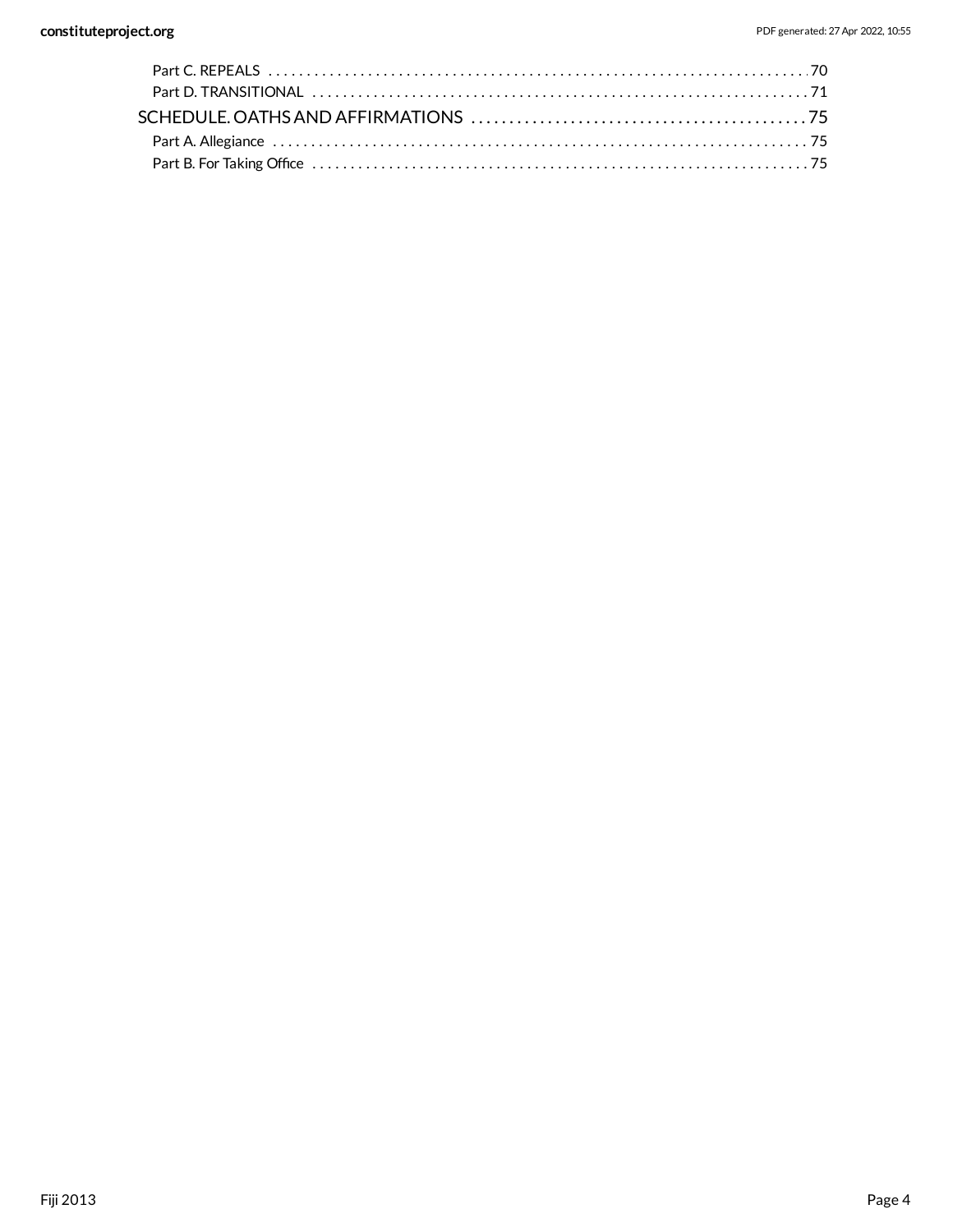Part C. REPEALS . . . . . . . . . . . . . . . . . . . . . . . . . . . . . . . . . . . . . . . . . . . . . . . . . . . . . . . . . . . . . . . . . . . . . . 70

Part D. TRANSITIONAL . . . . . . . . . . . . . . . . . . . . . . . . . . . . . . . . . . . . . . . . . . . . . . . . . . . . . . . . . . . . . . . . . 71

SCHEDULE. OATHS AND AFFIRMATIONS . . . . . . . . . . . . . . . . . . . . . . . . . . . . . . . . . . . . . . . . . . . 75

Part A. Allegiance . . . . . . . . . . . . . . . . . . . . . . . . . . . . . . . . . . . . . . . . . . . . . . . . . . . . . . . . . . . . . . . . . . . . . . 75

Part B. For Taking Office . . . . . . . . . . . . . . . . . . . . . . . . . . . . . . . . . . . . . . . . . . . . . . . . . . . . . . . . . . . . . . . . . 75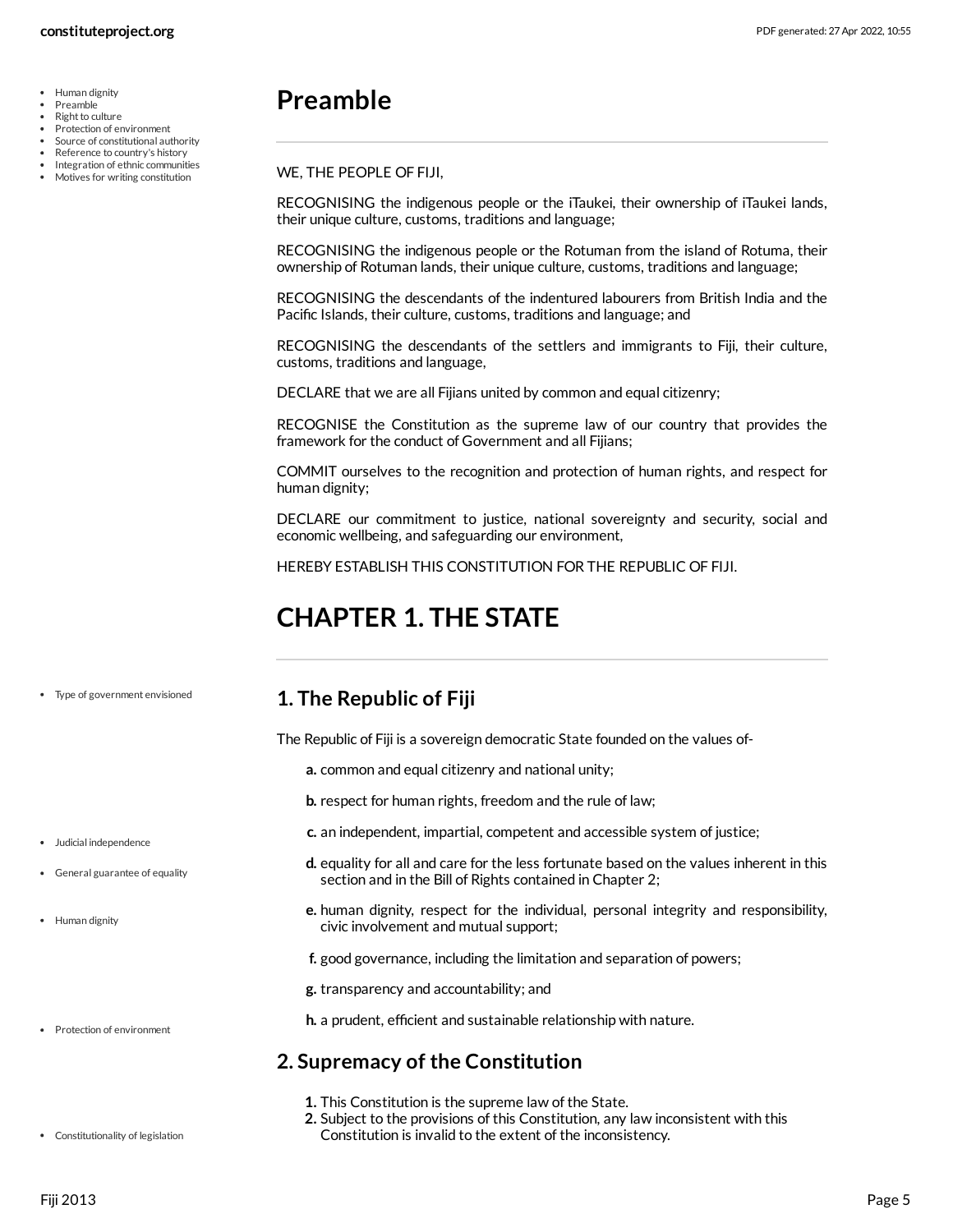# Preamble

WE, THE PEOPLE OF FIJI,

RECOGNISING the indigenous people or the iTaukei, their ownership of iTaukei lands, their unique culture, customs, traditions and language;

RECOGNISING the indigenous people or the Rotuman from the island of Rotuma, their ownership of Rotuman lands, their unique culture, customs, traditions and language;

RECOGNISING the descendants of the indentured labourers from British India and the Pacific Islands, their culture, customs, traditions and language; and

RECOGNISING the descendants of the settlers and immigrants to Fiji, their culture, customs, traditions and language,

DECLARE that we are all Fijians united by common and equal citizenry;

RECOGNISE the Constitution as the supreme law of our country that provides the framework for the conduct of Government and all Fijians;

COMMIT ourselves to the recognition and protection of human rights, and respect for human dignity;

DECLARE our commitment to justice, national sovereignty and security, social and economic wellbeing, and safeguarding our environment,

HEREBY ESTABLISH THIS CONSTITUTION FOR THE REPUBLIC OF FIJI.

# CHAPTER 1. THE STATE

## 1. The Republic of Fiji

The Republic of Fiji is a sovereign democratic State founded on the values of-

- **a.** common and equal citizenry and national unity;
- **b.** respect for human rights, freedom and the rule of law;
- **c.** an independent, impartial, competent and accessible system of justice;
- **d.** equality for all and care for the less fortunate based on the values inherent in this section and in the Bill of Rights contained in Chapter 2;
- **e.** human dignity, respect for the individual, personal integrity and responsibility, civic involvement and mutual support;
- **f.** good governance, including the limitation and separation of powers;
- **g.** transparency and accountability; and
- **h.** a prudent, efficient and sustainable relationship with nature.

## 2. Supremacy of the Constitution

1. This Constitution is the supreme law of the State.
2. Subject to the provisions of this Constitution, any law inconsistent with this Constitution is invalid to the extent of the inconsistency.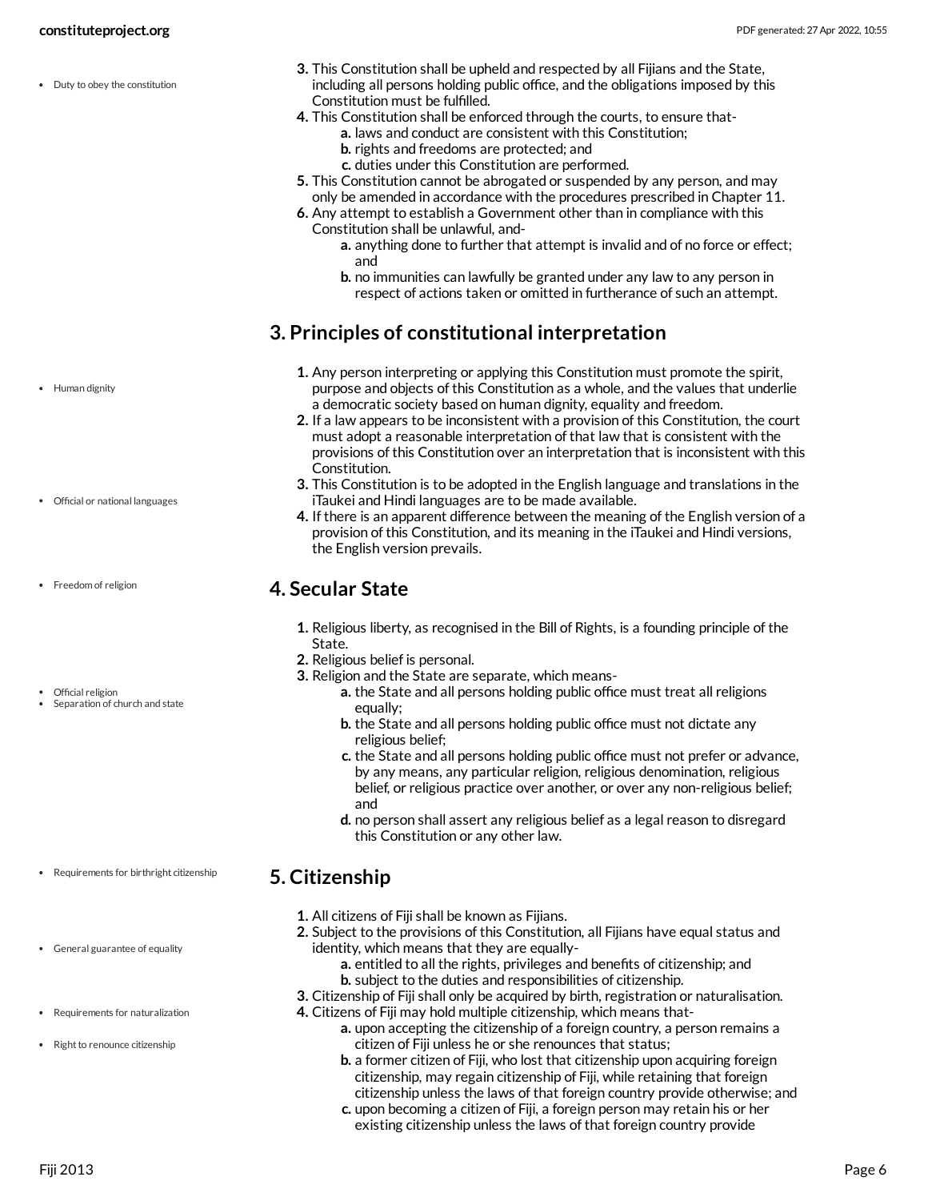- Duty to obey the constitution

3. This Constitution shall be upheld and respected by all Fijians and the State, including all persons holding public office, and the obligations imposed by this Constitution must be fulfilled.
4. This Constitution shall be enforced through the courts, to ensure that-
    a. laws and conduct are consistent with this Constitution;
    b. rights and freedoms are protected; and
    c. duties under this Constitution are performed.
5. This Constitution cannot be abrogated or suspended by any person, and may only be amended in accordance with the procedures prescribed in Chapter 11.
6. Any attempt to establish a Government other than in compliance with this Constitution shall be unlawful, and-
    a. anything done to further that attempt is invalid and of no force or effect; and
    b. no immunities can lawfully be granted under any law to any person in respect of actions taken or omitted in furtherance of such an attempt.

## 3. Principles of constitutional interpretation

- Human dignity
- Official or national languages

1. Any person interpreting or applying this Constitution must promote the spirit, purpose and objects of this Constitution as a whole, and the values that underlie a democratic society based on human dignity, equality and freedom.
2. If a law appears to be inconsistent with a provision of this Constitution, the court must adopt a reasonable interpretation of that law that is consistent with the provisions of this Constitution over an interpretation that is inconsistent with this Constitution.
3. This Constitution is to be adopted in the English language and translations in the iTaukei and Hindi languages are to be made available.
4. If there is an apparent difference between the meaning of the English version of a provision of this Constitution, and its meaning in the iTaukei and Hindi versions, the English version prevails.

## 4. Secular State

- Freedom of religion
- Official religion
- Separation of church and state

1. Religious liberty, as recognised in the Bill of Rights, is a founding principle of the State.
2. Religious belief is personal.
3. Religion and the State are separate, which means-
    a. the State and all persons holding public office must treat all religions equally;
    b. the State and all persons holding public office must not dictate any religious belief;
    c. the State and all persons holding public office must not prefer or advance, by any means, any particular religion, religious denomination, religious belief, or religious practice over another, or over any non-religious belief; and
    d. no person shall assert any religious belief as a legal reason to disregard this Constitution or any other law.

## 5. Citizenship

- Requirements for birthright citizenship
- General guarantee of equality
- Requirements for naturalization
- Right to renounce citizenship

1. All citizens of Fiji shall be known as Fijians.
2. Subject to the provisions of this Constitution, all Fijians have equal status and identity, which means that they are equally-
    a. entitled to all the rights, privileges and benefits of citizenship; and
    b. subject to the duties and responsibilities of citizenship.
3. Citizenship of Fiji shall only be acquired by birth, registration or naturalisation.
4. Citizens of Fiji may hold multiple citizenship, which means that-
    a. upon accepting the citizenship of a foreign country, a person remains a citizen of Fiji unless he or she renounces that status;
    b. a former citizen of Fiji, who lost that citizenship upon acquiring foreign citizenship, may regain citizenship of Fiji, while retaining that foreign citizenship unless the laws of that foreign country provide otherwise; and
    c. upon becoming a citizen of Fiji, a foreign person may retain his or her existing citizenship unless the laws of that foreign country provide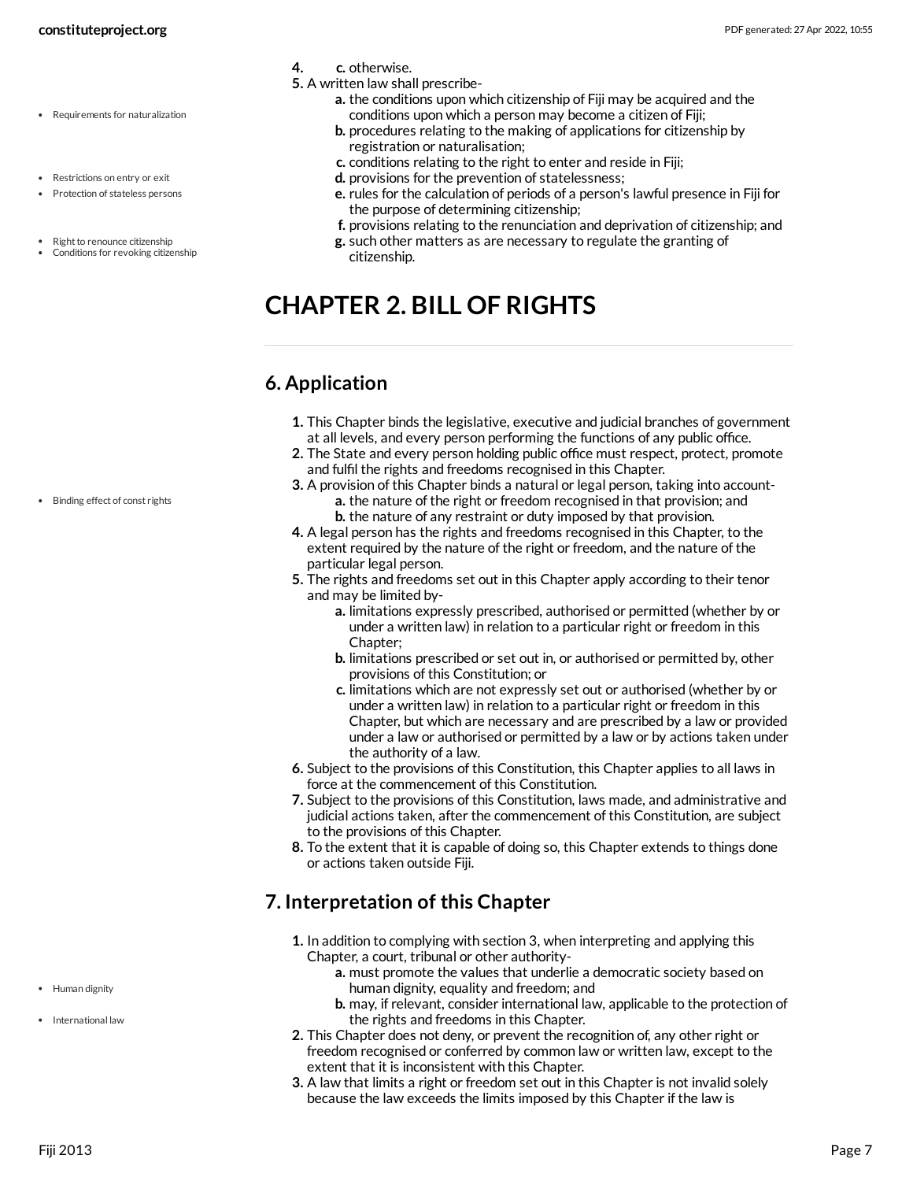4. c. otherwise.
5. A written law shall prescribe-
    a. the conditions upon which citizenship of Fiji may be acquired and the conditions upon which a person may become a citizen of Fiji;
    b. procedures relating to the making of applications for citizenship by registration or naturalisation;
    c. conditions relating to the right to enter and reside in Fiji;
    d. provisions for the prevention of statelessness;
    e. rules for the calculation of periods of a person's lawful presence in Fiji for the purpose of determining citizenship;
    f. provisions relating to the renunciation and deprivation of citizenship; and
    g. such other matters as are necessary to regulate the granting of citizenship.

- Requirements for naturalization
- Restrictions on entry or exit
- Protection of stateless persons
- Right to renounce citizenship
- Conditions for revoking citizenship

# CHAPTER 2. BILL OF RIGHTS

## 6. Application

- Binding effect of const rights

1. This Chapter binds the legislative, executive and judicial branches of government at all levels, and every person performing the functions of any public office.
2. The State and every person holding public office must respect, protect, promote and fulfil the rights and freedoms recognised in this Chapter.
3. A provision of this Chapter binds a natural or legal person, taking into account-
    a. the nature of the right or freedom recognised in that provision; and
    b. the nature of any restraint or duty imposed by that provision.
4. A legal person has the rights and freedoms recognised in this Chapter, to the extent required by the nature of the right or freedom, and the nature of the particular legal person.
5. The rights and freedoms set out in this Chapter apply according to their tenor and may be limited by-
    a. limitations expressly prescribed, authorised or permitted (whether by or under a written law) in relation to a particular right or freedom in this Chapter;
    b. limitations prescribed or set out in, or authorised or permitted by, other provisions of this Constitution; or
    c. limitations which are not expressly set out or authorised (whether by or under a written law) in relation to a particular right or freedom in this Chapter, but which are necessary and are prescribed by a law or provided under a law or authorised or permitted by a law or by actions taken under the authority of a law.
6. Subject to the provisions of this Constitution, this Chapter applies to all laws in force at the commencement of this Constitution.
7. Subject to the provisions of this Constitution, laws made, and administrative and judicial actions taken, after the commencement of this Constitution, are subject to the provisions of this Chapter.
8. To the extent that it is capable of doing so, this Chapter extends to things done or actions taken outside Fiji.

## 7. Interpretation of this Chapter

- Human dignity
- International law

1. In addition to complying with section 3, when interpreting and applying this Chapter, a court, tribunal or other authority-
    a. must promote the values that underlie a democratic society based on human dignity, equality and freedom; and
    b. may, if relevant, consider international law, applicable to the protection of the rights and freedoms in this Chapter.
2. This Chapter does not deny, or prevent the recognition of, any other right or freedom recognised or conferred by common law or written law, except to the extent that it is inconsistent with this Chapter.
3. A law that limits a right or freedom set out in this Chapter is not invalid solely because the law exceeds the limits imposed by this Chapter if the law is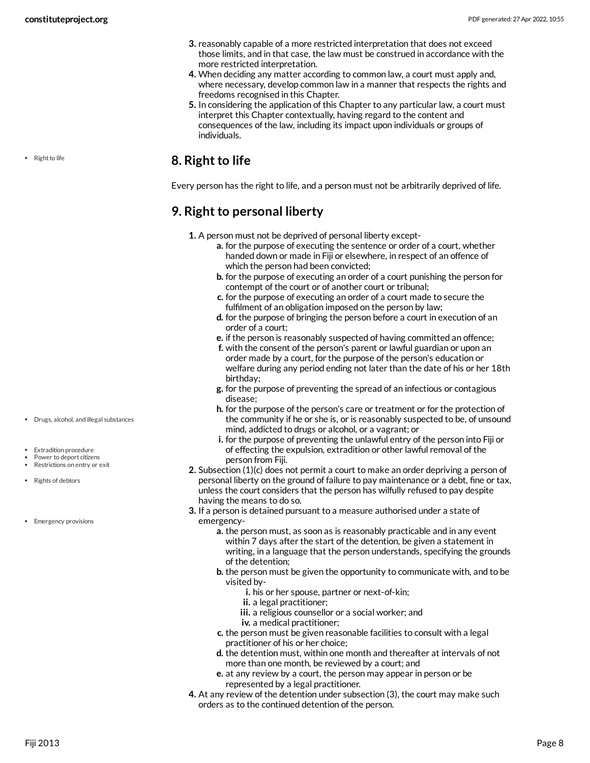3. reasonably capable of a more restricted interpretation that does not exceed those limits, and in that case, the law must be construed in accordance with the more restricted interpretation.
4. When deciding any matter according to common law, a court must apply and, where necessary, develop common law in a manner that respects the rights and freedoms recognised in this Chapter.
5. In considering the application of this Chapter to any particular law, a court must interpret this Chapter contextually, having regard to the content and consequences of the law, including its impact upon individuals or groups of individuals.

- Right to life

## 8. Right to life

Every person has the right to life, and a person must not be arbitrarily deprived of life.

## 9. Right to personal liberty

1. A person must not be deprived of personal liberty except-
   a. for the purpose of executing the sentence or order of a court, whether handed down or made in Fiji or elsewhere, in respect of an offence of which the person had been convicted;
   b. for the purpose of executing an order of a court punishing the person for contempt of the court or of another court or tribunal;
   c. for the purpose of executing an order of a court made to secure the fulfilment of an obligation imposed on the person by law;
   d. for the purpose of bringing the person before a court in execution of an order of a court;
   e. if the person is reasonably suspected of having committed an offence;
   f. with the consent of the person's parent or lawful guardian or upon an order made by a court, for the purpose of the person's education or welfare during any period ending not later than the date of his or her 18th birthday;
   g. for the purpose of preventing the spread of an infectious or contagious disease;
   h. for the purpose of the person's care or treatment or for the protection of the community if he or she is, or is reasonably suspected to be, of unsound mind, addicted to drugs or alcohol, or a vagrant; or
   i. for the purpose of preventing the unlawful entry of the person into Fiji or of effecting the expulsion, extradition or other lawful removal of the person from Fiji.
2. Subsection (1)(c) does not permit a court to make an order depriving a person of personal liberty on the ground of failure to pay maintenance or a debt, fine or tax, unless the court considers that the person has wilfully refused to pay despite having the means to do so.
3. If a person is detained pursuant to a measure authorised under a state of emergency-
   a. the person must, as soon as is reasonably practicable and in any event within 7 days after the start of the detention, be given a statement in writing, in a language that the person understands, specifying the grounds of the detention;
   b. the person must be given the opportunity to communicate with, and to be visited by-
      i. his or her spouse, partner or next-of-kin;
      ii. a legal practitioner;
      iii. a religious counsellor or a social worker; and
      iv. a medical practitioner;
   c. the person must be given reasonable facilities to consult with a legal practitioner of his or her choice;
   d. the detention must, within one month and thereafter at intervals of not more than one month, be reviewed by a court; and
   e. at any review by a court, the person may appear in person or be represented by a legal practitioner.
4. At any review of the detention under subsection (3), the court may make such orders as to the continued detention of the person.

- Drugs, alcohol, and illegal substances
- Extradition procedure
- Power to deport citizens
- Restrictions on entry or exit
- Rights of debtors
- Emergency provisions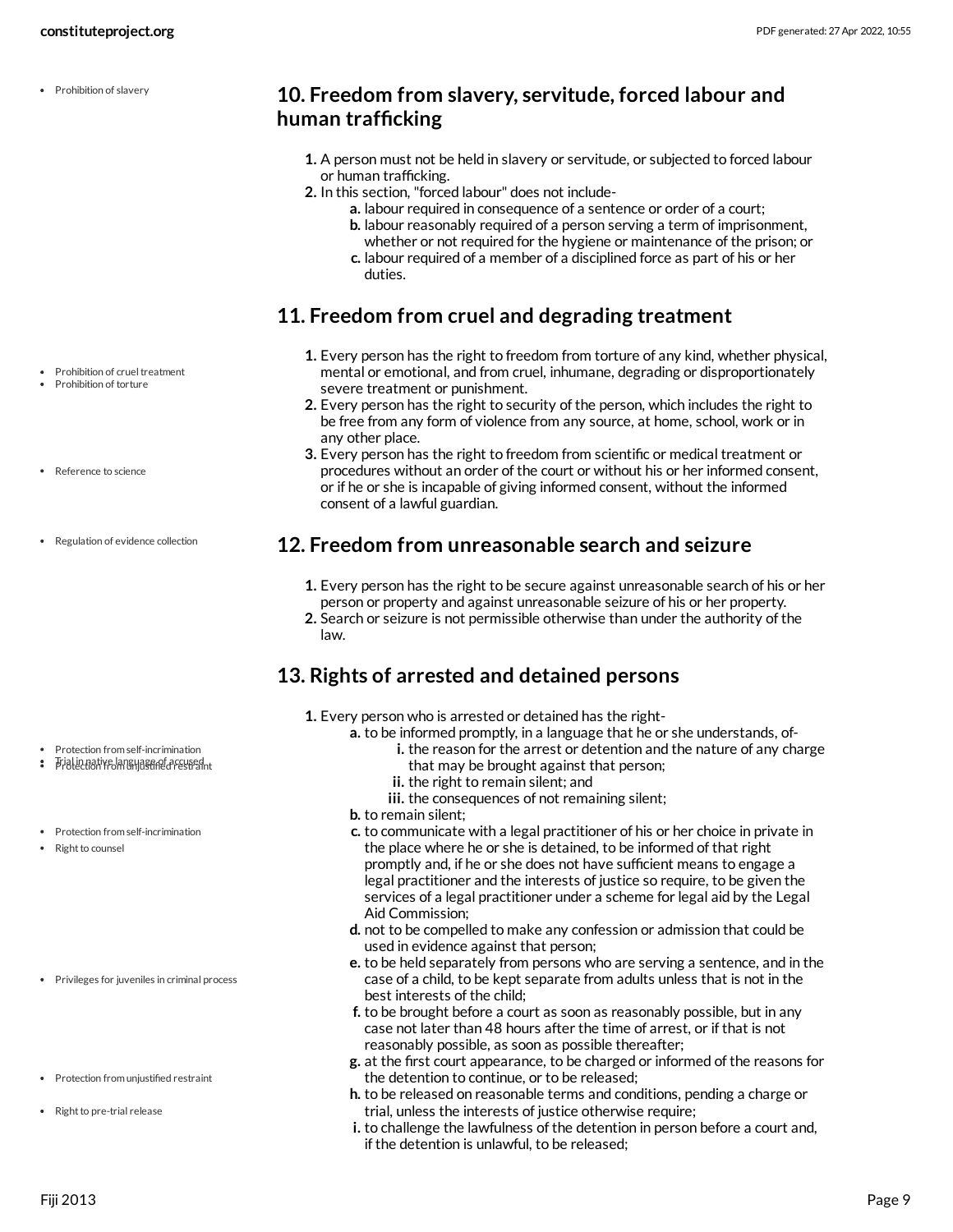## 10. Freedom from slavery, servitude, forced labour and human trafficking

1. A person must not be held in slavery or servitude, or subjected to forced labour or human trafficking.
2. In this section, "forced labour" does not include-
   a. labour required in consequence of a sentence or order of a court;
   b. labour reasonably required of a person serving a term of imprisonment, whether or not required for the hygiene or maintenance of the prison; or
   c. labour required of a member of a disciplined force as part of his or her duties.

## 11. Freedom from cruel and degrading treatment

1. Every person has the right to freedom from torture of any kind, whether physical, mental or emotional, and from cruel, inhumane, degrading or disproportionately severe treatment or punishment.
2. Every person has the right to security of the person, which includes the right to be free from any form of violence from any source, at home, school, work or in any other place.
3. Every person has the right to freedom from scientific or medical treatment or procedures without an order of the court or without his or her informed consent, or if he or she is incapable of giving informed consent, without the informed consent of a lawful guardian.

## 12. Freedom from unreasonable search and seizure

1. Every person has the right to be secure against unreasonable search of his or her person or property and against unreasonable seizure of his or her property.
2. Search or seizure is not permissible otherwise than under the authority of the law.

## 13. Rights of arrested and detained persons

1. Every person who is arrested or detained has the right-
   a. to be informed promptly, in a language that he or she understands, of-
      i. the reason for the arrest or detention and the nature of any charge that may be brought against that person;
      ii. the right to remain silent; and
      iii. the consequences of not remaining silent;
   b. to remain silent;
   c. to communicate with a legal practitioner of his or her choice in private in the place where he or she is detained, to be informed of that right promptly and, if he or she does not have sufficient means to engage a legal practitioner and the interests of justice so require, to be given the services of a legal practitioner under a scheme for legal aid by the Legal Aid Commission;
   d. not to be compelled to make any confession or admission that could be used in evidence against that person;
   e. to be held separately from persons who are serving a sentence, and in the case of a child, to be kept separate from adults unless that is not in the best interests of the child;
   f. to be brought before a court as soon as reasonably possible, but in any case not later than 48 hours after the time of arrest, or if that is not reasonably possible, as soon as possible thereafter;
   g. at the first court appearance, to be charged or informed of the reasons for the detention to continue, or to be released;
   h. to be released on reasonable terms and conditions, pending a charge or trial, unless the interests of justice otherwise require;
   i. to challenge the lawfulness of the detention in person before a court and, if the detention is unlawful, to be released;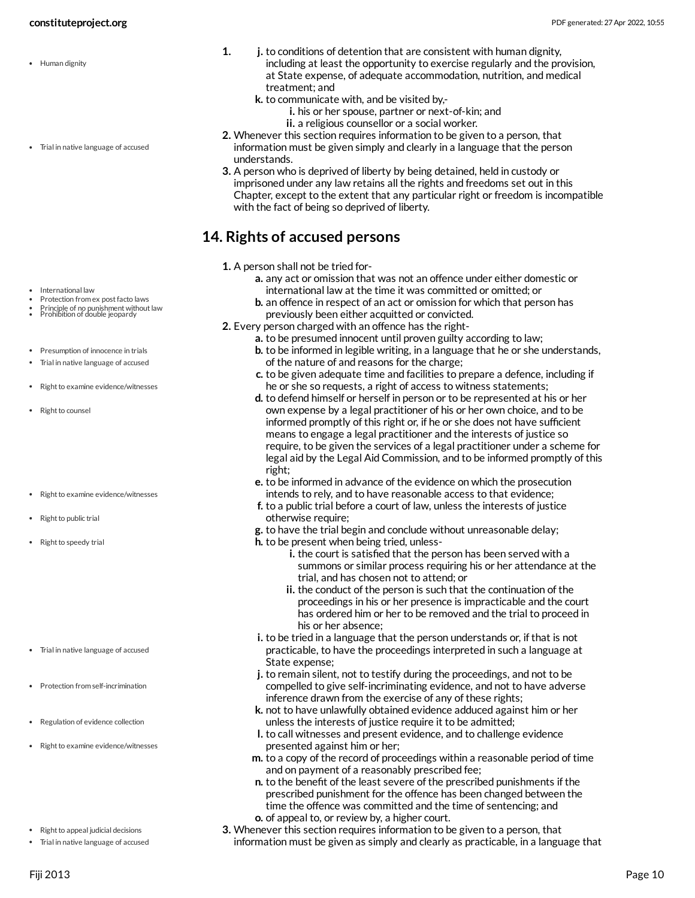1. 
   j. to conditions of detention that are consistent with human dignity, including at least the opportunity to exercise regularly and the provision, at State expense, of adequate accommodation, nutrition, and medical treatment; and
   k. to communicate with, and be visited by,-
      i. his or her spouse, partner or next-of-kin; and
      ii. a religious counsellor or a social worker.
2. Whenever this section requires information to be given to a person, that information must be given simply and clearly in a language that the person understands.
3. A person who is deprived of liberty by being detained, held in custody or imprisoned under any law retains all the rights and freedoms set out in this Chapter, except to the extent that any particular right or freedom is incompatible with the fact of being so deprived of liberty.

## 14. Rights of accused persons

1. A person shall not be tried for-
   a. any act or omission that was not an offence under either domestic or international law at the time it was committed or omitted; or
   b. an offence in respect of an act or omission for which that person has previously been either acquitted or convicted.
2. Every person charged with an offence has the right-
   a. to be presumed innocent until proven guilty according to law;
   b. to be informed in legible writing, in a language that he or she understands, of the nature of and reasons for the charge;
   c. to be given adequate time and facilities to prepare a defence, including if he or she so requests, a right of access to witness statements;
   d. to defend himself or herself in person or to be represented at his or her own expense by a legal practitioner of his or her own choice, and to be informed promptly of this right or, if he or she does not have sufficient means to engage a legal practitioner and the interests of justice so require, to be given the services of a legal practitioner under a scheme for legal aid by the Legal Aid Commission, and to be informed promptly of this right;
   e. to be informed in advance of the evidence on which the prosecution intends to rely, and to have reasonable access to that evidence;
   f. to a public trial before a court of law, unless the interests of justice otherwise require;
   g. to have the trial begin and conclude without unreasonable delay;
   h. to be present when being tried, unless-
      i. the court is satisfied that the person has been served with a summons or similar process requiring his or her attendance at the trial, and has chosen not to attend; or
      ii. the conduct of the person is such that the continuation of the proceedings in his or her presence is impracticable and the court has ordered him or her to be removed and the trial to proceed in his or her absence;
   i. to be tried in a language that the person understands or, if that is not practicable, to have the proceedings interpreted in such a language at State expense;
   j. to remain silent, not to testify during the proceedings, and not to be compelled to give self-incriminating evidence, and not to have adverse inference drawn from the exercise of any of these rights;
   k. not to have unlawfully obtained evidence adduced against him or her unless the interests of justice require it to be admitted;
   l. to call witnesses and present evidence, and to challenge evidence presented against him or her;
   m. to a copy of the record of proceedings within a reasonable period of time and on payment of a reasonably prescribed fee;
   n. to the benefit of the least severe of the prescribed punishments if the prescribed punishment for the offence has been changed between the time the offence was committed and the time of sentencing; and
   o. of appeal to, or review by, a higher court.
3. Whenever this section requires information to be given to a person, that information must be given as simply and clearly as practicable, in a language that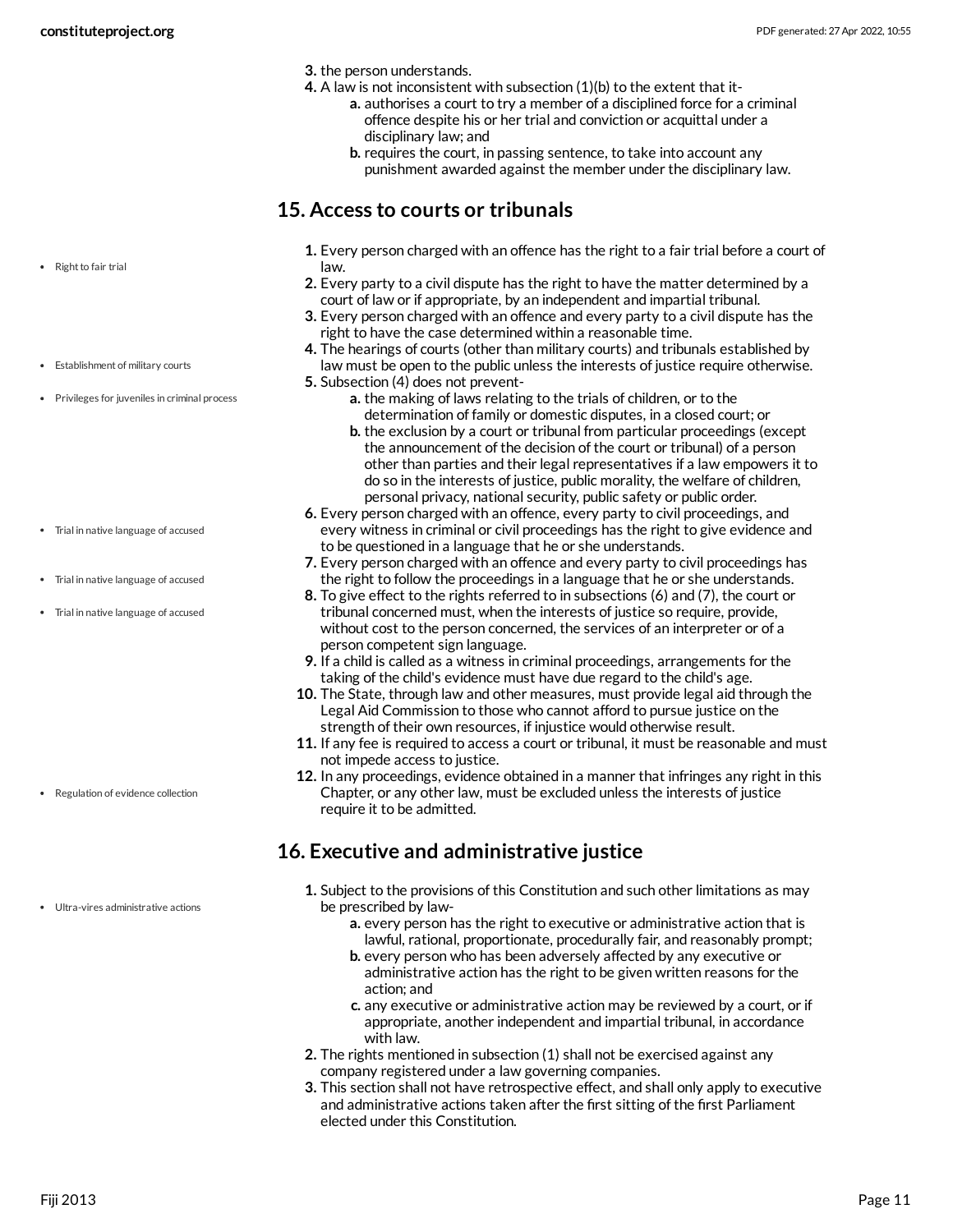3. the person understands.
4. A law is not inconsistent with subsection (1)(b) to the extent that it-
    a. authorises a court to try a member of a disciplined force for a criminal offence despite his or her trial and conviction or acquittal under a disciplinary law; and
    b. requires the court, in passing sentence, to take into account any punishment awarded against the member under the disciplinary law.

## 15. Access to courts or tribunals

- Right to fair trial
- Establishment of military courts
- Privileges for juveniles in criminal process

1. Every person charged with an offence has the right to a fair trial before a court of law.
2. Every party to a civil dispute has the right to have the matter determined by a court of law or if appropriate, by an independent and impartial tribunal.
3. Every person charged with an offence and every party to a civil dispute has the right to have the case determined within a reasonable time.
4. The hearings of courts (other than military courts) and tribunals established by law must be open to the public unless the interests of justice require otherwise.
5. Subsection (4) does not prevent-
    a. the making of laws relating to the trials of children, or to the determination of family or domestic disputes, in a closed court; or
    b. the exclusion by a court or tribunal from particular proceedings (except the announcement of the decision of the court or tribunal) of a person other than parties and their legal representatives if a law empowers it to do so in the interests of justice, public morality, the welfare of children, personal privacy, national security, public safety or public order.

- Trial in native language of accused
- Trial in native language of accused
- Trial in native language of accused

6. Every person charged with an offence, every party to civil proceedings, and every witness in criminal or civil proceedings has the right to give evidence and to be questioned in a language that he or she understands.
7. Every person charged with an offence and every party to civil proceedings has the right to follow the proceedings in a language that he or she understands.
8. To give effect to the rights referred to in subsections (6) and (7), the court or tribunal concerned must, when the interests of justice so require, provide, without cost to the person concerned, the services of an interpreter or of a person competent sign language.
9. If a child is called as a witness in criminal proceedings, arrangements for the taking of the child's evidence must have due regard to the child's age.
10. The State, through law and other measures, must provide legal aid through the Legal Aid Commission to those who cannot afford to pursue justice on the strength of their own resources, if injustice would otherwise result.
11. If any fee is required to access a court or tribunal, it must be reasonable and must not impede access to justice.

- Regulation of evidence collection

12. In any proceedings, evidence obtained in a manner that infringes any right in this Chapter, or any other law, must be excluded unless the interests of justice require it to be admitted.

## 16. Executive and administrative justice

- Ultra-vires administrative actions

1. Subject to the provisions of this Constitution and such other limitations as may be prescribed by law-
    a. every person has the right to executive or administrative action that is lawful, rational, proportionate, procedurally fair, and reasonably prompt;
    b. every person who has been adversely affected by any executive or administrative action has the right to be given written reasons for the action; and
    c. any executive or administrative action may be reviewed by a court, or if appropriate, another independent and impartial tribunal, in accordance with law.
2. The rights mentioned in subsection (1) shall not be exercised against any company registered under a law governing companies.
3. This section shall not have retrospective effect, and shall only apply to executive and administrative actions taken after the first sitting of the first Parliament elected under this Constitution.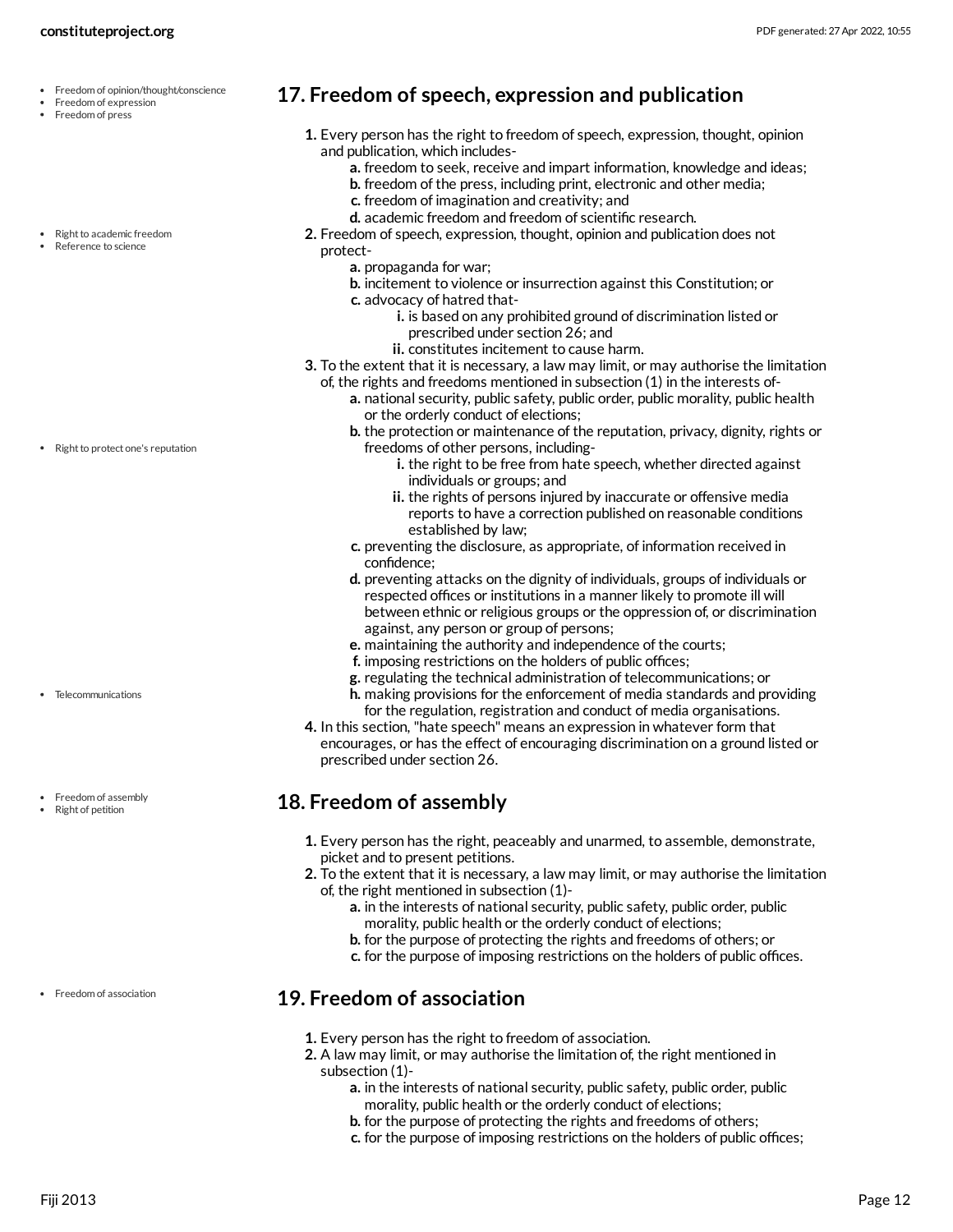## 17. Freedom of speech, expression and publication

1. Every person has the right to freedom of speech, expression, thought, opinion and publication, which includes-
    a. freedom to seek, receive and impart information, knowledge and ideas;
    b. freedom of the press, including print, electronic and other media;
    c. freedom of imagination and creativity; and
    d. academic freedom and freedom of scientific research.
2. Freedom of speech, expression, thought, opinion and publication does not protect-
    a. propaganda for war;
    b. incitement to violence or insurrection against this Constitution; or
    c. advocacy of hatred that-
        i. is based on any prohibited ground of discrimination listed or prescribed under section 26; and
        ii. constitutes incitement to cause harm.
3. To the extent that it is necessary, a law may limit, or may authorise the limitation of, the rights and freedoms mentioned in subsection (1) in the interests of-
    a. national security, public safety, public order, public morality, public health or the orderly conduct of elections;
    b. the protection or maintenance of the reputation, privacy, dignity, rights or freedoms of other persons, including-
        i. the right to be free from hate speech, whether directed against individuals or groups; and
        ii. the rights of persons injured by inaccurate or offensive media reports to have a correction published on reasonable conditions established by law;
    c. preventing the disclosure, as appropriate, of information received in confidence;
    d. preventing attacks on the dignity of individuals, groups of individuals or respected offices or institutions in a manner likely to promote ill will between ethnic or religious groups or the oppression of, or discrimination against, any person or group of persons;
    e. maintaining the authority and independence of the courts;
    f. imposing restrictions on the holders of public offices;
    g. regulating the technical administration of telecommunications; or
    h. making provisions for the enforcement of media standards and providing for the regulation, registration and conduct of media organisations.
4. In this section, "hate speech" means an expression in whatever form that encourages, or has the effect of encouraging discrimination on a ground listed or prescribed under section 26.

## 18. Freedom of assembly

1. Every person has the right, peaceably and unarmed, to assemble, demonstrate, picket and to present petitions.
2. To the extent that it is necessary, a law may limit, or may authorise the limitation of, the right mentioned in subsection (1)-
    a. in the interests of national security, public safety, public order, public morality, public health or the orderly conduct of elections;
    b. for the purpose of protecting the rights and freedoms of others; or
    c. for the purpose of imposing restrictions on the holders of public offices.

## 19. Freedom of association

1. Every person has the right to freedom of association.
2. A law may limit, or may authorise the limitation of, the right mentioned in subsection (1)-
    a. in the interests of national security, public safety, public order, public morality, public health or the orderly conduct of elections;
    b. for the purpose of protecting the rights and freedoms of others;
    c. for the purpose of imposing restrictions on the holders of public offices;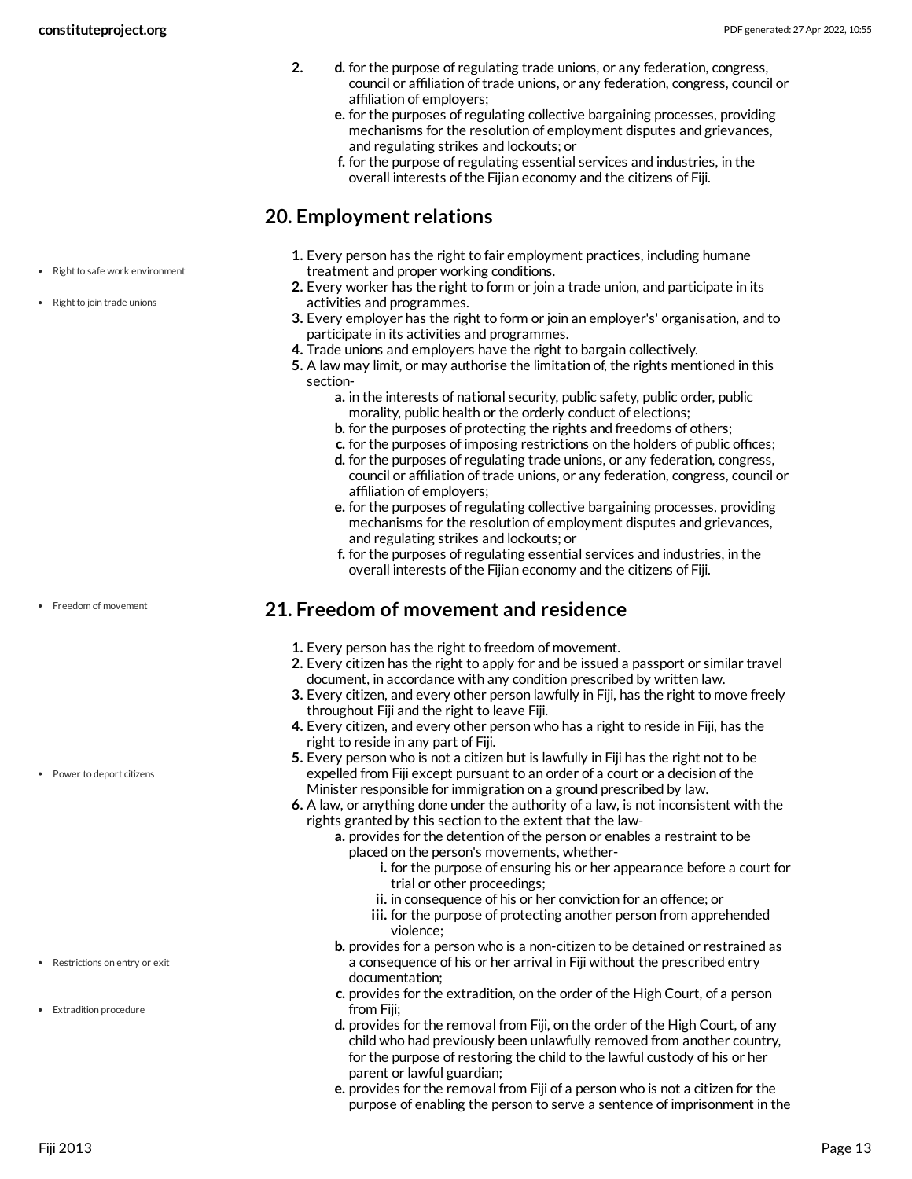2. d. for the purpose of regulating trade unions, or any federation, congress, council or affiliation of trade unions, or any federation, congress, council or affiliation of employers;
   e. for the purposes of regulating collective bargaining processes, providing mechanisms for the resolution of employment disputes and grievances, and regulating strikes and lockouts; or
   f. for the purpose of regulating essential services and industries, in the overall interests of the Fijian economy and the citizens of Fiji.

## 20. Employment relations

- Right to safe work environment
- Right to join trade unions

1. Every person has the right to fair employment practices, including humane treatment and proper working conditions.
2. Every worker has the right to form or join a trade union, and participate in its activities and programmes.
3. Every employer has the right to form or join an employer's' organisation, and to participate in its activities and programmes.
4. Trade unions and employers have the right to bargain collectively.
5. A law may limit, or may authorise the limitation of, the rights mentioned in this section-
   a. in the interests of national security, public safety, public order, public morality, public health or the orderly conduct of elections;
   b. for the purposes of protecting the rights and freedoms of others;
   c. for the purposes of imposing restrictions on the holders of public offices;
   d. for the purposes of regulating trade unions, or any federation, congress, council or affiliation of trade unions, or any federation, congress, council or affiliation of employers;
   e. for the purposes of regulating collective bargaining processes, providing mechanisms for the resolution of employment disputes and grievances, and regulating strikes and lockouts; or
   f. for the purposes of regulating essential services and industries, in the overall interests of the Fijian economy and the citizens of Fiji.

## 21. Freedom of movement and residence

- Freedom of movement

1. Every person has the right to freedom of movement.
2. Every citizen has the right to apply for and be issued a passport or similar travel document, in accordance with any condition prescribed by written law.
3. Every citizen, and every other person lawfully in Fiji, has the right to move freely throughout Fiji and the right to leave Fiji.
4. Every citizen, and every other person who has a right to reside in Fiji, has the right to reside in any part of Fiji.
5. Every person who is not a citizen but is lawfully in Fiji has the right not to be expelled from Fiji except pursuant to an order of a court or a decision of the Minister responsible for immigration on a ground prescribed by law.

- Power to deport citizens

6. A law, or anything done under the authority of a law, is not inconsistent with the rights granted by this section to the extent that the law-
   a. provides for the detention of the person or enables a restraint to be placed on the person's movements, whether-
      i. for the purpose of ensuring his or her appearance before a court for trial or other proceedings;
      ii. in consequence of his or her conviction for an offence; or
      iii. for the purpose of protecting another person from apprehended violence;
   b. provides for a person who is a non-citizen to be detained or restrained as a consequence of his or her arrival in Fiji without the prescribed entry documentation;
   c. provides for the extradition, on the order of the High Court, of a person from Fiji;
   d. provides for the removal from Fiji, on the order of the High Court, of any child who had previously been unlawfully removed from another country, for the purpose of restoring the child to the lawful custody of his or her parent or lawful guardian;
   e. provides for the removal from Fiji of a person who is not a citizen for the purpose of enabling the person to serve a sentence of imprisonment in the

- Restrictions on entry or exit
- Extradition procedure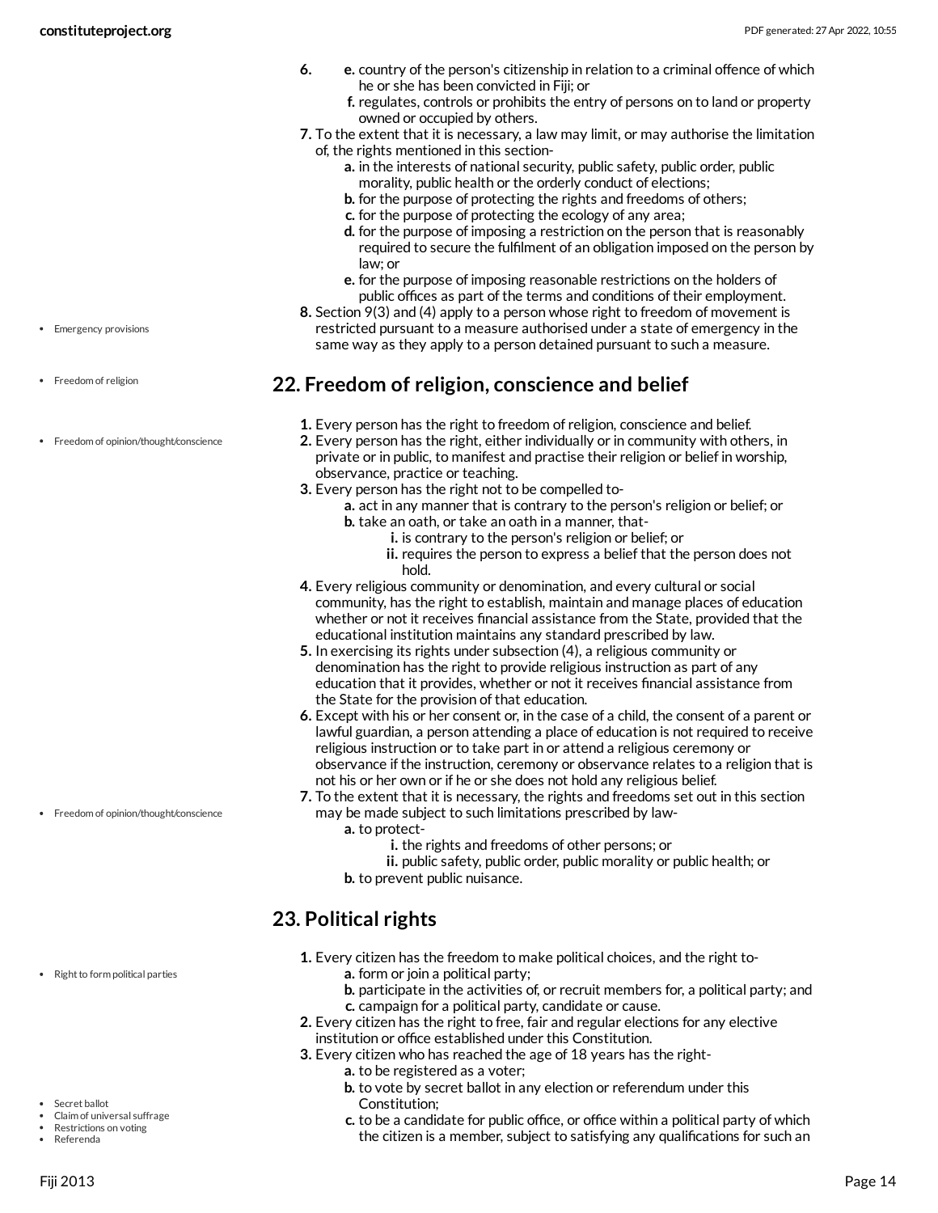6.
   e. country of the person's citizenship in relation to a criminal offence of which he or she has been convicted in Fiji; or
   f. regulates, controls or prohibits the entry of persons on to land or property owned or occupied by others.

7. To the extent that it is necessary, a law may limit, or may authorise the limitation of, the rights mentioned in this section-
   a. in the interests of national security, public safety, public order, public morality, public health or the orderly conduct of elections;
   b. for the purpose of protecting the rights and freedoms of others;
   c. for the purpose of protecting the ecology of any area;
   d. for the purpose of imposing a restriction on the person that is reasonably required to secure the fulfilment of an obligation imposed on the person by law; or
   e. for the purpose of imposing reasonable restrictions on the holders of public offices as part of the terms and conditions of their employment.

8. Section 9(3) and (4) apply to a person whose right to freedom of movement is restricted pursuant to a measure authorised under a state of emergency in the same way as they apply to a person detained pursuant to such a measure.

- Emergency provisions

## 22. Freedom of religion, conscience and belief

- Freedom of religion
- Freedom of opinion/thought/conscience

1. Every person has the right to freedom of religion, conscience and belief.
2. Every person has the right, either individually or in community with others, in private or in public, to manifest and practise their religion or belief in worship, observance, practice or teaching.
3. Every person has the right not to be compelled to-
   a. act in any manner that is contrary to the person's religion or belief; or
   b. take an oath, or take an oath in a manner, that-
      i. is contrary to the person's religion or belief; or
      ii. requires the person to express a belief that the person does not hold.
4. Every religious community or denomination, and every cultural or social community, has the right to establish, maintain and manage places of education whether or not it receives financial assistance from the State, provided that the educational institution maintains any standard prescribed by law.
5. In exercising its rights under subsection (4), a religious community or denomination has the right to provide religious instruction as part of any education that it provides, whether or not it receives financial assistance from the State for the provision of that education.
6. Except with his or her consent or, in the case of a child, the consent of a parent or lawful guardian, a person attending a place of education is not required to receive religious instruction or to take part in or attend a religious ceremony or observance if the instruction, ceremony or observance relates to a religion that is not his or her own or if he or she does not hold any religious belief.
7. To the extent that it is necessary, the rights and freedoms set out in this section may be made subject to such limitations prescribed by law-
   a. to protect-
      i. the rights and freedoms of other persons; or
      ii. public safety, public order, public morality or public health; or
   b. to prevent public nuisance.

- Freedom of opinion/thought/conscience

## 23. Political rights

- Right to form political parties

1. Every citizen has the freedom to make political choices, and the right to-
   a. form or join a political party;
   b. participate in the activities of, or recruit members for, a political party; and
   c. campaign for a political party, candidate or cause.
2. Every citizen has the right to free, fair and regular elections for any elective institution or office established under this Constitution.
3. Every citizen who has reached the age of 18 years has the right-
   a. to be registered as a voter;
   b. to vote by secret ballot in any election or referendum under this Constitution;
   c. to be a candidate for public office, or office within a political party of which the citizen is a member, subject to satisfying any qualifications for such an

- Secret ballot
- Claim of universal suffrage
- Restrictions on voting
- Referenda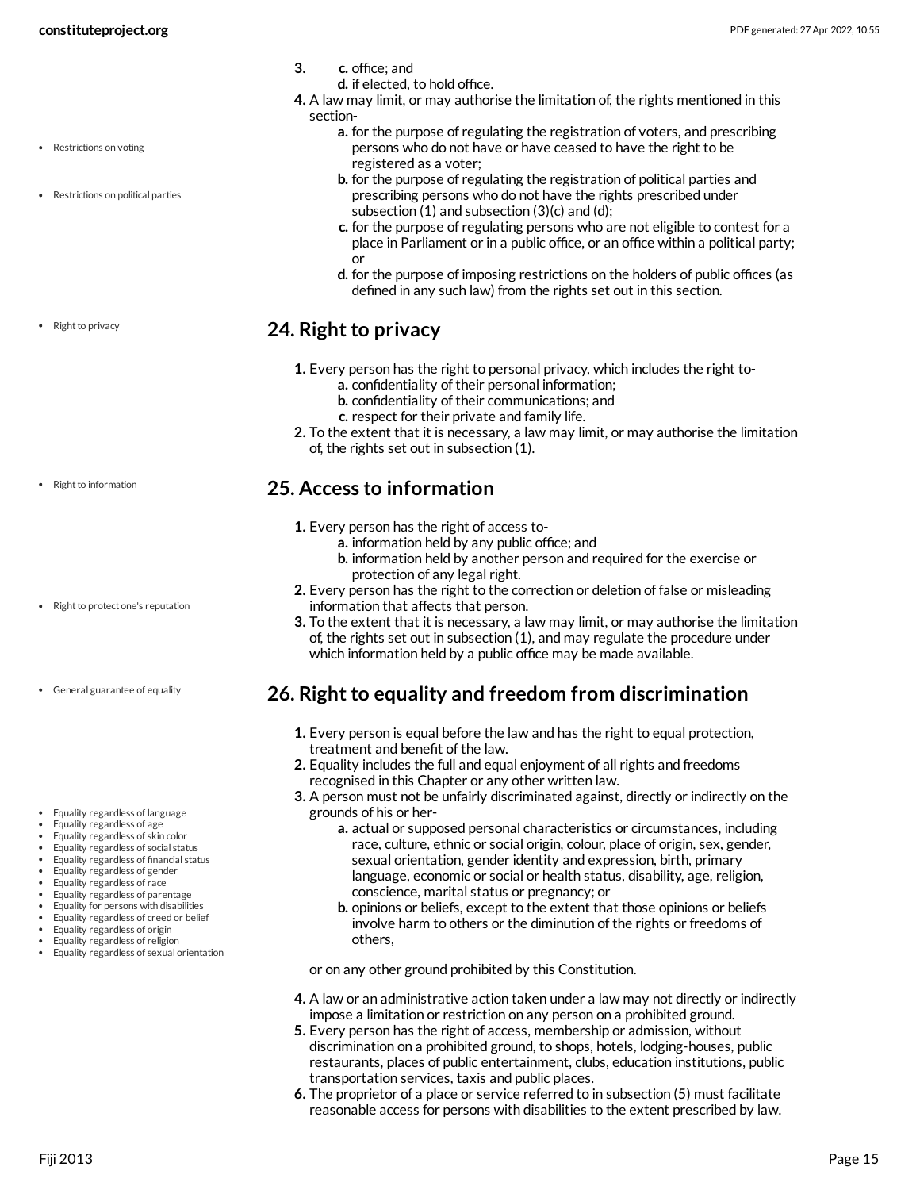3.
   - c. office; and
   - d. if elected, to hold office.

4. A law may limit, or may authorise the limitation of, the rights mentioned in this section-
   - a. for the purpose of regulating the registration of voters, and prescribing persons who do not have or have ceased to have the right to be registered as a voter;
   - b. for the purpose of regulating the registration of political parties and prescribing persons who do not have the rights prescribed under subsection (1) and subsection (3)(c) and (d);
   - c. for the purpose of regulating persons who are not eligible to contest for a place in Parliament or in a public office, or an office within a political party; or
   - d. for the purpose of imposing restrictions on the holders of public offices (as defined in any such law) from the rights set out in this section.

## 24. Right to privacy

1. Every person has the right to personal privacy, which includes the right to-
   - a. confidentiality of their personal information;
   - b. confidentiality of their communications; and
   - c. respect for their private and family life.
2. To the extent that it is necessary, a law may limit, or may authorise the limitation of, the rights set out in subsection (1).

## 25. Access to information

1. Every person has the right of access to-
   - a. information held by any public office; and
   - b. information held by another person and required for the exercise or protection of any legal right.
2. Every person has the right to the correction or deletion of false or misleading information that affects that person.
3. To the extent that it is necessary, a law may limit, or may authorise the limitation of, the rights set out in subsection (1), and may regulate the procedure under which information held by a public office may be made available.

## 26. Right to equality and freedom from discrimination

1. Every person is equal before the law and has the right to equal protection, treatment and benefit of the law.
2. Equality includes the full and equal enjoyment of all rights and freedoms recognised in this Chapter or any other written law.
3. A person must not be unfairly discriminated against, directly or indirectly on the grounds of his or her-
   - a. actual or supposed personal characteristics or circumstances, including race, culture, ethnic or social origin, colour, place of origin, sex, gender, sexual orientation, gender identity and expression, birth, primary language, economic or social or health status, disability, age, religion, conscience, marital status or pregnancy; or
   - b. opinions or beliefs, except to the extent that those opinions or beliefs involve harm to others or the diminution of the rights or freedoms of others,

   or on any other ground prohibited by this Constitution.

4. A law or an administrative action taken under a law may not directly or indirectly impose a limitation or restriction on any person on a prohibited ground.
5. Every person has the right of access, membership or admission, without discrimination on a prohibited ground, to shops, hotels, lodging-houses, public restaurants, places of public entertainment, clubs, education institutions, public transportation services, taxis and public places.
6. The proprietor of a place or service referred to in subsection (5) must facilitate reasonable access for persons with disabilities to the extent prescribed by law.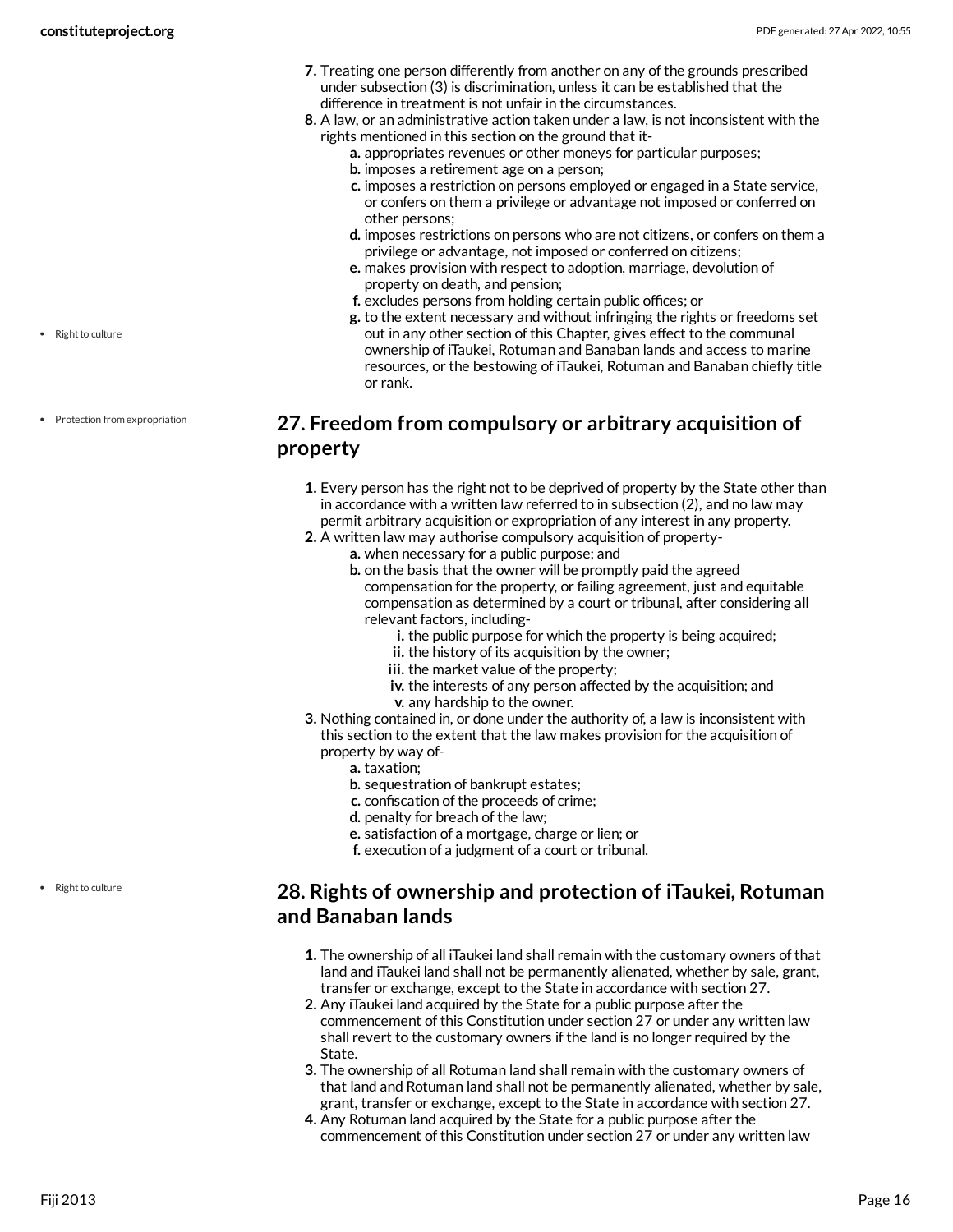7. Treating one person differently from another on any of the grounds prescribed under subsection (3) is discrimination, unless it can be established that the difference in treatment is not unfair in the circumstances.
8. A law, or an administrative action taken under a law, is not inconsistent with the rights mentioned in this section on the ground that it-
   a. appropriates revenues or other moneys for particular purposes;
   b. imposes a retirement age on a person;
   c. imposes a restriction on persons employed or engaged in a State service, or confers on them a privilege or advantage not imposed or conferred on other persons;
   d. imposes restrictions on persons who are not citizens, or confers on them a privilege or advantage, not imposed or conferred on citizens;
   e. makes provision with respect to adoption, marriage, devolution of property on death, and pension;
   f. excludes persons from holding certain public offices; or
   g. to the extent necessary and without infringing the rights or freedoms set out in any other section of this Chapter, gives effect to the communal ownership of iTaukei, Rotuman and Banaban lands and access to marine resources, or the bestowing of iTaukei, Rotuman and Banaban chiefly title or rank.

- Right to culture

- Protection from expropriation

## 27. Freedom from compulsory or arbitrary acquisition of property

1. Every person has the right not to be deprived of property by the State other than in accordance with a written law referred to in subsection (2), and no law may permit arbitrary acquisition or expropriation of any interest in any property.
2. A written law may authorise compulsory acquisition of property-
   a. when necessary for a public purpose; and
   b. on the basis that the owner will be promptly paid the agreed compensation for the property, or failing agreement, just and equitable compensation as determined by a court or tribunal, after considering all relevant factors, including-
      i. the public purpose for which the property is being acquired;
      ii. the history of its acquisition by the owner;
      iii. the market value of the property;
      iv. the interests of any person affected by the acquisition; and
      v. any hardship to the owner.
3. Nothing contained in, or done under the authority of, a law is inconsistent with this section to the extent that the law makes provision for the acquisition of property by way of-
   a. taxation;
   b. sequestration of bankrupt estates;
   c. confiscation of the proceeds of crime;
   d. penalty for breach of the law;
   e. satisfaction of a mortgage, charge or lien; or
   f. execution of a judgment of a court or tribunal.

- Right to culture

## 28. Rights of ownership and protection of iTaukei, Rotuman and Banaban lands

1. The ownership of all iTaukei land shall remain with the customary owners of that land and iTaukei land shall not be permanently alienated, whether by sale, grant, transfer or exchange, except to the State in accordance with section 27.
2. Any iTaukei land acquired by the State for a public purpose after the commencement of this Constitution under section 27 or under any written law shall revert to the customary owners if the land is no longer required by the State.
3. The ownership of all Rotuman land shall remain with the customary owners of that land and Rotuman land shall not be permanently alienated, whether by sale, grant, transfer or exchange, except to the State in accordance with section 27.
4. Any Rotuman land acquired by the State for a public purpose after the commencement of this Constitution under section 27 or under any written law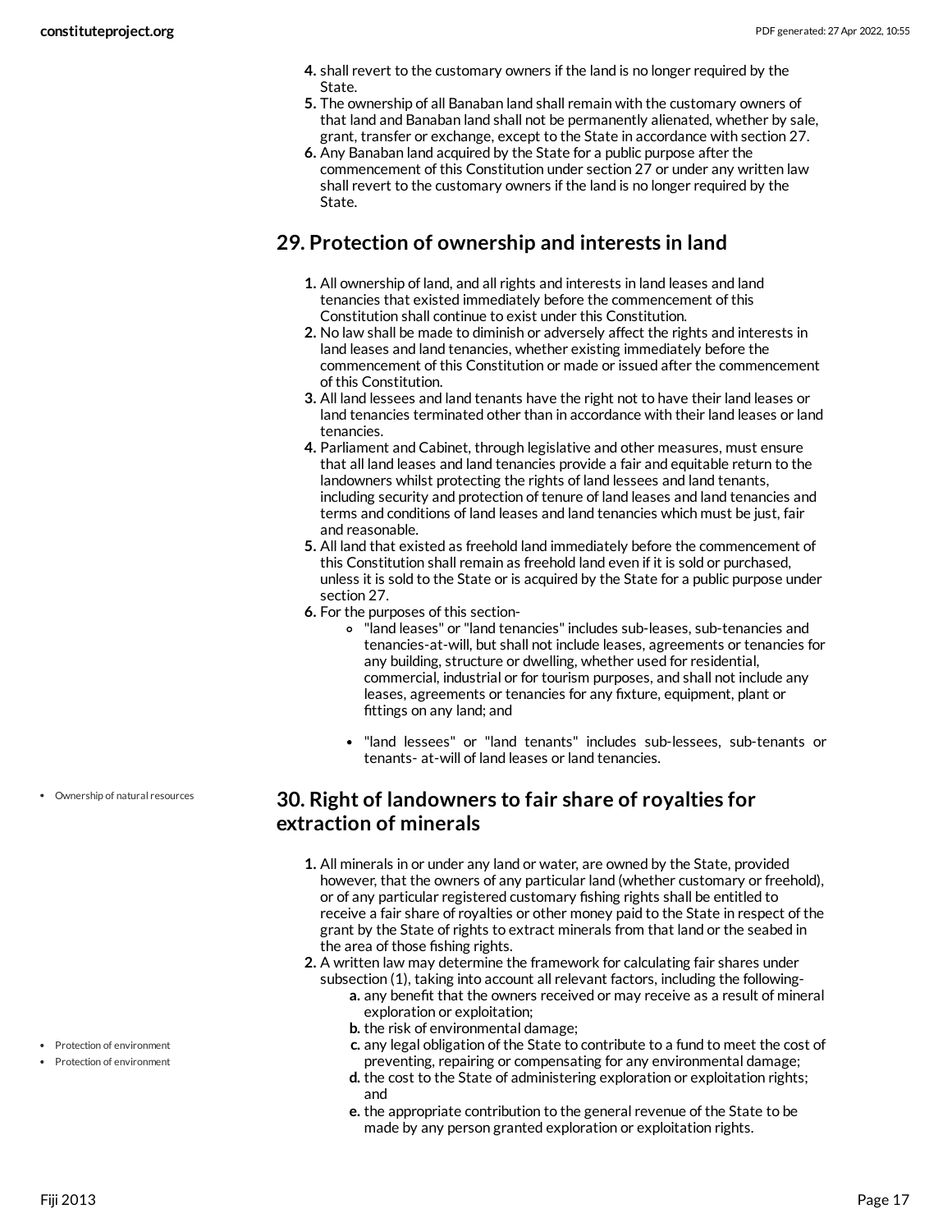4. shall revert to the customary owners if the land is no longer required by the State.
5. The ownership of all Banaban land shall remain with the customary owners of that land and Banaban land shall not be permanently alienated, whether by sale, grant, transfer or exchange, except to the State in accordance with section 27.
6. Any Banaban land acquired by the State for a public purpose after the commencement of this Constitution under section 27 or under any written law shall revert to the customary owners if the land is no longer required by the State.

## 29. Protection of ownership and interests in land

1. All ownership of land, and all rights and interests in land leases and land tenancies that existed immediately before the commencement of this Constitution shall continue to exist under this Constitution.
2. No law shall be made to diminish or adversely affect the rights and interests in land leases and land tenancies, whether existing immediately before the commencement of this Constitution or made or issued after the commencement of this Constitution.
3. All land lessees and land tenants have the right not to have their land leases or land tenancies terminated other than in accordance with their land leases or land tenancies.
4. Parliament and Cabinet, through legislative and other measures, must ensure that all land leases and land tenancies provide a fair and equitable return to the landowners whilst protecting the rights of land lessees and land tenants, including security and protection of tenure of land leases and land tenancies and terms and conditions of land leases and land tenancies which must be just, fair and reasonable.
5. All land that existed as freehold land immediately before the commencement of this Constitution shall remain as freehold land even if it is sold or purchased, unless it is sold to the State or is acquired by the State for a public purpose under section 27.
6. For the purposes of this section-
   - "land leases" or "land tenancies" includes sub-leases, sub-tenancies and tenancies-at-will, but shall not include leases, agreements or tenancies for any building, structure or dwelling, whether used for residential, commercial, industrial or for tourism purposes, and shall not include any leases, agreements or tenancies for any fixture, equipment, plant or fittings on any land; and
   - "land lessees" or "land tenants" includes sub-lessees, sub-tenants or tenants- at-will of land leases or land tenancies.

- Ownership of natural resources

## 30. Right of landowners to fair share of royalties for extraction of minerals

1. All minerals in or under any land or water, are owned by the State, provided however, that the owners of any particular land (whether customary or freehold), or of any particular registered customary fishing rights shall be entitled to receive a fair share of royalties or other money paid to the State in respect of the grant by the State of rights to extract minerals from that land or the seabed in the area of those fishing rights.
2. A written law may determine the framework for calculating fair shares under subsection (1), taking into account all relevant factors, including the following-
   a. any benefit that the owners received or may receive as a result of mineral exploration or exploitation;
   b. the risk of environmental damage;
   c. any legal obligation of the State to contribute to a fund to meet the cost of preventing, repairing or compensating for any environmental damage;
   d. the cost to the State of administering exploration or exploitation rights; and
   e. the appropriate contribution to the general revenue of the State to be made by any person granted exploration or exploitation rights.

- Protection of environment
- Protection of environment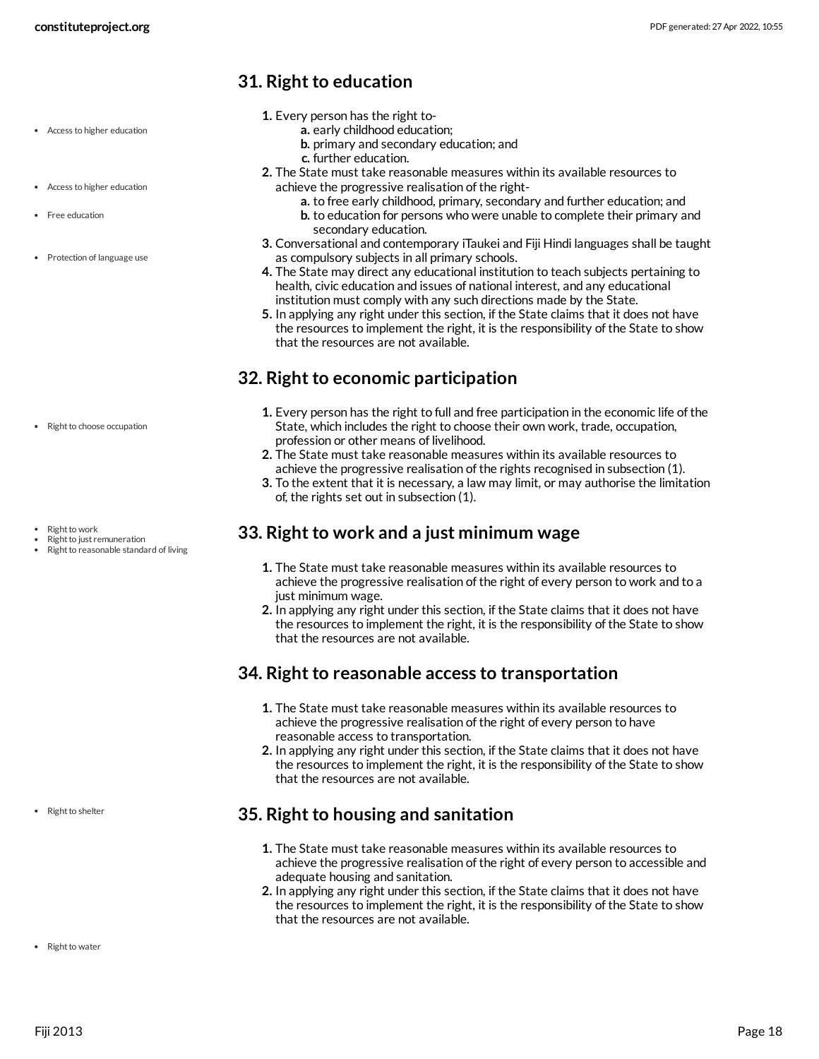## 31. Right to education

- Access to higher education
- Access to higher education
- Free education
- Protection of language use

1. Every person has the right to-
   a. early childhood education;
   b. primary and secondary education; and
   c. further education.
2. The State must take reasonable measures within its available resources to achieve the progressive realisation of the right-
   a. to free early childhood, primary, secondary and further education; and
   b. to education for persons who were unable to complete their primary and secondary education.
3. Conversational and contemporary iTaukei and Fiji Hindi languages shall be taught as compulsory subjects in all primary schools.
4. The State may direct any educational institution to teach subjects pertaining to health, civic education and issues of national interest, and any educational institution must comply with any such directions made by the State.
5. In applying any right under this section, if the State claims that it does not have the resources to implement the right, it is the responsibility of the State to show that the resources are not available.

## 32. Right to economic participation

- Right to choose occupation

1. Every person has the right to full and free participation in the economic life of the State, which includes the right to choose their own work, trade, occupation, profession or other means of livelihood.
2. The State must take reasonable measures within its available resources to achieve the progressive realisation of the rights recognised in subsection (1).
3. To the extent that it is necessary, a law may limit, or may authorise the limitation of, the rights set out in subsection (1).

## 33. Right to work and a just minimum wage

- Right to work
- Right to just remuneration
- Right to reasonable standard of living

1. The State must take reasonable measures within its available resources to achieve the progressive realisation of the right of every person to work and to a just minimum wage.
2. In applying any right under this section, if the State claims that it does not have the resources to implement the right, it is the responsibility of the State to show that the resources are not available.

## 34. Right to reasonable access to transportation

1. The State must take reasonable measures within its available resources to achieve the progressive realisation of the right of every person to have reasonable access to transportation.
2. In applying any right under this section, if the State claims that it does not have the resources to implement the right, it is the responsibility of the State to show that the resources are not available.

## 35. Right to housing and sanitation

- Right to shelter

1. The State must take reasonable measures within its available resources to achieve the progressive realisation of the right of every person to accessible and adequate housing and sanitation.
2. In applying any right under this section, if the State claims that it does not have the resources to implement the right, it is the responsibility of the State to show that the resources are not available.

- Right to water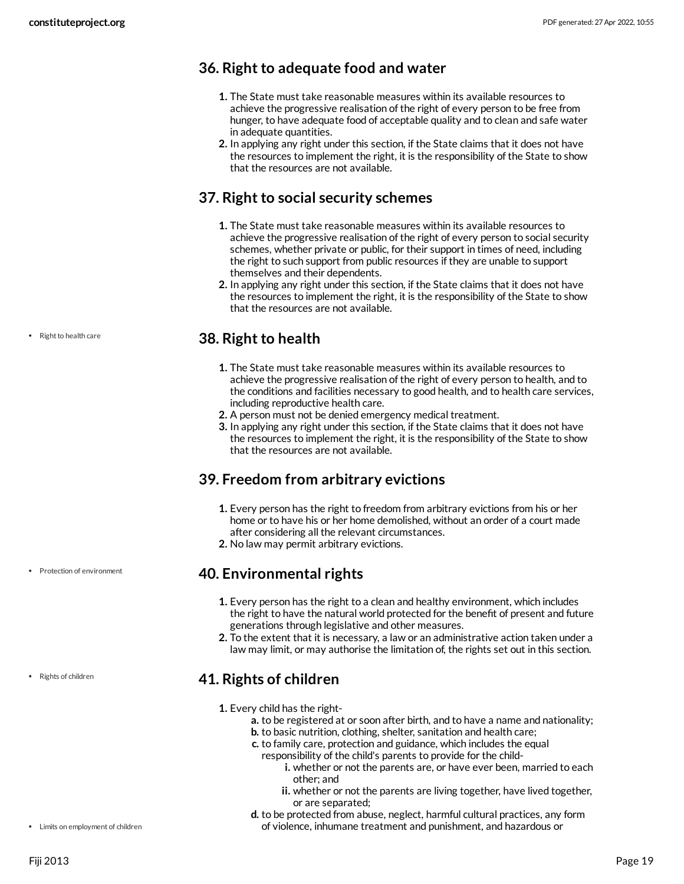## 36. Right to adequate food and water

1. The State must take reasonable measures within its available resources to achieve the progressive realisation of the right of every person to be free from hunger, to have adequate food of acceptable quality and to clean and safe water in adequate quantities.
2. In applying any right under this section, if the State claims that it does not have the resources to implement the right, it is the responsibility of the State to show that the resources are not available.

## 37. Right to social security schemes

1. The State must take reasonable measures within its available resources to achieve the progressive realisation of the right of every person to social security schemes, whether private or public, for their support in times of need, including the right to such support from public resources if they are unable to support themselves and their dependents.
2. In applying any right under this section, if the State claims that it does not have the resources to implement the right, it is the responsibility of the State to show that the resources are not available.

- Right to health care

## 38. Right to health

1. The State must take reasonable measures within its available resources to achieve the progressive realisation of the right of every person to health, and to the conditions and facilities necessary to good health, and to health care services, including reproductive health care.
2. A person must not be denied emergency medical treatment.
3. In applying any right under this section, if the State claims that it does not have the resources to implement the right, it is the responsibility of the State to show that the resources are not available.

## 39. Freedom from arbitrary evictions

1. Every person has the right to freedom from arbitrary evictions from his or her home or to have his or her home demolished, without an order of a court made after considering all the relevant circumstances.
2. No law may permit arbitrary evictions.

- Protection of environment

## 40. Environmental rights

1. Every person has the right to a clean and healthy environment, which includes the right to have the natural world protected for the benefit of present and future generations through legislative and other measures.
2. To the extent that it is necessary, a law or an administrative action taken under a law may limit, or may authorise the limitation of, the rights set out in this section.

- Rights of children

## 41. Rights of children

1. Every child has the right-
   a. to be registered at or soon after birth, and to have a name and nationality;
   b. to basic nutrition, clothing, shelter, sanitation and health care;
   c. to family care, protection and guidance, which includes the equal responsibility of the child's parents to provide for the child-
      i. whether or not the parents are, or have ever been, married to each other; and
      ii. whether or not the parents are living together, have lived together, or are separated;
   d. to be protected from abuse, neglect, harmful cultural practices, any form of violence, inhumane treatment and punishment, and hazardous or

- Limits on employment of children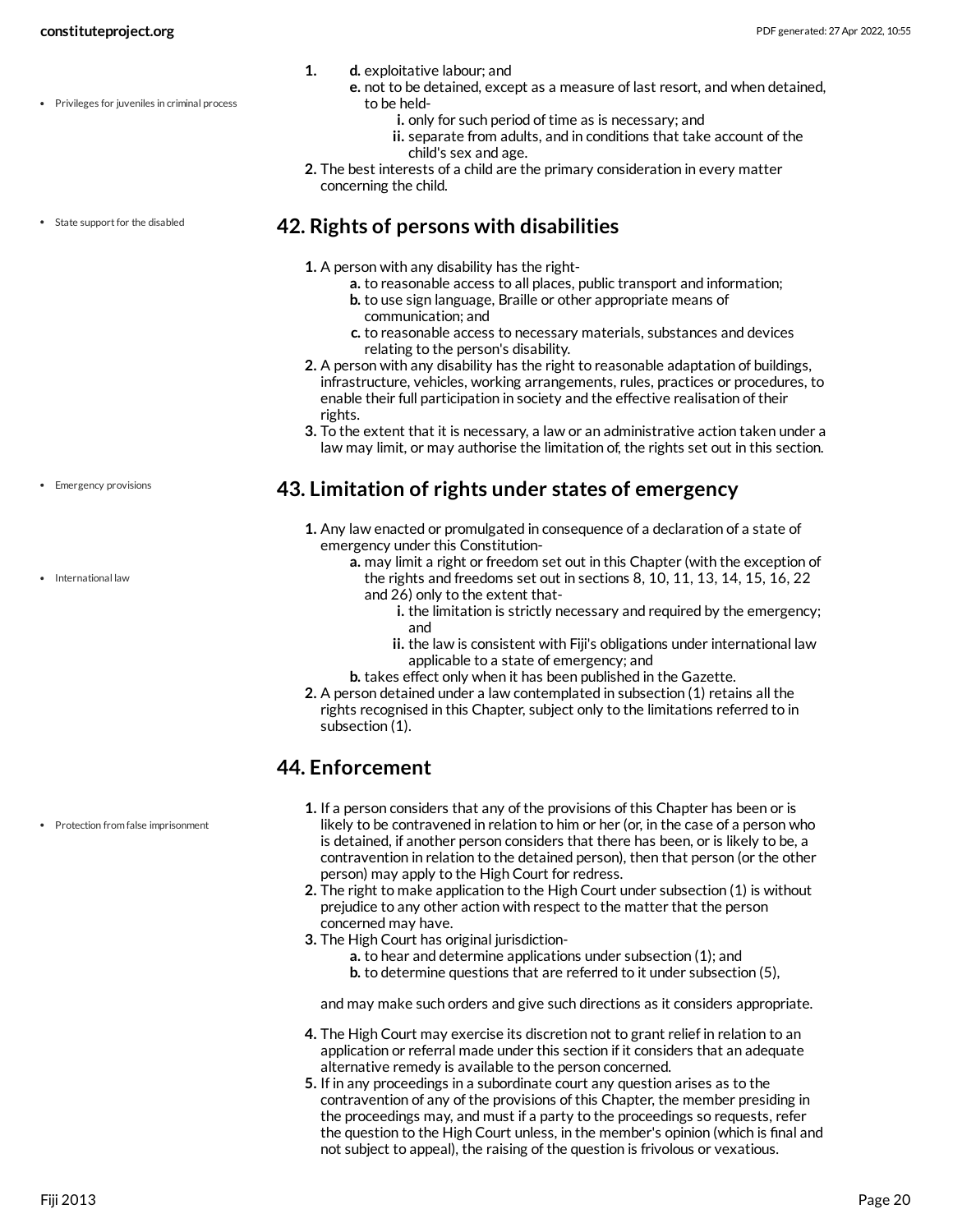1. d. exploitative labour; and
   e. not to be detained, except as a measure of last resort, and when detained, to be held-
      i. only for such period of time as is necessary; and
      ii. separate from adults, and in conditions that take account of the child's sex and age.
2. The best interests of a child are the primary consideration in every matter concerning the child.

• Privileges for juveniles in criminal process

• State support for the disabled

## 42. Rights of persons with disabilities

1. A person with any disability has the right-
   a. to reasonable access to all places, public transport and information;
   b. to use sign language, Braille or other appropriate means of communication; and
   c. to reasonable access to necessary materials, substances and devices relating to the person's disability.
2. A person with any disability has the right to reasonable adaptation of buildings, infrastructure, vehicles, working arrangements, rules, practices or procedures, to enable their full participation in society and the effective realisation of their rights.
3. To the extent that it is necessary, a law or an administrative action taken under a law may limit, or may authorise the limitation of, the rights set out in this section.

• Emergency provisions

## 43. Limitation of rights under states of emergency

• International law

1. Any law enacted or promulgated in consequence of a declaration of a state of emergency under this Constitution-
   a. may limit a right or freedom set out in this Chapter (with the exception of the rights and freedoms set out in sections 8, 10, 11, 13, 14, 15, 16, 22 and 26) only to the extent that-
      i. the limitation is strictly necessary and required by the emergency; and
      ii. the law is consistent with Fiji's obligations under international law applicable to a state of emergency; and
   b. takes effect only when it has been published in the Gazette.
2. A person detained under a law contemplated in subsection (1) retains all the rights recognised in this Chapter, subject only to the limitations referred to in subsection (1).

## 44. Enforcement

• Protection from false imprisonment

1. If a person considers that any of the provisions of this Chapter has been or is likely to be contravened in relation to him or her (or, in the case of a person who is detained, if another person considers that there has been, or is likely to be, a contravention in relation to the detained person), then that person (or the other person) may apply to the High Court for redress.
2. The right to make application to the High Court under subsection (1) is without prejudice to any other action with respect to the matter that the person concerned may have.
3. The High Court has original jurisdiction-
   a. to hear and determine applications under subsection (1); and
   b. to determine questions that are referred to it under subsection (5),

   and may make such orders and give such directions as it considers appropriate.
4. The High Court may exercise its discretion not to grant relief in relation to an application or referral made under this section if it considers that an adequate alternative remedy is available to the person concerned.
5. If in any proceedings in a subordinate court any question arises as to the contravention of any of the provisions of this Chapter, the member presiding in the proceedings may, and must if a party to the proceedings so requests, refer the question to the High Court unless, in the member's opinion (which is final and not subject to appeal), the raising of the question is frivolous or vexatious.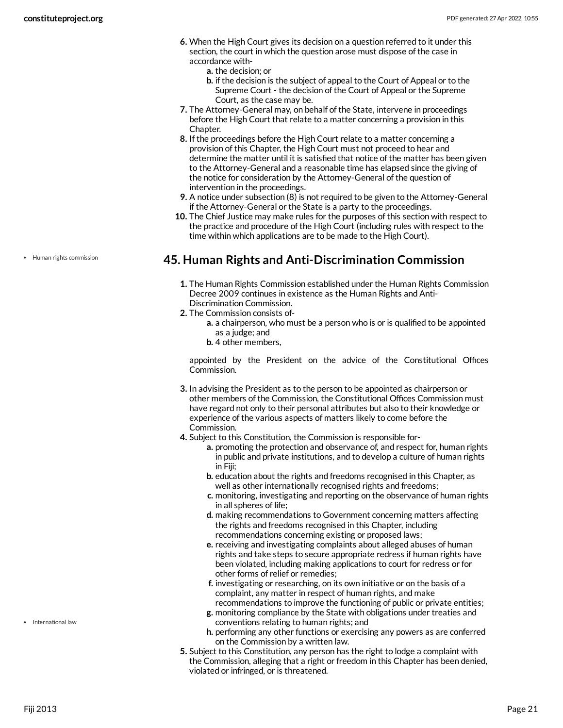6. When the High Court gives its decision on a question referred to it under this section, the court in which the question arose must dispose of the case in accordance with-
   a. the decision; or
   b. if the decision is the subject of appeal to the Court of Appeal or to the Supreme Court - the decision of the Court of Appeal or the Supreme Court, as the case may be.
7. The Attorney-General may, on behalf of the State, intervene in proceedings before the High Court that relate to a matter concerning a provision in this Chapter.
8. If the proceedings before the High Court relate to a matter concerning a provision of this Chapter, the High Court must not proceed to hear and determine the matter until it is satisfied that notice of the matter has been given to the Attorney-General and a reasonable time has elapsed since the giving of the notice for consideration by the Attorney-General of the question of intervention in the proceedings.
9. A notice under subsection (8) is not required to be given to the Attorney-General if the Attorney-General or the State is a party to the proceedings.
10. The Chief Justice may make rules for the purposes of this section with respect to the practice and procedure of the High Court (including rules with respect to the time within which applications are to be made to the High Court).

- Human rights commission

## 45. Human Rights and Anti-Discrimination Commission

1. The Human Rights Commission established under the Human Rights Commission Decree 2009 continues in existence as the Human Rights and Anti-Discrimination Commission.
2. The Commission consists of-
   a. a chairperson, who must be a person who is or is qualified to be appointed as a judge; and
   b. 4 other members,

   appointed by the President on the advice of the Constitutional Offices Commission.

3. In advising the President as to the person to be appointed as chairperson or other members of the Commission, the Constitutional Offices Commission must have regard not only to their personal attributes but also to their knowledge or experience of the various aspects of matters likely to come before the Commission.
4. Subject to this Constitution, the Commission is responsible for-
   a. promoting the protection and observance of, and respect for, human rights in public and private institutions, and to develop a culture of human rights in Fiji;
   b. education about the rights and freedoms recognised in this Chapter, as well as other internationally recognised rights and freedoms;
   c. monitoring, investigating and reporting on the observance of human rights in all spheres of life;
   d. making recommendations to Government concerning matters affecting the rights and freedoms recognised in this Chapter, including recommendations concerning existing or proposed laws;
   e. receiving and investigating complaints about alleged abuses of human rights and take steps to secure appropriate redress if human rights have been violated, including making applications to court for redress or for other forms of relief or remedies;
   f. investigating or researching, on its own initiative or on the basis of a complaint, any matter in respect of human rights, and make recommendations to improve the functioning of public or private entities;
   g. monitoring compliance by the State with obligations under treaties and conventions relating to human rights; and
   h. performing any other functions or exercising any powers as are conferred on the Commission by a written law.
5. Subject to this Constitution, any person has the right to lodge a complaint with the Commission, alleging that a right or freedom in this Chapter has been denied, violated or infringed, or is threatened.

- International law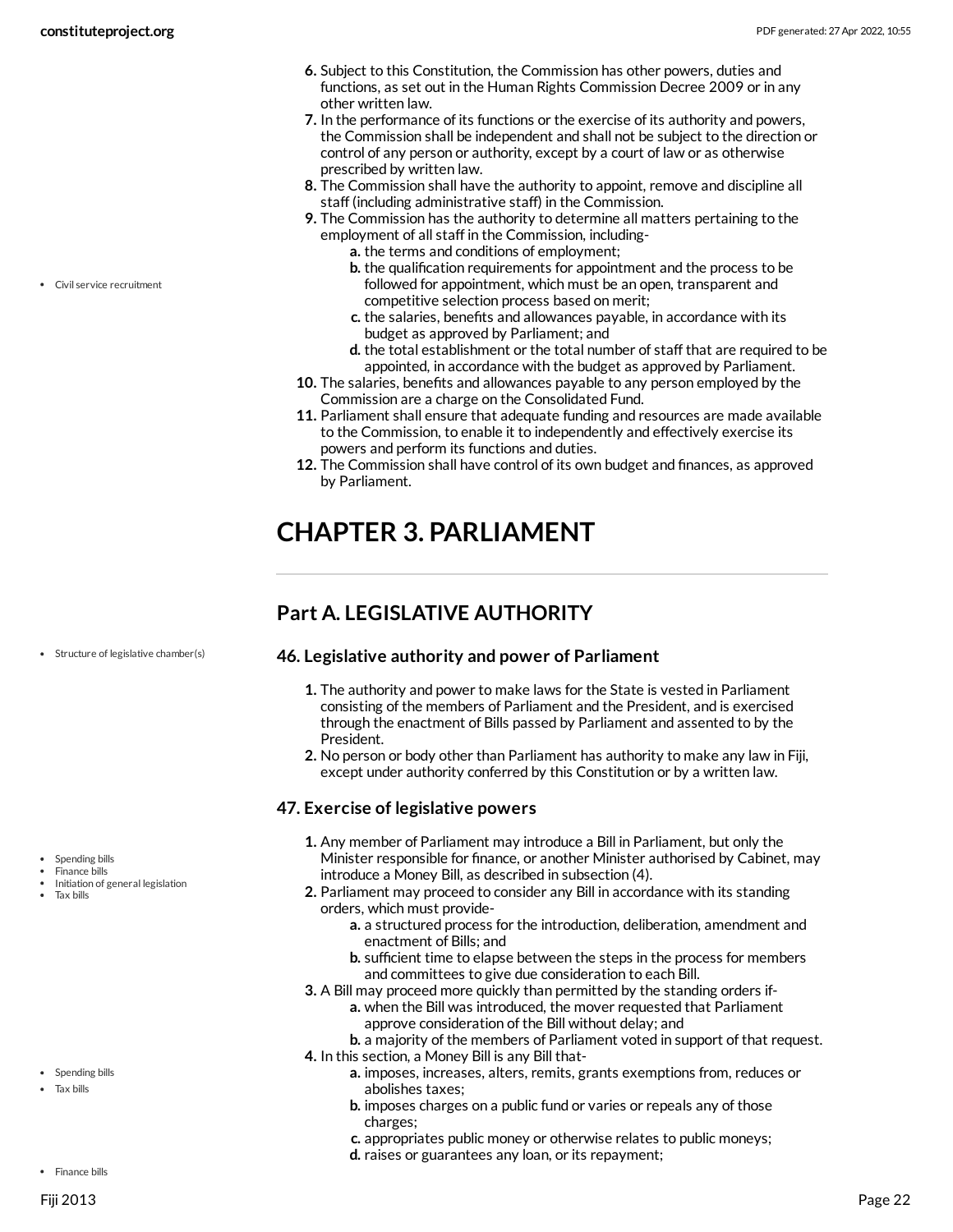6. Subject to this Constitution, the Commission has other powers, duties and functions, as set out in the Human Rights Commission Decree 2009 or in any other written law.
7. In the performance of its functions or the exercise of its authority and powers, the Commission shall be independent and shall not be subject to the direction or control of any person or authority, except by a court of law or as otherwise prescribed by written law.
8. The Commission shall have the authority to appoint, remove and discipline all staff (including administrative staff) in the Commission.
9. The Commission has the authority to determine all matters pertaining to the employment of all staff in the Commission, including-
   a. the terms and conditions of employment;
   b. the qualification requirements for appointment and the process to be followed for appointment, which must be an open, transparent and competitive selection process based on merit;
   c. the salaries, benefits and allowances payable, in accordance with its budget as approved by Parliament; and
   d. the total establishment or the total number of staff that are required to be appointed, in accordance with the budget as approved by Parliament.
10. The salaries, benefits and allowances payable to any person employed by the Commission are a charge on the Consolidated Fund.
11. Parliament shall ensure that adequate funding and resources are made available to the Commission, to enable it to independently and effectively exercise its powers and perform its functions and duties.
12. The Commission shall have control of its own budget and finances, as approved by Parliament.

# CHAPTER 3. PARLIAMENT

## Part A. LEGISLATIVE AUTHORITY

### 46. Legislative authority and power of Parliament

1. The authority and power to make laws for the State is vested in Parliament consisting of the members of Parliament and the President, and is exercised through the enactment of Bills passed by Parliament and assented to by the President.
2. No person or body other than Parliament has authority to make any law in Fiji, except under authority conferred by this Constitution or by a written law.

### 47. Exercise of legislative powers

1. Any member of Parliament may introduce a Bill in Parliament, but only the Minister responsible for finance, or another Minister authorised by Cabinet, may introduce a Money Bill, as described in subsection (4).
2. Parliament may proceed to consider any Bill in accordance with its standing orders, which must provide-
   a. a structured process for the introduction, deliberation, amendment and enactment of Bills; and
   b. sufficient time to elapse between the steps in the process for members and committees to give due consideration to each Bill.
3. A Bill may proceed more quickly than permitted by the standing orders if-
   a. when the Bill was introduced, the mover requested that Parliament approve consideration of the Bill without delay; and
   b. a majority of the members of Parliament voted in support of that request.
4. In this section, a Money Bill is any Bill that-
   a. imposes, increases, alters, remits, grants exemptions from, reduces or abolishes taxes;
   b. imposes charges on a public fund or varies or repeals any of those charges;
   c. appropriates public money or otherwise relates to public moneys;
   d. raises or guarantees any loan, or its repayment;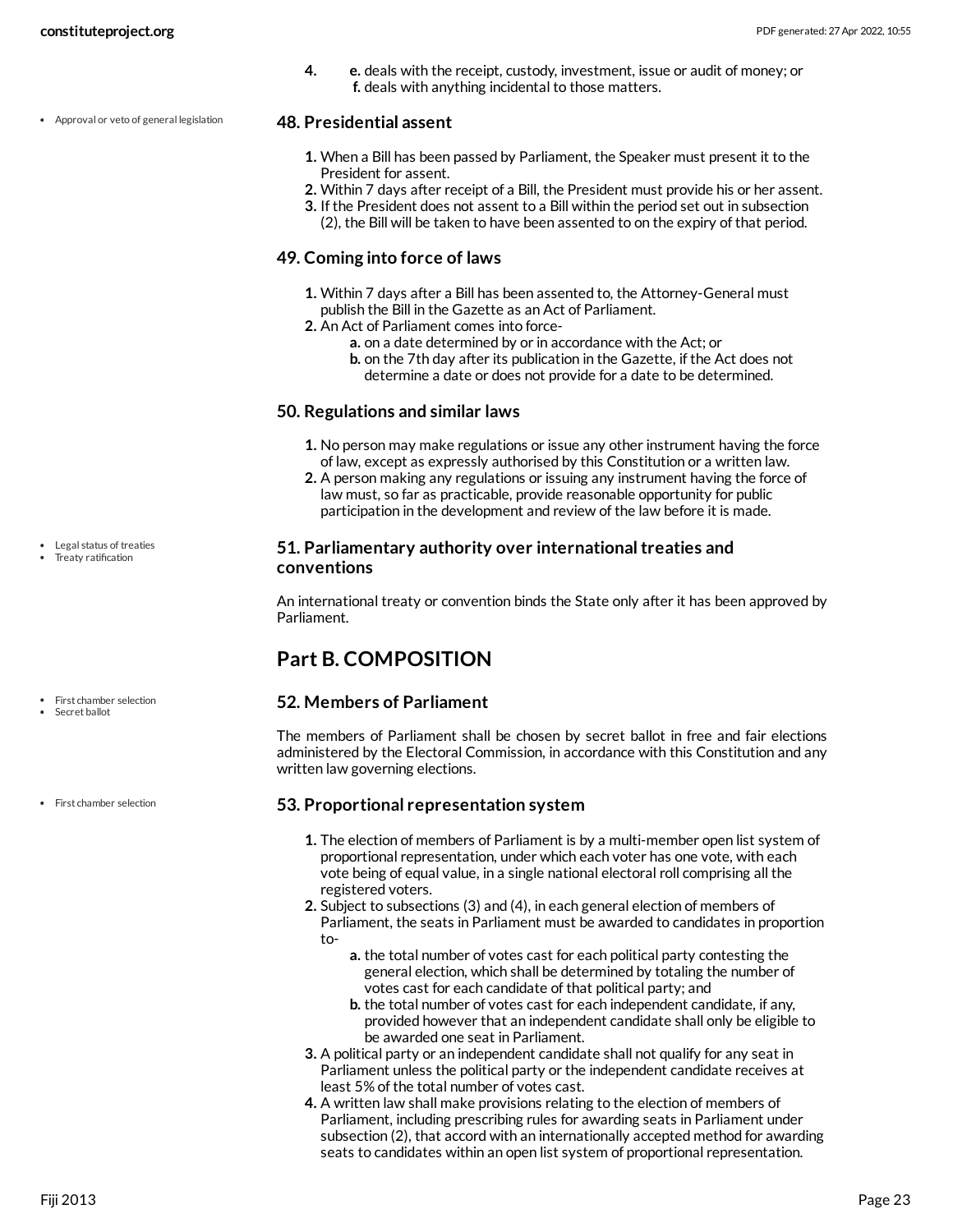4. e. deals with the receipt, custody, investment, issue or audit of money; or
   f. deals with anything incidental to those matters.

- Approval or veto of general legislation

### 48. Presidential assent

1. When a Bill has been passed by Parliament, the Speaker must present it to the President for assent.
2. Within 7 days after receipt of a Bill, the President must provide his or her assent.
3. If the President does not assent to a Bill within the period set out in subsection (2), the Bill will be taken to have been assented to on the expiry of that period.

### 49. Coming into force of laws

1. Within 7 days after a Bill has been assented to, the Attorney-General must publish the Bill in the Gazette as an Act of Parliament.
2. An Act of Parliament comes into force-
   a. on a date determined by or in accordance with the Act; or
   b. on the 7th day after its publication in the Gazette, if the Act does not determine a date or does not provide for a date to be determined.

### 50. Regulations and similar laws

1. No person may make regulations or issue any other instrument having the force of law, except as expressly authorised by this Constitution or a written law.
2. A person making any regulations or issuing any instrument having the force of law must, so far as practicable, provide reasonable opportunity for public participation in the development and review of the law before it is made.

- Legal status of treaties
- Treaty ratification

### 51. Parliamentary authority over international treaties and conventions

An international treaty or convention binds the State only after it has been approved by Parliament.

## Part B. COMPOSITION

- First chamber selection
- Secret ballot

### 52. Members of Parliament

The members of Parliament shall be chosen by secret ballot in free and fair elections administered by the Electoral Commission, in accordance with this Constitution and any written law governing elections.

- First chamber selection

### 53. Proportional representation system

1. The election of members of Parliament is by a multi-member open list system of proportional representation, under which each voter has one vote, with each vote being of equal value, in a single national electoral roll comprising all the registered voters.
2. Subject to subsections (3) and (4), in each general election of members of Parliament, the seats in Parliament must be awarded to candidates in proportion to-
   a. the total number of votes cast for each political party contesting the general election, which shall be determined by totaling the number of votes cast for each candidate of that political party; and
   b. the total number of votes cast for each independent candidate, if any, provided however that an independent candidate shall only be eligible to be awarded one seat in Parliament.
3. A political party or an independent candidate shall not qualify for any seat in Parliament unless the political party or the independent candidate receives at least 5% of the total number of votes cast.
4. A written law shall make provisions relating to the election of members of Parliament, including prescribing rules for awarding seats in Parliament under subsection (2), that accord with an internationally accepted method for awarding seats to candidates within an open list system of proportional representation.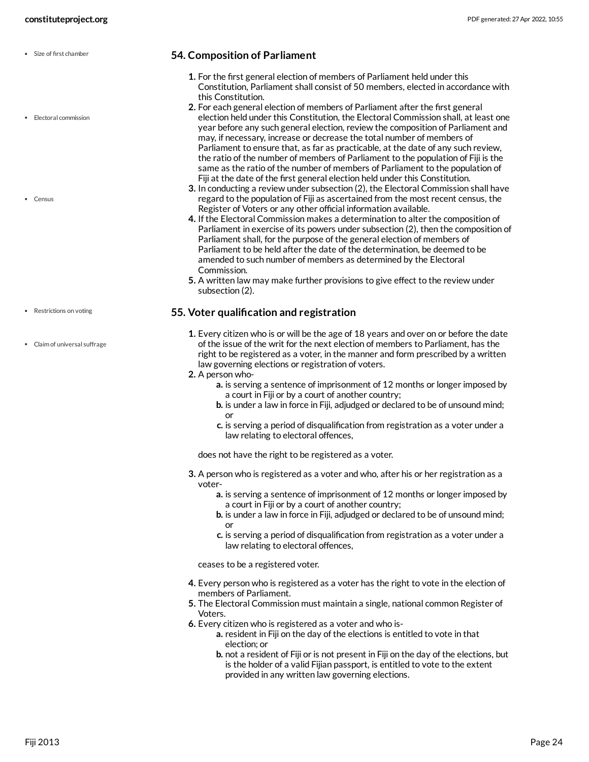## 54. Composition of Parliament

1. For the first general election of members of Parliament held under this Constitution, Parliament shall consist of 50 members, elected in accordance with this Constitution.
2. For each general election of members of Parliament after the first general election held under this Constitution, the Electoral Commission shall, at least one year before any such general election, review the composition of Parliament and may, if necessary, increase or decrease the total number of members of Parliament to ensure that, as far as practicable, at the date of any such review, the ratio of the number of members of Parliament to the population of Fiji is the same as the ratio of the number of members of Parliament to the population of Fiji at the date of the first general election held under this Constitution.
3. In conducting a review under subsection (2), the Electoral Commission shall have regard to the population of Fiji as ascertained from the most recent census, the Register of Voters or any other official information available.
4. If the Electoral Commission makes a determination to alter the composition of Parliament in exercise of its powers under subsection (2), then the composition of Parliament shall, for the purpose of the general election of members of Parliament to be held after the date of the determination, be deemed to be amended to such number of members as determined by the Electoral Commission.
5. A written law may make further provisions to give effect to the review under subsection (2).

## 55. Voter qualification and registration

1. Every citizen who is or will be the age of 18 years and over on or before the date of the issue of the writ for the next election of members to Parliament, has the right to be registered as a voter, in the manner and form prescribed by a written law governing elections or registration of voters.
2. A person who-
   a. is serving a sentence of imprisonment of 12 months or longer imposed by a court in Fiji or by a court of another country;
   b. is under a law in force in Fiji, adjudged or declared to be of unsound mind; or
   c. is serving a period of disqualification from registration as a voter under a law relating to electoral offences,

   does not have the right to be registered as a voter.
3. A person who is registered as a voter and who, after his or her registration as a voter-
   a. is serving a sentence of imprisonment of 12 months or longer imposed by a court in Fiji or by a court of another country;
   b. is under a law in force in Fiji, adjudged or declared to be of unsound mind; or
   c. is serving a period of disqualification from registration as a voter under a law relating to electoral offences,

   ceases to be a registered voter.
4. Every person who is registered as a voter has the right to vote in the election of members of Parliament.
5. The Electoral Commission must maintain a single, national common Register of Voters.
6. Every citizen who is registered as a voter and who is-
   a. resident in Fiji on the day of the elections is entitled to vote in that election; or
   b. not a resident of Fiji or is not present in Fiji on the day of the elections, but is the holder of a valid Fijian passport, is entitled to vote to the extent provided in any written law governing elections.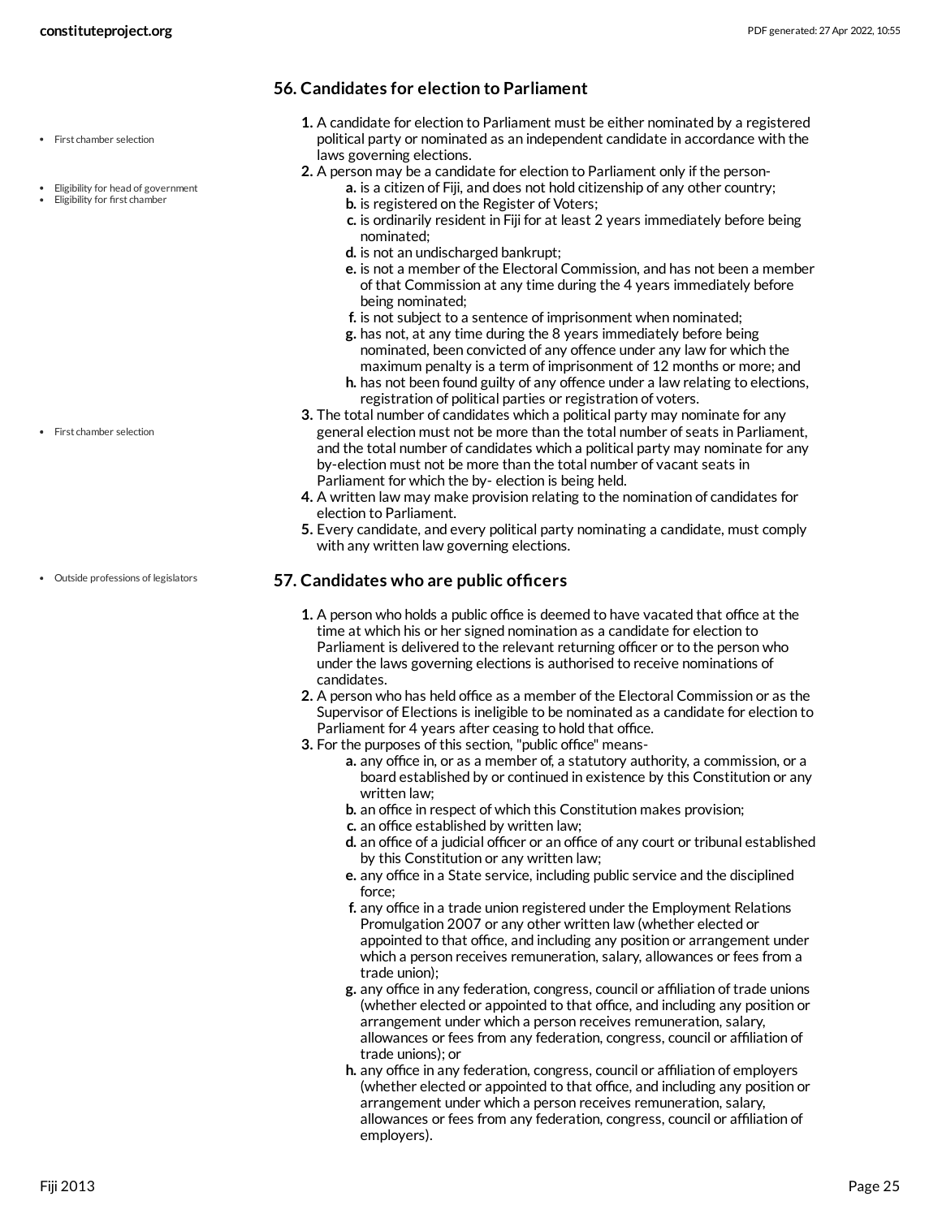## 56. Candidates for election to Parliament

1. A candidate for election to Parliament must be either nominated by a registered political party or nominated as an independent candidate in accordance with the laws governing elections.
2. A person may be a candidate for election to Parliament only if the person-
   a. is a citizen of Fiji, and does not hold citizenship of any other country;
   b. is registered on the Register of Voters;
   c. is ordinarily resident in Fiji for at least 2 years immediately before being nominated;
   d. is not an undischarged bankrupt;
   e. is not a member of the Electoral Commission, and has not been a member of that Commission at any time during the 4 years immediately before being nominated;
   f. is not subject to a sentence of imprisonment when nominated;
   g. has not, at any time during the 8 years immediately before being nominated, been convicted of any offence under any law for which the maximum penalty is a term of imprisonment of 12 months or more; and
   h. has not been found guilty of any offence under a law relating to elections, registration of political parties or registration of voters.
3. The total number of candidates which a political party may nominate for any general election must not be more than the total number of seats in Parliament, and the total number of candidates which a political party may nominate for any by-election must not be more than the total number of vacant seats in Parliament for which the by- election is being held.
4. A written law may make provision relating to the nomination of candidates for election to Parliament.
5. Every candidate, and every political party nominating a candidate, must comply with any written law governing elections.

## 57. Candidates who are public officers

1. A person who holds a public office is deemed to have vacated that office at the time at which his or her signed nomination as a candidate for election to Parliament is delivered to the relevant returning officer or to the person who under the laws governing elections is authorised to receive nominations of candidates.
2. A person who has held office as a member of the Electoral Commission or as the Supervisor of Elections is ineligible to be nominated as a candidate for election to Parliament for 4 years after ceasing to hold that office.
3. For the purposes of this section, "public office" means-
   a. any office in, or as a member of, a statutory authority, a commission, or a board established by or continued in existence by this Constitution or any written law;
   b. an office in respect of which this Constitution makes provision;
   c. an office established by written law;
   d. an office of a judicial officer or an office of any court or tribunal established by this Constitution or any written law;
   e. any office in a State service, including public service and the disciplined force;
   f. any office in a trade union registered under the Employment Relations Promulgation 2007 or any other written law (whether elected or appointed to that office, and including any position or arrangement under which a person receives remuneration, salary, allowances or fees from a trade union);
   g. any office in any federation, congress, council or affiliation of trade unions (whether elected or appointed to that office, and including any position or arrangement under which a person receives remuneration, salary, allowances or fees from any federation, congress, council or affiliation of trade unions); or
   h. any office in any federation, congress, council or affiliation of employers (whether elected or appointed to that office, and including any position or arrangement under which a person receives remuneration, salary, allowances or fees from any federation, congress, council or affiliation of employers).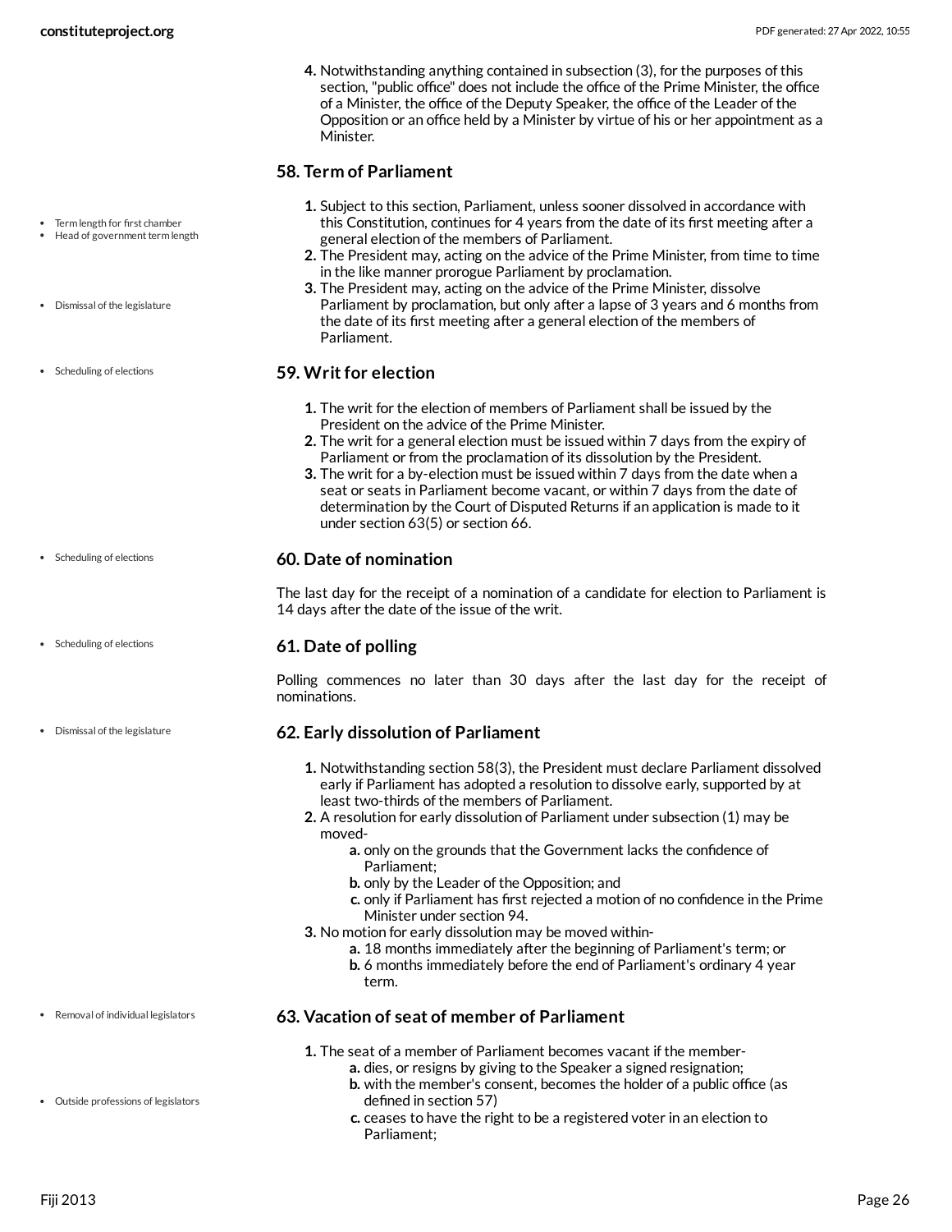4. Notwithstanding anything contained in subsection (3), for the purposes of this section, "public office" does not include the office of the Prime Minister, the office of a Minister, the office of the Deputy Speaker, the office of the Leader of the Opposition or an office held by a Minister by virtue of his or her appointment as a Minister.

## 58. Term of Parliament

- Term length for first chamber
- Head of government term length

1. Subject to this section, Parliament, unless sooner dissolved in accordance with this Constitution, continues for 4 years from the date of its first meeting after a general election of the members of Parliament.
2. The President may, acting on the advice of the Prime Minister, from time to time in the like manner prorogue Parliament by proclamation.
3. The President may, acting on the advice of the Prime Minister, dissolve Parliament by proclamation, but only after a lapse of 3 years and 6 months from the date of its first meeting after a general election of the members of Parliament.

- Dismissal of the legislature

## 59. Writ for election

- Scheduling of elections

1. The writ for the election of members of Parliament shall be issued by the President on the advice of the Prime Minister.
2. The writ for a general election must be issued within 7 days from the expiry of Parliament or from the proclamation of its dissolution by the President.
3. The writ for a by-election must be issued within 7 days from the date when a seat or seats in Parliament become vacant, or within 7 days from the date of determination by the Court of Disputed Returns if an application is made to it under section 63(5) or section 66.

## 60. Date of nomination

- Scheduling of elections

The last day for the receipt of a nomination of a candidate for election to Parliament is 14 days after the date of the issue of the writ.

## 61. Date of polling

- Scheduling of elections

Polling commences no later than 30 days after the last day for the receipt of nominations.

## 62. Early dissolution of Parliament

- Dismissal of the legislature

1. Notwithstanding section 58(3), the President must declare Parliament dissolved early if Parliament has adopted a resolution to dissolve early, supported by at least two-thirds of the members of Parliament.
2. A resolution for early dissolution of Parliament under subsection (1) may be moved-
   a. only on the grounds that the Government lacks the confidence of Parliament;
   b. only by the Leader of the Opposition; and
   c. only if Parliament has first rejected a motion of no confidence in the Prime Minister under section 94.
3. No motion for early dissolution may be moved within-
   a. 18 months immediately after the beginning of Parliament's term; or
   b. 6 months immediately before the end of Parliament's ordinary 4 year term.

## 63. Vacation of seat of member of Parliament

- Removal of individual legislators

1. The seat of a member of Parliament becomes vacant if the member-
   a. dies, or resigns by giving to the Speaker a signed resignation;
   b. with the member's consent, becomes the holder of a public office (as defined in section 57)
   c. ceases to have the right to be a registered voter in an election to Parliament;

- Outside professions of legislators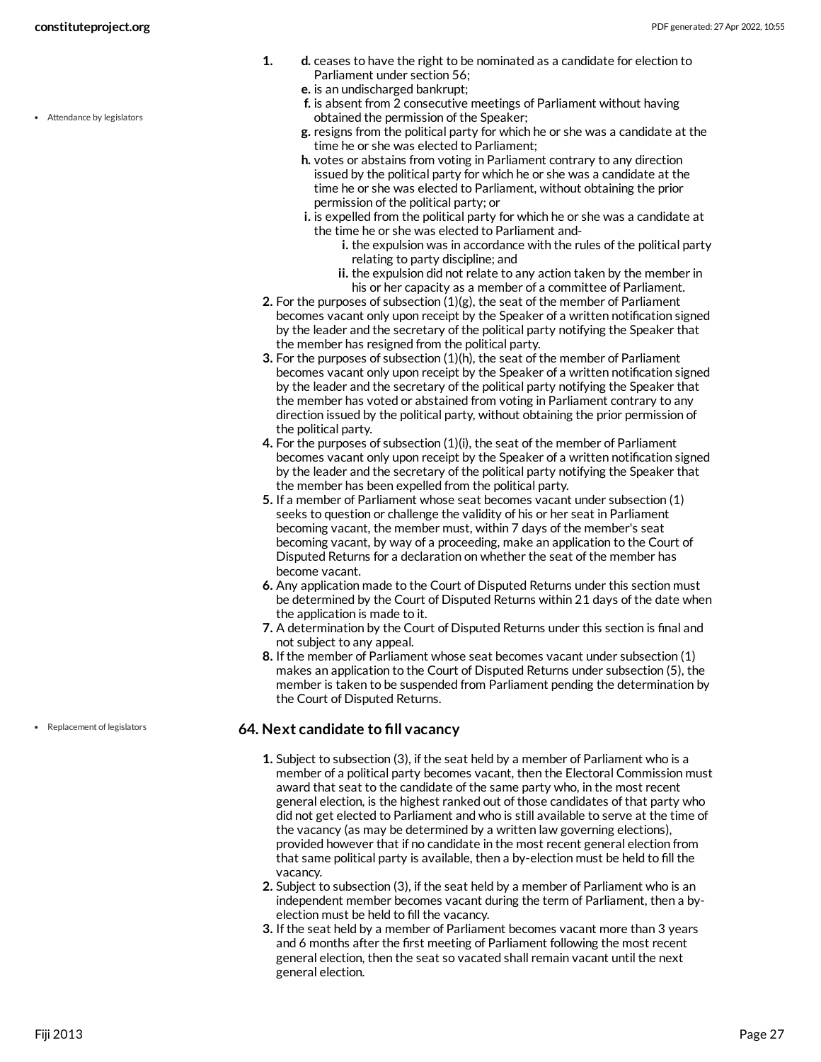1. 
   d. ceases to have the right to be nominated as a candidate for election to Parliament under section 56;
   e. is an undischarged bankrupt;
   f. is absent from 2 consecutive meetings of Parliament without having obtained the permission of the Speaker;
   g. resigns from the political party for which he or she was a candidate at the time he or she was elected to Parliament;
   h. votes or abstains from voting in Parliament contrary to any direction issued by the political party for which he or she was a candidate at the time he or she was elected to Parliament, without obtaining the prior permission of the political party; or
   i. is expelled from the political party for which he or she was a candidate at the time he or she was elected to Parliament and-
      i. the expulsion was in accordance with the rules of the political party relating to party discipline; and
      ii. the expulsion did not relate to any action taken by the member in his or her capacity as a member of a committee of Parliament.
2. For the purposes of subsection (1)(g), the seat of the member of Parliament becomes vacant only upon receipt by the Speaker of a written notification signed by the leader and the secretary of the political party notifying the Speaker that the member has resigned from the political party.
3. For the purposes of subsection (1)(h), the seat of the member of Parliament becomes vacant only upon receipt by the Speaker of a written notification signed by the leader and the secretary of the political party notifying the Speaker that the member has voted or abstained from voting in Parliament contrary to any direction issued by the political party, without obtaining the prior permission of the political party.
4. For the purposes of subsection (1)(i), the seat of the member of Parliament becomes vacant only upon receipt by the Speaker of a written notification signed by the leader and the secretary of the political party notifying the Speaker that the member has been expelled from the political party.
5. If a member of Parliament whose seat becomes vacant under subsection (1) seeks to question or challenge the validity of his or her seat in Parliament becoming vacant, the member must, within 7 days of the member's seat becoming vacant, by way of a proceeding, make an application to the Court of Disputed Returns for a declaration on whether the seat of the member has become vacant.
6. Any application made to the Court of Disputed Returns under this section must be determined by the Court of Disputed Returns within 21 days of the date when the application is made to it.
7. A determination by the Court of Disputed Returns under this section is final and not subject to any appeal.
8. If the member of Parliament whose seat becomes vacant under subsection (1) makes an application to the Court of Disputed Returns under subsection (5), the member is taken to be suspended from Parliament pending the determination by the Court of Disputed Returns.

- Attendance by legislators

- Replacement of legislators

### 64. Next candidate to fill vacancy

1. Subject to subsection (3), if the seat held by a member of Parliament who is a member of a political party becomes vacant, then the Electoral Commission must award that seat to the candidate of the same party who, in the most recent general election, is the highest ranked out of those candidates of that party who did not get elected to Parliament and who is still available to serve at the time of the vacancy (as may be determined by a written law governing elections), provided however that if no candidate in the most recent general election from that same political party is available, then a by-election must be held to fill the vacancy.
2. Subject to subsection (3), if the seat held by a member of Parliament who is an independent member becomes vacant during the term of Parliament, then a by-election must be held to fill the vacancy.
3. If the seat held by a member of Parliament becomes vacant more than 3 years and 6 months after the first meeting of Parliament following the most recent general election, then the seat so vacated shall remain vacant until the next general election.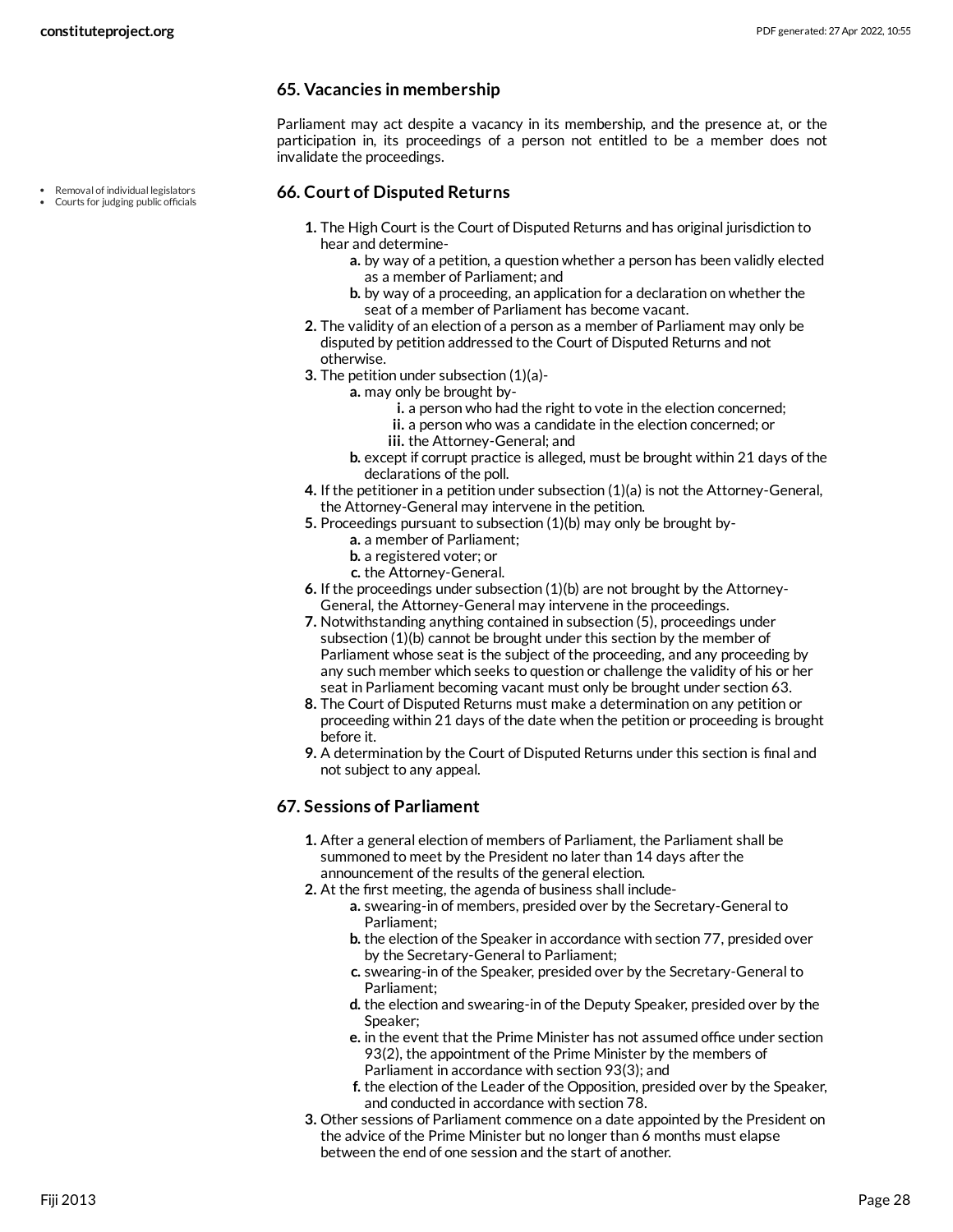### 65. Vacancies in membership

Parliament may act despite a vacancy in its membership, and the presence at, or the participation in, its proceedings of a person not entitled to be a member does not invalidate the proceedings.

- Removal of individual legislators
- Courts for judging public officials

### 66. Court of Disputed Returns

1. The High Court is the Court of Disputed Returns and has original jurisdiction to hear and determine-
   a. by way of a petition, a question whether a person has been validly elected as a member of Parliament; and
   b. by way of a proceeding, an application for a declaration on whether the seat of a member of Parliament has become vacant.
2. The validity of an election of a person as a member of Parliament may only be disputed by petition addressed to the Court of Disputed Returns and not otherwise.
3. The petition under subsection (1)(a)-
   a. may only be brought by-
      i. a person who had the right to vote in the election concerned;
      ii. a person who was a candidate in the election concerned; or
      iii. the Attorney-General; and
   b. except if corrupt practice is alleged, must be brought within 21 days of the declarations of the poll.
4. If the petitioner in a petition under subsection (1)(a) is not the Attorney-General, the Attorney-General may intervene in the petition.
5. Proceedings pursuant to subsection (1)(b) may only be brought by-
   a. a member of Parliament;
   b. a registered voter; or
   c. the Attorney-General.
6. If the proceedings under subsection (1)(b) are not brought by the Attorney-General, the Attorney-General may intervene in the proceedings.
7. Notwithstanding anything contained in subsection (5), proceedings under subsection (1)(b) cannot be brought under this section by the member of Parliament whose seat is the subject of the proceeding, and any proceeding by any such member which seeks to question or challenge the validity of his or her seat in Parliament becoming vacant must only be brought under section 63.
8. The Court of Disputed Returns must make a determination on any petition or proceeding within 21 days of the date when the petition or proceeding is brought before it.
9. A determination by the Court of Disputed Returns under this section is final and not subject to any appeal.

### 67. Sessions of Parliament

1. After a general election of members of Parliament, the Parliament shall be summoned to meet by the President no later than 14 days after the announcement of the results of the general election.
2. At the first meeting, the agenda of business shall include-
   a. swearing-in of members, presided over by the Secretary-General to Parliament;
   b. the election of the Speaker in accordance with section 77, presided over by the Secretary-General to Parliament;
   c. swearing-in of the Speaker, presided over by the Secretary-General to Parliament;
   d. the election and swearing-in of the Deputy Speaker, presided over by the Speaker;
   e. in the event that the Prime Minister has not assumed office under section 93(2), the appointment of the Prime Minister by the members of Parliament in accordance with section 93(3); and
   f. the election of the Leader of the Opposition, presided over by the Speaker, and conducted in accordance with section 78.
3. Other sessions of Parliament commence on a date appointed by the President on the advice of the Prime Minister but no longer than 6 months must elapse between the end of one session and the start of another.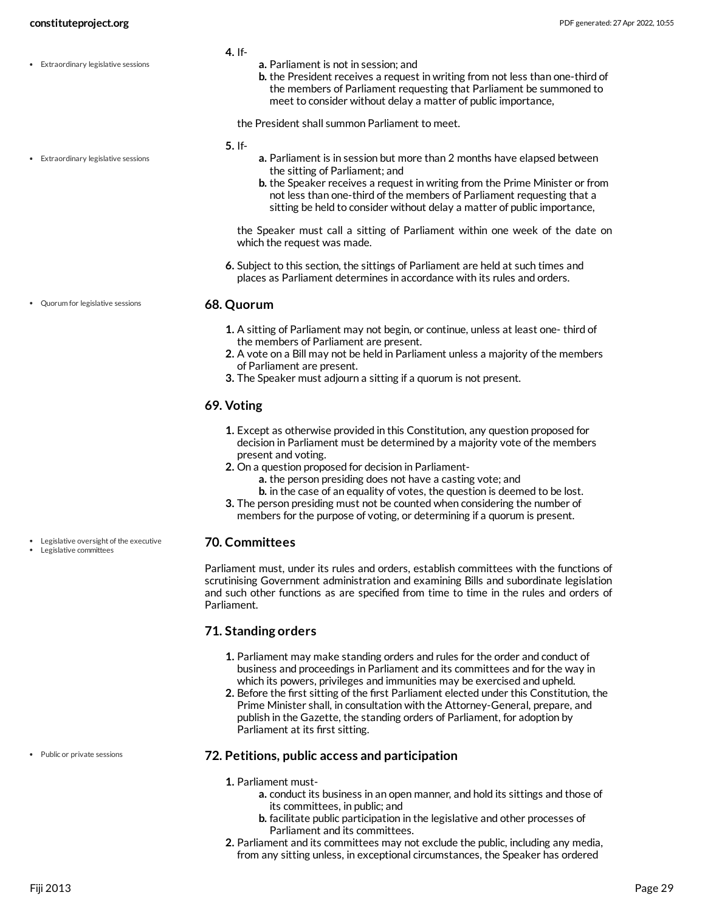4. If-
    a. Parliament is not in session; and
    b. the President receives a request in writing from not less than one-third of the members of Parliament requesting that Parliament be summoned to meet to consider without delay a matter of public importance,

    the President shall summon Parliament to meet.

5. If-
    a. Parliament is in session but more than 2 months have elapsed between the sitting of Parliament; and
    b. the Speaker receives a request in writing from the Prime Minister or from not less than one-third of the members of Parliament requesting that a sitting be held to consider without delay a matter of public importance,

    the Speaker must call a sitting of Parliament within one week of the date on which the request was made.

6. Subject to this section, the sittings of Parliament are held at such times and places as Parliament determines in accordance with its rules and orders.

### 68. Quorum

1. A sitting of Parliament may not begin, or continue, unless at least one- third of the members of Parliament are present.
2. A vote on a Bill may not be held in Parliament unless a majority of the members of Parliament are present.
3. The Speaker must adjourn a sitting if a quorum is not present.

### 69. Voting

1. Except as otherwise provided in this Constitution, any question proposed for decision in Parliament must be determined by a majority vote of the members present and voting.
2. On a question proposed for decision in Parliament-
    a. the person presiding does not have a casting vote; and
    b. in the case of an equality of votes, the question is deemed to be lost.
3. The person presiding must not be counted when considering the number of members for the purpose of voting, or determining if a quorum is present.

### 70. Committees

Parliament must, under its rules and orders, establish committees with the functions of scrutinising Government administration and examining Bills and subordinate legislation and such other functions as are specified from time to time in the rules and orders of Parliament.

### 71. Standing orders

1. Parliament may make standing orders and rules for the order and conduct of business and proceedings in Parliament and its committees and for the way in which its powers, privileges and immunities may be exercised and upheld.
2. Before the first sitting of the first Parliament elected under this Constitution, the Prime Minister shall, in consultation with the Attorney-General, prepare, and publish in the Gazette, the standing orders of Parliament, for adoption by Parliament at its first sitting.

### 72. Petitions, public access and participation

1. Parliament must-
    a. conduct its business in an open manner, and hold its sittings and those of its committees, in public; and
    b. facilitate public participation in the legislative and other processes of Parliament and its committees.
2. Parliament and its committees may not exclude the public, including any media, from any sitting unless, in exceptional circumstances, the Speaker has ordered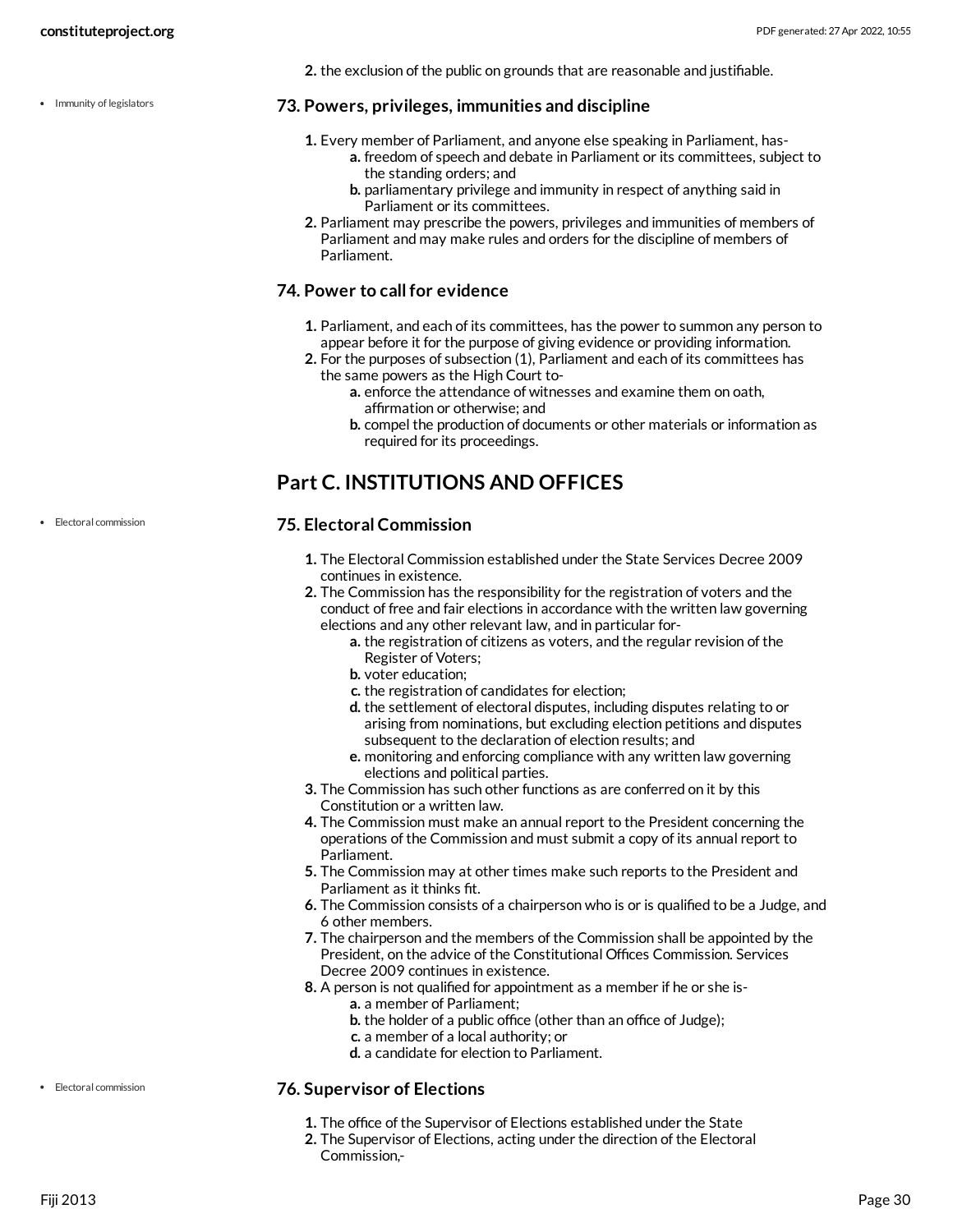2. the exclusion of the public on grounds that are reasonable and justifiable.

Immunity of legislators

### 73. Powers, privileges, immunities and discipline

1. Every member of Parliament, and anyone else speaking in Parliament, has-
   a. freedom of speech and debate in Parliament or its committees, subject to the standing orders; and
   b. parliamentary privilege and immunity in respect of anything said in Parliament or its committees.
2. Parliament may prescribe the powers, privileges and immunities of members of Parliament and may make rules and orders for the discipline of members of Parliament.

### 74. Power to call for evidence

1. Parliament, and each of its committees, has the power to summon any person to appear before it for the purpose of giving evidence or providing information.
2. For the purposes of subsection (1), Parliament and each of its committees has the same powers as the High Court to-
   a. enforce the attendance of witnesses and examine them on oath, affirmation or otherwise; and
   b. compel the production of documents or other materials or information as required for its proceedings.

## Part C. INSTITUTIONS AND OFFICES

Electoral commission

### 75. Electoral Commission

1. The Electoral Commission established under the State Services Decree 2009 continues in existence.
2. The Commission has the responsibility for the registration of voters and the conduct of free and fair elections in accordance with the written law governing elections and any other relevant law, and in particular for-
   a. the registration of citizens as voters, and the regular revision of the Register of Voters;
   b. voter education;
   c. the registration of candidates for election;
   d. the settlement of electoral disputes, including disputes relating to or arising from nominations, but excluding election petitions and disputes subsequent to the declaration of election results; and
   e. monitoring and enforcing compliance with any written law governing elections and political parties.
3. The Commission has such other functions as are conferred on it by this Constitution or a written law.
4. The Commission must make an annual report to the President concerning the operations of the Commission and must submit a copy of its annual report to Parliament.
5. The Commission may at other times make such reports to the President and Parliament as it thinks fit.
6. The Commission consists of a chairperson who is or is qualified to be a Judge, and 6 other members.
7. The chairperson and the members of the Commission shall be appointed by the President, on the advice of the Constitutional Offices Commission. Services Decree 2009 continues in existence.
8. A person is not qualified for appointment as a member if he or she is-
   a. a member of Parliament;
   b. the holder of a public office (other than an office of Judge);
   c. a member of a local authority; or
   d. a candidate for election to Parliament.

Electoral commission

### 76. Supervisor of Elections

1. The office of the Supervisor of Elections established under the State
2. The Supervisor of Elections, acting under the direction of the Electoral Commission,-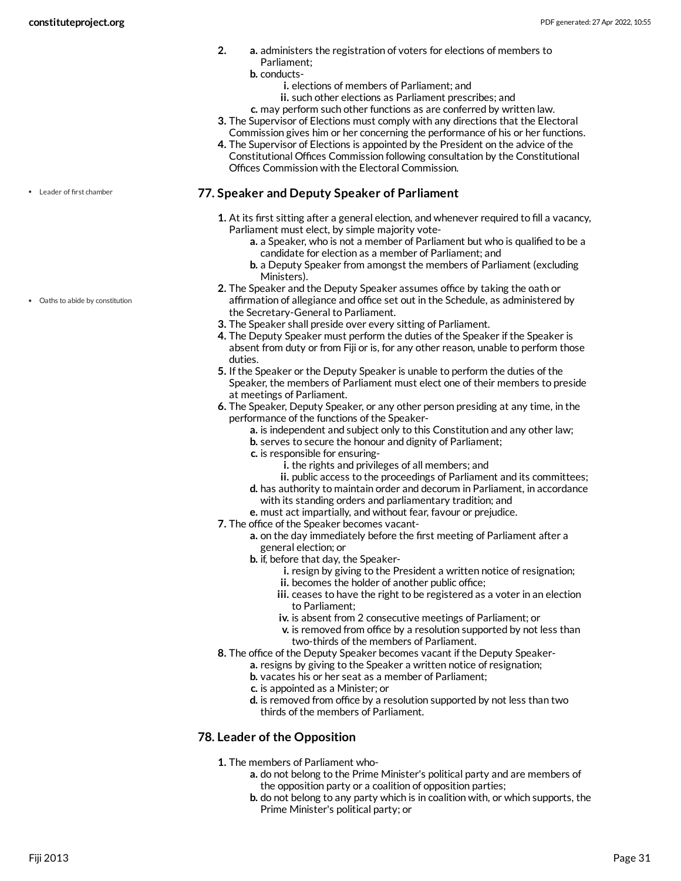2.
   - a. administers the registration of voters for elections of members to Parliament;
   - b. conducts-
     - i. elections of members of Parliament; and
     - ii. such other elections as Parliament prescribes; and
   - c. may perform such other functions as are conferred by written law.
3. The Supervisor of Elections must comply with any directions that the Electoral Commission gives him or her concerning the performance of his or her functions.
4. The Supervisor of Elections is appointed by the President on the advice of the Constitutional Offices Commission following consultation by the Constitutional Offices Commission with the Electoral Commission.

- Leader of first chamber

## 77. Speaker and Deputy Speaker of Parliament

1. At its first sitting after a general election, and whenever required to fill a vacancy, Parliament must elect, by simple majority vote-
   - a. a Speaker, who is not a member of Parliament but who is qualified to be a candidate for election as a member of Parliament; and
   - b. a Deputy Speaker from amongst the members of Parliament (excluding Ministers).
2. The Speaker and the Deputy Speaker assumes office by taking the oath or affirmation of allegiance and office set out in the Schedule, as administered by the Secretary-General to Parliament.
3. The Speaker shall preside over every sitting of Parliament.
4. The Deputy Speaker must perform the duties of the Speaker if the Speaker is absent from duty or from Fiji or is, for any other reason, unable to perform those duties.
5. If the Speaker or the Deputy Speaker is unable to perform the duties of the Speaker, the members of Parliament must elect one of their members to preside at meetings of Parliament.
6. The Speaker, Deputy Speaker, or any other person presiding at any time, in the performance of the functions of the Speaker-
   - a. is independent and subject only to this Constitution and any other law;
   - b. serves to secure the honour and dignity of Parliament;
   - c. is responsible for ensuring-
     - i. the rights and privileges of all members; and
     - ii. public access to the proceedings of Parliament and its committees;
   - d. has authority to maintain order and decorum in Parliament, in accordance with its standing orders and parliamentary tradition; and
   - e. must act impartially, and without fear, favour or prejudice.
7. The office of the Speaker becomes vacant-
   - a. on the day immediately before the first meeting of Parliament after a general election; or
   - b. if, before that day, the Speaker-
     - i. resign by giving to the President a written notice of resignation;
     - ii. becomes the holder of another public office;
     - iii. ceases to have the right to be registered as a voter in an election to Parliament;
     - iv. is absent from 2 consecutive meetings of Parliament; or
     - v. is removed from office by a resolution supported by not less than two-thirds of the members of Parliament.
8. The office of the Deputy Speaker becomes vacant if the Deputy Speaker-
   - a. resigns by giving to the Speaker a written notice of resignation;
   - b. vacates his or her seat as a member of Parliament;
   - c. is appointed as a Minister; or
   - d. is removed from office by a resolution supported by not less than two thirds of the members of Parliament.

- Oaths to abide by constitution

## 78. Leader of the Opposition

1. The members of Parliament who-
   - a. do not belong to the Prime Minister's political party and are members of the opposition party or a coalition of opposition parties;
   - b. do not belong to any party which is in coalition with, or which supports, the Prime Minister's political party; or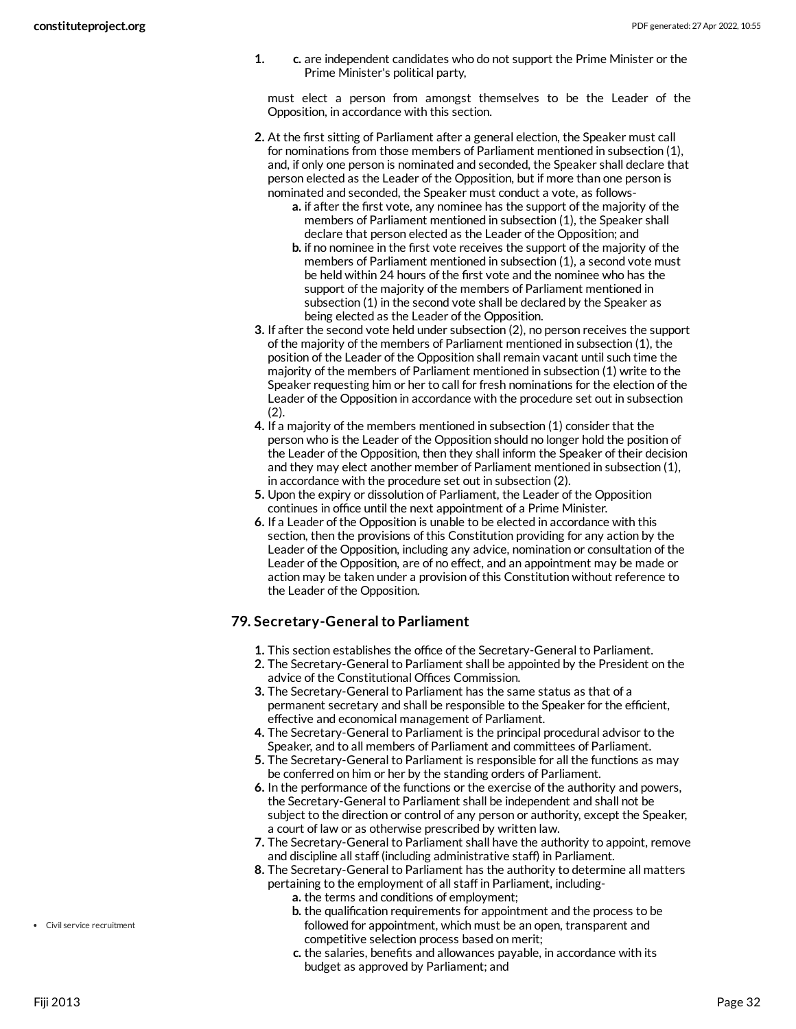1. c. are independent candidates who do not support the Prime Minister or the Prime Minister's political party,

   must elect a person from amongst themselves to be the Leader of the Opposition, in accordance with this section.

2. At the first sitting of Parliament after a general election, the Speaker must call for nominations from those members of Parliament mentioned in subsection (1), and, if only one person is nominated and seconded, the Speaker shall declare that person elected as the Leader of the Opposition, but if more than one person is nominated and seconded, the Speaker must conduct a vote, as follows-
   a. if after the first vote, any nominee has the support of the majority of the members of Parliament mentioned in subsection (1), the Speaker shall declare that person elected as the Leader of the Opposition; and
   b. if no nominee in the first vote receives the support of the majority of the members of Parliament mentioned in subsection (1), a second vote must be held within 24 hours of the first vote and the nominee who has the support of the majority of the members of Parliament mentioned in subsection (1) in the second vote shall be declared by the Speaker as being elected as the Leader of the Opposition.
3. If after the second vote held under subsection (2), no person receives the support of the majority of the members of Parliament mentioned in subsection (1), the position of the Leader of the Opposition shall remain vacant until such time the majority of the members of Parliament mentioned in subsection (1) write to the Speaker requesting him or her to call for fresh nominations for the election of the Leader of the Opposition in accordance with the procedure set out in subsection (2).
4. If a majority of the members mentioned in subsection (1) consider that the person who is the Leader of the Opposition should no longer hold the position of the Leader of the Opposition, then they shall inform the Speaker of their decision and they may elect another member of Parliament mentioned in subsection (1), in accordance with the procedure set out in subsection (2).
5. Upon the expiry or dissolution of Parliament, the Leader of the Opposition continues in office until the next appointment of a Prime Minister.
6. If a Leader of the Opposition is unable to be elected in accordance with this section, then the provisions of this Constitution providing for any action by the Leader of the Opposition, including any advice, nomination or consultation of the Leader of the Opposition, are of no effect, and an appointment may be made or action may be taken under a provision of this Constitution without reference to the Leader of the Opposition.

## 79. Secretary-General to Parliament

1. This section establishes the office of the Secretary-General to Parliament.
2. The Secretary-General to Parliament shall be appointed by the President on the advice of the Constitutional Offices Commission.
3. The Secretary-General to Parliament has the same status as that of a permanent secretary and shall be responsible to the Speaker for the efficient, effective and economical management of Parliament.
4. The Secretary-General to Parliament is the principal procedural advisor to the Speaker, and to all members of Parliament and committees of Parliament.
5. The Secretary-General to Parliament is responsible for all the functions as may be conferred on him or her by the standing orders of Parliament.
6. In the performance of the functions or the exercise of the authority and powers, the Secretary-General to Parliament shall be independent and shall not be subject to the direction or control of any person or authority, except the Speaker, a court of law or as otherwise prescribed by written law.
7. The Secretary-General to Parliament shall have the authority to appoint, remove and discipline all staff (including administrative staff) in Parliament.
8. The Secretary-General to Parliament has the authority to determine all matters pertaining to the employment of all staff in Parliament, including-
   a. the terms and conditions of employment;
   b. the qualification requirements for appointment and the process to be followed for appointment, which must be an open, transparent and competitive selection process based on merit;
   c. the salaries, benefits and allowances payable, in accordance with its budget as approved by Parliament; and

- Civil service recruitment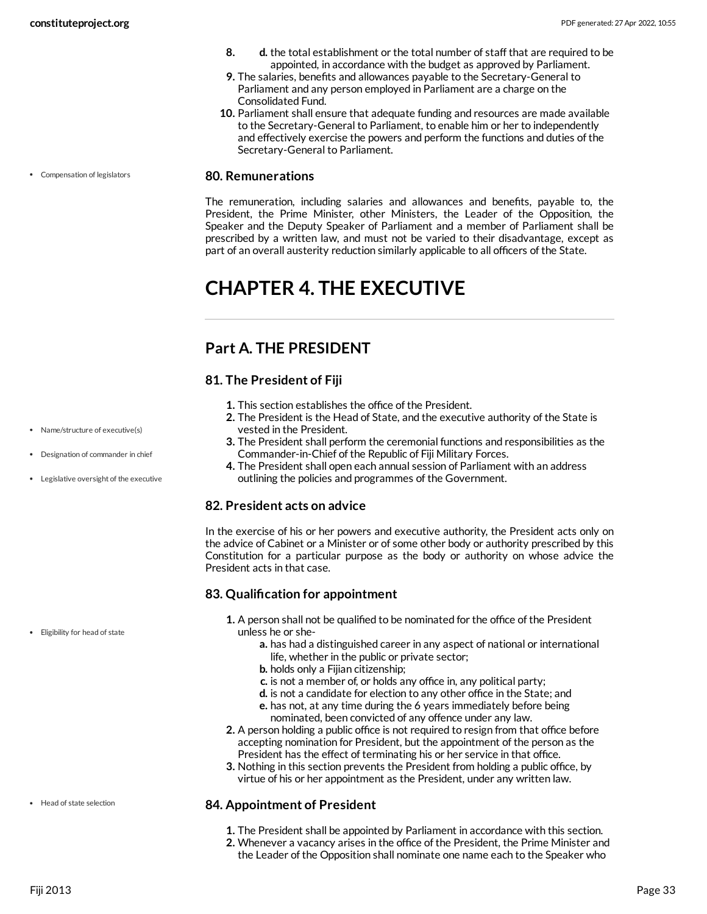8. d. the total establishment or the total number of staff that are required to be appointed, in accordance with the budget as approved by Parliament.
9. The salaries, benefits and allowances payable to the Secretary-General to Parliament and any person employed in Parliament are a charge on the Consolidated Fund.
10. Parliament shall ensure that adequate funding and resources are made available to the Secretary-General to Parliament, to enable him or her to independently and effectively exercise the powers and perform the functions and duties of the Secretary-General to Parliament.

- Compensation of legislators

### 80. Remunerations

The remuneration, including salaries and allowances and benefits, payable to, the President, the Prime Minister, other Ministers, the Leader of the Opposition, the Speaker and the Deputy Speaker of Parliament and a member of Parliament shall be prescribed by a written law, and must not be varied to their disadvantage, except as part of an overall austerity reduction similarly applicable to all officers of the State.

# CHAPTER 4. THE EXECUTIVE

## Part A. THE PRESIDENT

### 81. The President of Fiji

- Name/structure of executive(s)
- Designation of commander in chief
- Legislative oversight of the executive

1. This section establishes the office of the President.
2. The President is the Head of State, and the executive authority of the State is vested in the President.
3. The President shall perform the ceremonial functions and responsibilities as the Commander-in-Chief of the Republic of Fiji Military Forces.
4. The President shall open each annual session of Parliament with an address outlining the policies and programmes of the Government.

### 82. President acts on advice

In the exercise of his or her powers and executive authority, the President acts only on the advice of Cabinet or a Minister or of some other body or authority prescribed by this Constitution for a particular purpose as the body or authority on whose advice the President acts in that case.

### 83. Qualification for appointment

- Eligibility for head of state

1. A person shall not be qualified to be nominated for the office of the President unless he or she-
   a. has had a distinguished career in any aspect of national or international life, whether in the public or private sector;
   b. holds only a Fijian citizenship;
   c. is not a member of, or holds any office in, any political party;
   d. is not a candidate for election to any other office in the State; and
   e. has not, at any time during the 6 years immediately before being nominated, been convicted of any offence under any law.
2. A person holding a public office is not required to resign from that office before accepting nomination for President, but the appointment of the person as the President has the effect of terminating his or her service in that office.
3. Nothing in this section prevents the President from holding a public office, by virtue of his or her appointment as the President, under any written law.

- Head of state selection

### 84. Appointment of President

1. The President shall be appointed by Parliament in accordance with this section.
2. Whenever a vacancy arises in the office of the President, the Prime Minister and the Leader of the Opposition shall nominate one name each to the Speaker who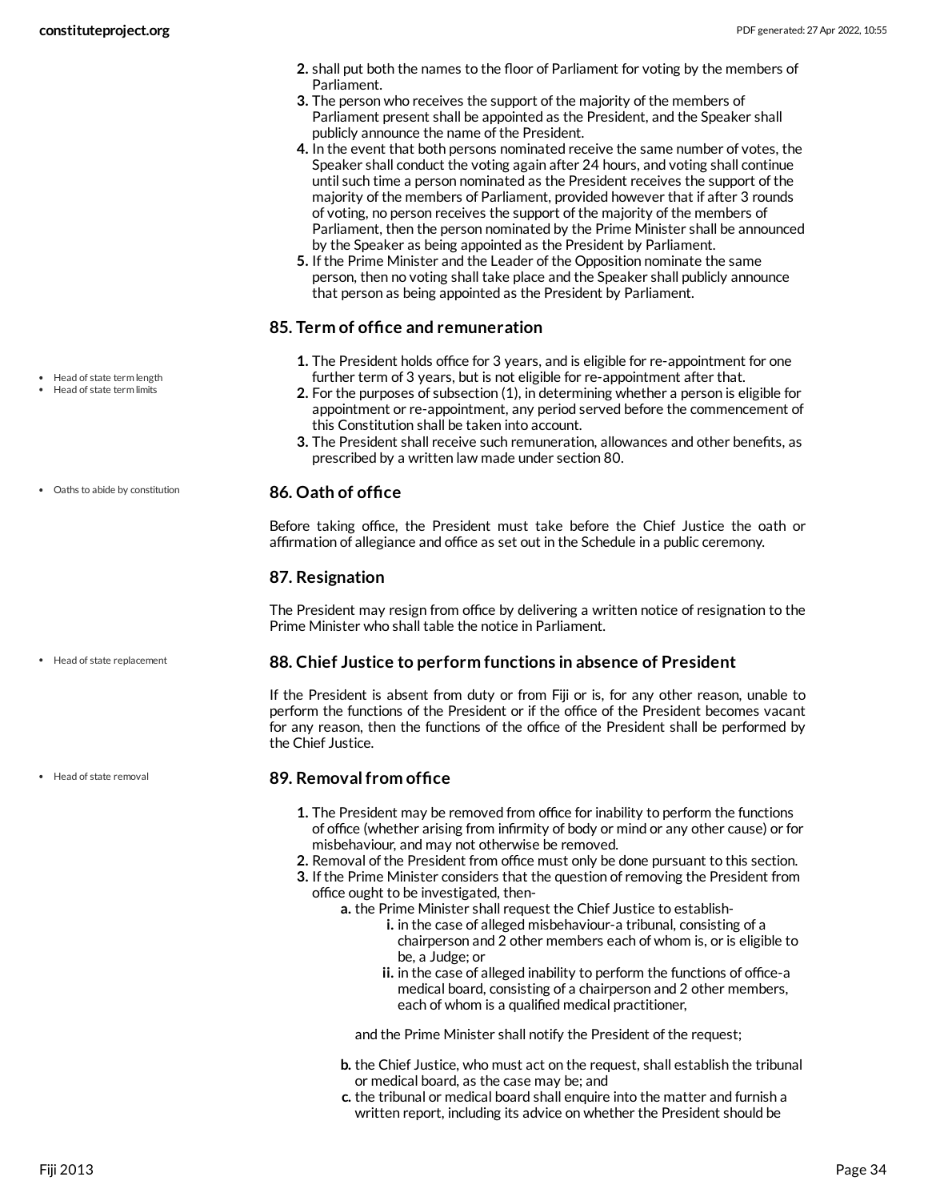2. shall put both the names to the floor of Parliament for voting by the members of Parliament.
3. The person who receives the support of the majority of the members of Parliament present shall be appointed as the President, and the Speaker shall publicly announce the name of the President.
4. In the event that both persons nominated receive the same number of votes, the Speaker shall conduct the voting again after 24 hours, and voting shall continue until such time a person nominated as the President receives the support of the majority of the members of Parliament, provided however that if after 3 rounds of voting, no person receives the support of the majority of the members of Parliament, then the person nominated by the Prime Minister shall be announced by the Speaker as being appointed as the President by Parliament.
5. If the Prime Minister and the Leader of the Opposition nominate the same person, then no voting shall take place and the Speaker shall publicly announce that person as being appointed as the President by Parliament.

### 85. Term of office and remuneration

- Head of state term length
- Head of state term limits

1. The President holds office for 3 years, and is eligible for re-appointment for one further term of 3 years, but is not eligible for re-appointment after that.
2. For the purposes of subsection (1), in determining whether a person is eligible for appointment or re-appointment, any period served before the commencement of this Constitution shall be taken into account.
3. The President shall receive such remuneration, allowances and other benefits, as prescribed by a written law made under section 80.

### 86. Oath of office

- Oaths to abide by constitution

Before taking office, the President must take before the Chief Justice the oath or affirmation of allegiance and office as set out in the Schedule in a public ceremony.

### 87. Resignation

The President may resign from office by delivering a written notice of resignation to the Prime Minister who shall table the notice in Parliament.

### 88. Chief Justice to perform functions in absence of President

- Head of state replacement

If the President is absent from duty or from Fiji or is, for any other reason, unable to perform the functions of the President or if the office of the President becomes vacant for any reason, then the functions of the office of the President shall be performed by the Chief Justice.

### 89. Removal from office

- Head of state removal

1. The President may be removed from office for inability to perform the functions of office (whether arising from infirmity of body or mind or any other cause) or for misbehaviour, and may not otherwise be removed.
2. Removal of the President from office must only be done pursuant to this section.
3. If the Prime Minister considers that the question of removing the President from office ought to be investigated, then-
    a. the Prime Minister shall request the Chief Justice to establish-
        i. in the case of alleged misbehaviour-a tribunal, consisting of a chairperson and 2 other members each of whom is, or is eligible to be, a Judge; or
        ii. in the case of alleged inability to perform the functions of office-a medical board, consisting of a chairperson and 2 other members, each of whom is a qualified medical practitioner,

    and the Prime Minister shall notify the President of the request;

    b. the Chief Justice, who must act on the request, shall establish the tribunal or medical board, as the case may be; and
    c. the tribunal or medical board shall enquire into the matter and furnish a written report, including its advice on whether the President should be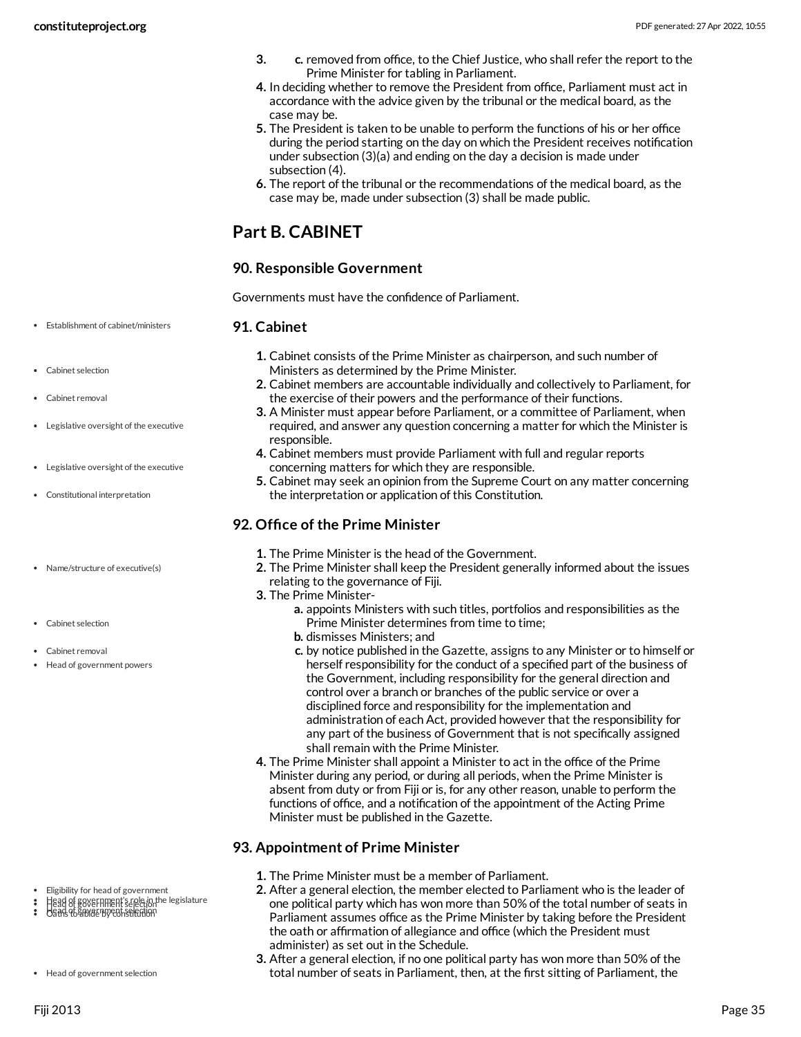3. c. removed from office, to the Chief Justice, who shall refer the report to the Prime Minister for tabling in Parliament.
4. In deciding whether to remove the President from office, Parliament must act in accordance with the advice given by the tribunal or the medical board, as the case may be.
5. The President is taken to be unable to perform the functions of his or her office during the period starting on the day on which the President receives notification under subsection (3)(a) and ending on the day a decision is made under subsection (4).
6. The report of the tribunal or the recommendations of the medical board, as the case may be, made under subsection (3) shall be made public.

## Part B. CABINET

### 90. Responsible Government

Governments must have the confidence of Parliament.

### 91. Cabinet

1. Cabinet consists of the Prime Minister as chairperson, and such number of Ministers as determined by the Prime Minister.
2. Cabinet members are accountable individually and collectively to Parliament, for the exercise of their powers and the performance of their functions.
3. A Minister must appear before Parliament, or a committee of Parliament, when required, and answer any question concerning a matter for which the Minister is responsible.
4. Cabinet members must provide Parliament with full and regular reports concerning matters for which they are responsible.
5. Cabinet may seek an opinion from the Supreme Court on any matter concerning the interpretation or application of this Constitution.

### 92. Office of the Prime Minister

1. The Prime Minister is the head of the Government.
2. The Prime Minister shall keep the President generally informed about the issues relating to the governance of Fiji.
3. The Prime Minister-
   a. appoints Ministers with such titles, portfolios and responsibilities as the Prime Minister determines from time to time;
   b. dismisses Ministers; and
   c. by notice published in the Gazette, assigns to any Minister or to himself or herself responsibility for the conduct of a specified part of the business of the Government, including responsibility for the general direction and control over a branch or branches of the public service or over a disciplined force and responsibility for the implementation and administration of each Act, provided however that the responsibility for any part of the business of Government that is not specifically assigned shall remain with the Prime Minister.
4. The Prime Minister shall appoint a Minister to act in the office of the Prime Minister during any period, or during all periods, when the Prime Minister is absent from duty or from Fiji or is, for any other reason, unable to perform the functions of office, and a notification of the appointment of the Acting Prime Minister must be published in the Gazette.

### 93. Appointment of Prime Minister

1. The Prime Minister must be a member of Parliament.
2. After a general election, the member elected to Parliament who is the leader of one political party which has won more than 50% of the total number of seats in Parliament assumes office as the Prime Minister by taking before the President the oath or affirmation of allegiance and office (which the President must administer) as set out in the Schedule.
3. After a general election, if no one political party has won more than 50% of the total number of seats in Parliament, then, at the first sitting of Parliament, the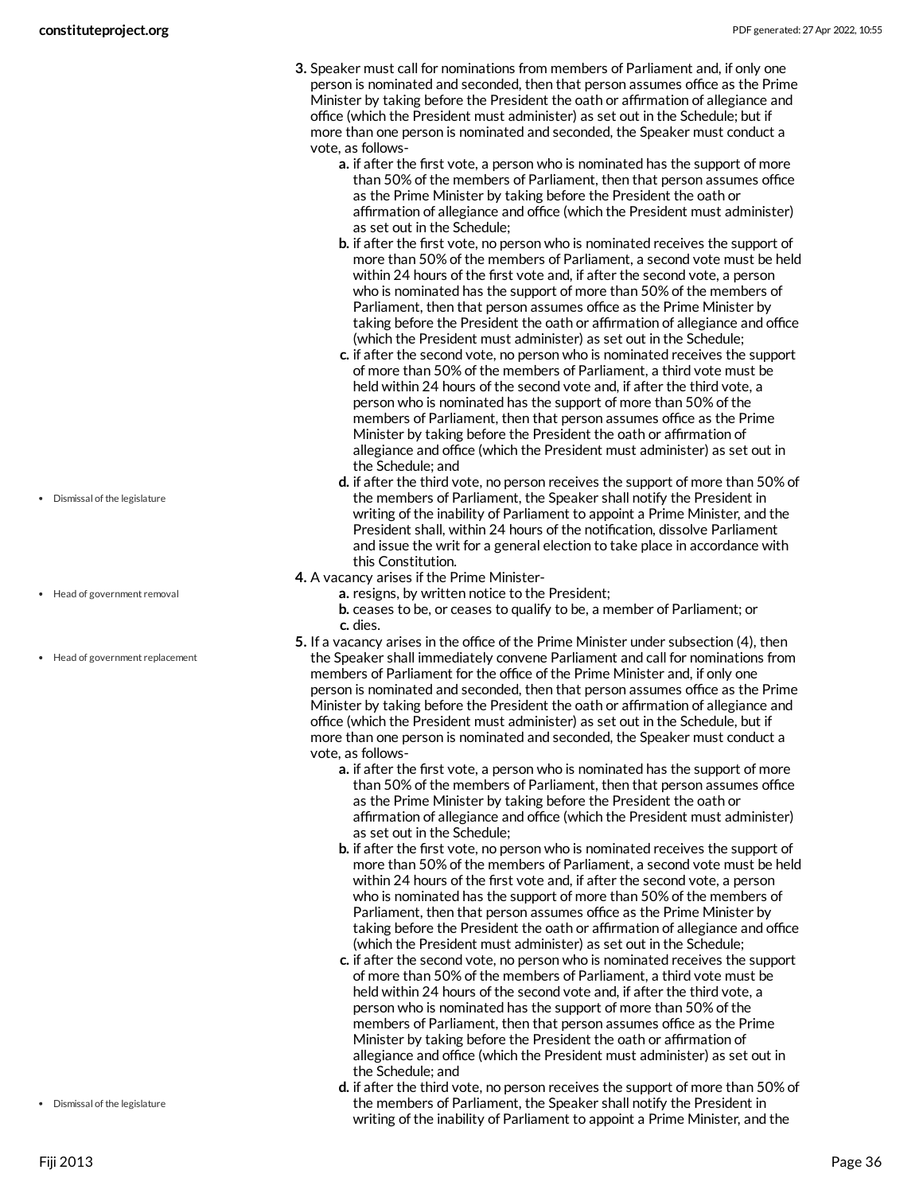3. Speaker must call for nominations from members of Parliament and, if only one person is nominated and seconded, then that person assumes office as the Prime Minister by taking before the President the oath or affirmation of allegiance and office (which the President must administer) as set out in the Schedule; but if more than one person is nominated and seconded, the Speaker must conduct a vote, as follows-
   - a. if after the first vote, a person who is nominated has the support of more than 50% of the members of Parliament, then that person assumes office as the Prime Minister by taking before the President the oath or affirmation of allegiance and office (which the President must administer) as set out in the Schedule;
   - b. if after the first vote, no person who is nominated receives the support of more than 50% of the members of Parliament, a second vote must be held within 24 hours of the first vote and, if after the second vote, a person who is nominated has the support of more than 50% of the members of Parliament, then that person assumes office as the Prime Minister by taking before the President the oath or affirmation of allegiance and office (which the President must administer) as set out in the Schedule;
   - c. if after the second vote, no person who is nominated receives the support of more than 50% of the members of Parliament, a third vote must be held within 24 hours of the second vote and, if after the third vote, a person who is nominated has the support of more than 50% of the members of Parliament, then that person assumes office as the Prime Minister by taking before the President the oath or affirmation of allegiance and office (which the President must administer) as set out in the Schedule; and
   - d. if after the third vote, no person receives the support of more than 50% of the members of Parliament, the Speaker shall notify the President in writing of the inability of Parliament to appoint a Prime Minister, and the President shall, within 24 hours of the notification, dissolve Parliament and issue the writ for a general election to take place in accordance with this Constitution.

- Dismissal of the legislature

4. A vacancy arises if the Prime Minister-
   - a. resigns, by written notice to the President;
   - b. ceases to be, or ceases to qualify to be, a member of Parliament; or
   - c. dies.

- Head of government removal
- Head of government replacement

5. If a vacancy arises in the office of the Prime Minister under subsection (4), then the Speaker shall immediately convene Parliament and call for nominations from members of Parliament for the office of the Prime Minister and, if only one person is nominated and seconded, then that person assumes office as the Prime Minister by taking before the President the oath or affirmation of allegiance and office (which the President must administer) as set out in the Schedule, but if more than one person is nominated and seconded, the Speaker must conduct a vote, as follows-
   - a. if after the first vote, a person who is nominated has the support of more than 50% of the members of Parliament, then that person assumes office as the Prime Minister by taking before the President the oath or affirmation of allegiance and office (which the President must administer) as set out in the Schedule;
   - b. if after the first vote, no person who is nominated receives the support of more than 50% of the members of Parliament, a second vote must be held within 24 hours of the first vote and, if after the second vote, a person who is nominated has the support of more than 50% of the members of Parliament, then that person assumes office as the Prime Minister by taking before the President the oath or affirmation of allegiance and office (which the President must administer) as set out in the Schedule;
   - c. if after the second vote, no person who is nominated receives the support of more than 50% of the members of Parliament, a third vote must be held within 24 hours of the second vote and, if after the third vote, a person who is nominated has the support of more than 50% of the members of Parliament, then that person assumes office as the Prime Minister by taking before the President the oath or affirmation of allegiance and office (which the President must administer) as set out in the Schedule; and
   - d. if after the third vote, no person receives the support of more than 50% of the members of Parliament, the Speaker shall notify the President in writing of the inability of Parliament to appoint a Prime Minister, and the

- Dismissal of the legislature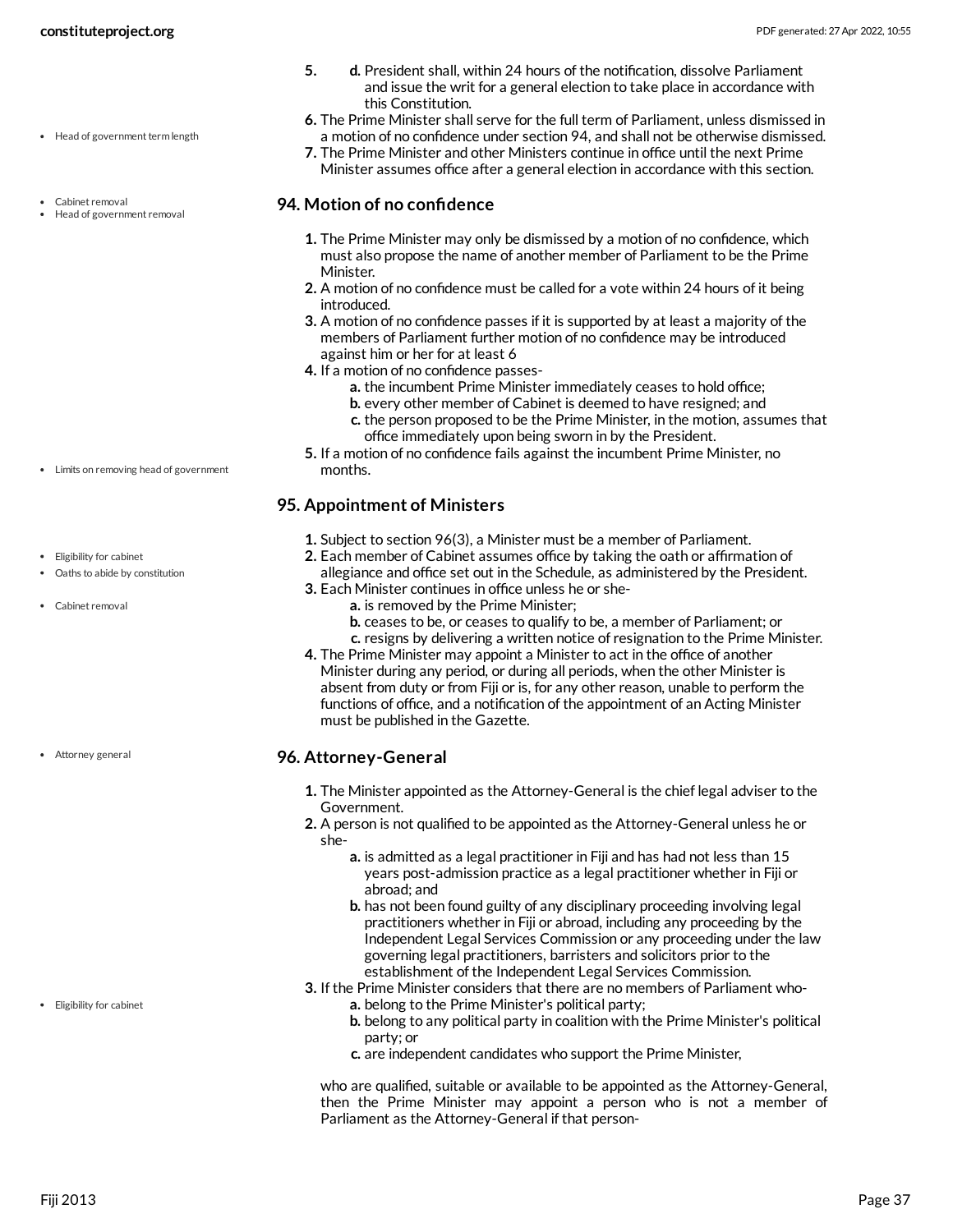5. d. President shall, within 24 hours of the notification, dissolve Parliament and issue the writ for a general election to take place in accordance with this Constitution.
6. The Prime Minister shall serve for the full term of Parliament, unless dismissed in a motion of no confidence under section 94, and shall not be otherwise dismissed.
7. The Prime Minister and other Ministers continue in office until the next Prime Minister assumes office after a general election in accordance with this section.

## 94. Motion of no confidence

1. The Prime Minister may only be dismissed by a motion of no confidence, which must also propose the name of another member of Parliament to be the Prime Minister.
2. A motion of no confidence must be called for a vote within 24 hours of it being introduced.
3. A motion of no confidence passes if it is supported by at least a majority of the members of Parliament further motion of no confidence may be introduced against him or her for at least 6
4. If a motion of no confidence passes-
   a. the incumbent Prime Minister immediately ceases to hold office;
   b. every other member of Cabinet is deemed to have resigned; and
   c. the person proposed to be the Prime Minister, in the motion, assumes that office immediately upon being sworn in by the President.
5. If a motion of no confidence fails against the incumbent Prime Minister, no months.

## 95. Appointment of Ministers

1. Subject to section 96(3), a Minister must be a member of Parliament.
2. Each member of Cabinet assumes office by taking the oath or affirmation of allegiance and office set out in the Schedule, as administered by the President.
3. Each Minister continues in office unless he or she-
   a. is removed by the Prime Minister;
   b. ceases to be, or ceases to qualify to be, a member of Parliament; or
   c. resigns by delivering a written notice of resignation to the Prime Minister.
4. The Prime Minister may appoint a Minister to act in the office of another Minister during any period, or during all periods, when the other Minister is absent from duty or from Fiji or is, for any other reason, unable to perform the functions of office, and a notification of the appointment of an Acting Minister must be published in the Gazette.

## 96. Attorney-General

1. The Minister appointed as the Attorney-General is the chief legal adviser to the Government.
2. A person is not qualified to be appointed as the Attorney-General unless he or she-
   a. is admitted as a legal practitioner in Fiji and has had not less than 15 years post-admission practice as a legal practitioner whether in Fiji or abroad; and
   b. has not been found guilty of any disciplinary proceeding involving legal practitioners whether in Fiji or abroad, including any proceeding by the Independent Legal Services Commission or any proceeding under the law governing legal practitioners, barristers and solicitors prior to the establishment of the Independent Legal Services Commission.
3. If the Prime Minister considers that there are no members of Parliament who-
   a. belong to the Prime Minister's political party;
   b. belong to any political party in coalition with the Prime Minister's political party; or
   c. are independent candidates who support the Prime Minister,

   who are qualified, suitable or available to be appointed as the Attorney-General, then the Prime Minister may appoint a person who is not a member of Parliament as the Attorney-General if that person-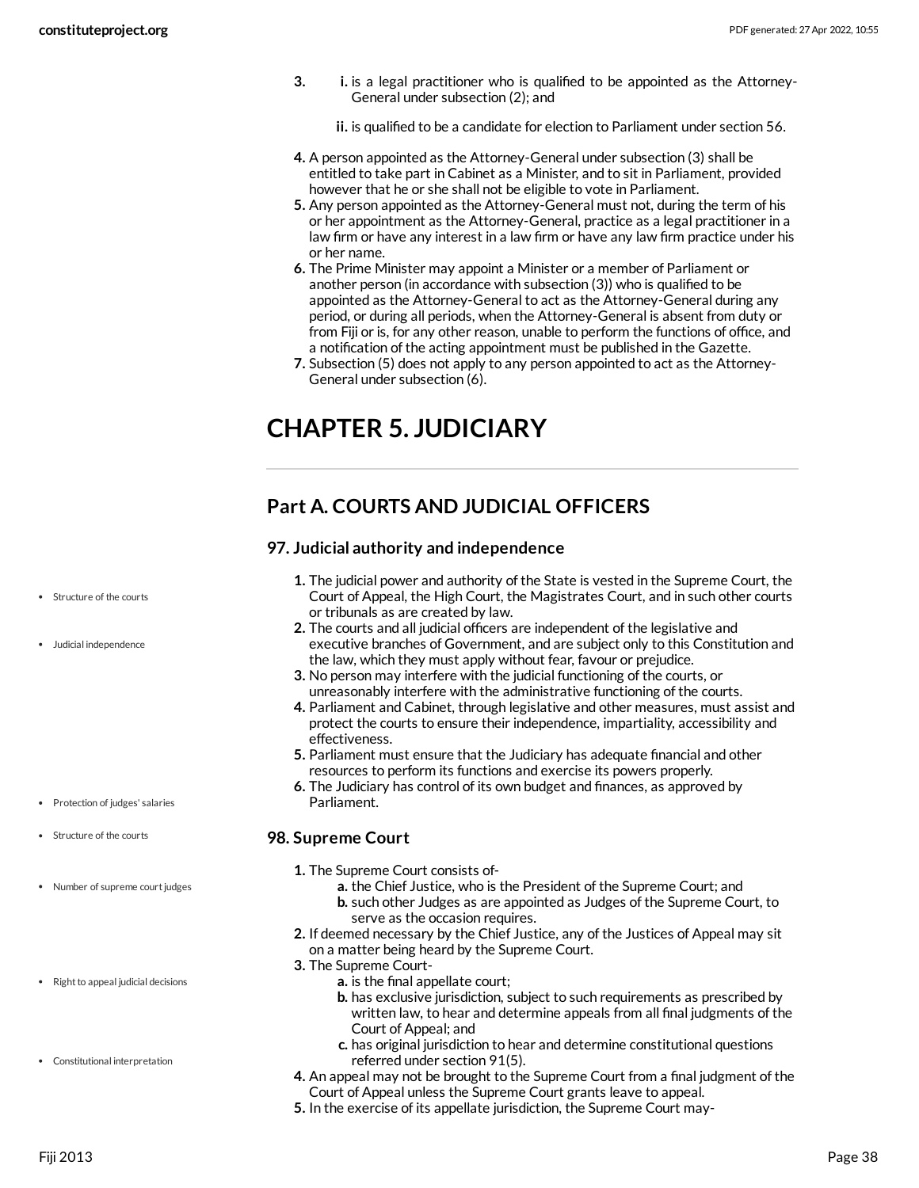3. i. is a legal practitioner who is qualified to be appointed as the Attorney-General under subsection (2); and

   ii. is qualified to be a candidate for election to Parliament under section 56.

4. A person appointed as the Attorney-General under subsection (3) shall be entitled to take part in Cabinet as a Minister, and to sit in Parliament, provided however that he or she shall not be eligible to vote in Parliament.
5. Any person appointed as the Attorney-General must not, during the term of his or her appointment as the Attorney-General, practice as a legal practitioner in a law firm or have any interest in a law firm or have any law firm practice under his or her name.
6. The Prime Minister may appoint a Minister or a member of Parliament or another person (in accordance with subsection (3)) who is qualified to be appointed as the Attorney-General to act as the Attorney-General during any period, or during all periods, when the Attorney-General is absent from duty or from Fiji or is, for any other reason, unable to perform the functions of office, and a notification of the acting appointment must be published in the Gazette.
7. Subsection (5) does not apply to any person appointed to act as the Attorney-General under subsection (6).

# CHAPTER 5. JUDICIARY

## Part A. COURTS AND JUDICIAL OFFICERS

### 97. Judicial authority and independence

- Structure of the courts
- Judicial independence

1. The judicial power and authority of the State is vested in the Supreme Court, the Court of Appeal, the High Court, the Magistrates Court, and in such other courts or tribunals as are created by law.
2. The courts and all judicial officers are independent of the legislative and executive branches of Government, and are subject only to this Constitution and the law, which they must apply without fear, favour or prejudice.
3. No person may interfere with the judicial functioning of the courts, or unreasonably interfere with the administrative functioning of the courts.
4. Parliament and Cabinet, through legislative and other measures, must assist and protect the courts to ensure their independence, impartiality, accessibility and effectiveness.
5. Parliament must ensure that the Judiciary has adequate financial and other resources to perform its functions and exercise its powers properly.
6. The Judiciary has control of its own budget and finances, as approved by Parliament.

- Protection of judges' salaries

### 98. Supreme Court

- Structure of the courts
- Number of supreme court judges
- Right to appeal judicial decisions
- Constitutional interpretation

1. The Supreme Court consists of-
   a. the Chief Justice, who is the President of the Supreme Court; and
   b. such other Judges as are appointed as Judges of the Supreme Court, to serve as the occasion requires.
2. If deemed necessary by the Chief Justice, any of the Justices of Appeal may sit on a matter being heard by the Supreme Court.
3. The Supreme Court-
   a. is the final appellate court;
   b. has exclusive jurisdiction, subject to such requirements as prescribed by written law, to hear and determine appeals from all final judgments of the Court of Appeal; and
   c. has original jurisdiction to hear and determine constitutional questions referred under section 91(5).
4. An appeal may not be brought to the Supreme Court from a final judgment of the Court of Appeal unless the Supreme Court grants leave to appeal.
5. In the exercise of its appellate jurisdiction, the Supreme Court may-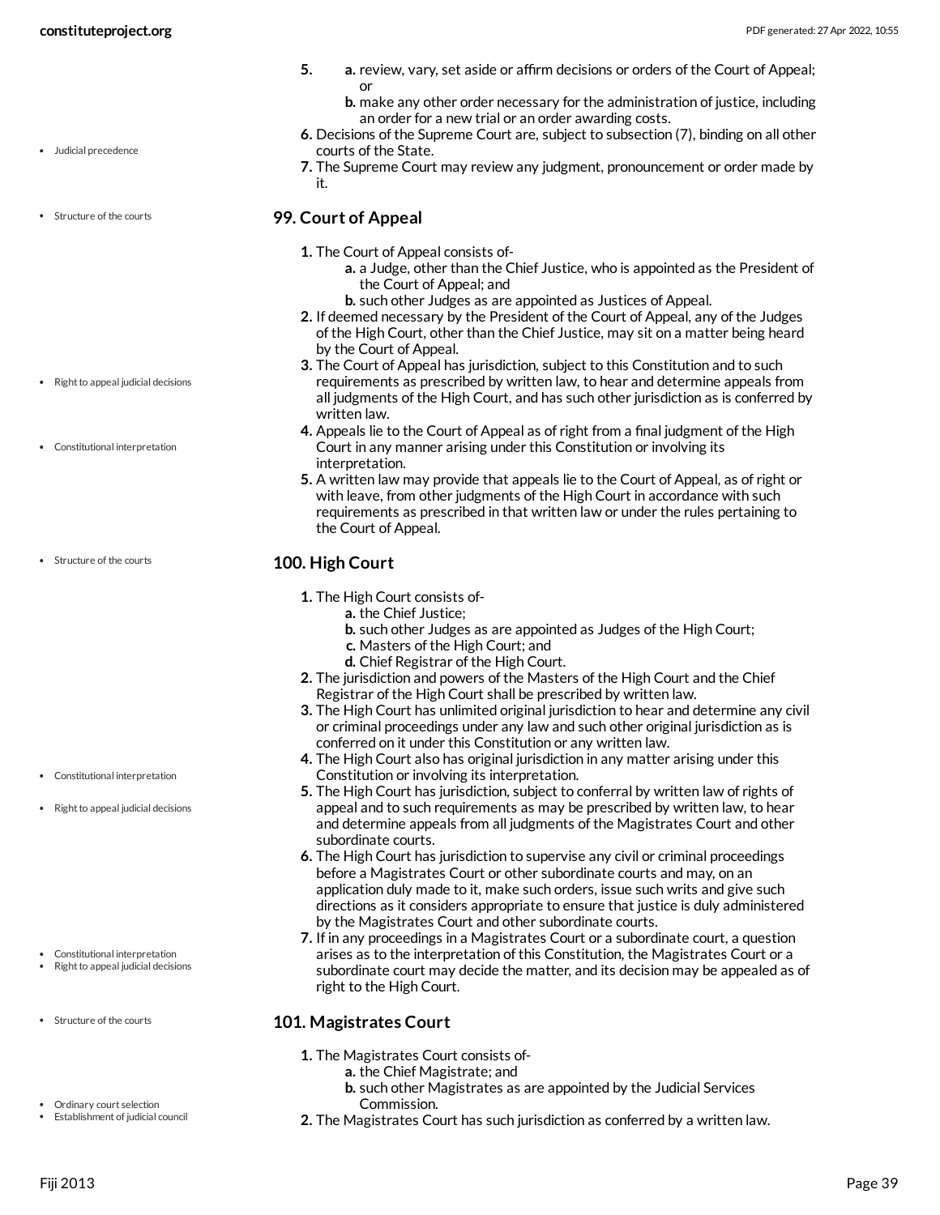5. 
    a. review, vary, set aside or affirm decisions or orders of the Court of Appeal; or
    b. make any other order necessary for the administration of justice, including an order for a new trial or an order awarding costs.
6. Decisions of the Supreme Court are, subject to subsection (7), binding on all other courts of the State.
7. The Supreme Court may review any judgment, pronouncement or order made by it.

## 99. Court of Appeal

1. The Court of Appeal consists of-
    a. a Judge, other than the Chief Justice, who is appointed as the President of the Court of Appeal; and
    b. such other Judges as are appointed as Justices of Appeal.
2. If deemed necessary by the President of the Court of Appeal, any of the Judges of the High Court, other than the Chief Justice, may sit on a matter being heard by the Court of Appeal.
3. The Court of Appeal has jurisdiction, subject to this Constitution and to such requirements as prescribed by written law, to hear and determine appeals from all judgments of the High Court, and has such other jurisdiction as is conferred by written law.
4. Appeals lie to the Court of Appeal as of right from a final judgment of the High Court in any manner arising under this Constitution or involving its interpretation.
5. A written law may provide that appeals lie to the Court of Appeal, as of right or with leave, from other judgments of the High Court in accordance with such requirements as prescribed in that written law or under the rules pertaining to the Court of Appeal.

## 100. High Court

1. The High Court consists of-
    a. the Chief Justice;
    b. such other Judges as are appointed as Judges of the High Court;
    c. Masters of the High Court; and
    d. Chief Registrar of the High Court.
2. The jurisdiction and powers of the Masters of the High Court and the Chief Registrar of the High Court shall be prescribed by written law.
3. The High Court has unlimited original jurisdiction to hear and determine any civil or criminal proceedings under any law and such other original jurisdiction as is conferred on it under this Constitution or any written law.
4. The High Court also has original jurisdiction in any matter arising under this Constitution or involving its interpretation.
5. The High Court has jurisdiction, subject to conferral by written law of rights of appeal and to such requirements as may be prescribed by written law, to hear and determine appeals from all judgments of the Magistrates Court and other subordinate courts.
6. The High Court has jurisdiction to supervise any civil or criminal proceedings before a Magistrates Court or other subordinate courts and may, on an application duly made to it, make such orders, issue such writs and give such directions as it considers appropriate to ensure that justice is duly administered by the Magistrates Court and other subordinate courts.
7. If in any proceedings in a Magistrates Court or a subordinate court, a question arises as to the interpretation of this Constitution, the Magistrates Court or a subordinate court may decide the matter, and its decision may be appealed as of right to the High Court.

## 101. Magistrates Court

1. The Magistrates Court consists of-
    a. the Chief Magistrate; and
    b. such other Magistrates as are appointed by the Judicial Services Commission.
2. The Magistrates Court has such jurisdiction as conferred by a written law.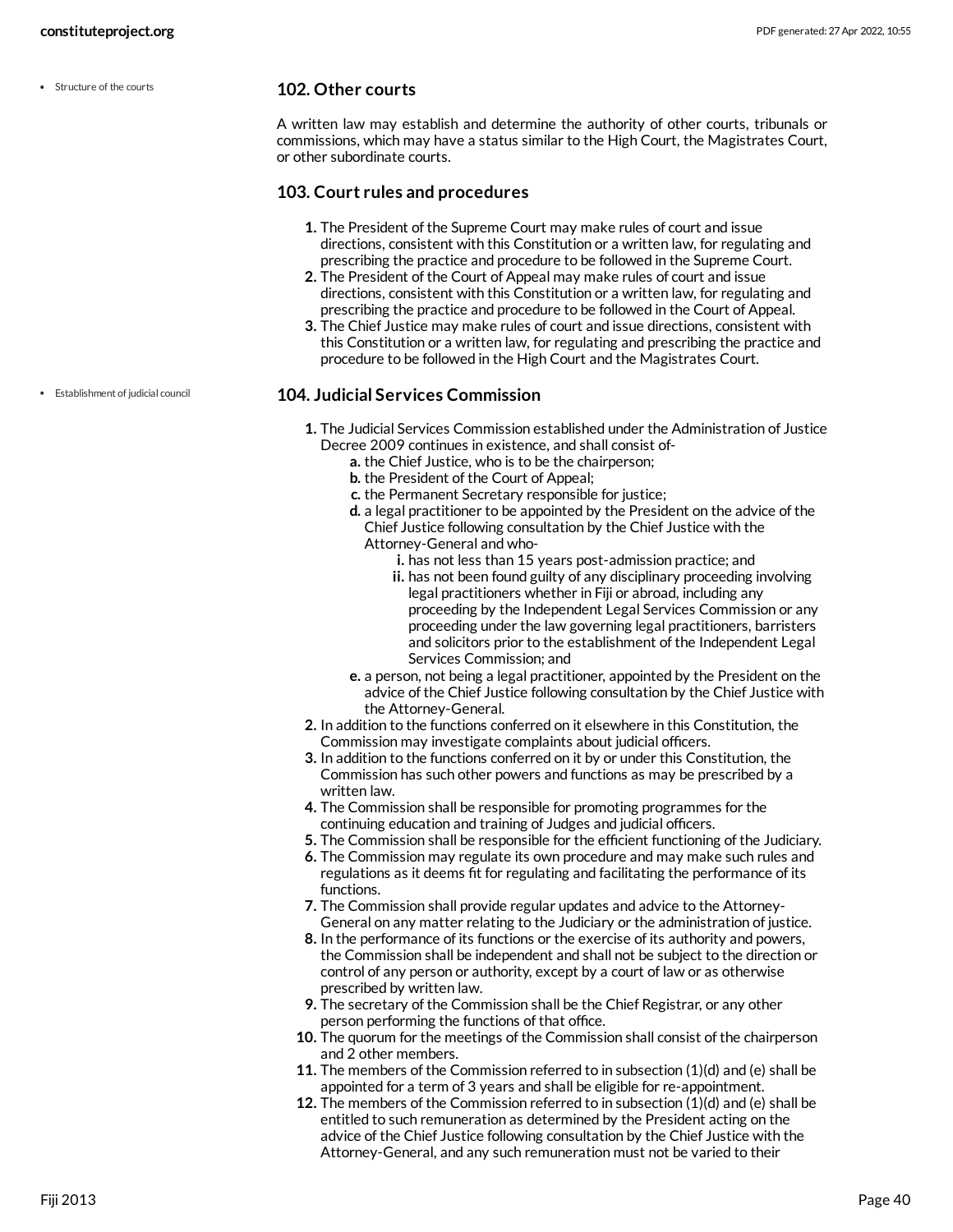- Structure of the courts

## 102. Other courts

A written law may establish and determine the authority of other courts, tribunals or commissions, which may have a status similar to the High Court, the Magistrates Court, or other subordinate courts.

## 103. Court rules and procedures

1. The President of the Supreme Court may make rules of court and issue directions, consistent with this Constitution or a written law, for regulating and prescribing the practice and procedure to be followed in the Supreme Court.
2. The President of the Court of Appeal may make rules of court and issue directions, consistent with this Constitution or a written law, for regulating and prescribing the practice and procedure to be followed in the Court of Appeal.
3. The Chief Justice may make rules of court and issue directions, consistent with this Constitution or a written law, for regulating and prescribing the practice and procedure to be followed in the High Court and the Magistrates Court.

- Establishment of judicial council

## 104. Judicial Services Commission

1. The Judicial Services Commission established under the Administration of Justice Decree 2009 continues in existence, and shall consist of-
   a. the Chief Justice, who is to be the chairperson;
   b. the President of the Court of Appeal;
   c. the Permanent Secretary responsible for justice;
   d. a legal practitioner to be appointed by the President on the advice of the Chief Justice following consultation by the Chief Justice with the Attorney-General and who-
      i. has not less than 15 years post-admission practice; and
      ii. has not been found guilty of any disciplinary proceeding involving legal practitioners whether in Fiji or abroad, including any proceeding by the Independent Legal Services Commission or any proceeding under the law governing legal practitioners, barristers and solicitors prior to the establishment of the Independent Legal Services Commission; and
   e. a person, not being a legal practitioner, appointed by the President on the advice of the Chief Justice following consultation by the Chief Justice with the Attorney-General.
2. In addition to the functions conferred on it elsewhere in this Constitution, the Commission may investigate complaints about judicial officers.
3. In addition to the functions conferred on it by or under this Constitution, the Commission has such other powers and functions as may be prescribed by a written law.
4. The Commission shall be responsible for promoting programmes for the continuing education and training of Judges and judicial officers.
5. The Commission shall be responsible for the efficient functioning of the Judiciary.
6. The Commission may regulate its own procedure and may make such rules and regulations as it deems fit for regulating and facilitating the performance of its functions.
7. The Commission shall provide regular updates and advice to the Attorney-General on any matter relating to the Judiciary or the administration of justice.
8. In the performance of its functions or the exercise of its authority and powers, the Commission shall be independent and shall not be subject to the direction or control of any person or authority, except by a court of law or as otherwise prescribed by written law.
9. The secretary of the Commission shall be the Chief Registrar, or any other person performing the functions of that office.
10. The quorum for the meetings of the Commission shall consist of the chairperson and 2 other members.
11. The members of the Commission referred to in subsection (1)(d) and (e) shall be appointed for a term of 3 years and shall be eligible for re-appointment.
12. The members of the Commission referred to in subsection (1)(d) and (e) shall be entitled to such remuneration as determined by the President acting on the advice of the Chief Justice following consultation by the Chief Justice with the Attorney-General, and any such remuneration must not be varied to their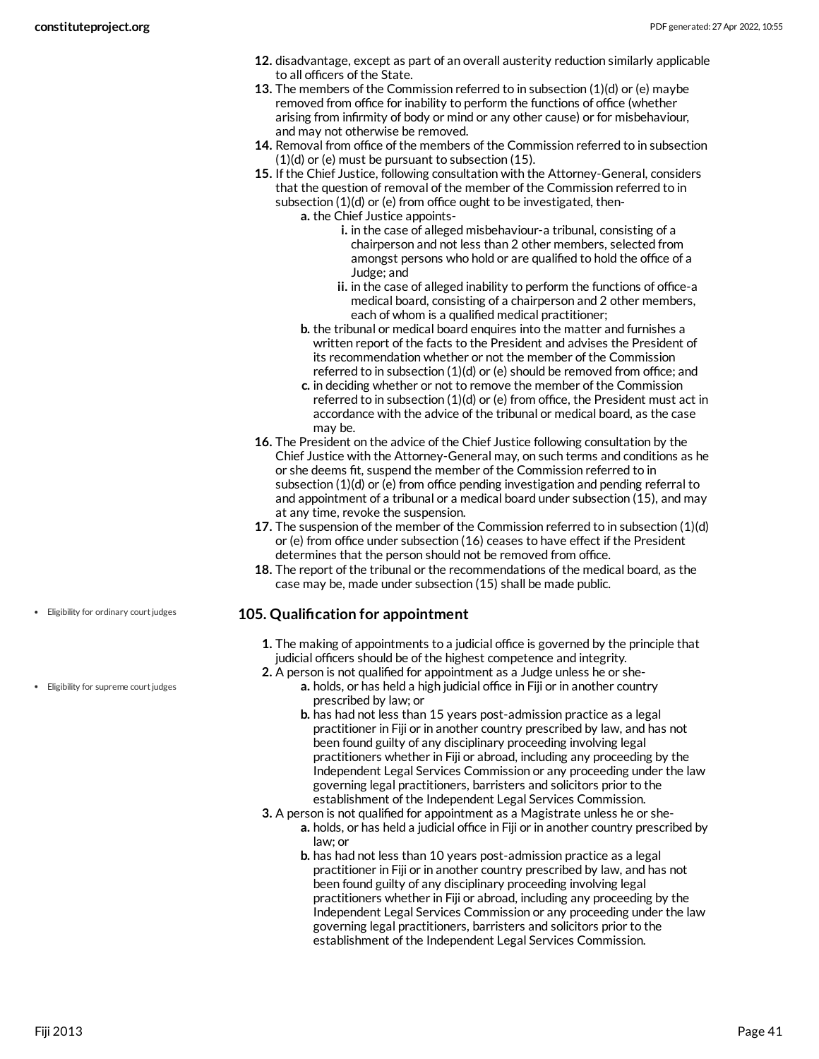12. disadvantage, except as part of an overall austerity reduction similarly applicable to all officers of the State.
13. The members of the Commission referred to in subsection (1)(d) or (e) maybe removed from office for inability to perform the functions of office (whether arising from infirmity of body or mind or any other cause) or for misbehaviour, and may not otherwise be removed.
14. Removal from office of the members of the Commission referred to in subsection (1)(d) or (e) must be pursuant to subsection (15).
15. If the Chief Justice, following consultation with the Attorney-General, considers that the question of removal of the member of the Commission referred to in subsection (1)(d) or (e) from office ought to be investigated, then-
    a. the Chief Justice appoints-
        i. in the case of alleged misbehaviour-a tribunal, consisting of a chairperson and not less than 2 other members, selected from amongst persons who hold or are qualified to hold the office of a Judge; and
        ii. in the case of alleged inability to perform the functions of office-a medical board, consisting of a chairperson and 2 other members, each of whom is a qualified medical practitioner;
    b. the tribunal or medical board enquires into the matter and furnishes a written report of the facts to the President and advises the President of its recommendation whether or not the member of the Commission referred to in subsection (1)(d) or (e) should be removed from office; and
    c. in deciding whether or not to remove the member of the Commission referred to in subsection (1)(d) or (e) from office, the President must act in accordance with the advice of the tribunal or medical board, as the case may be.
16. The President on the advice of the Chief Justice following consultation by the Chief Justice with the Attorney-General may, on such terms and conditions as he or she deems fit, suspend the member of the Commission referred to in subsection (1)(d) or (e) from office pending investigation and pending referral to and appointment of a tribunal or a medical board under subsection (15), and may at any time, revoke the suspension.
17. The suspension of the member of the Commission referred to in subsection (1)(d) or (e) from office under subsection (16) ceases to have effect if the President determines that the person should not be removed from office.
18. The report of the tribunal or the recommendations of the medical board, as the case may be, made under subsection (15) shall be made public.

- Eligibility for ordinary court judges
- Eligibility for supreme court judges

### 105. Qualification for appointment

1. The making of appointments to a judicial office is governed by the principle that judicial officers should be of the highest competence and integrity.
2. A person is not qualified for appointment as a Judge unless he or she-
    a. holds, or has held a high judicial office in Fiji or in another country prescribed by law; or
    b. has had not less than 15 years post-admission practice as a legal practitioner in Fiji or in another country prescribed by law, and has not been found guilty of any disciplinary proceeding involving legal practitioners whether in Fiji or abroad, including any proceeding by the Independent Legal Services Commission or any proceeding under the law governing legal practitioners, barristers and solicitors prior to the establishment of the Independent Legal Services Commission.
3. A person is not qualified for appointment as a Magistrate unless he or she-
    a. holds, or has held a judicial office in Fiji or in another country prescribed by law; or
    b. has had not less than 10 years post-admission practice as a legal practitioner in Fiji or in another country prescribed by law, and has not been found guilty of any disciplinary proceeding involving legal practitioners whether in Fiji or abroad, including any proceeding by the Independent Legal Services Commission or any proceeding under the law governing legal practitioners, barristers and solicitors prior to the establishment of the Independent Legal Services Commission.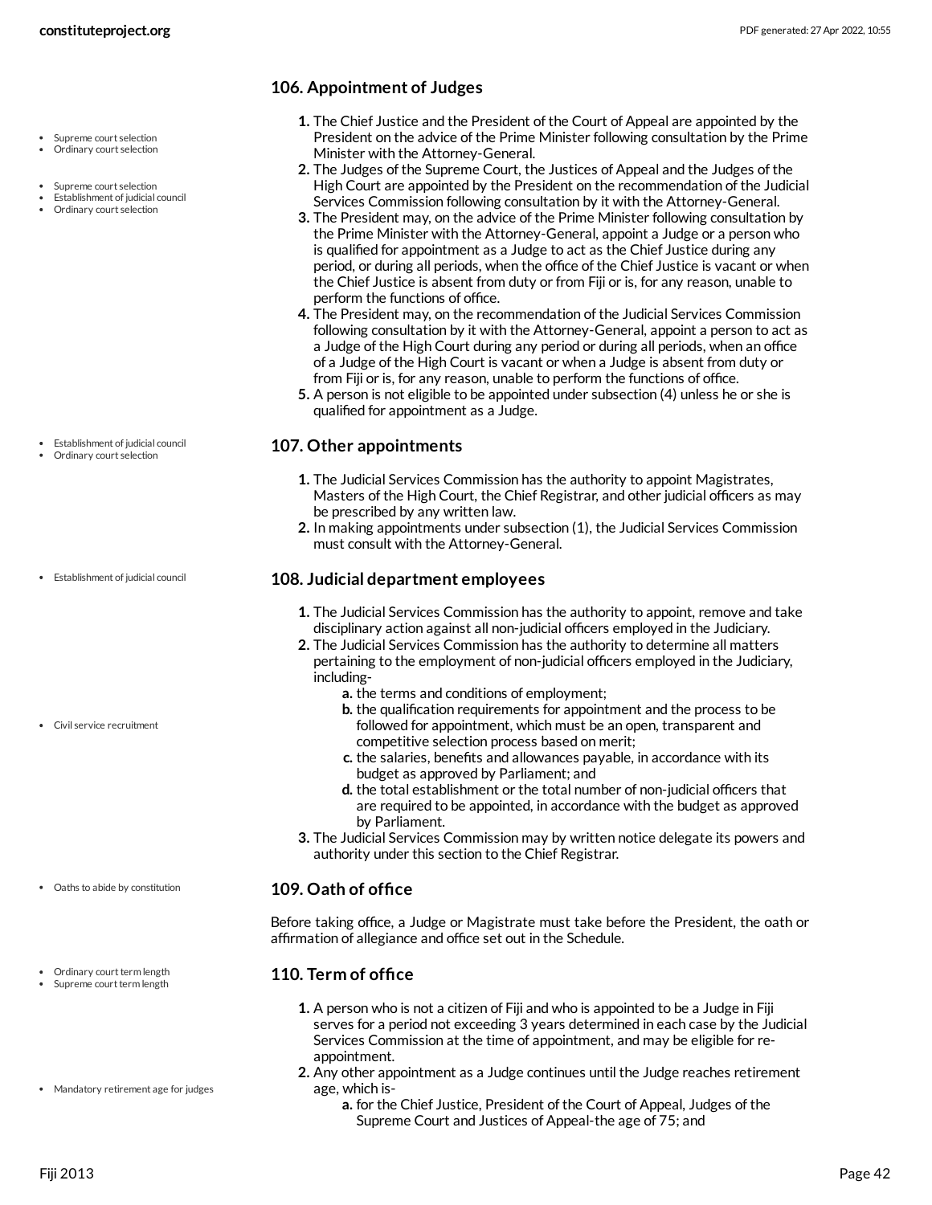### 106. Appointment of Judges

1. The Chief Justice and the President of the Court of Appeal are appointed by the President on the advice of the Prime Minister following consultation by the Prime Minister with the Attorney-General.
2. The Judges of the Supreme Court, the Justices of Appeal and the Judges of the High Court are appointed by the President on the recommendation of the Judicial Services Commission following consultation by it with the Attorney-General.
3. The President may, on the advice of the Prime Minister following consultation by the Prime Minister with the Attorney-General, appoint a Judge or a person who is qualified for appointment as a Judge to act as the Chief Justice during any period, or during all periods, when the office of the Chief Justice is vacant or when the Chief Justice is absent from duty or from Fiji or is, for any reason, unable to perform the functions of office.
4. The President may, on the recommendation of the Judicial Services Commission following consultation by it with the Attorney-General, appoint a person to act as a Judge of the High Court during any period or during all periods, when an office of a Judge of the High Court is vacant or when a Judge is absent from duty or from Fiji or is, for any reason, unable to perform the functions of office.
5. A person is not eligible to be appointed under subsection (4) unless he or she is qualified for appointment as a Judge.

### 107. Other appointments

1. The Judicial Services Commission has the authority to appoint Magistrates, Masters of the High Court, the Chief Registrar, and other judicial officers as may be prescribed by any written law.
2. In making appointments under subsection (1), the Judicial Services Commission must consult with the Attorney-General.

### 108. Judicial department employees

1. The Judicial Services Commission has the authority to appoint, remove and take disciplinary action against all non-judicial officers employed in the Judiciary.
2. The Judicial Services Commission has the authority to determine all matters pertaining to the employment of non-judicial officers employed in the Judiciary, including-
   a. the terms and conditions of employment;
   b. the qualification requirements for appointment and the process to be followed for appointment, which must be an open, transparent and competitive selection process based on merit;
   c. the salaries, benefits and allowances payable, in accordance with its budget as approved by Parliament; and
   d. the total establishment or the total number of non-judicial officers that are required to be appointed, in accordance with the budget as approved by Parliament.
3. The Judicial Services Commission may by written notice delegate its powers and authority under this section to the Chief Registrar.

### 109. Oath of office

Before taking office, a Judge or Magistrate must take before the President, the oath or affirmation of allegiance and office set out in the Schedule.

### 110. Term of office

1. A person who is not a citizen of Fiji and who is appointed to be a Judge in Fiji serves for a period not exceeding 3 years determined in each case by the Judicial Services Commission at the time of appointment, and may be eligible for re-appointment.
2. Any other appointment as a Judge continues until the Judge reaches retirement age, which is-
   a. for the Chief Justice, President of the Court of Appeal, Judges of the Supreme Court and Justices of Appeal-the age of 75; and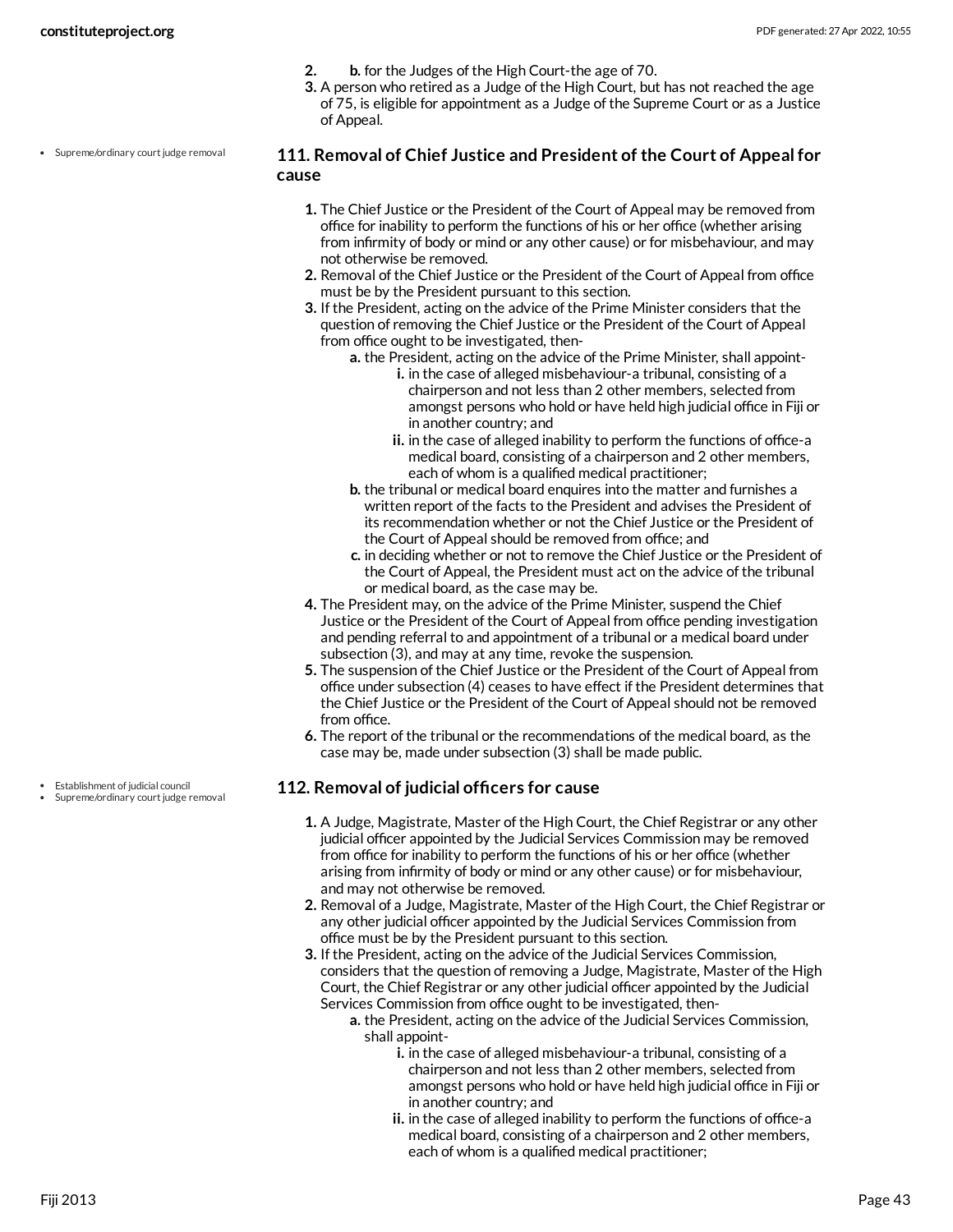2. b. for the Judges of the High Court-the age of 70.
3. A person who retired as a Judge of the High Court, but has not reached the age of 75, is eligible for appointment as a Judge of the Supreme Court or as a Justice of Appeal.

- Supreme/ordinary court judge removal

### 111. Removal of Chief Justice and President of the Court of Appeal for cause

1. The Chief Justice or the President of the Court of Appeal may be removed from office for inability to perform the functions of his or her office (whether arising from infirmity of body or mind or any other cause) or for misbehaviour, and may not otherwise be removed.
2. Removal of the Chief Justice or the President of the Court of Appeal from office must be by the President pursuant to this section.
3. If the President, acting on the advice of the Prime Minister considers that the question of removing the Chief Justice or the President of the Court of Appeal from office ought to be investigated, then-
   a. the President, acting on the advice of the Prime Minister, shall appoint-
      i. in the case of alleged misbehaviour-a tribunal, consisting of a chairperson and not less than 2 other members, selected from amongst persons who hold or have held high judicial office in Fiji or in another country; and
      ii. in the case of alleged inability to perform the functions of office-a medical board, consisting of a chairperson and 2 other members, each of whom is a qualified medical practitioner;
   b. the tribunal or medical board enquires into the matter and furnishes a written report of the facts to the President and advises the President of its recommendation whether or not the Chief Justice or the President of the Court of Appeal should be removed from office; and
   c. in deciding whether or not to remove the Chief Justice or the President of the Court of Appeal, the President must act on the advice of the tribunal or medical board, as the case may be.
4. The President may, on the advice of the Prime Minister, suspend the Chief Justice or the President of the Court of Appeal from office pending investigation and pending referral to and appointment of a tribunal or a medical board under subsection (3), and may at any time, revoke the suspension.
5. The suspension of the Chief Justice or the President of the Court of Appeal from office under subsection (4) ceases to have effect if the President determines that the Chief Justice or the President of the Court of Appeal should not be removed from office.
6. The report of the tribunal or the recommendations of the medical board, as the case may be, made under subsection (3) shall be made public.

- Establishment of judicial council
- Supreme/ordinary court judge removal

### 112. Removal of judicial officers for cause

1. A Judge, Magistrate, Master of the High Court, the Chief Registrar or any other judicial officer appointed by the Judicial Services Commission may be removed from office for inability to perform the functions of his or her office (whether arising from infirmity of body or mind or any other cause) or for misbehaviour, and may not otherwise be removed.
2. Removal of a Judge, Magistrate, Master of the High Court, the Chief Registrar or any other judicial officer appointed by the Judicial Services Commission from office must be by the President pursuant to this section.
3. If the President, acting on the advice of the Judicial Services Commission, considers that the question of removing a Judge, Magistrate, Master of the High Court, the Chief Registrar or any other judicial officer appointed by the Judicial Services Commission from office ought to be investigated, then-
   a. the President, acting on the advice of the Judicial Services Commission, shall appoint-
      i. in the case of alleged misbehaviour-a tribunal, consisting of a chairperson and not less than 2 other members, selected from amongst persons who hold or have held high judicial office in Fiji or in another country; and
      ii. in the case of alleged inability to perform the functions of office-a medical board, consisting of a chairperson and 2 other members, each of whom is a qualified medical practitioner;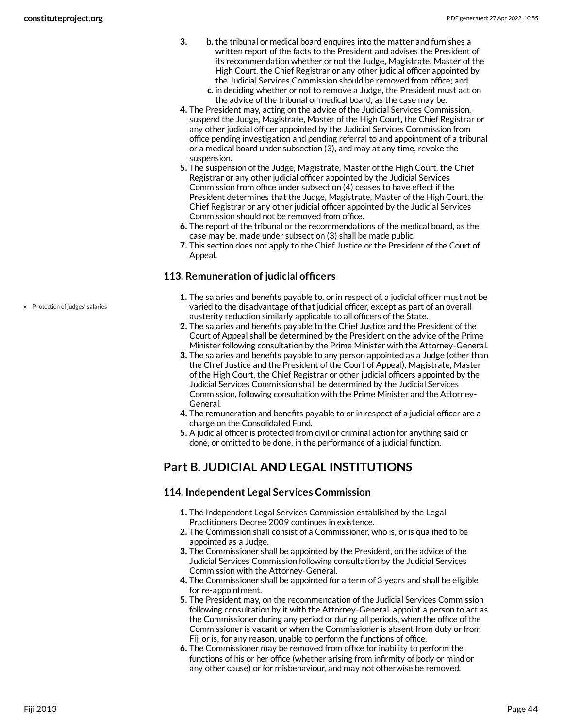3.
    b. the tribunal or medical board enquires into the matter and furnishes a written report of the facts to the President and advises the President of its recommendation whether or not the Judge, Magistrate, Master of the High Court, the Chief Registrar or any other judicial officer appointed by the Judicial Services Commission should be removed from office; and
    c. in deciding whether or not to remove a Judge, the President must act on the advice of the tribunal or medical board, as the case may be.
4. The President may, acting on the advice of the Judicial Services Commission, suspend the Judge, Magistrate, Master of the High Court, the Chief Registrar or any other judicial officer appointed by the Judicial Services Commission from office pending investigation and pending referral to and appointment of a tribunal or a medical board under subsection (3), and may at any time, revoke the suspension.
5. The suspension of the Judge, Magistrate, Master of the High Court, the Chief Registrar or any other judicial officer appointed by the Judicial Services Commission from office under subsection (4) ceases to have effect if the President determines that the Judge, Magistrate, Master of the High Court, the Chief Registrar or any other judicial officer appointed by the Judicial Services Commission should not be removed from office.
6. The report of the tribunal or the recommendations of the medical board, as the case may be, made under subsection (3) shall be made public.
7. This section does not apply to the Chief Justice or the President of the Court of Appeal.

### 113. Remuneration of judicial officers

- Protection of judges' salaries

1. The salaries and benefits payable to, or in respect of, a judicial officer must not be varied to the disadvantage of that judicial officer, except as part of an overall austerity reduction similarly applicable to all officers of the State.
2. The salaries and benefits payable to the Chief Justice and the President of the Court of Appeal shall be determined by the President on the advice of the Prime Minister following consultation by the Prime Minister with the Attorney-General.
3. The salaries and benefits payable to any person appointed as a Judge (other than the Chief Justice and the President of the Court of Appeal), Magistrate, Master of the High Court, the Chief Registrar or other judicial officers appointed by the Judicial Services Commission shall be determined by the Judicial Services Commission, following consultation with the Prime Minister and the Attorney-General.
4. The remuneration and benefits payable to or in respect of a judicial officer are a charge on the Consolidated Fund.
5. A judicial officer is protected from civil or criminal action for anything said or done, or omitted to be done, in the performance of a judicial function.

## Part B. JUDICIAL AND LEGAL INSTITUTIONS

### 114. Independent Legal Services Commission

1. The Independent Legal Services Commission established by the Legal Practitioners Decree 2009 continues in existence.
2. The Commission shall consist of a Commissioner, who is, or is qualified to be appointed as a Judge.
3. The Commissioner shall be appointed by the President, on the advice of the Judicial Services Commission following consultation by the Judicial Services Commission with the Attorney-General.
4. The Commissioner shall be appointed for a term of 3 years and shall be eligible for re-appointment.
5. The President may, on the recommendation of the Judicial Services Commission following consultation by it with the Attorney-General, appoint a person to act as the Commissioner during any period or during all periods, when the office of the Commissioner is vacant or when the Commissioner is absent from duty or from Fiji or is, for any reason, unable to perform the functions of office.
6. The Commissioner may be removed from office for inability to perform the functions of his or her office (whether arising from infirmity of body or mind or any other cause) or for misbehaviour, and may not otherwise be removed.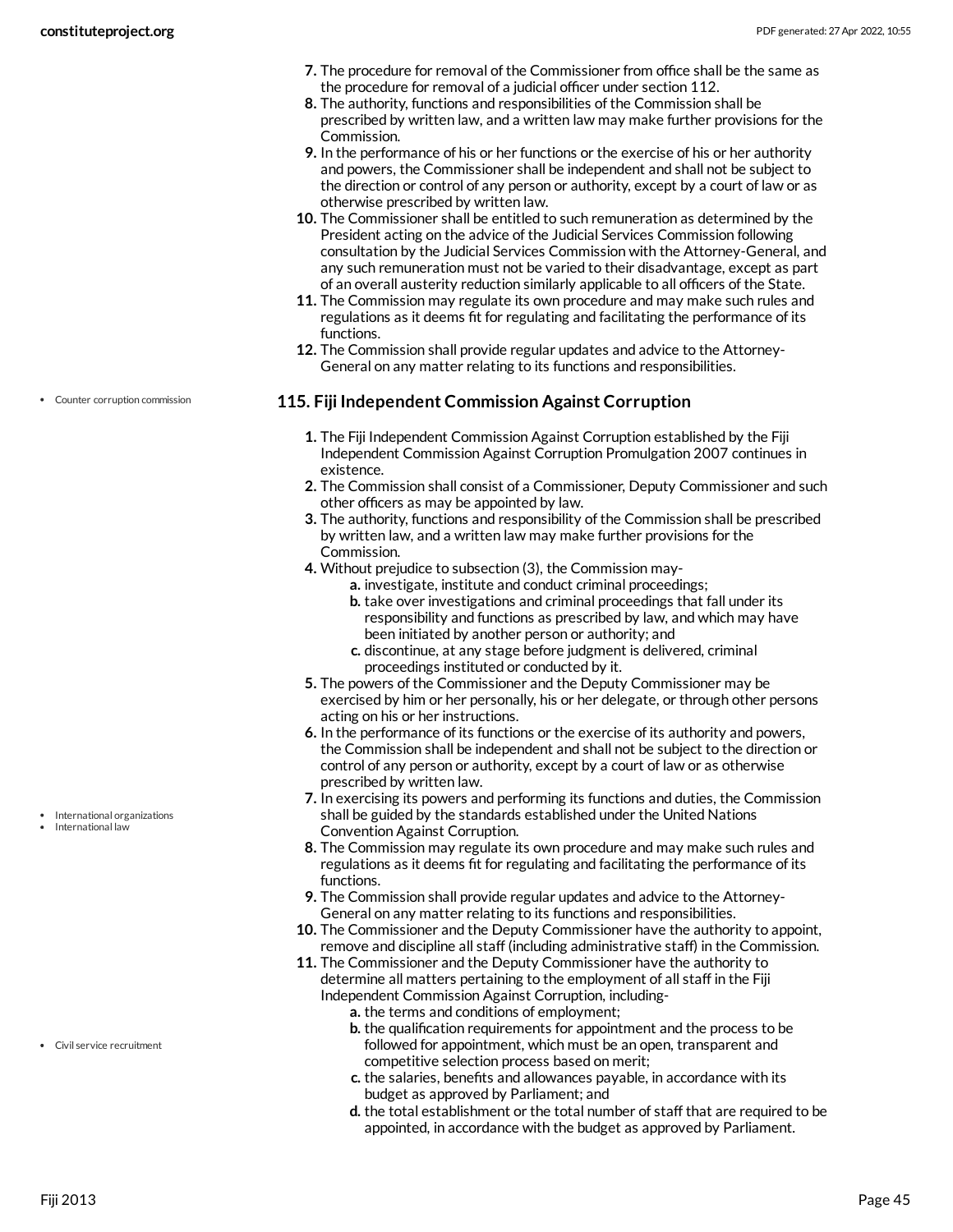7. The procedure for removal of the Commissioner from office shall be the same as the procedure for removal of a judicial officer under section 112.
8. The authority, functions and responsibilities of the Commission shall be prescribed by written law, and a written law may make further provisions for the Commission.
9. In the performance of his or her functions or the exercise of his or her authority and powers, the Commissioner shall be independent and shall not be subject to the direction or control of any person or authority, except by a court of law or as otherwise prescribed by written law.
10. The Commissioner shall be entitled to such remuneration as determined by the President acting on the advice of the Judicial Services Commission following consultation by the Judicial Services Commission with the Attorney-General, and any such remuneration must not be varied to their disadvantage, except as part of an overall austerity reduction similarly applicable to all officers of the State.
11. The Commission may regulate its own procedure and may make such rules and regulations as it deems fit for regulating and facilitating the performance of its functions.
12. The Commission shall provide regular updates and advice to the Attorney-General on any matter relating to its functions and responsibilities.

- Counter corruption commission

### 115. Fiji Independent Commission Against Corruption

1. The Fiji Independent Commission Against Corruption established by the Fiji Independent Commission Against Corruption Promulgation 2007 continues in existence.
2. The Commission shall consist of a Commissioner, Deputy Commissioner and such other officers as may be appointed by law.
3. The authority, functions and responsibility of the Commission shall be prescribed by written law, and a written law may make further provisions for the Commission.
4. Without prejudice to subsection (3), the Commission may-
   a. investigate, institute and conduct criminal proceedings;
   b. take over investigations and criminal proceedings that fall under its responsibility and functions as prescribed by law, and which may have been initiated by another person or authority; and
   c. discontinue, at any stage before judgment is delivered, criminal proceedings instituted or conducted by it.
5. The powers of the Commissioner and the Deputy Commissioner may be exercised by him or her personally, his or her delegate, or through other persons acting on his or her instructions.
6. In the performance of its functions or the exercise of its authority and powers, the Commission shall be independent and shall not be subject to the direction or control of any person or authority, except by a court of law or as otherwise prescribed by written law.
7. In exercising its powers and performing its functions and duties, the Commission shall be guided by the standards established under the United Nations Convention Against Corruption.
8. The Commission may regulate its own procedure and may make such rules and regulations as it deems fit for regulating and facilitating the performance of its functions.
9. The Commission shall provide regular updates and advice to the Attorney-General on any matter relating to its functions and responsibilities.
10. The Commissioner and the Deputy Commissioner have the authority to appoint, remove and discipline all staff (including administrative staff) in the Commission.
11. The Commissioner and the Deputy Commissioner have the authority to determine all matters pertaining to the employment of all staff in the Fiji Independent Commission Against Corruption, including-
   a. the terms and conditions of employment;
   b. the qualification requirements for appointment and the process to be followed for appointment, which must be an open, transparent and competitive selection process based on merit;
   c. the salaries, benefits and allowances payable, in accordance with its budget as approved by Parliament; and
   d. the total establishment or the total number of staff that are required to be appointed, in accordance with the budget as approved by Parliament.

- International organizations
- International law

- Civil service recruitment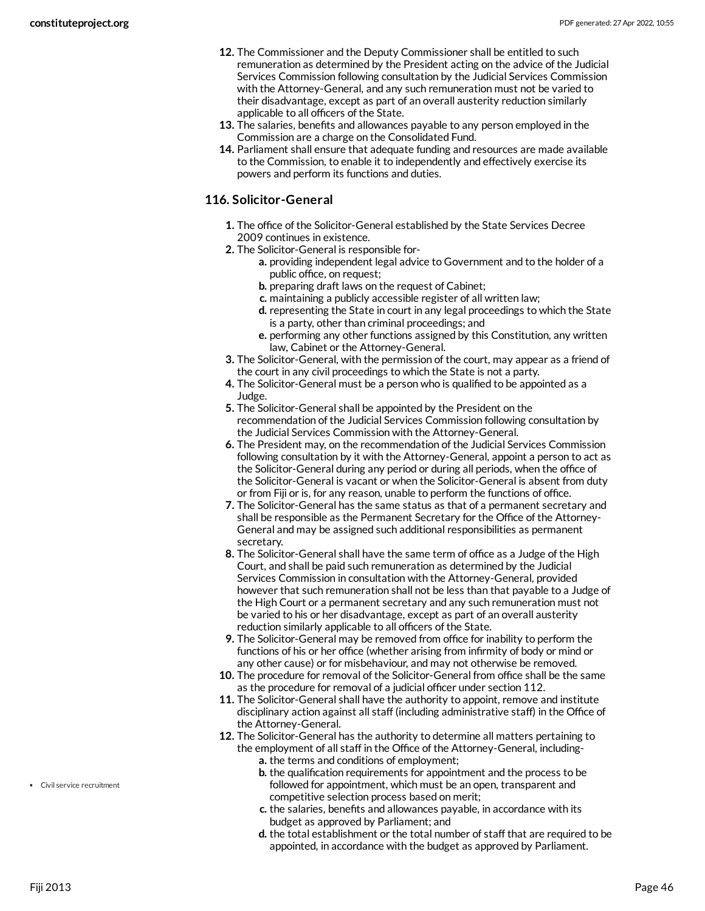12. The Commissioner and the Deputy Commissioner shall be entitled to such remuneration as determined by the President acting on the advice of the Judicial Services Commission following consultation by the Judicial Services Commission with the Attorney-General, and any such remuneration must not be varied to their disadvantage, except as part of an overall austerity reduction similarly applicable to all officers of the State.
13. The salaries, benefits and allowances payable to any person employed in the Commission are a charge on the Consolidated Fund.
14. Parliament shall ensure that adequate funding and resources are made available to the Commission, to enable it to independently and effectively exercise its powers and perform its functions and duties.

### 116. Solicitor-General

1. The office of the Solicitor-General established by the State Services Decree 2009 continues in existence.
2. The Solicitor-General is responsible for-
   a. providing independent legal advice to Government and to the holder of a public office, on request;
   b. preparing draft laws on the request of Cabinet;
   c. maintaining a publicly accessible register of all written law;
   d. representing the State in court in any legal proceedings to which the State is a party, other than criminal proceedings; and
   e. performing any other functions assigned by this Constitution, any written law, Cabinet or the Attorney-General.
3. The Solicitor-General, with the permission of the court, may appear as a friend of the court in any civil proceedings to which the State is not a party.
4. The Solicitor-General must be a person who is qualified to be appointed as a Judge.
5. The Solicitor-General shall be appointed by the President on the recommendation of the Judicial Services Commission following consultation by the Judicial Services Commission with the Attorney-General.
6. The President may, on the recommendation of the Judicial Services Commission following consultation by it with the Attorney-General, appoint a person to act as the Solicitor-General during any period or during all periods, when the office of the Solicitor-General is vacant or when the Solicitor-General is absent from duty or from Fiji or is, for any reason, unable to perform the functions of office.
7. The Solicitor-General has the same status as that of a permanent secretary and shall be responsible as the Permanent Secretary for the Office of the Attorney-General and may be assigned such additional responsibilities as permanent secretary.
8. The Solicitor-General shall have the same term of office as a Judge of the High Court, and shall be paid such remuneration as determined by the Judicial Services Commission in consultation with the Attorney-General, provided however that such remuneration shall not be less than that payable to a Judge of the High Court or a permanent secretary and any such remuneration must not be varied to his or her disadvantage, except as part of an overall austerity reduction similarly applicable to all officers of the State.
9. The Solicitor-General may be removed from office for inability to perform the functions of his or her office (whether arising from infirmity of body or mind or any other cause) or for misbehaviour, and may not otherwise be removed.
10. The procedure for removal of the Solicitor-General from office shall be the same as the procedure for removal of a judicial officer under section 112.
11. The Solicitor-General shall have the authority to appoint, remove and institute disciplinary action against all staff (including administrative staff) in the Office of the Attorney-General.
12. The Solicitor-General has the authority to determine all matters pertaining to the employment of all staff in the Office of the Attorney-General, including-
    a. the terms and conditions of employment;
    b. the qualification requirements for appointment and the process to be followed for appointment, which must be an open, transparent and competitive selection process based on merit;
    c. the salaries, benefits and allowances payable, in accordance with its budget as approved by Parliament; and
    d. the total establishment or the total number of staff that are required to be appointed, in accordance with the budget as approved by Parliament.

- Civil service recruitment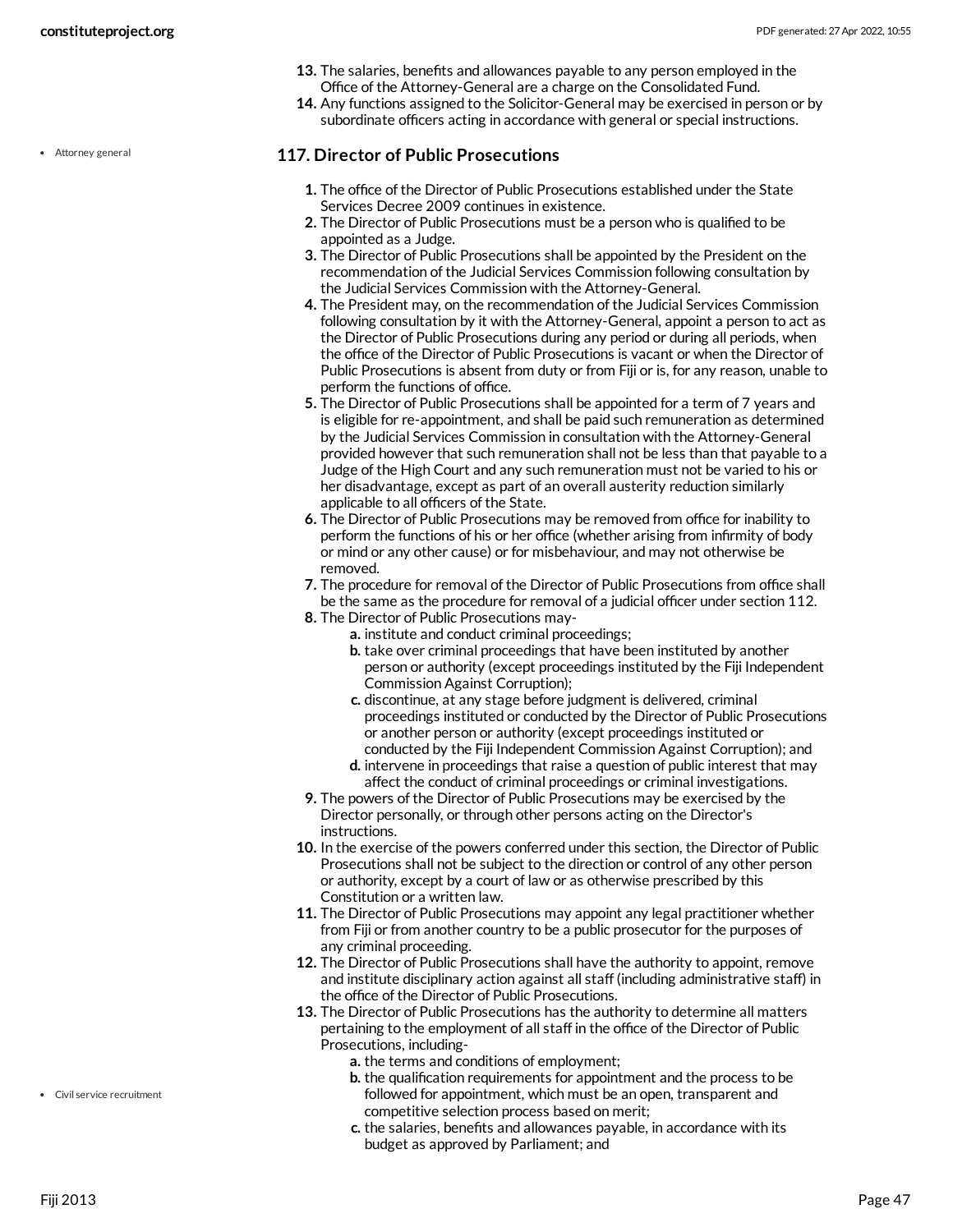13. The salaries, benefits and allowances payable to any person employed in the Office of the Attorney-General are a charge on the Consolidated Fund.
14. Any functions assigned to the Solicitor-General may be exercised in person or by subordinate officers acting in accordance with general or special instructions.

### 117. Director of Public Prosecutions

1. The office of the Director of Public Prosecutions established under the State Services Decree 2009 continues in existence.
2. The Director of Public Prosecutions must be a person who is qualified to be appointed as a Judge.
3. The Director of Public Prosecutions shall be appointed by the President on the recommendation of the Judicial Services Commission following consultation by the Judicial Services Commission with the Attorney-General.
4. The President may, on the recommendation of the Judicial Services Commission following consultation by it with the Attorney-General, appoint a person to act as the Director of Public Prosecutions during any period or during all periods, when the office of the Director of Public Prosecutions is vacant or when the Director of Public Prosecutions is absent from duty or from Fiji or is, for any reason, unable to perform the functions of office.
5. The Director of Public Prosecutions shall be appointed for a term of 7 years and is eligible for re-appointment, and shall be paid such remuneration as determined by the Judicial Services Commission in consultation with the Attorney-General provided however that such remuneration shall not be less than that payable to a Judge of the High Court and any such remuneration must not be varied to his or her disadvantage, except as part of an overall austerity reduction similarly applicable to all officers of the State.
6. The Director of Public Prosecutions may be removed from office for inability to perform the functions of his or her office (whether arising from infirmity of body or mind or any other cause) or for misbehaviour, and may not otherwise be removed.
7. The procedure for removal of the Director of Public Prosecutions from office shall be the same as the procedure for removal of a judicial officer under section 112.
8. The Director of Public Prosecutions may-
    a. institute and conduct criminal proceedings;
    b. take over criminal proceedings that have been instituted by another person or authority (except proceedings instituted by the Fiji Independent Commission Against Corruption);
    c. discontinue, at any stage before judgment is delivered, criminal proceedings instituted or conducted by the Director of Public Prosecutions or another person or authority (except proceedings instituted or conducted by the Fiji Independent Commission Against Corruption); and
    d. intervene in proceedings that raise a question of public interest that may affect the conduct of criminal proceedings or criminal investigations.
9. The powers of the Director of Public Prosecutions may be exercised by the Director personally, or through other persons acting on the Director's instructions.
10. In the exercise of the powers conferred under this section, the Director of Public Prosecutions shall not be subject to the direction or control of any other person or authority, except by a court of law or as otherwise prescribed by this Constitution or a written law.
11. The Director of Public Prosecutions may appoint any legal practitioner whether from Fiji or from another country to be a public prosecutor for the purposes of any criminal proceeding.
12. The Director of Public Prosecutions shall have the authority to appoint, remove and institute disciplinary action against all staff (including administrative staff) in the office of the Director of Public Prosecutions.
13. The Director of Public Prosecutions has the authority to determine all matters pertaining to the employment of all staff in the office of the Director of Public Prosecutions, including-
    a. the terms and conditions of employment;
    b. the qualification requirements for appointment and the process to be followed for appointment, which must be an open, transparent and competitive selection process based on merit;
    c. the salaries, benefits and allowances payable, in accordance with its budget as approved by Parliament; and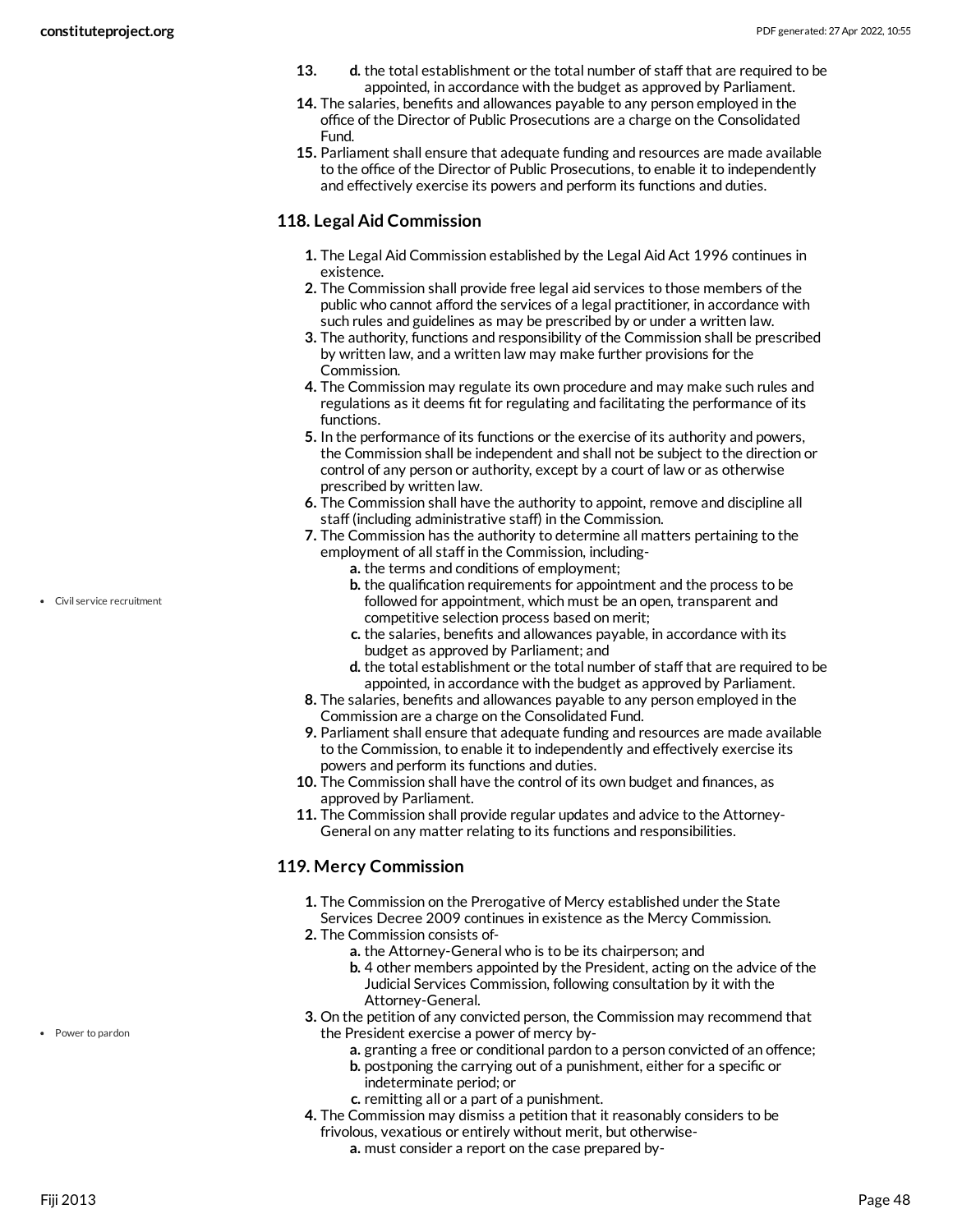13. d. the total establishment or the total number of staff that are required to be appointed, in accordance with the budget as approved by Parliament.
14. The salaries, benefits and allowances payable to any person employed in the office of the Director of Public Prosecutions are a charge on the Consolidated Fund.
15. Parliament shall ensure that adequate funding and resources are made available to the office of the Director of Public Prosecutions, to enable it to independently and effectively exercise its powers and perform its functions and duties.

### 118. Legal Aid Commission

1. The Legal Aid Commission established by the Legal Aid Act 1996 continues in existence.
2. The Commission shall provide free legal aid services to those members of the public who cannot afford the services of a legal practitioner, in accordance with such rules and guidelines as may be prescribed by or under a written law.
3. The authority, functions and responsibility of the Commission shall be prescribed by written law, and a written law may make further provisions for the Commission.
4. The Commission may regulate its own procedure and may make such rules and regulations as it deems fit for regulating and facilitating the performance of its functions.
5. In the performance of its functions or the exercise of its authority and powers, the Commission shall be independent and shall not be subject to the direction or control of any person or authority, except by a court of law or as otherwise prescribed by written law.
6. The Commission shall have the authority to appoint, remove and discipline all staff (including administrative staff) in the Commission.
7. The Commission has the authority to determine all matters pertaining to the employment of all staff in the Commission, including-
   - a. the terms and conditions of employment;
   - b. the qualification requirements for appointment and the process to be followed for appointment, which must be an open, transparent and competitive selection process based on merit;
   - c. the salaries, benefits and allowances payable, in accordance with its budget as approved by Parliament; and
   - d. the total establishment or the total number of staff that are required to be appointed, in accordance with the budget as approved by Parliament.
8. The salaries, benefits and allowances payable to any person employed in the Commission are a charge on the Consolidated Fund.
9. Parliament shall ensure that adequate funding and resources are made available to the Commission, to enable it to independently and effectively exercise its powers and perform its functions and duties.
10. The Commission shall have the control of its own budget and finances, as approved by Parliament.
11. The Commission shall provide regular updates and advice to the Attorney-General on any matter relating to its functions and responsibilities.

- Civil service recruitment

### 119. Mercy Commission

1. The Commission on the Prerogative of Mercy established under the State Services Decree 2009 continues in existence as the Mercy Commission.
2. The Commission consists of-
   - a. the Attorney-General who is to be its chairperson; and
   - b. 4 other members appointed by the President, acting on the advice of the Judicial Services Commission, following consultation by it with the Attorney-General.
3. On the petition of any convicted person, the Commission may recommend that the President exercise a power of mercy by-
   - a. granting a free or conditional pardon to a person convicted of an offence;
   - b. postponing the carrying out of a punishment, either for a specific or indeterminate period; or
   - c. remitting all or a part of a punishment.
4. The Commission may dismiss a petition that it reasonably considers to be frivolous, vexatious or entirely without merit, but otherwise-
   - a. must consider a report on the case prepared by-

- Power to pardon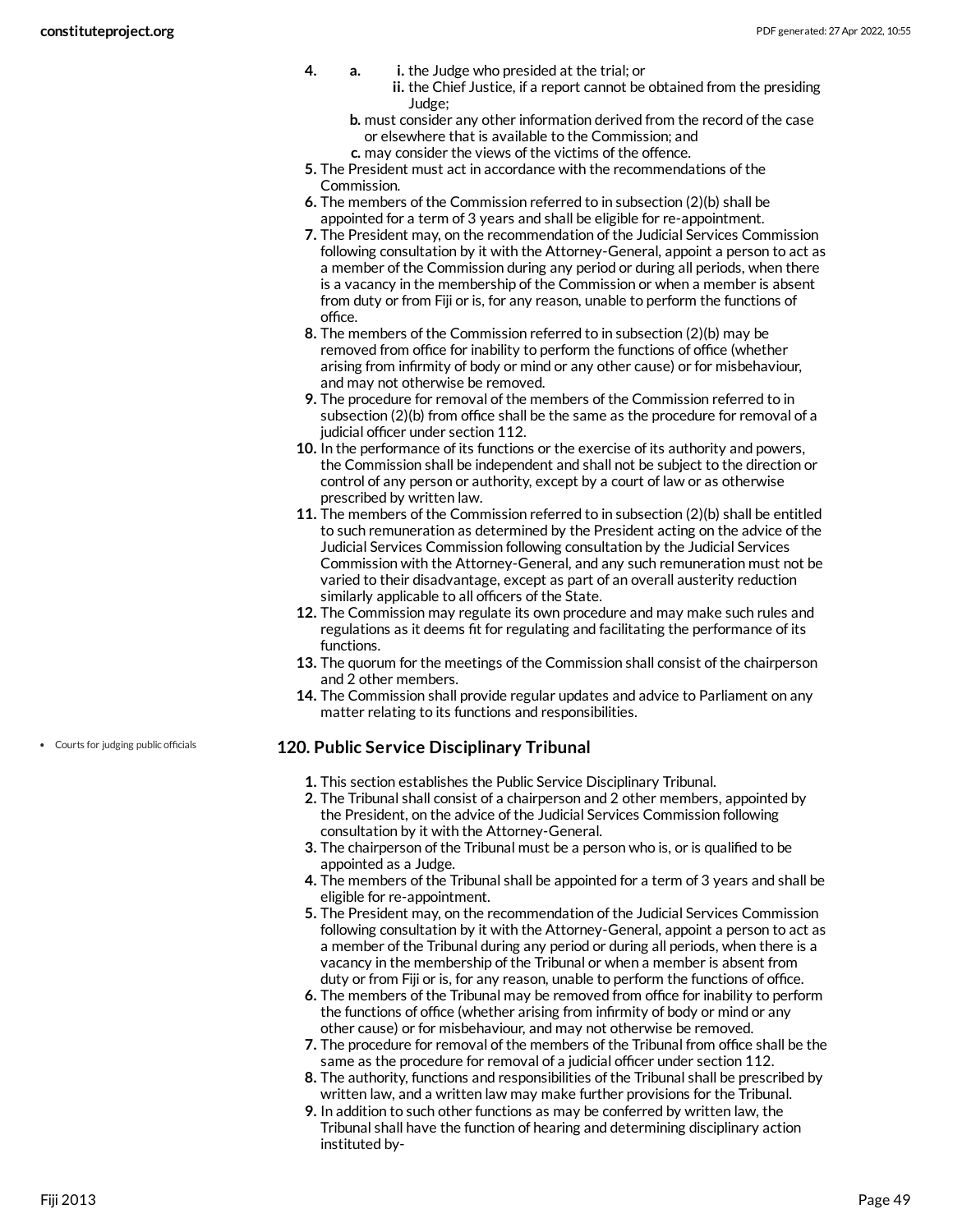4. a. i. the Judge who presided at the trial; or
      ii. the Chief Justice, if a report cannot be obtained from the presiding Judge;
   b. must consider any other information derived from the record of the case or elsewhere that is available to the Commission; and
   c. may consider the views of the victims of the offence.
5. The President must act in accordance with the recommendations of the Commission.
6. The members of the Commission referred to in subsection (2)(b) shall be appointed for a term of 3 years and shall be eligible for re-appointment.
7. The President may, on the recommendation of the Judicial Services Commission following consultation by it with the Attorney-General, appoint a person to act as a member of the Commission during any period or during all periods, when there is a vacancy in the membership of the Commission or when a member is absent from duty or from Fiji or is, for any reason, unable to perform the functions of office.
8. The members of the Commission referred to in subsection (2)(b) may be removed from office for inability to perform the functions of office (whether arising from infirmity of body or mind or any other cause) or for misbehaviour, and may not otherwise be removed.
9. The procedure for removal of the members of the Commission referred to in subsection (2)(b) from office shall be the same as the procedure for removal of a judicial officer under section 112.
10. In the performance of its functions or the exercise of its authority and powers, the Commission shall be independent and shall not be subject to the direction or control of any person or authority, except by a court of law or as otherwise prescribed by written law.
11. The members of the Commission referred to in subsection (2)(b) shall be entitled to such remuneration as determined by the President acting on the advice of the Judicial Services Commission following consultation by the Judicial Services Commission with the Attorney-General, and any such remuneration must not be varied to their disadvantage, except as part of an overall austerity reduction similarly applicable to all officers of the State.
12. The Commission may regulate its own procedure and may make such rules and regulations as it deems fit for regulating and facilitating the performance of its functions.
13. The quorum for the meetings of the Commission shall consist of the chairperson and 2 other members.
14. The Commission shall provide regular updates and advice to Parliament on any matter relating to its functions and responsibilities.

- Courts for judging public officials

### 120. Public Service Disciplinary Tribunal

1. This section establishes the Public Service Disciplinary Tribunal.
2. The Tribunal shall consist of a chairperson and 2 other members, appointed by the President, on the advice of the Judicial Services Commission following consultation by it with the Attorney-General.
3. The chairperson of the Tribunal must be a person who is, or is qualified to be appointed as a Judge.
4. The members of the Tribunal shall be appointed for a term of 3 years and shall be eligible for re-appointment.
5. The President may, on the recommendation of the Judicial Services Commission following consultation by it with the Attorney-General, appoint a person to act as a member of the Tribunal during any period or during all periods, when there is a vacancy in the membership of the Tribunal or when a member is absent from duty or from Fiji or is, for any reason, unable to perform the functions of office.
6. The members of the Tribunal may be removed from office for inability to perform the functions of office (whether arising from infirmity of body or mind or any other cause) or for misbehaviour, and may not otherwise be removed.
7. The procedure for removal of the members of the Tribunal from office shall be the same as the procedure for removal of a judicial officer under section 112.
8. The authority, functions and responsibilities of the Tribunal shall be prescribed by written law, and a written law may make further provisions for the Tribunal.
9. In addition to such other functions as may be conferred by written law, the Tribunal shall have the function of hearing and determining disciplinary action instituted by-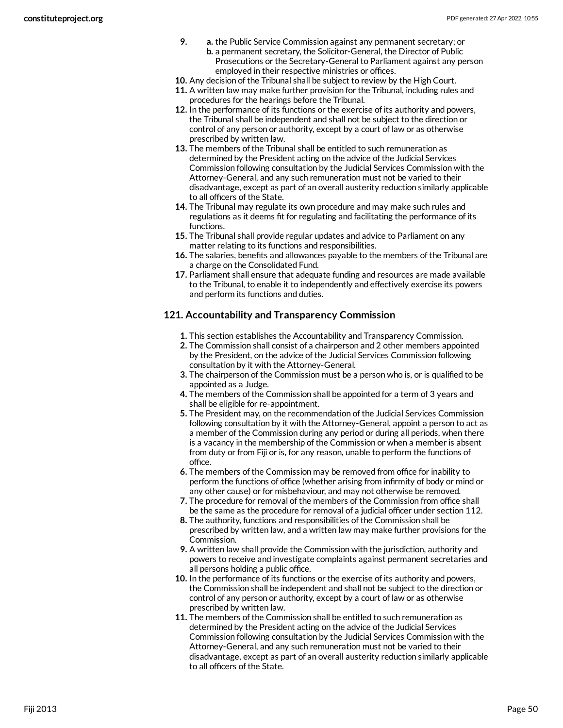9. 
   a. the Public Service Commission against any permanent secretary; or
   b. a permanent secretary, the Solicitor-General, the Director of Public Prosecutions or the Secretary-General to Parliament against any person employed in their respective ministries or offices.
10. Any decision of the Tribunal shall be subject to review by the High Court.
11. A written law may make further provision for the Tribunal, including rules and procedures for the hearings before the Tribunal.
12. In the performance of its functions or the exercise of its authority and powers, the Tribunal shall be independent and shall not be subject to the direction or control of any person or authority, except by a court of law or as otherwise prescribed by written law.
13. The members of the Tribunal shall be entitled to such remuneration as determined by the President acting on the advice of the Judicial Services Commission following consultation by the Judicial Services Commission with the Attorney-General, and any such remuneration must not be varied to their disadvantage, except as part of an overall austerity reduction similarly applicable to all officers of the State.
14. The Tribunal may regulate its own procedure and may make such rules and regulations as it deems fit for regulating and facilitating the performance of its functions.
15. The Tribunal shall provide regular updates and advice to Parliament on any matter relating to its functions and responsibilities.
16. The salaries, benefits and allowances payable to the members of the Tribunal are a charge on the Consolidated Fund.
17. Parliament shall ensure that adequate funding and resources are made available to the Tribunal, to enable it to independently and effectively exercise its powers and perform its functions and duties.

### 121. Accountability and Transparency Commission

1. This section establishes the Accountability and Transparency Commission.
2. The Commission shall consist of a chairperson and 2 other members appointed by the President, on the advice of the Judicial Services Commission following consultation by it with the Attorney-General.
3. The chairperson of the Commission must be a person who is, or is qualified to be appointed as a Judge.
4. The members of the Commission shall be appointed for a term of 3 years and shall be eligible for re-appointment.
5. The President may, on the recommendation of the Judicial Services Commission following consultation by it with the Attorney-General, appoint a person to act as a member of the Commission during any period or during all periods, when there is a vacancy in the membership of the Commission or when a member is absent from duty or from Fiji or is, for any reason, unable to perform the functions of office.
6. The members of the Commission may be removed from office for inability to perform the functions of office (whether arising from infirmity of body or mind or any other cause) or for misbehaviour, and may not otherwise be removed.
7. The procedure for removal of the members of the Commission from office shall be the same as the procedure for removal of a judicial officer under section 112.
8. The authority, functions and responsibilities of the Commission shall be prescribed by written law, and a written law may make further provisions for the Commission.
9. A written law shall provide the Commission with the jurisdiction, authority and powers to receive and investigate complaints against permanent secretaries and all persons holding a public office.
10. In the performance of its functions or the exercise of its authority and powers, the Commission shall be independent and shall not be subject to the direction or control of any person or authority, except by a court of law or as otherwise prescribed by written law.
11. The members of the Commission shall be entitled to such remuneration as determined by the President acting on the advice of the Judicial Services Commission following consultation by the Judicial Services Commission with the Attorney-General, and any such remuneration must not be varied to their disadvantage, except as part of an overall austerity reduction similarly applicable to all officers of the State.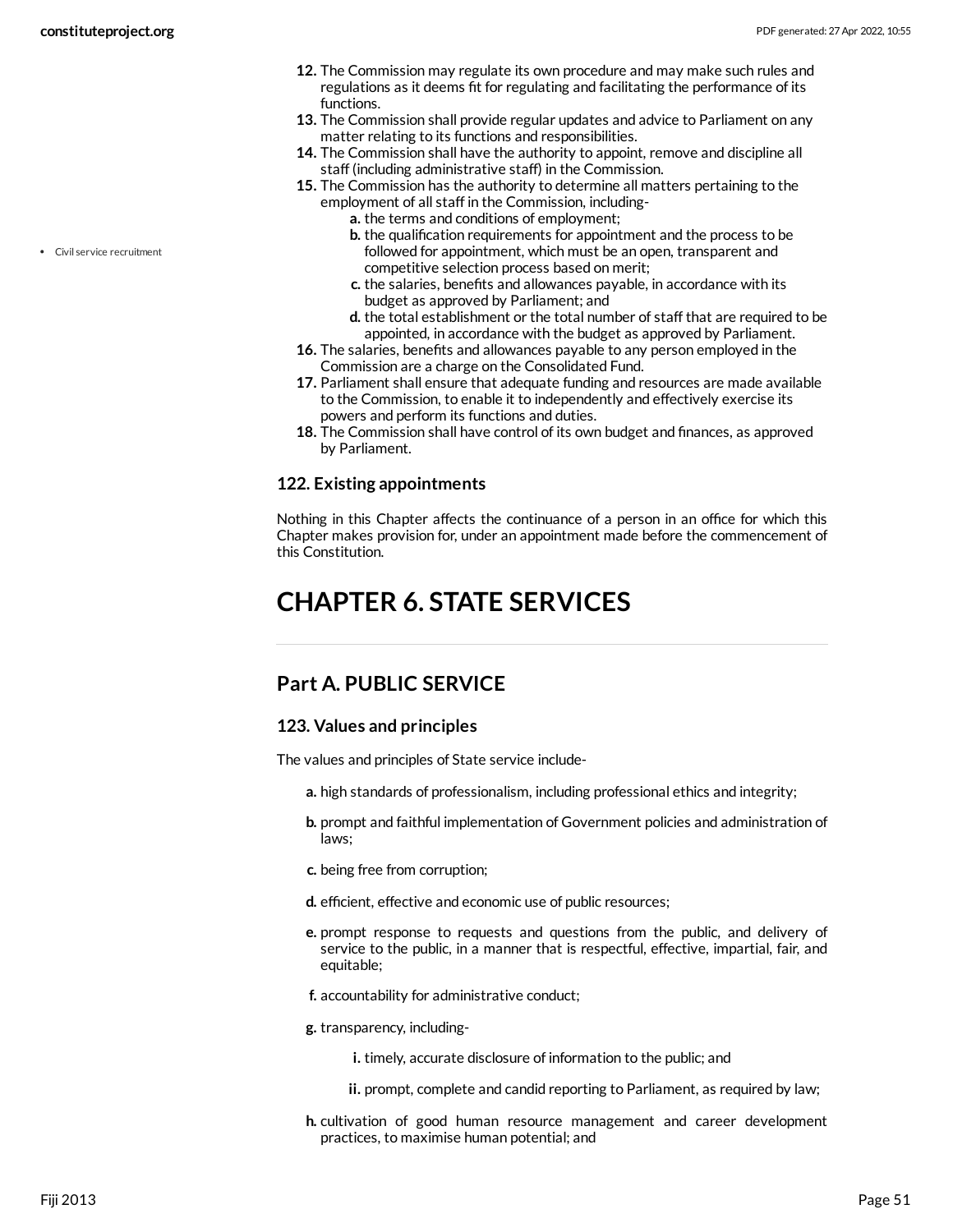12. The Commission may regulate its own procedure and may make such rules and regulations as it deems fit for regulating and facilitating the performance of its functions.
13. The Commission shall provide regular updates and advice to Parliament on any matter relating to its functions and responsibilities.
14. The Commission shall have the authority to appoint, remove and discipline all staff (including administrative staff) in the Commission.
15. The Commission has the authority to determine all matters pertaining to the employment of all staff in the Commission, including-
    a. the terms and conditions of employment;
    b. the qualification requirements for appointment and the process to be followed for appointment, which must be an open, transparent and competitive selection process based on merit;
    c. the salaries, benefits and allowances payable, in accordance with its budget as approved by Parliament; and
    d. the total establishment or the total number of staff that are required to be appointed, in accordance with the budget as approved by Parliament.
16. The salaries, benefits and allowances payable to any person employed in the Commission are a charge on the Consolidated Fund.
17. Parliament shall ensure that adequate funding and resources are made available to the Commission, to enable it to independently and effectively exercise its powers and perform its functions and duties.
18. The Commission shall have control of its own budget and finances, as approved by Parliament.

- Civil service recruitment

### 122. Existing appointments

Nothing in this Chapter affects the continuance of a person in an office for which this Chapter makes provision for, under an appointment made before the commencement of this Constitution.

# CHAPTER 6. STATE SERVICES

## Part A. PUBLIC SERVICE

### 123. Values and principles

The values and principles of State service include-

a. high standards of professionalism, including professional ethics and integrity;

b. prompt and faithful implementation of Government policies and administration of laws;

c. being free from corruption;

d. efficient, effective and economic use of public resources;

e. prompt response to requests and questions from the public, and delivery of service to the public, in a manner that is respectful, effective, impartial, fair, and equitable;

f. accountability for administrative conduct;

g. transparency, including-

   i. timely, accurate disclosure of information to the public; and

   ii. prompt, complete and candid reporting to Parliament, as required by law;

h. cultivation of good human resource management and career development practices, to maximise human potential; and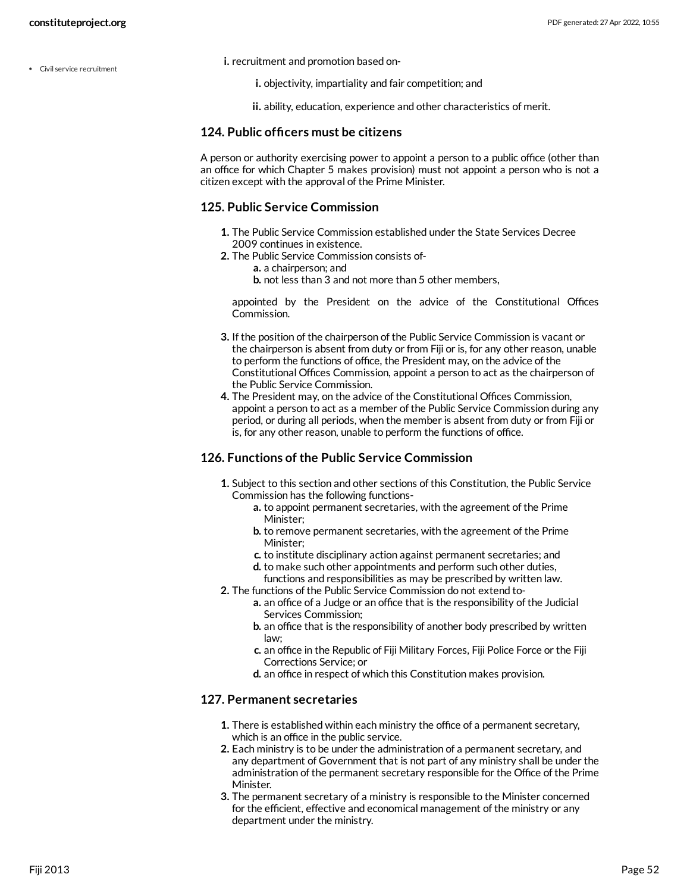i. recruitment and promotion based on-

   i. objectivity, impartiality and fair competition; and

   ii. ability, education, experience and other characteristics of merit.

### 124. Public officers must be citizens

A person or authority exercising power to appoint a person to a public office (other than an office for which Chapter 5 makes provision) must not appoint a person who is not a citizen except with the approval of the Prime Minister.

### 125. Public Service Commission

1. The Public Service Commission established under the State Services Decree 2009 continues in existence.
2. The Public Service Commission consists of-
   a. a chairperson; and
   b. not less than 3 and not more than 5 other members,

   appointed by the President on the advice of the Constitutional Offices Commission.
3. If the position of the chairperson of the Public Service Commission is vacant or the chairperson is absent from duty or from Fiji or is, for any other reason, unable to perform the functions of office, the President may, on the advice of the Constitutional Offices Commission, appoint a person to act as the chairperson of the Public Service Commission.
4. The President may, on the advice of the Constitutional Offices Commission, appoint a person to act as a member of the Public Service Commission during any period, or during all periods, when the member is absent from duty or from Fiji or is, for any other reason, unable to perform the functions of office.

### 126. Functions of the Public Service Commission

1. Subject to this section and other sections of this Constitution, the Public Service Commission has the following functions-
   a. to appoint permanent secretaries, with the agreement of the Prime Minister;
   b. to remove permanent secretaries, with the agreement of the Prime Minister;
   c. to institute disciplinary action against permanent secretaries; and
   d. to make such other appointments and perform such other duties, functions and responsibilities as may be prescribed by written law.
2. The functions of the Public Service Commission do not extend to-
   a. an office of a Judge or an office that is the responsibility of the Judicial Services Commission;
   b. an office that is the responsibility of another body prescribed by written law;
   c. an office in the Republic of Fiji Military Forces, Fiji Police Force or the Fiji Corrections Service; or
   d. an office in respect of which this Constitution makes provision.

### 127. Permanent secretaries

1. There is established within each ministry the office of a permanent secretary, which is an office in the public service.
2. Each ministry is to be under the administration of a permanent secretary, and any department of Government that is not part of any ministry shall be under the administration of the permanent secretary responsible for the Office of the Prime Minister.
3. The permanent secretary of a ministry is responsible to the Minister concerned for the efficient, effective and economical management of the ministry or any department under the ministry.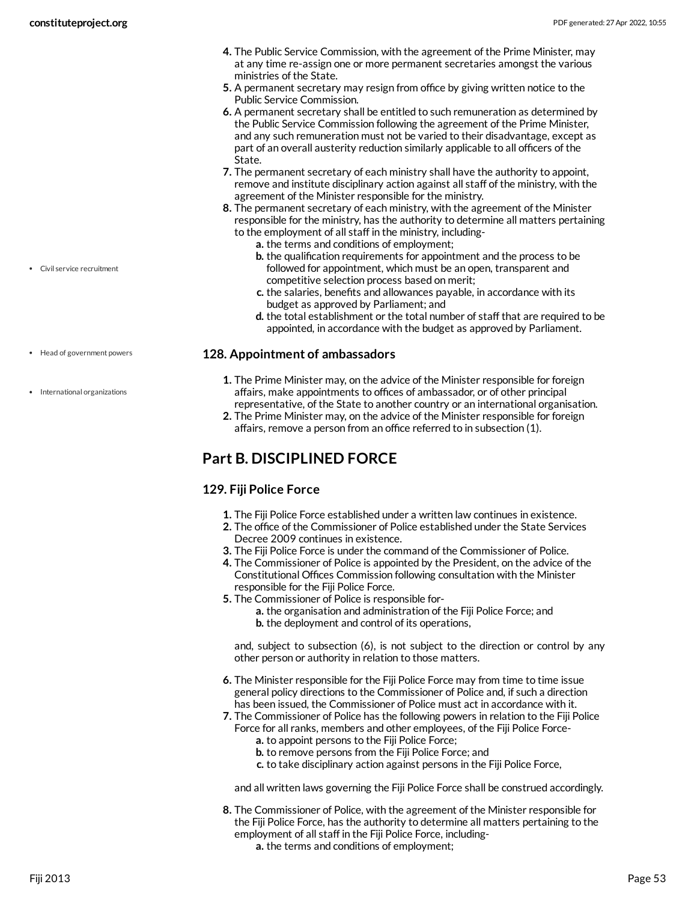4. The Public Service Commission, with the agreement of the Prime Minister, may at any time re-assign one or more permanent secretaries amongst the various ministries of the State.
5. A permanent secretary may resign from office by giving written notice to the Public Service Commission.
6. A permanent secretary shall be entitled to such remuneration as determined by the Public Service Commission following the agreement of the Prime Minister, and any such remuneration must not be varied to their disadvantage, except as part of an overall austerity reduction similarly applicable to all officers of the State.
7. The permanent secretary of each ministry shall have the authority to appoint, remove and institute disciplinary action against all staff of the ministry, with the agreement of the Minister responsible for the ministry.
8. The permanent secretary of each ministry, with the agreement of the Minister responsible for the ministry, has the authority to determine all matters pertaining to the employment of all staff in the ministry, including-
   a. the terms and conditions of employment;
   b. the qualification requirements for appointment and the process to be followed for appointment, which must be an open, transparent and competitive selection process based on merit;
   c. the salaries, benefits and allowances payable, in accordance with its budget as approved by Parliament; and
   d. the total establishment or the total number of staff that are required to be appointed, in accordance with the budget as approved by Parliament.

- Civil service recruitment

### 128. Appointment of ambassadors

- Head of government powers
- International organizations

1. The Prime Minister may, on the advice of the Minister responsible for foreign affairs, make appointments to offices of ambassador, or of other principal representative, of the State to another country or an international organisation.
2. The Prime Minister may, on the advice of the Minister responsible for foreign affairs, remove a person from an office referred to in subsection (1).

## Part B. DISCIPLINED FORCE

### 129. Fiji Police Force

1. The Fiji Police Force established under a written law continues in existence.
2. The office of the Commissioner of Police established under the State Services Decree 2009 continues in existence.
3. The Fiji Police Force is under the command of the Commissioner of Police.
4. The Commissioner of Police is appointed by the President, on the advice of the Constitutional Offices Commission following consultation with the Minister responsible for the Fiji Police Force.
5. The Commissioner of Police is responsible for-
   a. the organisation and administration of the Fiji Police Force; and
   b. the deployment and control of its operations,

   and, subject to subsection (6), is not subject to the direction or control by any other person or authority in relation to those matters.
6. The Minister responsible for the Fiji Police Force may from time to time issue general policy directions to the Commissioner of Police and, if such a direction has been issued, the Commissioner of Police must act in accordance with it.
7. The Commissioner of Police has the following powers in relation to the Fiji Police Force for all ranks, members and other employees, of the Fiji Police Force-
   a. to appoint persons to the Fiji Police Force;
   b. to remove persons from the Fiji Police Force; and
   c. to take disciplinary action against persons in the Fiji Police Force,

   and all written laws governing the Fiji Police Force shall be construed accordingly.
8. The Commissioner of Police, with the agreement of the Minister responsible for the Fiji Police Force, has the authority to determine all matters pertaining to the employment of all staff in the Fiji Police Force, including-
   a. the terms and conditions of employment;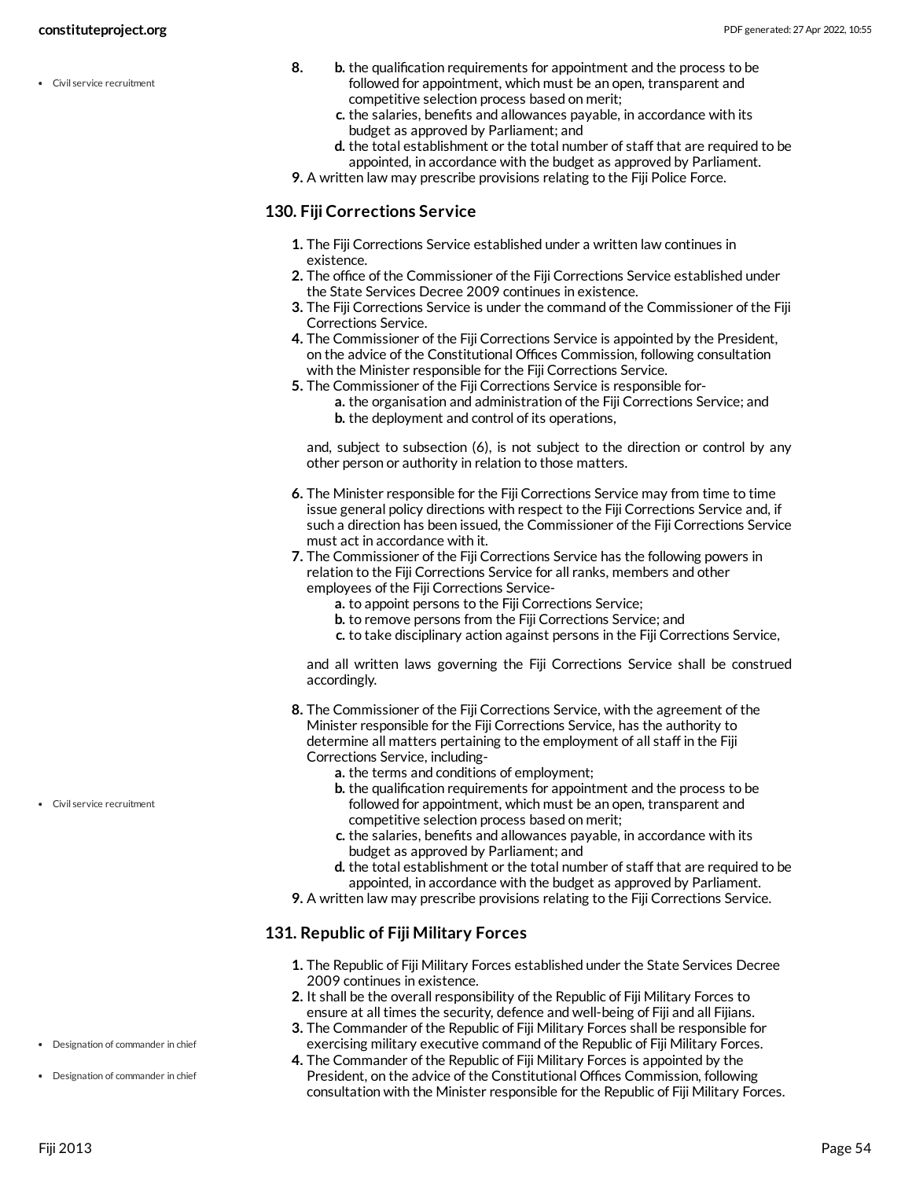8. 
   b. the qualification requirements for appointment and the process to be followed for appointment, which must be an open, transparent and competitive selection process based on merit;
   c. the salaries, benefits and allowances payable, in accordance with its budget as approved by Parliament; and
   d. the total establishment or the total number of staff that are required to be appointed, in accordance with the budget as approved by Parliament.
9. A written law may prescribe provisions relating to the Fiji Police Force.

### 130. Fiji Corrections Service

1. The Fiji Corrections Service established under a written law continues in existence.
2. The office of the Commissioner of the Fiji Corrections Service established under the State Services Decree 2009 continues in existence.
3. The Fiji Corrections Service is under the command of the Commissioner of the Fiji Corrections Service.
4. The Commissioner of the Fiji Corrections Service is appointed by the President, on the advice of the Constitutional Offices Commission, following consultation with the Minister responsible for the Fiji Corrections Service.
5. The Commissioner of the Fiji Corrections Service is responsible for-
   a. the organisation and administration of the Fiji Corrections Service; and
   b. the deployment and control of its operations,

   and, subject to subsection (6), is not subject to the direction or control by any other person or authority in relation to those matters.

6. The Minister responsible for the Fiji Corrections Service may from time to time issue general policy directions with respect to the Fiji Corrections Service and, if such a direction has been issued, the Commissioner of the Fiji Corrections Service must act in accordance with it.
7. The Commissioner of the Fiji Corrections Service has the following powers in relation to the Fiji Corrections Service for all ranks, members and other employees of the Fiji Corrections Service-
   a. to appoint persons to the Fiji Corrections Service;
   b. to remove persons from the Fiji Corrections Service; and
   c. to take disciplinary action against persons in the Fiji Corrections Service,

   and all written laws governing the Fiji Corrections Service shall be construed accordingly.

8. The Commissioner of the Fiji Corrections Service, with the agreement of the Minister responsible for the Fiji Corrections Service, has the authority to determine all matters pertaining to the employment of all staff in the Fiji Corrections Service, including-
   a. the terms and conditions of employment;
   b. the qualification requirements for appointment and the process to be followed for appointment, which must be an open, transparent and competitive selection process based on merit;
   c. the salaries, benefits and allowances payable, in accordance with its budget as approved by Parliament; and
   d. the total establishment or the total number of staff that are required to be appointed, in accordance with the budget as approved by Parliament.
9. A written law may prescribe provisions relating to the Fiji Corrections Service.

### 131. Republic of Fiji Military Forces

1. The Republic of Fiji Military Forces established under the State Services Decree 2009 continues in existence.
2. It shall be the overall responsibility of the Republic of Fiji Military Forces to ensure at all times the security, defence and well-being of Fiji and all Fijians.
3. The Commander of the Republic of Fiji Military Forces shall be responsible for exercising military executive command of the Republic of Fiji Military Forces.
4. The Commander of the Republic of Fiji Military Forces is appointed by the President, on the advice of the Constitutional Offices Commission, following consultation with the Minister responsible for the Republic of Fiji Military Forces.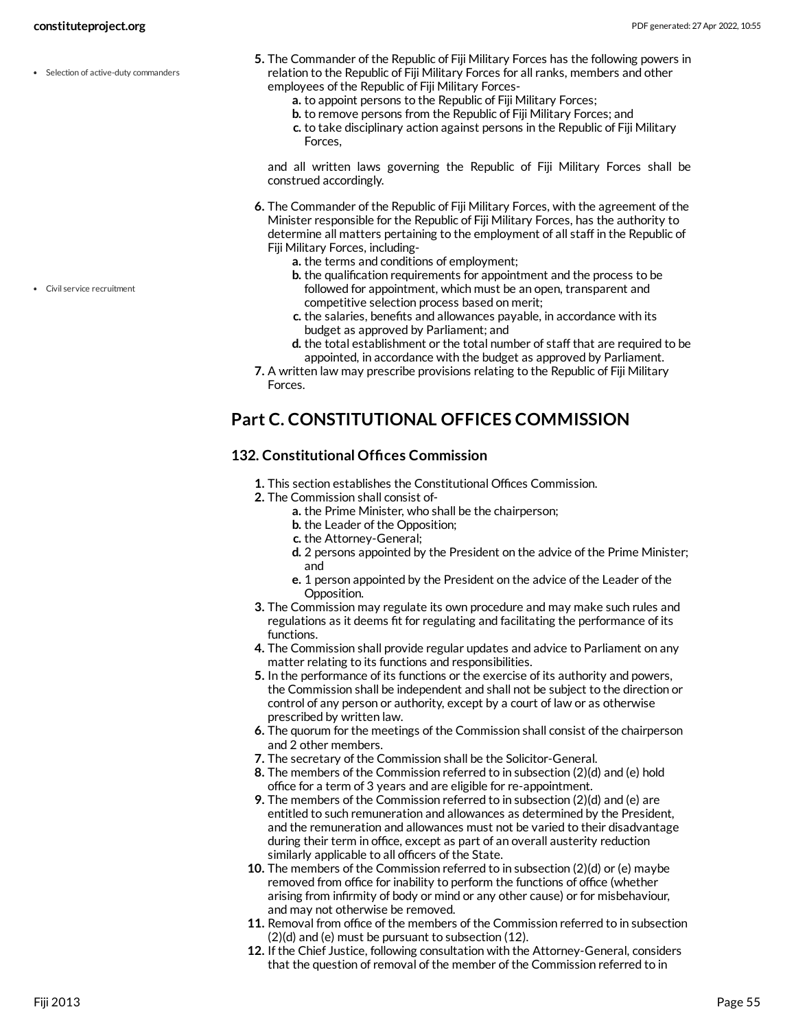- Selection of active-duty commanders

5. The Commander of the Republic of Fiji Military Forces has the following powers in relation to the Republic of Fiji Military Forces for all ranks, members and other employees of the Republic of Fiji Military Forces-
    a. to appoint persons to the Republic of Fiji Military Forces;
    b. to remove persons from the Republic of Fiji Military Forces; and
    c. to take disciplinary action against persons in the Republic of Fiji Military Forces,

    and all written laws governing the Republic of Fiji Military Forces shall be construed accordingly.

6. The Commander of the Republic of Fiji Military Forces, with the agreement of the Minister responsible for the Republic of Fiji Military Forces, has the authority to determine all matters pertaining to the employment of all staff in the Republic of Fiji Military Forces, including-
    a. the terms and conditions of employment;
    b. the qualification requirements for appointment and the process to be followed for appointment, which must be an open, transparent and competitive selection process based on merit;
    c. the salaries, benefits and allowances payable, in accordance with its budget as approved by Parliament; and
    d. the total establishment or the total number of staff that are required to be appointed, in accordance with the budget as approved by Parliament.
7. A written law may prescribe provisions relating to the Republic of Fiji Military Forces.

- Civil service recruitment

## Part C. CONSTITUTIONAL OFFICES COMMISSION

### 132. Constitutional Offices Commission

1. This section establishes the Constitutional Offices Commission.
2. The Commission shall consist of-
    a. the Prime Minister, who shall be the chairperson;
    b. the Leader of the Opposition;
    c. the Attorney-General;
    d. 2 persons appointed by the President on the advice of the Prime Minister; and
    e. 1 person appointed by the President on the advice of the Leader of the Opposition.
3. The Commission may regulate its own procedure and may make such rules and regulations as it deems fit for regulating and facilitating the performance of its functions.
4. The Commission shall provide regular updates and advice to Parliament on any matter relating to its functions and responsibilities.
5. In the performance of its functions or the exercise of its authority and powers, the Commission shall be independent and shall not be subject to the direction or control of any person or authority, except by a court of law or as otherwise prescribed by written law.
6. The quorum for the meetings of the Commission shall consist of the chairperson and 2 other members.
7. The secretary of the Commission shall be the Solicitor-General.
8. The members of the Commission referred to in subsection (2)(d) and (e) hold office for a term of 3 years and are eligible for re-appointment.
9. The members of the Commission referred to in subsection (2)(d) and (e) are entitled to such remuneration and allowances as determined by the President, and the remuneration and allowances must not be varied to their disadvantage during their term in office, except as part of an overall austerity reduction similarly applicable to all officers of the State.
10. The members of the Commission referred to in subsection (2)(d) or (e) maybe removed from office for inability to perform the functions of office (whether arising from infirmity of body or mind or any other cause) or for misbehaviour, and may not otherwise be removed.
11. Removal from office of the members of the Commission referred to in subsection (2)(d) and (e) must be pursuant to subsection (12).
12. If the Chief Justice, following consultation with the Attorney-General, considers that the question of removal of the member of the Commission referred to in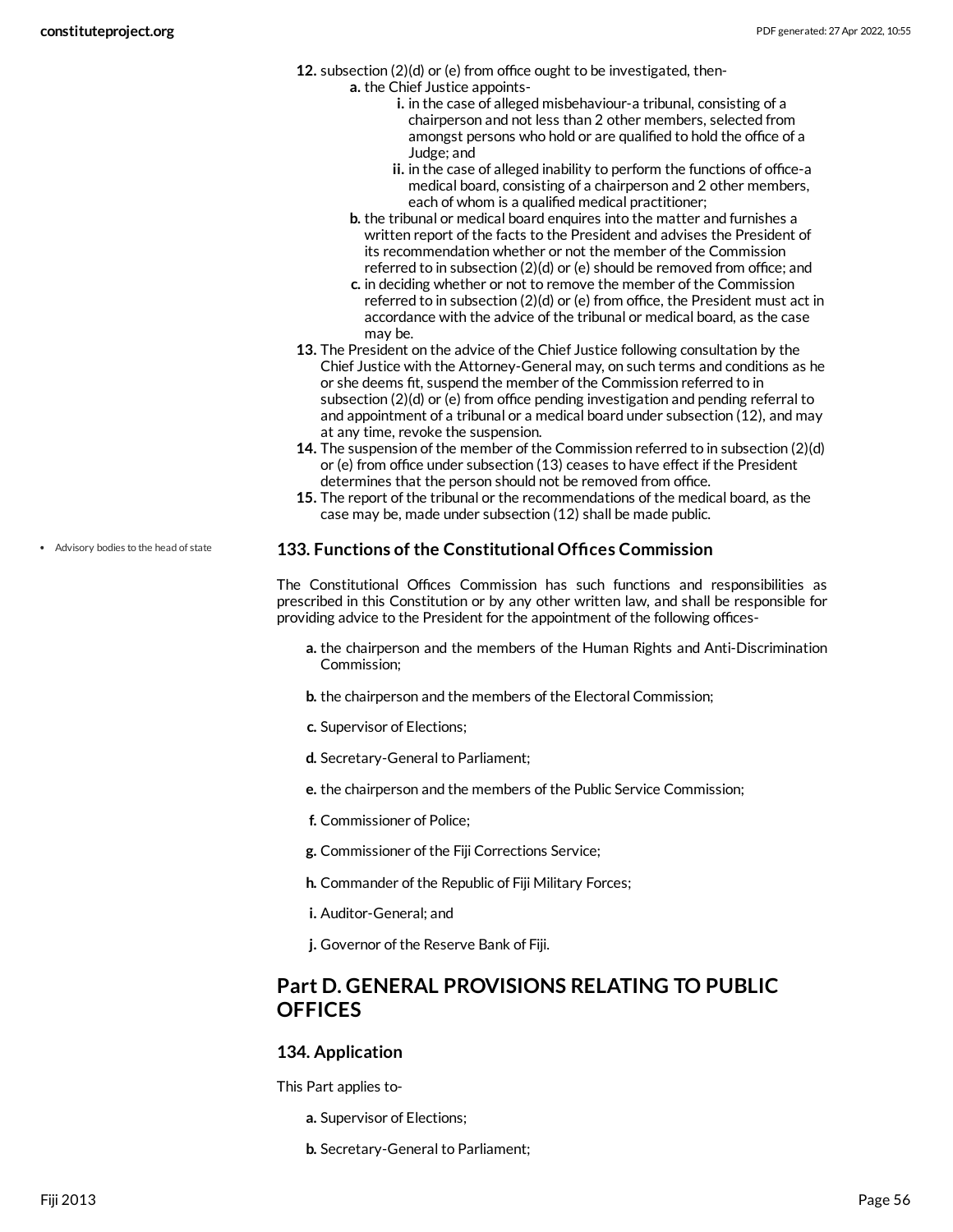12. subsection (2)(d) or (e) from office ought to be investigated, then-
    a. the Chief Justice appoints-
        i. in the case of alleged misbehaviour-a tribunal, consisting of a chairperson and not less than 2 other members, selected from amongst persons who hold or are qualified to hold the office of a Judge; and
        ii. in the case of alleged inability to perform the functions of office-a medical board, consisting of a chairperson and 2 other members, each of whom is a qualified medical practitioner;
    b. the tribunal or medical board enquires into the matter and furnishes a written report of the facts to the President and advises the President of its recommendation whether or not the member of the Commission referred to in subsection (2)(d) or (e) should be removed from office; and
    c. in deciding whether or not to remove the member of the Commission referred to in subsection (2)(d) or (e) from office, the President must act in accordance with the advice of the tribunal or medical board, as the case may be.
13. The President on the advice of the Chief Justice following consultation by the Chief Justice with the Attorney-General may, on such terms and conditions as he or she deems fit, suspend the member of the Commission referred to in subsection (2)(d) or (e) from office pending investigation and pending referral to and appointment of a tribunal or a medical board under subsection (12), and may at any time, revoke the suspension.
14. The suspension of the member of the Commission referred to in subsection (2)(d) or (e) from office under subsection (13) ceases to have effect if the President determines that the person should not be removed from office.
15. The report of the tribunal or the recommendations of the medical board, as the case may be, made under subsection (12) shall be made public.

- Advisory bodies to the head of state

### 133. Functions of the Constitutional Offices Commission

The Constitutional Offices Commission has such functions and responsibilities as prescribed in this Constitution or by any other written law, and shall be responsible for providing advice to the President for the appointment of the following offices-

a. the chairperson and the members of the Human Rights and Anti-Discrimination Commission;

b. the chairperson and the members of the Electoral Commission;

c. Supervisor of Elections;

d. Secretary-General to Parliament;

e. the chairperson and the members of the Public Service Commission;

f. Commissioner of Police;

g. Commissioner of the Fiji Corrections Service;

h. Commander of the Republic of Fiji Military Forces;

i. Auditor-General; and

j. Governor of the Reserve Bank of Fiji.

## Part D. GENERAL PROVISIONS RELATING TO PUBLIC OFFICES

### 134. Application

This Part applies to-

a. Supervisor of Elections;

b. Secretary-General to Parliament;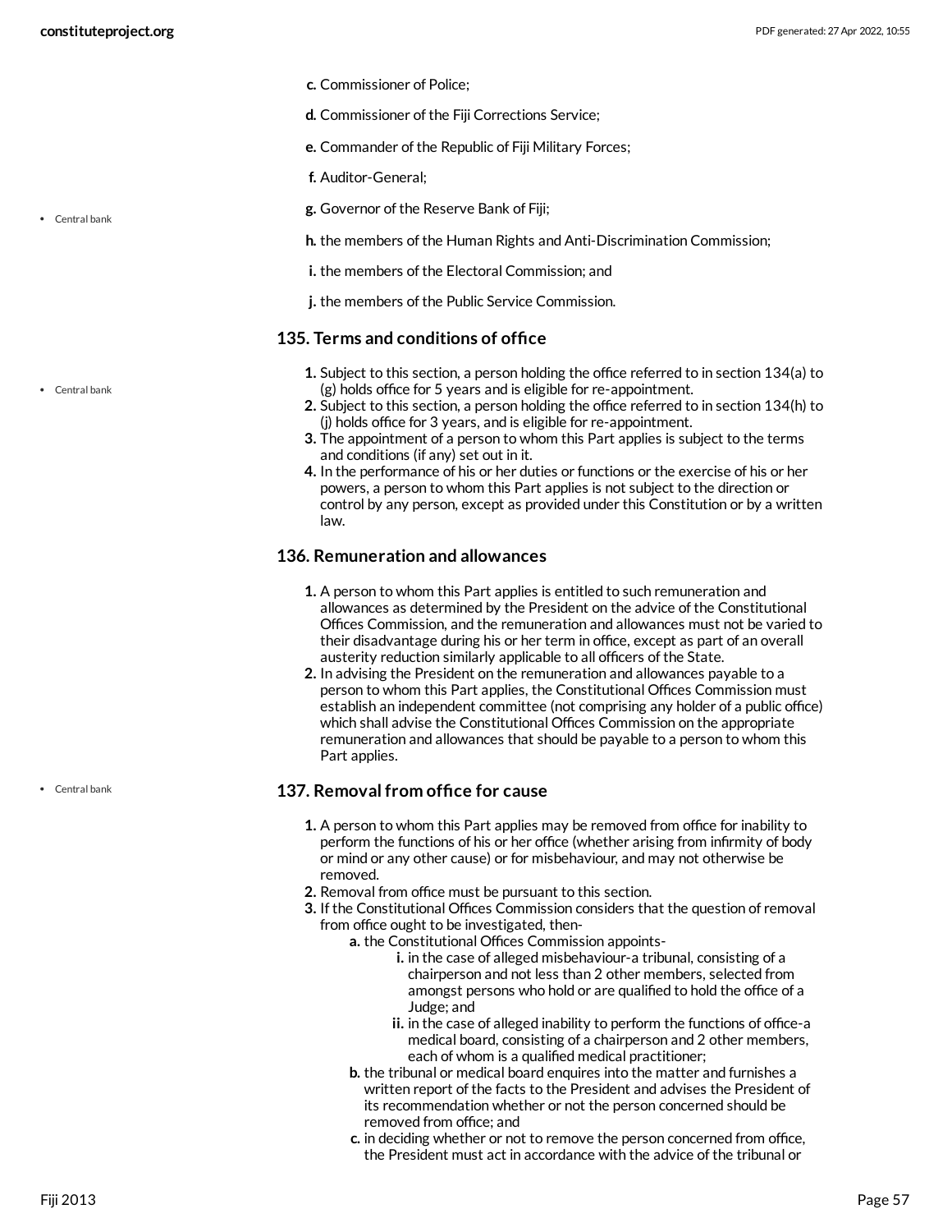c. Commissioner of Police;

d. Commissioner of the Fiji Corrections Service;

e. Commander of the Republic of Fiji Military Forces;

f. Auditor-General;

g. Governor of the Reserve Bank of Fiji;

h. the members of the Human Rights and Anti-Discrimination Commission;

i. the members of the Electoral Commission; and

j. the members of the Public Service Commission.

### 135. Terms and conditions of office

1. Subject to this section, a person holding the office referred to in section 134(a) to (g) holds office for 5 years and is eligible for re-appointment.
2. Subject to this section, a person holding the office referred to in section 134(h) to (j) holds office for 3 years, and is eligible for re-appointment.
3. The appointment of a person to whom this Part applies is subject to the terms and conditions (if any) set out in it.
4. In the performance of his or her duties or functions or the exercise of his or her powers, a person to whom this Part applies is not subject to the direction or control by any person, except as provided under this Constitution or by a written law.

### 136. Remuneration and allowances

1. A person to whom this Part applies is entitled to such remuneration and allowances as determined by the President on the advice of the Constitutional Offices Commission, and the remuneration and allowances must not be varied to their disadvantage during his or her term in office, except as part of an overall austerity reduction similarly applicable to all officers of the State.
2. In advising the President on the remuneration and allowances payable to a person to whom this Part applies, the Constitutional Offices Commission must establish an independent committee (not comprising any holder of a public office) which shall advise the Constitutional Offices Commission on the appropriate remuneration and allowances that should be payable to a person to whom this Part applies.

### 137. Removal from office for cause

1. A person to whom this Part applies may be removed from office for inability to perform the functions of his or her office (whether arising from infirmity of body or mind or any other cause) or for misbehaviour, and may not otherwise be removed.
2. Removal from office must be pursuant to this section.
3. If the Constitutional Offices Commission considers that the question of removal from office ought to be investigated, then-
    - a. the Constitutional Offices Commission appoints-
        - i. in the case of alleged misbehaviour-a tribunal, consisting of a chairperson and not less than 2 other members, selected from amongst persons who hold or are qualified to hold the office of a Judge; and
        - ii. in the case of alleged inability to perform the functions of office-a medical board, consisting of a chairperson and 2 other members, each of whom is a qualified medical practitioner;
    - b. the tribunal or medical board enquires into the matter and furnishes a written report of the facts to the President and advises the President of its recommendation whether or not the person concerned should be removed from office; and
    - c. in deciding whether or not to remove the person concerned from office, the President must act in accordance with the advice of the tribunal or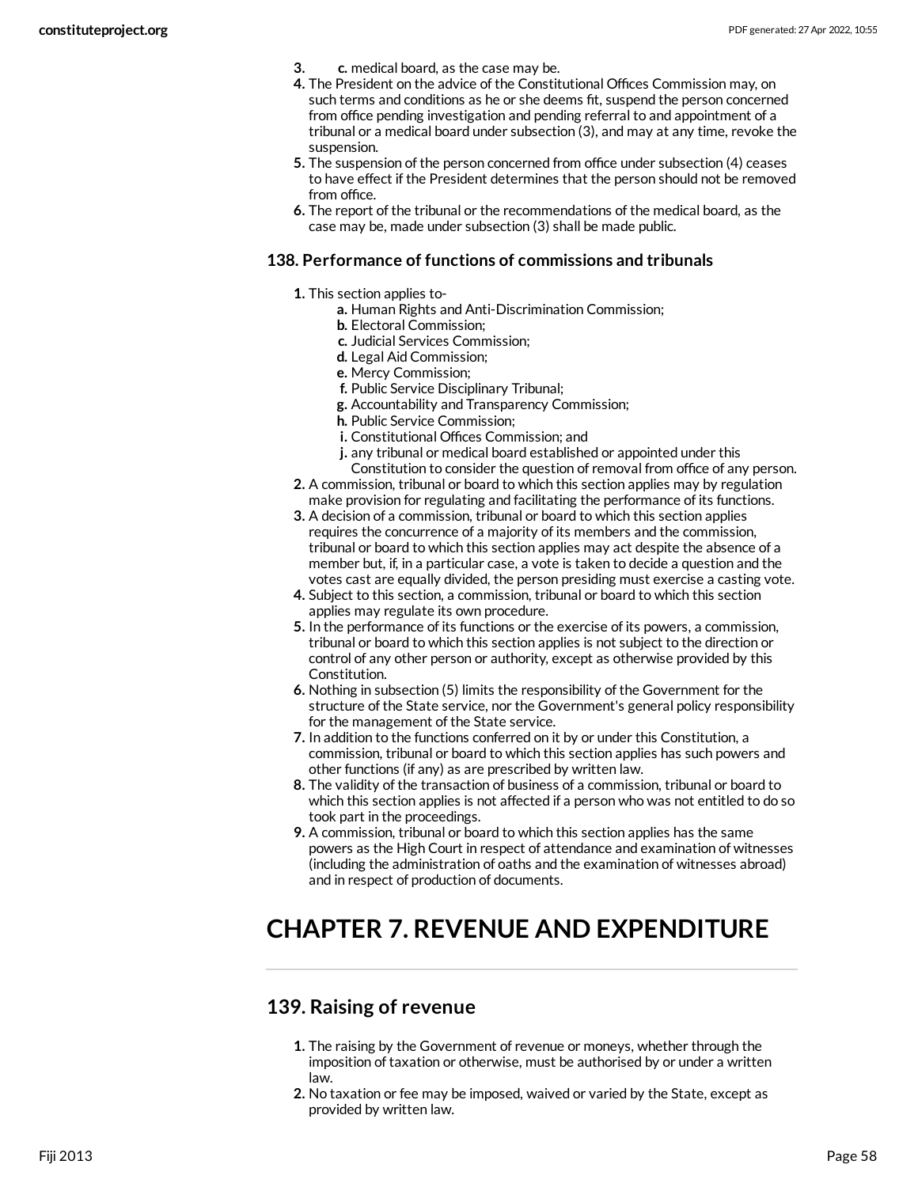3. c. medical board, as the case may be.
4. The President on the advice of the Constitutional Offices Commission may, on such terms and conditions as he or she deems fit, suspend the person concerned from office pending investigation and pending referral to and appointment of a tribunal or a medical board under subsection (3), and may at any time, revoke the suspension.
5. The suspension of the person concerned from office under subsection (4) ceases to have effect if the President determines that the person should not be removed from office.
6. The report of the tribunal or the recommendations of the medical board, as the case may be, made under subsection (3) shall be made public.

### 138. Performance of functions of commissions and tribunals

1. This section applies to-
   - a. Human Rights and Anti-Discrimination Commission;
   - b. Electoral Commission;
   - c. Judicial Services Commission;
   - d. Legal Aid Commission;
   - e. Mercy Commission;
   - f. Public Service Disciplinary Tribunal;
   - g. Accountability and Transparency Commission;
   - h. Public Service Commission;
   - i. Constitutional Offices Commission; and
   - j. any tribunal or medical board established or appointed under this Constitution to consider the question of removal from office of any person.
2. A commission, tribunal or board to which this section applies may by regulation make provision for regulating and facilitating the performance of its functions.
3. A decision of a commission, tribunal or board to which this section applies requires the concurrence of a majority of its members and the commission, tribunal or board to which this section applies may act despite the absence of a member but, if, in a particular case, a vote is taken to decide a question and the votes cast are equally divided, the person presiding must exercise a casting vote.
4. Subject to this section, a commission, tribunal or board to which this section applies may regulate its own procedure.
5. In the performance of its functions or the exercise of its powers, a commission, tribunal or board to which this section applies is not subject to the direction or control of any other person or authority, except as otherwise provided by this Constitution.
6. Nothing in subsection (5) limits the responsibility of the Government for the structure of the State service, nor the Government's general policy responsibility for the management of the State service.
7. In addition to the functions conferred on it by or under this Constitution, a commission, tribunal or board to which this section applies has such powers and other functions (if any) as are prescribed by written law.
8. The validity of the transaction of business of a commission, tribunal or board to which this section applies is not affected if a person who was not entitled to do so took part in the proceedings.
9. A commission, tribunal or board to which this section applies has the same powers as the High Court in respect of attendance and examination of witnesses (including the administration of oaths and the examination of witnesses abroad) and in respect of production of documents.

# CHAPTER 7. REVENUE AND EXPENDITURE

## 139. Raising of revenue

1. The raising by the Government of revenue or moneys, whether through the imposition of taxation or otherwise, must be authorised by or under a written law.
2. No taxation or fee may be imposed, waived or varied by the State, except as provided by written law.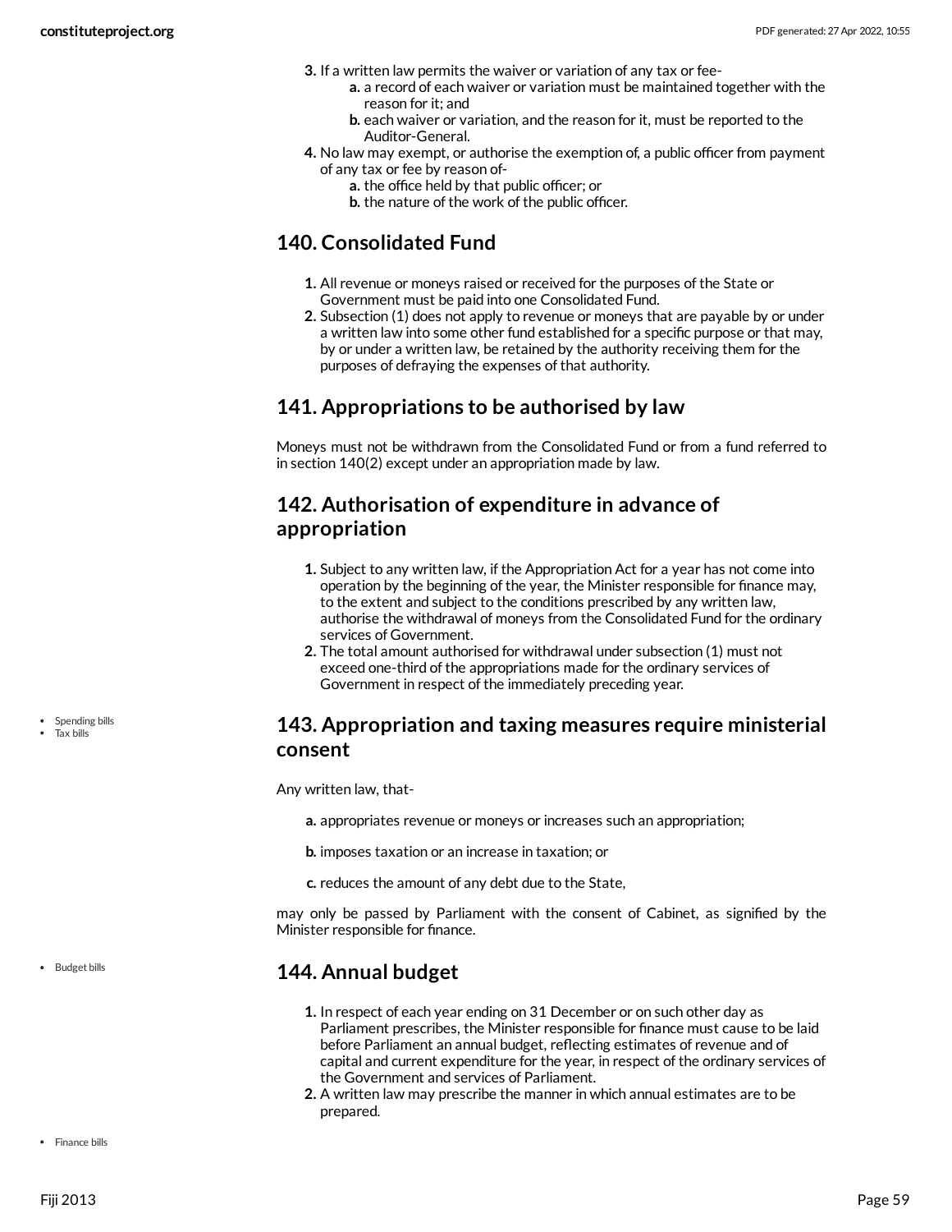3. If a written law permits the waiver or variation of any tax or fee-
   a. a record of each waiver or variation must be maintained together with the reason for it; and
   b. each waiver or variation, and the reason for it, must be reported to the Auditor-General.
4. No law may exempt, or authorise the exemption of, a public officer from payment of any tax or fee by reason of-
   a. the office held by that public officer; or
   b. the nature of the work of the public officer.

## 140. Consolidated Fund

1. All revenue or moneys raised or received for the purposes of the State or Government must be paid into one Consolidated Fund.
2. Subsection (1) does not apply to revenue or moneys that are payable by or under a written law into some other fund established for a specific purpose or that may, by or under a written law, be retained by the authority receiving them for the purposes of defraying the expenses of that authority.

## 141. Appropriations to be authorised by law

Moneys must not be withdrawn from the Consolidated Fund or from a fund referred to in section 140(2) except under an appropriation made by law.

## 142. Authorisation of expenditure in advance of appropriation

1. Subject to any written law, if the Appropriation Act for a year has not come into operation by the beginning of the year, the Minister responsible for finance may, to the extent and subject to the conditions prescribed by any written law, authorise the withdrawal of moneys from the Consolidated Fund for the ordinary services of Government.
2. The total amount authorised for withdrawal under subsection (1) must not exceed one-third of the appropriations made for the ordinary services of Government in respect of the immediately preceding year.

- Spending bills
- Tax bills

## 143. Appropriation and taxing measures require ministerial consent

Any written law, that-

a. appropriates revenue or moneys or increases such an appropriation;

b. imposes taxation or an increase in taxation; or

c. reduces the amount of any debt due to the State,

may only be passed by Parliament with the consent of Cabinet, as signified by the Minister responsible for finance.

- Budget bills

## 144. Annual budget

1. In respect of each year ending on 31 December or on such other day as Parliament prescribes, the Minister responsible for finance must cause to be laid before Parliament an annual budget, reflecting estimates of revenue and of capital and current expenditure for the year, in respect of the ordinary services of the Government and services of Parliament.
2. A written law may prescribe the manner in which annual estimates are to be prepared.

- Finance bills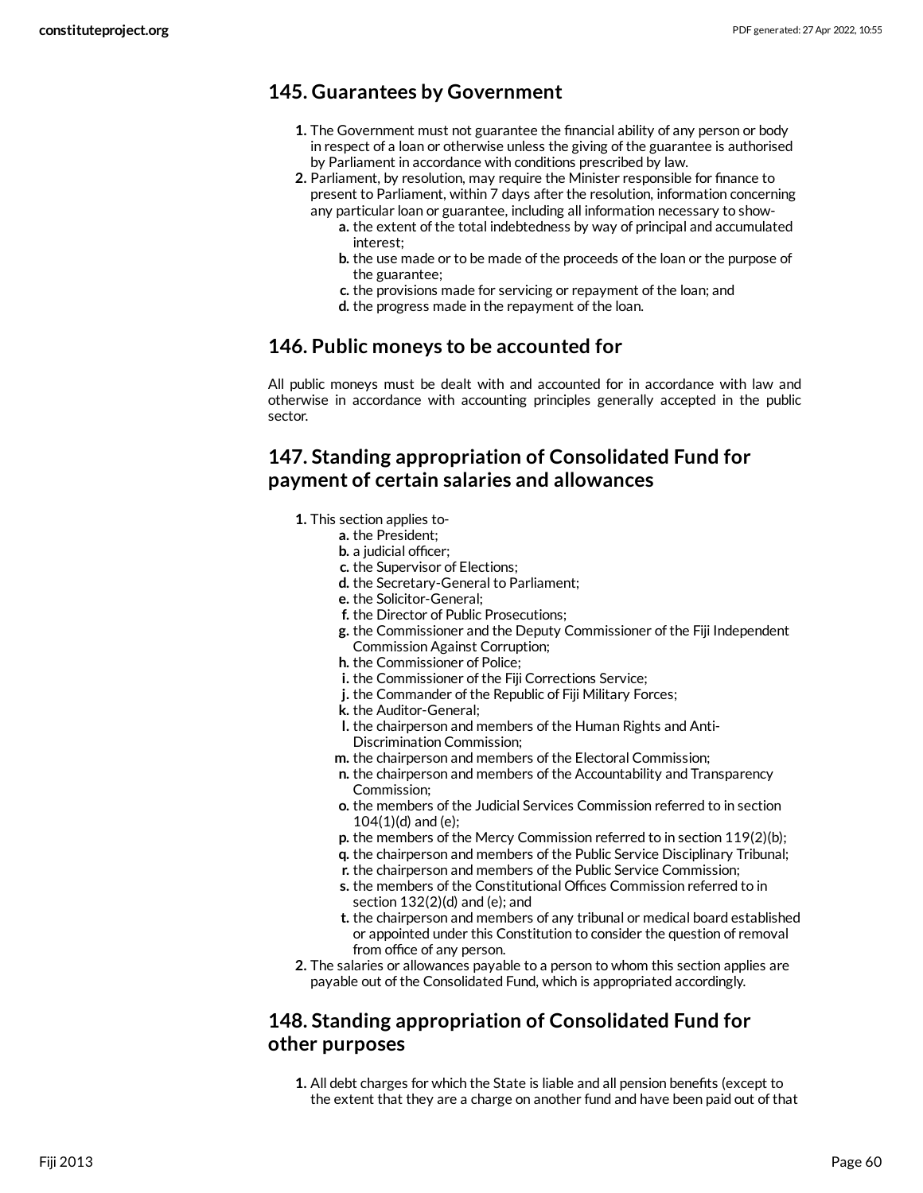## 145. Guarantees by Government

1. The Government must not guarantee the financial ability of any person or body in respect of a loan or otherwise unless the giving of the guarantee is authorised by Parliament in accordance with conditions prescribed by law.
2. Parliament, by resolution, may require the Minister responsible for finance to present to Parliament, within 7 days after the resolution, information concerning any particular loan or guarantee, including all information necessary to show-
   a. the extent of the total indebtedness by way of principal and accumulated interest;
   b. the use made or to be made of the proceeds of the loan or the purpose of the guarantee;
   c. the provisions made for servicing or repayment of the loan; and
   d. the progress made in the repayment of the loan.

## 146. Public moneys to be accounted for

All public moneys must be dealt with and accounted for in accordance with law and otherwise in accordance with accounting principles generally accepted in the public sector.

## 147. Standing appropriation of Consolidated Fund for payment of certain salaries and allowances

1. This section applies to-
   a. the President;
   b. a judicial officer;
   c. the Supervisor of Elections;
   d. the Secretary-General to Parliament;
   e. the Solicitor-General;
   f. the Director of Public Prosecutions;
   g. the Commissioner and the Deputy Commissioner of the Fiji Independent Commission Against Corruption;
   h. the Commissioner of Police;
   i. the Commissioner of the Fiji Corrections Service;
   j. the Commander of the Republic of Fiji Military Forces;
   k. the Auditor-General;
   l. the chairperson and members of the Human Rights and Anti-Discrimination Commission;
   m. the chairperson and members of the Electoral Commission;
   n. the chairperson and members of the Accountability and Transparency Commission;
   o. the members of the Judicial Services Commission referred to in section 104(1)(d) and (e);
   p. the members of the Mercy Commission referred to in section 119(2)(b);
   q. the chairperson and members of the Public Service Disciplinary Tribunal;
   r. the chairperson and members of the Public Service Commission;
   s. the members of the Constitutional Offices Commission referred to in section 132(2)(d) and (e); and
   t. the chairperson and members of any tribunal or medical board established or appointed under this Constitution to consider the question of removal from office of any person.
2. The salaries or allowances payable to a person to whom this section applies are payable out of the Consolidated Fund, which is appropriated accordingly.

## 148. Standing appropriation of Consolidated Fund for other purposes

1. All debt charges for which the State is liable and all pension benefits (except to the extent that they are a charge on another fund and have been paid out of that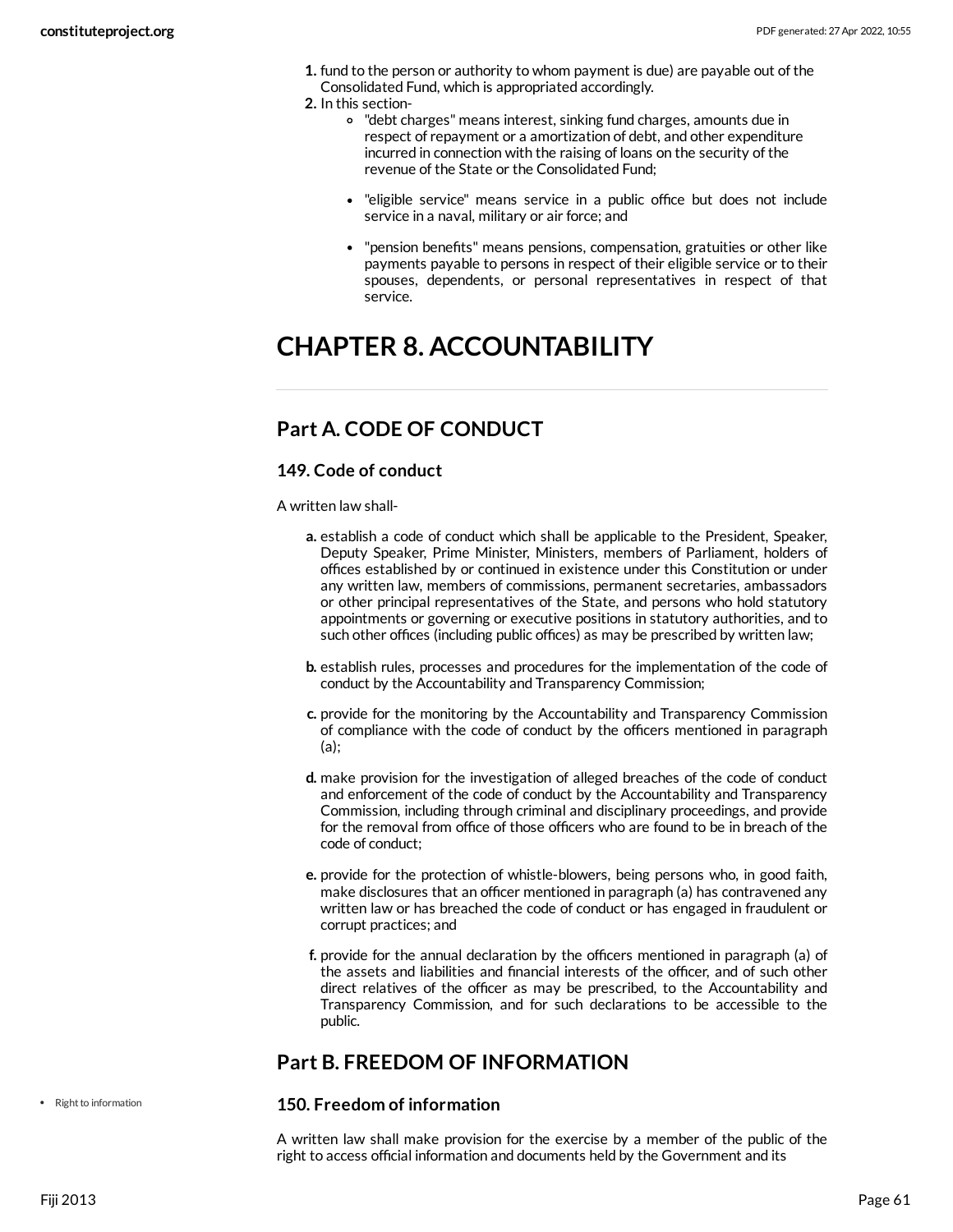1. fund to the person or authority to whom payment is due) are payable out of the Consolidated Fund, which is appropriated accordingly.
2. In this section-
    - "debt charges" means interest, sinking fund charges, amounts due in respect of repayment or a amortization of debt, and other expenditure incurred in connection with the raising of loans on the security of the revenue of the State or the Consolidated Fund;

    - "eligible service" means service in a public office but does not include service in a naval, military or air force; and

    - "pension benefits" means pensions, compensation, gratuities or other like payments payable to persons in respect of their eligible service or to their spouses, dependents, or personal representatives in respect of that service.

# CHAPTER 8. ACCOUNTABILITY

## Part A. CODE OF CONDUCT

### 149. Code of conduct

A written law shall-

a. establish a code of conduct which shall be applicable to the President, Speaker, Deputy Speaker, Prime Minister, Ministers, members of Parliament, holders of offices established by or continued in existence under this Constitution or under any written law, members of commissions, permanent secretaries, ambassadors or other principal representatives of the State, and persons who hold statutory appointments or governing or executive positions in statutory authorities, and to such other offices (including public offices) as may be prescribed by written law;

b. establish rules, processes and procedures for the implementation of the code of conduct by the Accountability and Transparency Commission;

c. provide for the monitoring by the Accountability and Transparency Commission of compliance with the code of conduct by the officers mentioned in paragraph (a);

d. make provision for the investigation of alleged breaches of the code of conduct and enforcement of the code of conduct by the Accountability and Transparency Commission, including through criminal and disciplinary proceedings, and provide for the removal from office of those officers who are found to be in breach of the code of conduct;

e. provide for the protection of whistle-blowers, being persons who, in good faith, make disclosures that an officer mentioned in paragraph (a) has contravened any written law or has breached the code of conduct or has engaged in fraudulent or corrupt practices; and

f. provide for the annual declaration by the officers mentioned in paragraph (a) of the assets and liabilities and financial interests of the officer, and of such other direct relatives of the officer as may be prescribed, to the Accountability and Transparency Commission, and for such declarations to be accessible to the public.

## Part B. FREEDOM OF INFORMATION

- Right to information

### 150. Freedom of information

A written law shall make provision for the exercise by a member of the public of the right to access official information and documents held by the Government and its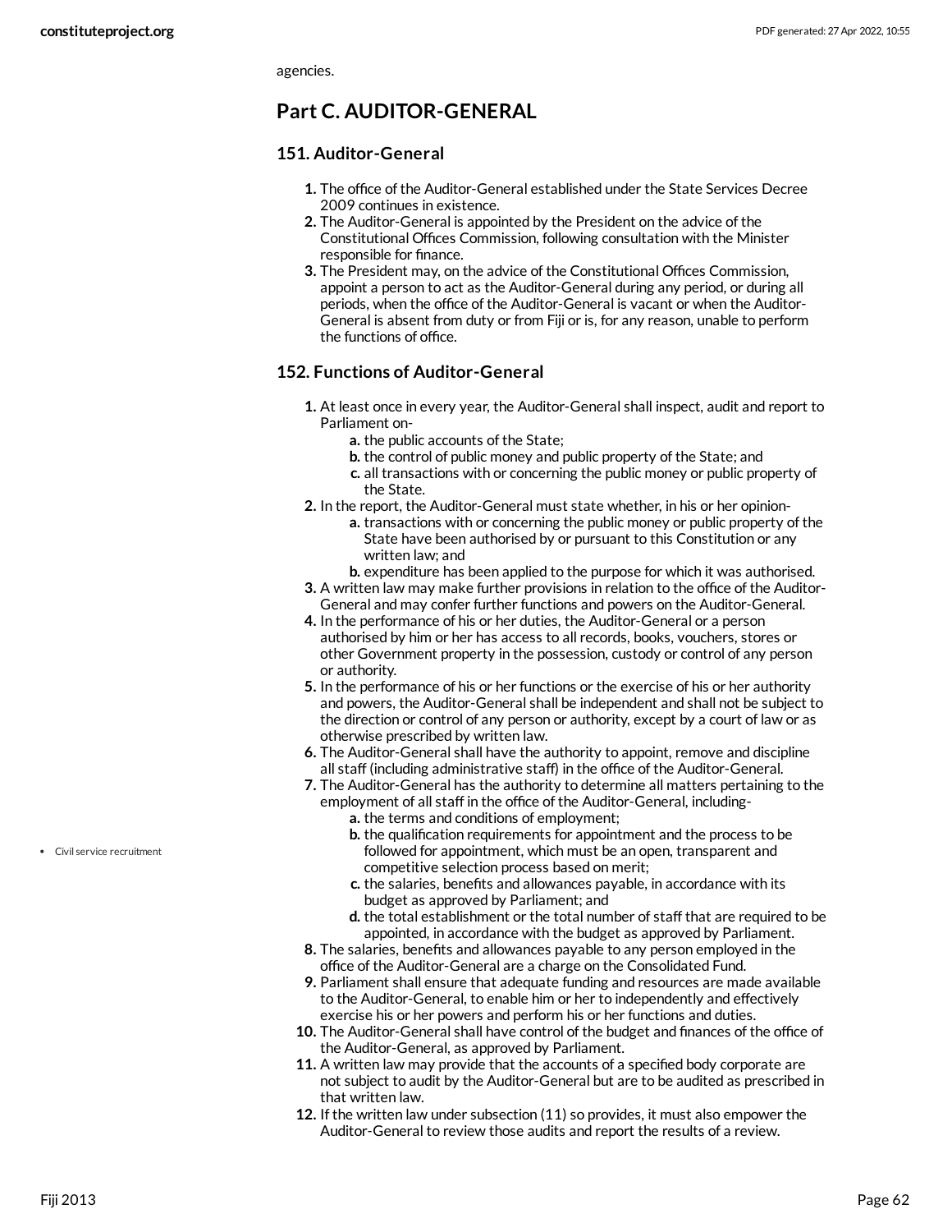agencies.

## Part C. AUDITOR-GENERAL

### 151. Auditor-General

1. The office of the Auditor-General established under the State Services Decree 2009 continues in existence.
2. The Auditor-General is appointed by the President on the advice of the Constitutional Offices Commission, following consultation with the Minister responsible for finance.
3. The President may, on the advice of the Constitutional Offices Commission, appoint a person to act as the Auditor-General during any period, or during all periods, when the office of the Auditor-General is vacant or when the Auditor-General is absent from duty or from Fiji or is, for any reason, unable to perform the functions of office.

### 152. Functions of Auditor-General

1. At least once in every year, the Auditor-General shall inspect, audit and report to Parliament on-
   - a. the public accounts of the State;
   - b. the control of public money and public property of the State; and
   - c. all transactions with or concerning the public money or public property of the State.
2. In the report, the Auditor-General must state whether, in his or her opinion-
   - a. transactions with or concerning the public money or public property of the State have been authorised by or pursuant to this Constitution or any written law; and
   - b. expenditure has been applied to the purpose for which it was authorised.
3. A written law may make further provisions in relation to the office of the Auditor-General and may confer further functions and powers on the Auditor-General.
4. In the performance of his or her duties, the Auditor-General or a person authorised by him or her has access to all records, books, vouchers, stores or other Government property in the possession, custody or control of any person or authority.
5. In the performance of his or her functions or the exercise of his or her authority and powers, the Auditor-General shall be independent and shall not be subject to the direction or control of any person or authority, except by a court of law or as otherwise prescribed by written law.
6. The Auditor-General shall have the authority to appoint, remove and discipline all staff (including administrative staff) in the office of the Auditor-General.
7. The Auditor-General has the authority to determine all matters pertaining to the employment of all staff in the office of the Auditor-General, including-
   - a. the terms and conditions of employment;
   - b. the qualification requirements for appointment and the process to be followed for appointment, which must be an open, transparent and competitive selection process based on merit;
   - c. the salaries, benefits and allowances payable, in accordance with its budget as approved by Parliament; and
   - d. the total establishment or the total number of staff that are required to be appointed, in accordance with the budget as approved by Parliament.
8. The salaries, benefits and allowances payable to any person employed in the office of the Auditor-General are a charge on the Consolidated Fund.
9. Parliament shall ensure that adequate funding and resources are made available to the Auditor-General, to enable him or her to independently and effectively exercise his or her powers and perform his or her functions and duties.
10. The Auditor-General shall have control of the budget and finances of the office of the Auditor-General, as approved by Parliament.
11. A written law may provide that the accounts of a specified body corporate are not subject to audit by the Auditor-General but are to be audited as prescribed in that written law.
12. If the written law under subsection (11) so provides, it must also empower the Auditor-General to review those audits and report the results of a review.

- Civil service recruitment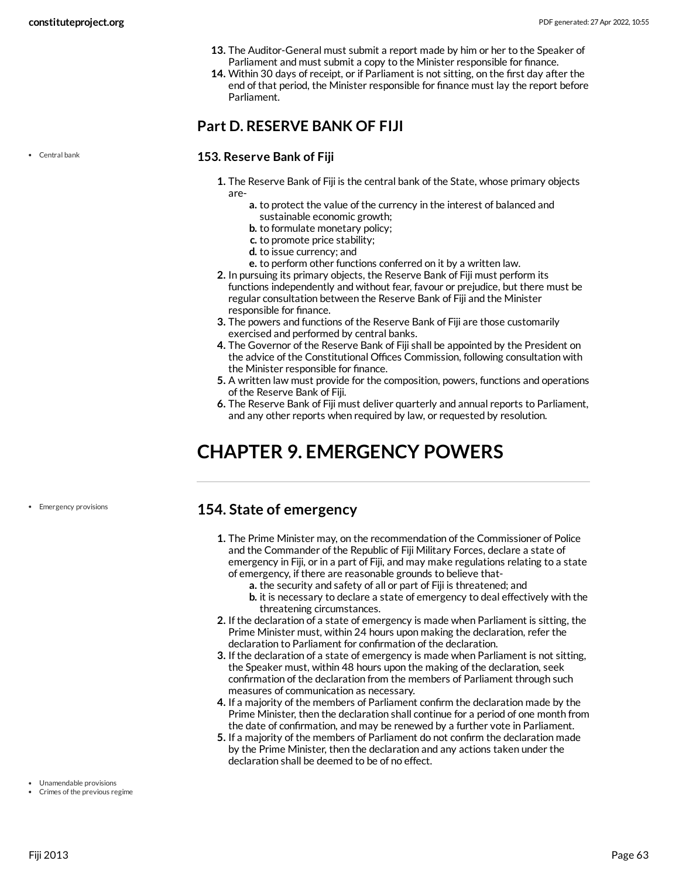13. The Auditor-General must submit a report made by him or her to the Speaker of Parliament and must submit a copy to the Minister responsible for finance.
14. Within 30 days of receipt, or if Parliament is not sitting, on the first day after the end of that period, the Minister responsible for finance must lay the report before Parliament.

## Part D. RESERVE BANK OF FIJI

- Central bank

### 153. Reserve Bank of Fiji

1. The Reserve Bank of Fiji is the central bank of the State, whose primary objects are-
   a. to protect the value of the currency in the interest of balanced and sustainable economic growth;
   b. to formulate monetary policy;
   c. to promote price stability;
   d. to issue currency; and
   e. to perform other functions conferred on it by a written law.
2. In pursuing its primary objects, the Reserve Bank of Fiji must perform its functions independently and without fear, favour or prejudice, but there must be regular consultation between the Reserve Bank of Fiji and the Minister responsible for finance.
3. The powers and functions of the Reserve Bank of Fiji are those customarily exercised and performed by central banks.
4. The Governor of the Reserve Bank of Fiji shall be appointed by the President on the advice of the Constitutional Offices Commission, following consultation with the Minister responsible for finance.
5. A written law must provide for the composition, powers, functions and operations of the Reserve Bank of Fiji.
6. The Reserve Bank of Fiji must deliver quarterly and annual reports to Parliament, and any other reports when required by law, or requested by resolution.

# CHAPTER 9. EMERGENCY POWERS

- Emergency provisions

## 154. State of emergency

1. The Prime Minister may, on the recommendation of the Commissioner of Police and the Commander of the Republic of Fiji Military Forces, declare a state of emergency in Fiji, or in a part of Fiji, and may make regulations relating to a state of emergency, if there are reasonable grounds to believe that-
   a. the security and safety of all or part of Fiji is threatened; and
   b. it is necessary to declare a state of emergency to deal effectively with the threatening circumstances.
2. If the declaration of a state of emergency is made when Parliament is sitting, the Prime Minister must, within 24 hours upon making the declaration, refer the declaration to Parliament for confirmation of the declaration.
3. If the declaration of a state of emergency is made when Parliament is not sitting, the Speaker must, within 48 hours upon the making of the declaration, seek confirmation of the declaration from the members of Parliament through such measures of communication as necessary.
4. If a majority of the members of Parliament confirm the declaration made by the Prime Minister, then the declaration shall continue for a period of one month from the date of confirmation, and may be renewed by a further vote in Parliament.
5. If a majority of the members of Parliament do not confirm the declaration made by the Prime Minister, then the declaration and any actions taken under the declaration shall be deemed to be of no effect.

- Unamendable provisions
- Crimes of the previous regime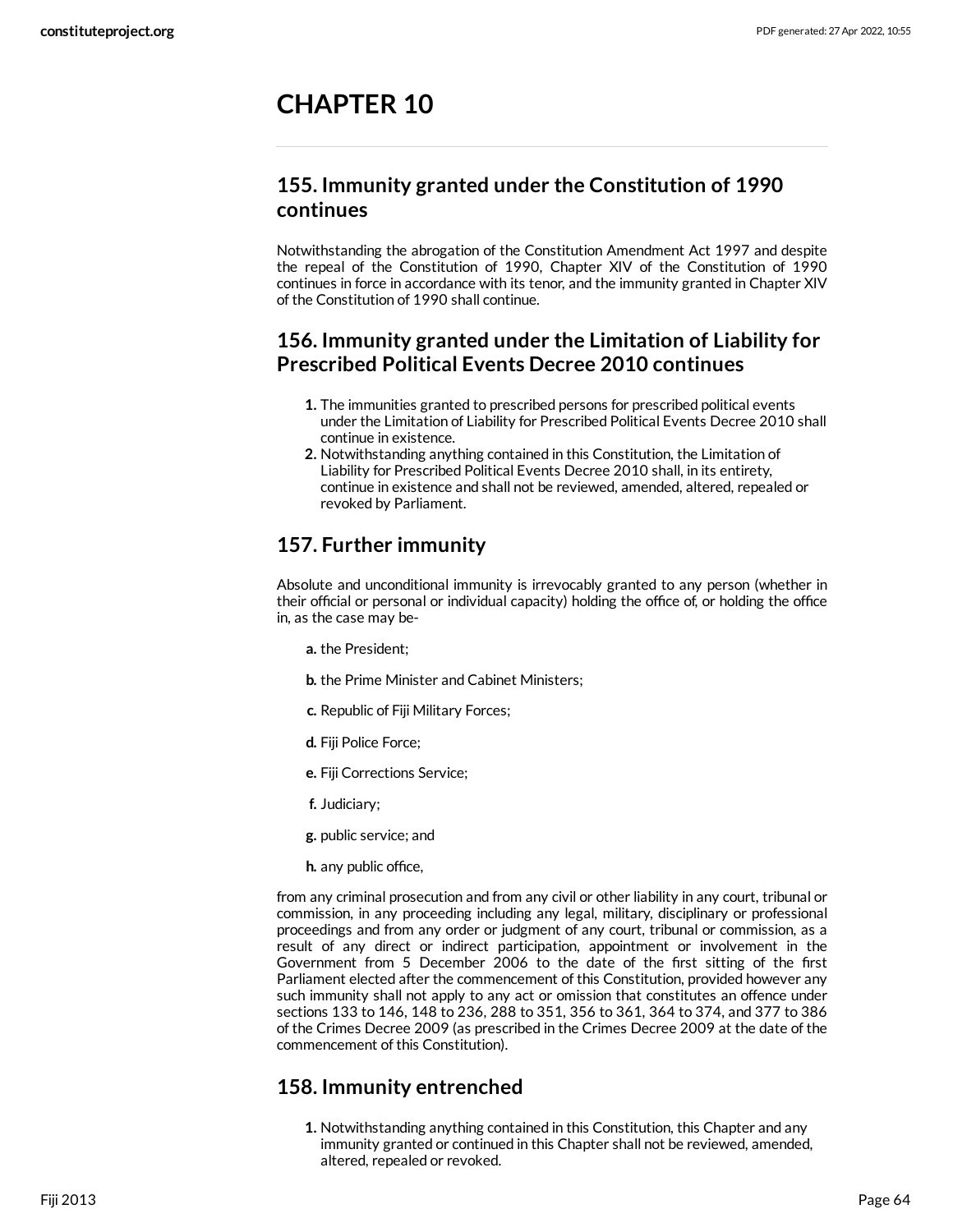# CHAPTER 10

## 155. Immunity granted under the Constitution of 1990 continues

Notwithstanding the abrogation of the Constitution Amendment Act 1997 and despite the repeal of the Constitution of 1990, Chapter XIV of the Constitution of 1990 continues in force in accordance with its tenor, and the immunity granted in Chapter XIV of the Constitution of 1990 shall continue.

## 156. Immunity granted under the Limitation of Liability for Prescribed Political Events Decree 2010 continues

1. The immunities granted to prescribed persons for prescribed political events under the Limitation of Liability for Prescribed Political Events Decree 2010 shall continue in existence.
2. Notwithstanding anything contained in this Constitution, the Limitation of Liability for Prescribed Political Events Decree 2010 shall, in its entirety, continue in existence and shall not be reviewed, amended, altered, repealed or revoked by Parliament.

## 157. Further immunity

Absolute and unconditional immunity is irrevocably granted to any person (whether in their official or personal or individual capacity) holding the office of, or holding the office in, as the case may be-

- **a.** the President;
- **b.** the Prime Minister and Cabinet Ministers;
- **c.** Republic of Fiji Military Forces;
- **d.** Fiji Police Force;
- **e.** Fiji Corrections Service;
- **f.** Judiciary;
- **g.** public service; and
- **h.** any public office,

from any criminal prosecution and from any civil or other liability in any court, tribunal or commission, in any proceeding including any legal, military, disciplinary or professional proceedings and from any order or judgment of any court, tribunal or commission, as a result of any direct or indirect participation, appointment or involvement in the Government from 5 December 2006 to the date of the first sitting of the first Parliament elected after the commencement of this Constitution, provided however any such immunity shall not apply to any act or omission that constitutes an offence under sections 133 to 146, 148 to 236, 288 to 351, 356 to 361, 364 to 374, and 377 to 386 of the Crimes Decree 2009 (as prescribed in the Crimes Decree 2009 at the date of the commencement of this Constitution).

## 158. Immunity entrenched

1. Notwithstanding anything contained in this Constitution, this Chapter and any immunity granted or continued in this Chapter shall not be reviewed, amended, altered, repealed or revoked.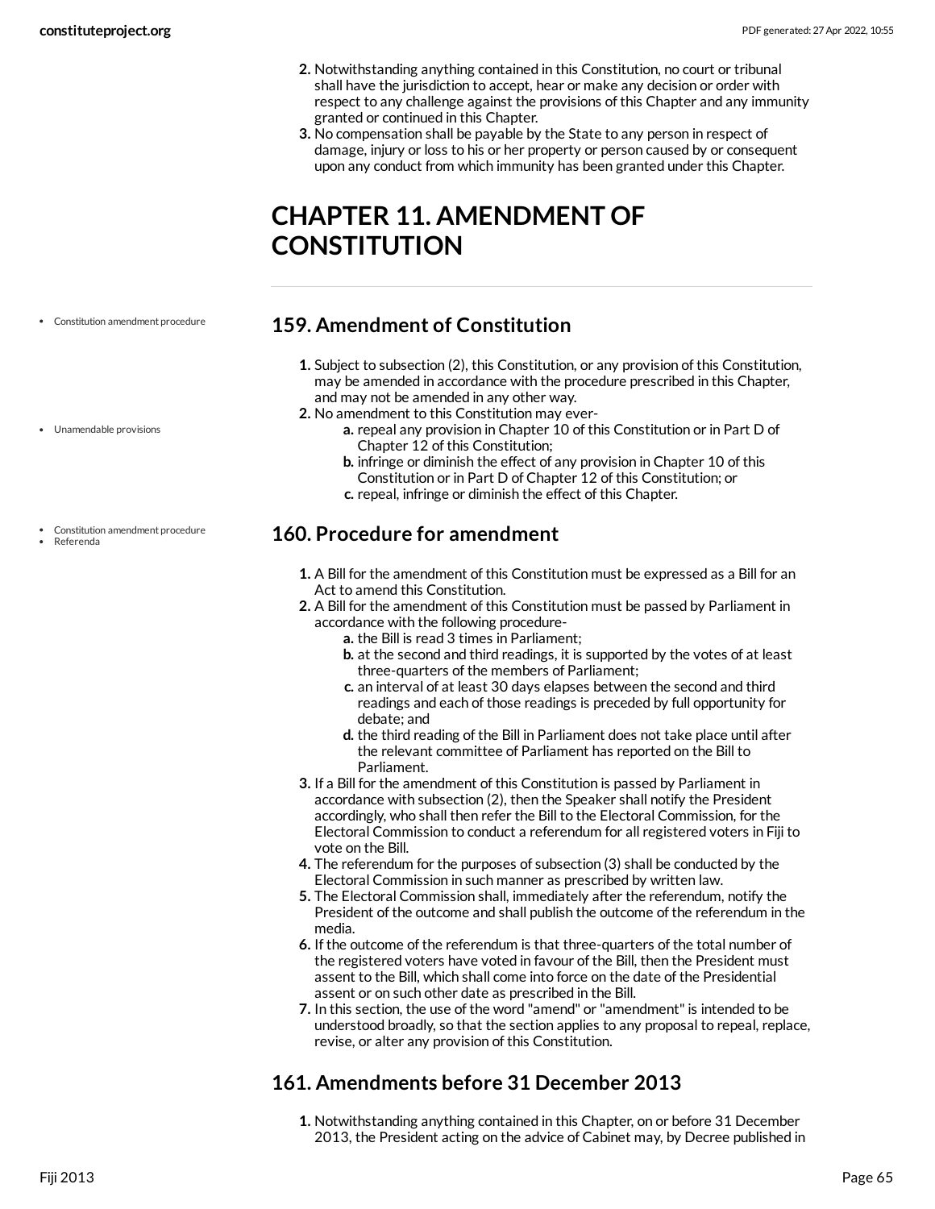2. Notwithstanding anything contained in this Constitution, no court or tribunal shall have the jurisdiction to accept, hear or make any decision or order with respect to any challenge against the provisions of this Chapter and any immunity granted or continued in this Chapter.
3. No compensation shall be payable by the State to any person in respect of damage, injury or loss to his or her property or person caused by or consequent upon any conduct from which immunity has been granted under this Chapter.

# CHAPTER 11. AMENDMENT OF CONSTITUTION

- Constitution amendment procedure

## 159. Amendment of Constitution

1. Subject to subsection (2), this Constitution, or any provision of this Constitution, may be amended in accordance with the procedure prescribed in this Chapter, and may not be amended in any other way.
2. No amendment to this Constitution may ever-
   a. repeal any provision in Chapter 10 of this Constitution or in Part D of Chapter 12 of this Constitution;
   b. infringe or diminish the effect of any provision in Chapter 10 of this Constitution or in Part D of Chapter 12 of this Constitution; or
   c. repeal, infringe or diminish the effect of this Chapter.

- Unamendable provisions

- Constitution amendment procedure
- Referenda

## 160. Procedure for amendment

1. A Bill for the amendment of this Constitution must be expressed as a Bill for an Act to amend this Constitution.
2. A Bill for the amendment of this Constitution must be passed by Parliament in accordance with the following procedure-
   a. the Bill is read 3 times in Parliament;
   b. at the second and third readings, it is supported by the votes of at least three-quarters of the members of Parliament;
   c. an interval of at least 30 days elapses between the second and third readings and each of those readings is preceded by full opportunity for debate; and
   d. the third reading of the Bill in Parliament does not take place until after the relevant committee of Parliament has reported on the Bill to Parliament.
3. If a Bill for the amendment of this Constitution is passed by Parliament in accordance with subsection (2), then the Speaker shall notify the President accordingly, who shall then refer the Bill to the Electoral Commission, for the Electoral Commission to conduct a referendum for all registered voters in Fiji to vote on the Bill.
4. The referendum for the purposes of subsection (3) shall be conducted by the Electoral Commission in such manner as prescribed by written law.
5. The Electoral Commission shall, immediately after the referendum, notify the President of the outcome and shall publish the outcome of the referendum in the media.
6. If the outcome of the referendum is that three-quarters of the total number of the registered voters have voted in favour of the Bill, then the President must assent to the Bill, which shall come into force on the date of the Presidential assent or on such other date as prescribed in the Bill.
7. In this section, the use of the word "amend" or "amendment" is intended to be understood broadly, so that the section applies to any proposal to repeal, replace, revise, or alter any provision of this Constitution.

## 161. Amendments before 31 December 2013

1. Notwithstanding anything contained in this Chapter, on or before 31 December 2013, the President acting on the advice of Cabinet may, by Decree published in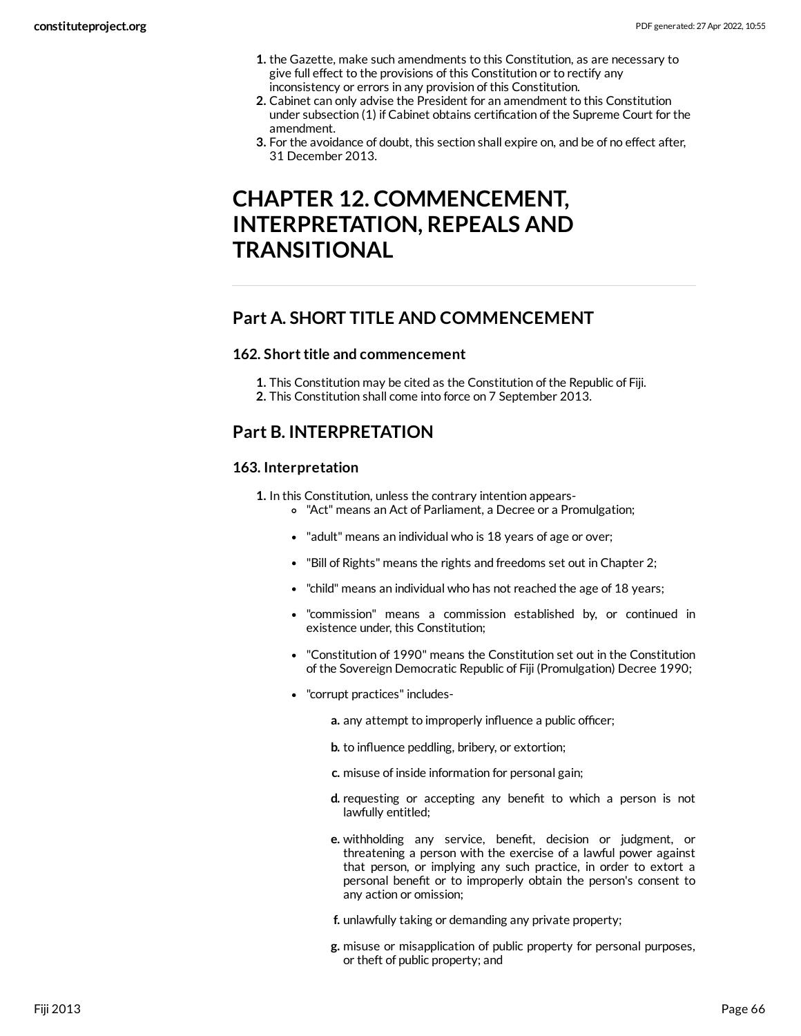1. the Gazette, make such amendments to this Constitution, as are necessary to give full effect to the provisions of this Constitution or to rectify any inconsistency or errors in any provision of this Constitution.
2. Cabinet can only advise the President for an amendment to this Constitution under subsection (1) if Cabinet obtains certification of the Supreme Court for the amendment.
3. For the avoidance of doubt, this section shall expire on, and be of no effect after, 31 December 2013.

# CHAPTER 12. COMMENCEMENT, INTERPRETATION, REPEALS AND TRANSITIONAL

## Part A. SHORT TITLE AND COMMENCEMENT

### 162. Short title and commencement

1. This Constitution may be cited as the Constitution of the Republic of Fiji.
2. This Constitution shall come into force on 7 September 2013.

## Part B. INTERPRETATION

### 163. Interpretation

1. In this Constitution, unless the contrary intention appears-
   - "Act" means an Act of Parliament, a Decree or a Promulgation;
   - "adult" means an individual who is 18 years of age or over;
   - "Bill of Rights" means the rights and freedoms set out in Chapter 2;
   - "child" means an individual who has not reached the age of 18 years;
   - "commission" means a commission established by, or continued in existence under, this Constitution;
   - "Constitution of 1990" means the Constitution set out in the Constitution of the Sovereign Democratic Republic of Fiji (Promulgation) Decree 1990;
   - "corrupt practices" includes-
     a. any attempt to improperly influence a public officer;
     b. to influence peddling, bribery, or extortion;
     c. misuse of inside information for personal gain;
     d. requesting or accepting any benefit to which a person is not lawfully entitled;
     e. withholding any service, benefit, decision or judgment, or threatening a person with the exercise of a lawful power against that person, or implying any such practice, in order to extort a personal benefit or to improperly obtain the person's consent to any action or omission;
     f. unlawfully taking or demanding any private property;
     g. misuse or misapplication of public property for personal purposes, or theft of public property; and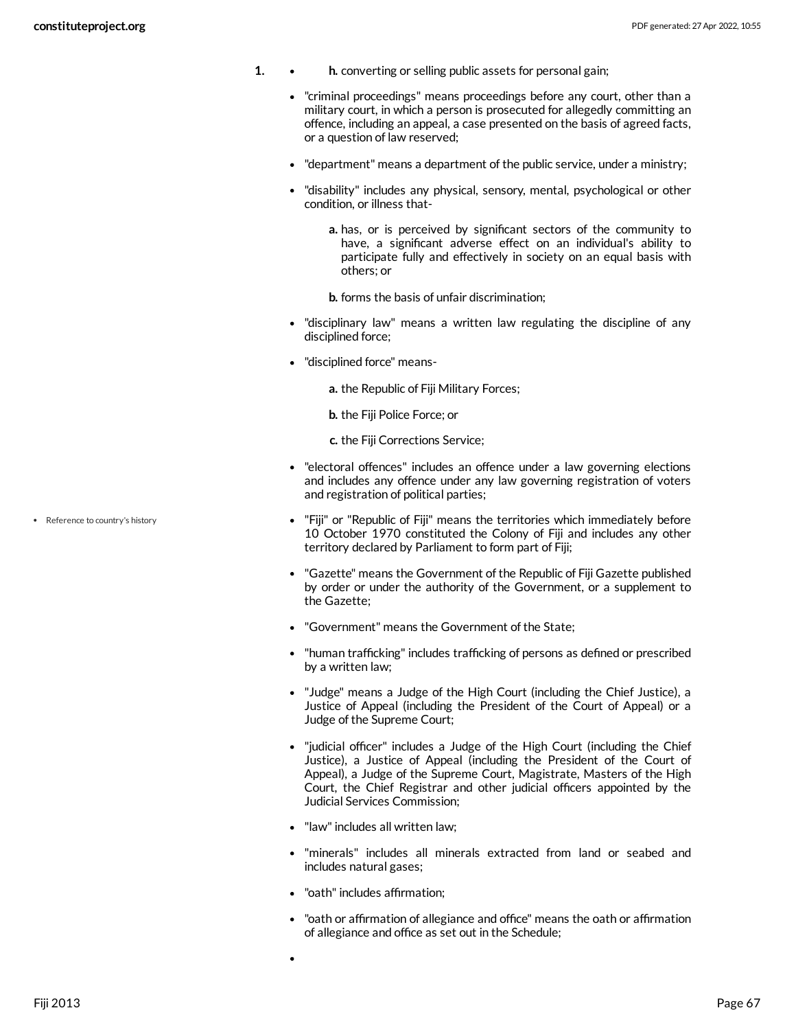1.
- h. converting or selling public assets for personal gain;

- "criminal proceedings" means proceedings before any court, other than a military court, in which a person is prosecuted for allegedly committing an offence, including an appeal, a case presented on the basis of agreed facts, or a question of law reserved;
- "department" means a department of the public service, under a ministry;
- "disability" includes any physical, sensory, mental, psychological or other condition, or illness that-
  - **a.** has, or is perceived by significant sectors of the community to have, a significant adverse effect on an individual's ability to participate fully and effectively in society on an equal basis with others; or
  - **b.** forms the basis of unfair discrimination;
- "disciplinary law" means a written law regulating the discipline of any disciplined force;
- "disciplined force" means-
  - **a.** the Republic of Fiji Military Forces;
  - **b.** the Fiji Police Force; or
  - **c.** the Fiji Corrections Service;
- "electoral offences" includes an offence under a law governing elections and includes any offence under any law governing registration of voters and registration of political parties;
- "Fiji" or "Republic of Fiji" means the territories which immediately before 10 October 1970 constituted the Colony of Fiji and includes any other territory declared by Parliament to form part of Fiji;
- "Gazette" means the Government of the Republic of Fiji Gazette published by order or under the authority of the Government, or a supplement to the Gazette;
- "Government" means the Government of the State;
- "human trafficking" includes trafficking of persons as defined or prescribed by a written law;
- "Judge" means a Judge of the High Court (including the Chief Justice), a Justice of Appeal (including the President of the Court of Appeal) or a Judge of the Supreme Court;
- "judicial officer" includes a Judge of the High Court (including the Chief Justice), a Justice of Appeal (including the President of the Court of Appeal), a Judge of the Supreme Court, Magistrate, Masters of the High Court, the Chief Registrar and other judicial officers appointed by the Judicial Services Commission;
- "law" includes all written law;
- "minerals" includes all minerals extracted from land or seabed and includes natural gases;
- "oath" includes affirmation;
- "oath or affirmation of allegiance and office" means the oath or affirmation of allegiance and office as set out in the Schedule;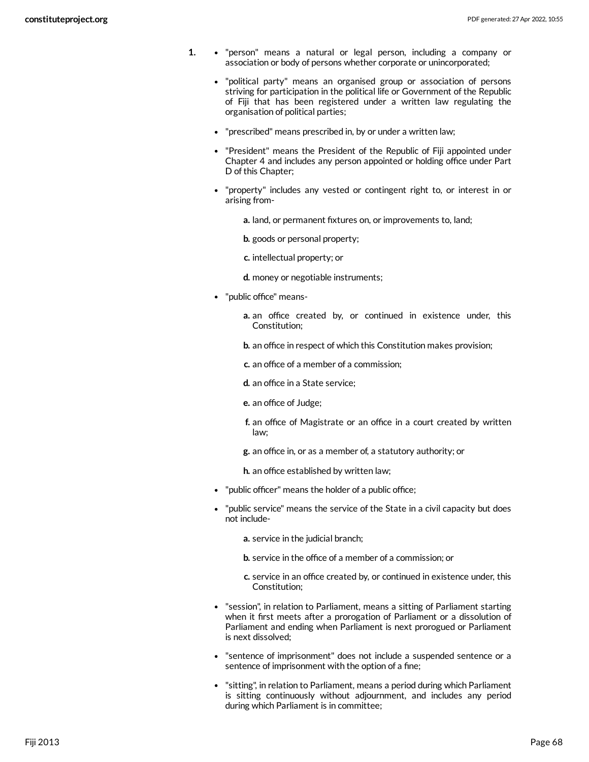1.
- "person" means a natural or legal person, including a company or association or body of persons whether corporate or unincorporated;
- "political party" means an organised group or association of persons striving for participation in the political life or Government of the Republic of Fiji that has been registered under a written law regulating the organisation of political parties;
- "prescribed" means prescribed in, by or under a written law;
- "President" means the President of the Republic of Fiji appointed under Chapter 4 and includes any person appointed or holding office under Part D of this Chapter;
- "property" includes any vested or contingent right to, or interest in or arising from-
  - **a.** land, or permanent fixtures on, or improvements to, land;
  - **b.** goods or personal property;
  - **c.** intellectual property; or
  - **d.** money or negotiable instruments;
- "public office" means-
  - **a.** an office created by, or continued in existence under, this Constitution;
  - **b.** an office in respect of which this Constitution makes provision;
  - **c.** an office of a member of a commission;
  - **d.** an office in a State service;
  - **e.** an office of Judge;
  - **f.** an office of Magistrate or an office in a court created by written law;
  - **g.** an office in, or as a member of, a statutory authority; or
  - **h.** an office established by written law;
- "public officer" means the holder of a public office;
- "public service" means the service of the State in a civil capacity but does not include-
  - **a.** service in the judicial branch;
  - **b.** service in the office of a member of a commission; or
  - **c.** service in an office created by, or continued in existence under, this Constitution;
- "session", in relation to Parliament, means a sitting of Parliament starting when it first meets after a prorogation of Parliament or a dissolution of Parliament and ending when Parliament is next prorogued or Parliament is next dissolved;
- "sentence of imprisonment" does not include a suspended sentence or a sentence of imprisonment with the option of a fine;
- "sitting", in relation to Parliament, means a period during which Parliament is sitting continuously without adjournment, and includes any period during which Parliament is in committee;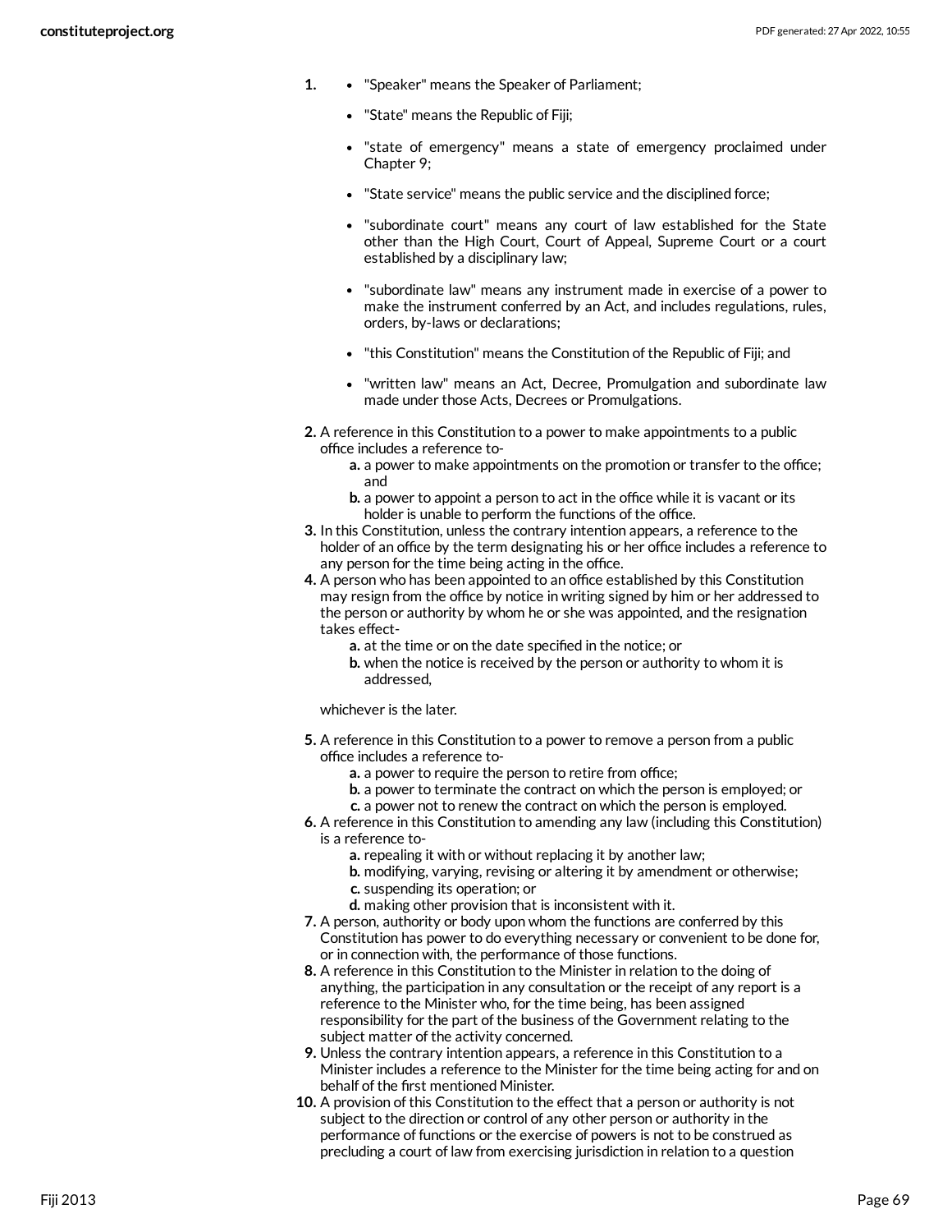1. - "Speaker" means the Speaker of Parliament;
   - "State" means the Republic of Fiji;
   - "state of emergency" means a state of emergency proclaimed under Chapter 9;
   - "State service" means the public service and the disciplined force;
   - "subordinate court" means any court of law established for the State other than the High Court, Court of Appeal, Supreme Court or a court established by a disciplinary law;
   - "subordinate law" means any instrument made in exercise of a power to make the instrument conferred by an Act, and includes regulations, rules, orders, by-laws or declarations;
   - "this Constitution" means the Constitution of the Republic of Fiji; and
   - "written law" means an Act, Decree, Promulgation and subordinate law made under those Acts, Decrees or Promulgations.
2. A reference in this Constitution to a power to make appointments to a public office includes a reference to-
   a. a power to make appointments on the promotion or transfer to the office; and
   b. a power to appoint a person to act in the office while it is vacant or its holder is unable to perform the functions of the office.
3. In this Constitution, unless the contrary intention appears, a reference to the holder of an office by the term designating his or her office includes a reference to any person for the time being acting in the office.
4. A person who has been appointed to an office established by this Constitution may resign from the office by notice in writing signed by him or her addressed to the person or authority by whom he or she was appointed, and the resignation takes effect-
   a. at the time or on the date specified in the notice; or
   b. when the notice is received by the person or authority to whom it is addressed,

   whichever is the later.
5. A reference in this Constitution to a power to remove a person from a public office includes a reference to-
   a. a power to require the person to retire from office;
   b. a power to terminate the contract on which the person is employed; or
   c. a power not to renew the contract on which the person is employed.
6. A reference in this Constitution to amending any law (including this Constitution) is a reference to-
   a. repealing it with or without replacing it by another law;
   b. modifying, varying, revising or altering it by amendment or otherwise;
   c. suspending its operation; or
   d. making other provision that is inconsistent with it.
7. A person, authority or body upon whom the functions are conferred by this Constitution has power to do everything necessary or convenient to be done for, or in connection with, the performance of those functions.
8. A reference in this Constitution to the Minister in relation to the doing of anything, the participation in any consultation or the receipt of any report is a reference to the Minister who, for the time being, has been assigned responsibility for the part of the business of the Government relating to the subject matter of the activity concerned.
9. Unless the contrary intention appears, a reference in this Constitution to a Minister includes a reference to the Minister for the time being acting for and on behalf of the first mentioned Minister.
10. A provision of this Constitution to the effect that a person or authority is not subject to the direction or control of any other person or authority in the performance of functions or the exercise of powers is not to be construed as precluding a court of law from exercising jurisdiction in relation to a question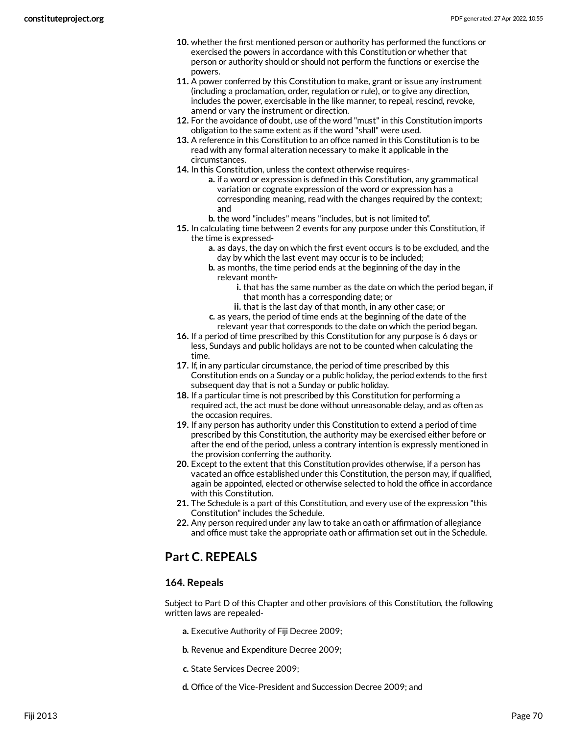10. whether the first mentioned person or authority has performed the functions or exercised the powers in accordance with this Constitution or whether that person or authority should or should not perform the functions or exercise the powers.
11. A power conferred by this Constitution to make, grant or issue any instrument (including a proclamation, order, regulation or rule), or to give any direction, includes the power, exercisable in the like manner, to repeal, rescind, revoke, amend or vary the instrument or direction.
12. For the avoidance of doubt, use of the word "must" in this Constitution imports obligation to the same extent as if the word "shall" were used.
13. A reference in this Constitution to an office named in this Constitution is to be read with any formal alteration necessary to make it applicable in the circumstances.
14. In this Constitution, unless the context otherwise requires-
    - **a.** if a word or expression is defined in this Constitution, any grammatical variation or cognate expression of the word or expression has a corresponding meaning, read with the changes required by the context; and
    - **b.** the word "includes" means "includes, but is not limited to".
15. In calculating time between 2 events for any purpose under this Constitution, if the time is expressed-
    - **a.** as days, the day on which the first event occurs is to be excluded, and the day by which the last event may occur is to be included;
    - **b.** as months, the time period ends at the beginning of the day in the relevant month-
        - **i.** that has the same number as the date on which the period began, if that month has a corresponding date; or
        - **ii.** that is the last day of that month, in any other case; or
    - **c.** as years, the period of time ends at the beginning of the date of the relevant year that corresponds to the date on which the period began.
16. If a period of time prescribed by this Constitution for any purpose is 6 days or less, Sundays and public holidays are not to be counted when calculating the time.
17. If, in any particular circumstance, the period of time prescribed by this Constitution ends on a Sunday or a public holiday, the period extends to the first subsequent day that is not a Sunday or public holiday.
18. If a particular time is not prescribed by this Constitution for performing a required act, the act must be done without unreasonable delay, and as often as the occasion requires.
19. If any person has authority under this Constitution to extend a period of time prescribed by this Constitution, the authority may be exercised either before or after the end of the period, unless a contrary intention is expressly mentioned in the provision conferring the authority.
20. Except to the extent that this Constitution provides otherwise, if a person has vacated an office established under this Constitution, the person may, if qualified, again be appointed, elected or otherwise selected to hold the office in accordance with this Constitution.
21. The Schedule is a part of this Constitution, and every use of the expression "this Constitution" includes the Schedule.
22. Any person required under any law to take an oath or affirmation of allegiance and office must take the appropriate oath or affirmation set out in the Schedule.

## Part C. REPEALS

### 164. Repeals

Subject to Part D of this Chapter and other provisions of this Constitution, the following written laws are repealed-

- **a.** Executive Authority of Fiji Decree 2009;
- **b.** Revenue and Expenditure Decree 2009;
- **c.** State Services Decree 2009;
- **d.** Office of the Vice-President and Succession Decree 2009; and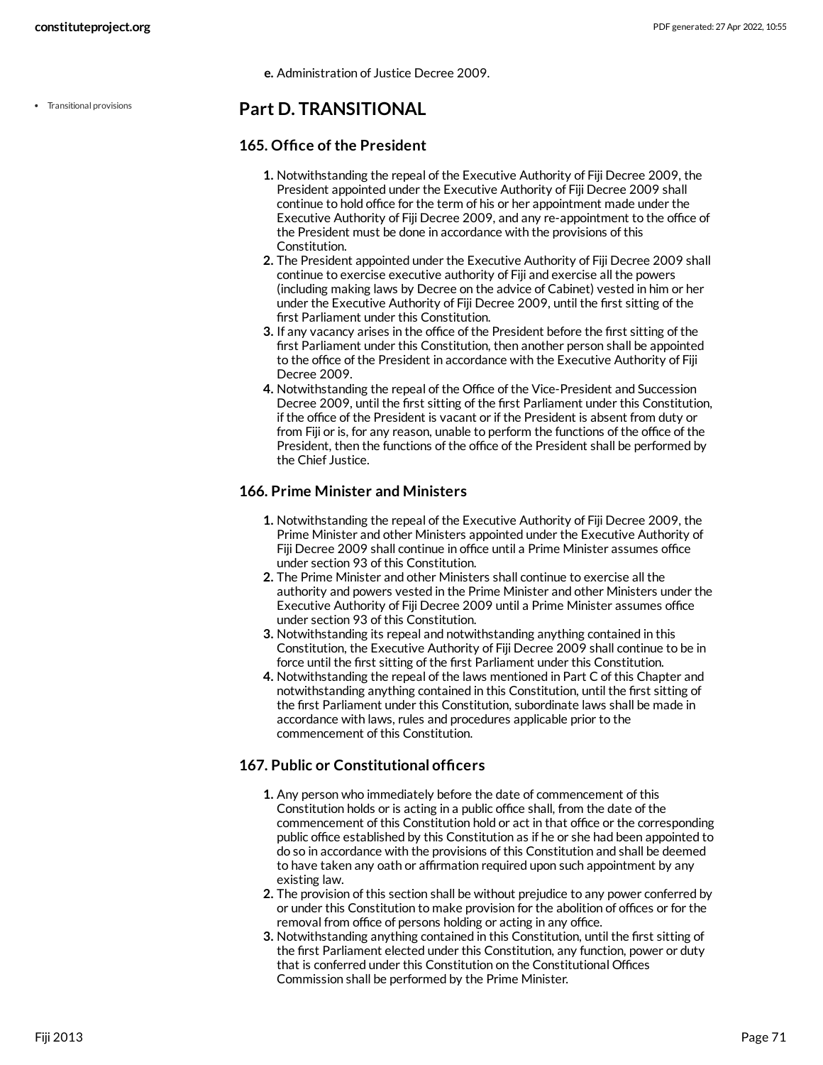**e.** Administration of Justice Decree 2009.

## Part D. TRANSITIONAL

### 165. Office of the President

1. Notwithstanding the repeal of the Executive Authority of Fiji Decree 2009, the President appointed under the Executive Authority of Fiji Decree 2009 shall continue to hold office for the term of his or her appointment made under the Executive Authority of Fiji Decree 2009, and any re-appointment to the office of the President must be done in accordance with the provisions of this Constitution.
2. The President appointed under the Executive Authority of Fiji Decree 2009 shall continue to exercise executive authority of Fiji and exercise all the powers (including making laws by Decree on the advice of Cabinet) vested in him or her under the Executive Authority of Fiji Decree 2009, until the first sitting of the first Parliament under this Constitution.
3. If any vacancy arises in the office of the President before the first sitting of the first Parliament under this Constitution, then another person shall be appointed to the office of the President in accordance with the Executive Authority of Fiji Decree 2009.
4. Notwithstanding the repeal of the Office of the Vice-President and Succession Decree 2009, until the first sitting of the first Parliament under this Constitution, if the office of the President is vacant or if the President is absent from duty or from Fiji or is, for any reason, unable to perform the functions of the office of the President, then the functions of the office of the President shall be performed by the Chief Justice.

### 166. Prime Minister and Ministers

1. Notwithstanding the repeal of the Executive Authority of Fiji Decree 2009, the Prime Minister and other Ministers appointed under the Executive Authority of Fiji Decree 2009 shall continue in office until a Prime Minister assumes office under section 93 of this Constitution.
2. The Prime Minister and other Ministers shall continue to exercise all the authority and powers vested in the Prime Minister and other Ministers under the Executive Authority of Fiji Decree 2009 until a Prime Minister assumes office under section 93 of this Constitution.
3. Notwithstanding its repeal and notwithstanding anything contained in this Constitution, the Executive Authority of Fiji Decree 2009 shall continue to be in force until the first sitting of the first Parliament under this Constitution.
4. Notwithstanding the repeal of the laws mentioned in Part C of this Chapter and notwithstanding anything contained in this Constitution, until the first sitting of the first Parliament under this Constitution, subordinate laws shall be made in accordance with laws, rules and procedures applicable prior to the commencement of this Constitution.

### 167. Public or Constitutional officers

1. Any person who immediately before the date of commencement of this Constitution holds or is acting in a public office shall, from the date of the commencement of this Constitution hold or act in that office or the corresponding public office established by this Constitution as if he or she had been appointed to do so in accordance with the provisions of this Constitution and shall be deemed to have taken any oath or affirmation required upon such appointment by any existing law.
2. The provision of this section shall be without prejudice to any power conferred by or under this Constitution to make provision for the abolition of offices or for the removal from office of persons holding or acting in any office.
3. Notwithstanding anything contained in this Constitution, until the first sitting of the first Parliament elected under this Constitution, any function, power or duty that is conferred under this Constitution on the Constitutional Offices Commission shall be performed by the Prime Minister.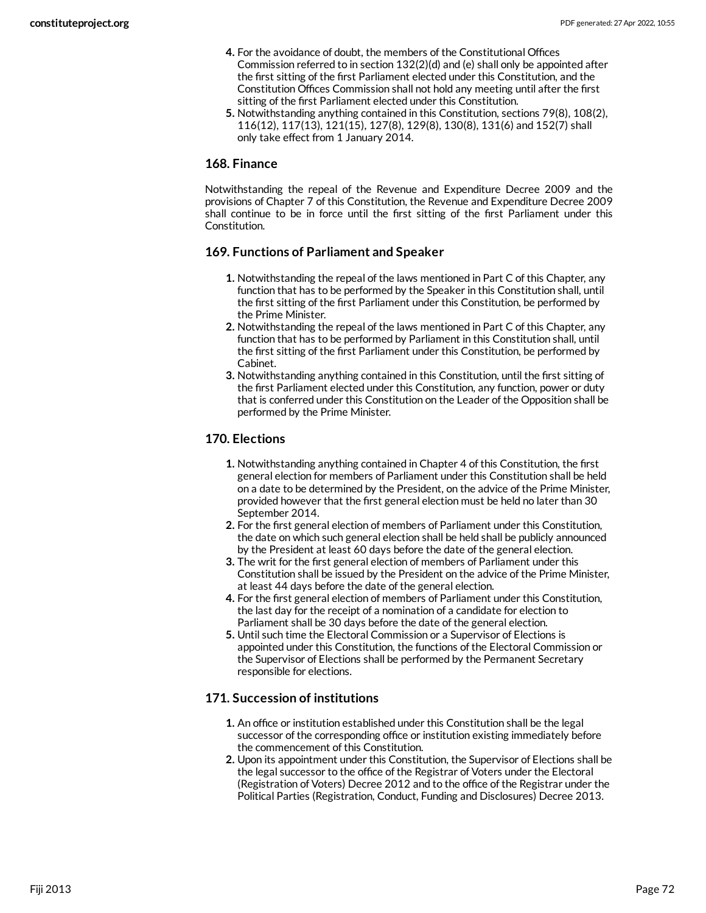4. For the avoidance of doubt, the members of the Constitutional Offices Commission referred to in section 132(2)(d) and (e) shall only be appointed after the first sitting of the first Parliament elected under this Constitution, and the Constitution Offices Commission shall not hold any meeting until after the first sitting of the first Parliament elected under this Constitution.
5. Notwithstanding anything contained in this Constitution, sections 79(8), 108(2), 116(12), 117(13), 121(15), 127(8), 129(8), 130(8), 131(6) and 152(7) shall only take effect from 1 January 2014.

### 168. Finance

Notwithstanding the repeal of the Revenue and Expenditure Decree 2009 and the provisions of Chapter 7 of this Constitution, the Revenue and Expenditure Decree 2009 shall continue to be in force until the first sitting of the first Parliament under this Constitution.

### 169. Functions of Parliament and Speaker

1. Notwithstanding the repeal of the laws mentioned in Part C of this Chapter, any function that has to be performed by the Speaker in this Constitution shall, until the first sitting of the first Parliament under this Constitution, be performed by the Prime Minister.
2. Notwithstanding the repeal of the laws mentioned in Part C of this Chapter, any function that has to be performed by Parliament in this Constitution shall, until the first sitting of the first Parliament under this Constitution, be performed by Cabinet.
3. Notwithstanding anything contained in this Constitution, until the first sitting of the first Parliament elected under this Constitution, any function, power or duty that is conferred under this Constitution on the Leader of the Opposition shall be performed by the Prime Minister.

### 170. Elections

1. Notwithstanding anything contained in Chapter 4 of this Constitution, the first general election for members of Parliament under this Constitution shall be held on a date to be determined by the President, on the advice of the Prime Minister, provided however that the first general election must be held no later than 30 September 2014.
2. For the first general election of members of Parliament under this Constitution, the date on which such general election shall be held shall be publicly announced by the President at least 60 days before the date of the general election.
3. The writ for the first general election of members of Parliament under this Constitution shall be issued by the President on the advice of the Prime Minister, at least 44 days before the date of the general election.
4. For the first general election of members of Parliament under this Constitution, the last day for the receipt of a nomination of a candidate for election to Parliament shall be 30 days before the date of the general election.
5. Until such time the Electoral Commission or a Supervisor of Elections is appointed under this Constitution, the functions of the Electoral Commission or the Supervisor of Elections shall be performed by the Permanent Secretary responsible for elections.

### 171. Succession of institutions

1. An office or institution established under this Constitution shall be the legal successor of the corresponding office or institution existing immediately before the commencement of this Constitution.
2. Upon its appointment under this Constitution, the Supervisor of Elections shall be the legal successor to the office of the Registrar of Voters under the Electoral (Registration of Voters) Decree 2012 and to the office of the Registrar under the Political Parties (Registration, Conduct, Funding and Disclosures) Decree 2013.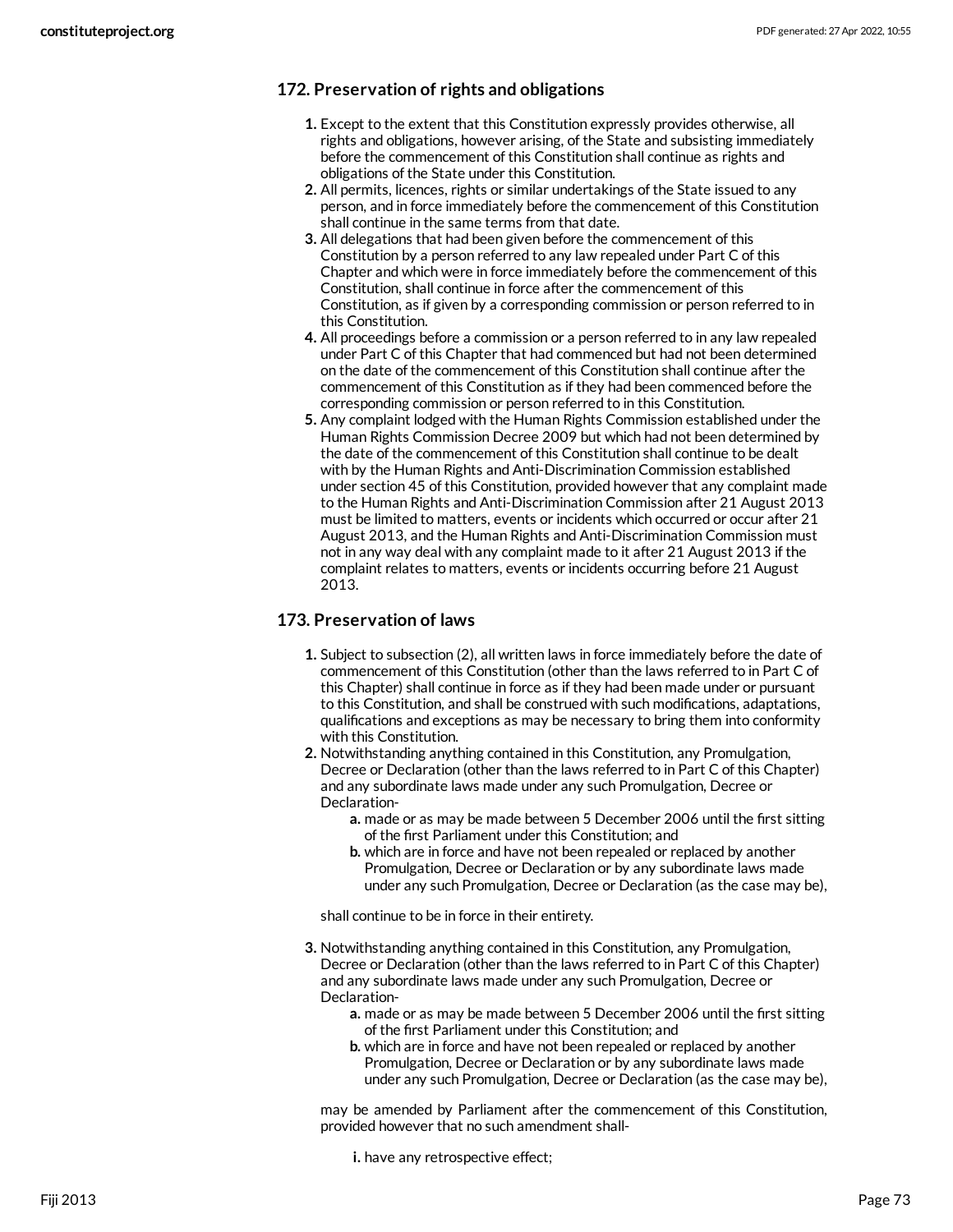## 172. Preservation of rights and obligations

1. Except to the extent that this Constitution expressly provides otherwise, all rights and obligations, however arising, of the State and subsisting immediately before the commencement of this Constitution shall continue as rights and obligations of the State under this Constitution.
2. All permits, licences, rights or similar undertakings of the State issued to any person, and in force immediately before the commencement of this Constitution shall continue in the same terms from that date.
3. All delegations that had been given before the commencement of this Constitution by a person referred to any law repealed under Part C of this Chapter and which were in force immediately before the commencement of this Constitution, shall continue in force after the commencement of this Constitution, as if given by a corresponding commission or person referred to in this Constitution.
4. All proceedings before a commission or a person referred to in any law repealed under Part C of this Chapter that had commenced but had not been determined on the date of the commencement of this Constitution shall continue after the commencement of this Constitution as if they had been commenced before the corresponding commission or person referred to in this Constitution.
5. Any complaint lodged with the Human Rights Commission established under the Human Rights Commission Decree 2009 but which had not been determined by the date of the commencement of this Constitution shall continue to be dealt with by the Human Rights and Anti-Discrimination Commission established under section 45 of this Constitution, provided however that any complaint made to the Human Rights and Anti-Discrimination Commission after 21 August 2013 must be limited to matters, events or incidents which occurred or occur after 21 August 2013, and the Human Rights and Anti-Discrimination Commission must not in any way deal with any complaint made to it after 21 August 2013 if the complaint relates to matters, events or incidents occurring before 21 August 2013.

## 173. Preservation of laws

1. Subject to subsection (2), all written laws in force immediately before the date of commencement of this Constitution (other than the laws referred to in Part C of this Chapter) shall continue in force as if they had been made under or pursuant to this Constitution, and shall be construed with such modifications, adaptations, qualifications and exceptions as may be necessary to bring them into conformity with this Constitution.
2. Notwithstanding anything contained in this Constitution, any Promulgation, Decree or Declaration (other than the laws referred to in Part C of this Chapter) and any subordinate laws made under any such Promulgation, Decree or Declaration-
   a. made or as may be made between 5 December 2006 until the first sitting of the first Parliament under this Constitution; and
   b. which are in force and have not been repealed or replaced by another Promulgation, Decree or Declaration or by any subordinate laws made under any such Promulgation, Decree or Declaration (as the case may be),

   shall continue to be in force in their entirety.
3. Notwithstanding anything contained in this Constitution, any Promulgation, Decree or Declaration (other than the laws referred to in Part C of this Chapter) and any subordinate laws made under any such Promulgation, Decree or Declaration-
   a. made or as may be made between 5 December 2006 until the first sitting of the first Parliament under this Constitution; and
   b. which are in force and have not been repealed or replaced by another Promulgation, Decree or Declaration or by any subordinate laws made under any such Promulgation, Decree or Declaration (as the case may be),

   may be amended by Parliament after the commencement of this Constitution, provided however that no such amendment shall-

   i. have any retrospective effect;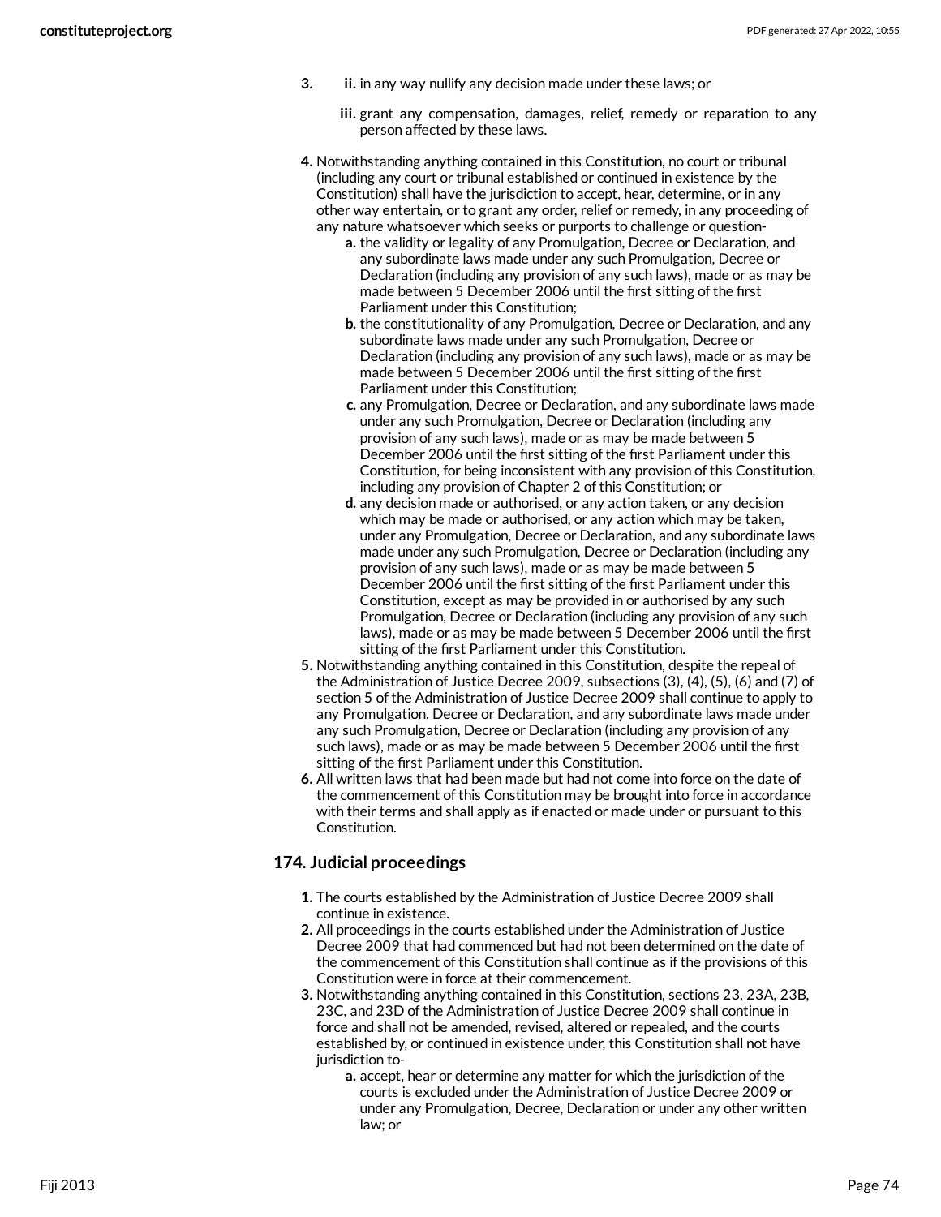3. ii. in any way nullify any decision made under these laws; or

   iii. grant any compensation, damages, relief, remedy or reparation to any person affected by these laws.

4. Notwithstanding anything contained in this Constitution, no court or tribunal (including any court or tribunal established or continued in existence by the Constitution) shall have the jurisdiction to accept, hear, determine, or in any other way entertain, or to grant any order, relief or remedy, in any proceeding of any nature whatsoever which seeks or purports to challenge or question-
   a. the validity or legality of any Promulgation, Decree or Declaration, and any subordinate laws made under any such Promulgation, Decree or Declaration (including any provision of any such laws), made or as may be made between 5 December 2006 until the first sitting of the first Parliament under this Constitution;
   b. the constitutionality of any Promulgation, Decree or Declaration, and any subordinate laws made under any such Promulgation, Decree or Declaration (including any provision of any such laws), made or as may be made between 5 December 2006 until the first sitting of the first Parliament under this Constitution;
   c. any Promulgation, Decree or Declaration, and any subordinate laws made under any such Promulgation, Decree or Declaration (including any provision of any such laws), made or as may be made between 5 December 2006 until the first sitting of the first Parliament under this Constitution, for being inconsistent with any provision of this Constitution, including any provision of Chapter 2 of this Constitution; or
   d. any decision made or authorised, or any action taken, or any decision which may be made or authorised, or any action which may be taken, under any Promulgation, Decree or Declaration, and any subordinate laws made under any such Promulgation, Decree or Declaration (including any provision of any such laws), made or as may be made between 5 December 2006 until the first sitting of the first Parliament under this Constitution, except as may be provided in or authorised by any such Promulgation, Decree or Declaration (including any provision of any such laws), made or as may be made between 5 December 2006 until the first sitting of the first Parliament under this Constitution.
5. Notwithstanding anything contained in this Constitution, despite the repeal of the Administration of Justice Decree 2009, subsections (3), (4), (5), (6) and (7) of section 5 of the Administration of Justice Decree 2009 shall continue to apply to any Promulgation, Decree or Declaration, and any subordinate laws made under any such Promulgation, Decree or Declaration (including any provision of any such laws), made or as may be made between 5 December 2006 until the first sitting of the first Parliament under this Constitution.
6. All written laws that had been made but had not come into force on the date of the commencement of this Constitution may be brought into force in accordance with their terms and shall apply as if enacted or made under or pursuant to this Constitution.

## 174. Judicial proceedings

1. The courts established by the Administration of Justice Decree 2009 shall continue in existence.
2. All proceedings in the courts established under the Administration of Justice Decree 2009 that had commenced but had not been determined on the date of the commencement of this Constitution shall continue as if the provisions of this Constitution were in force at their commencement.
3. Notwithstanding anything contained in this Constitution, sections 23, 23A, 23B, 23C, and 23D of the Administration of Justice Decree 2009 shall continue in force and shall not be amended, revised, altered or repealed, and the courts established by, or continued in existence under, this Constitution shall not have jurisdiction to-
   a. accept, hear or determine any matter for which the jurisdiction of the courts is excluded under the Administration of Justice Decree 2009 or under any Promulgation, Decree, Declaration or under any other written law; or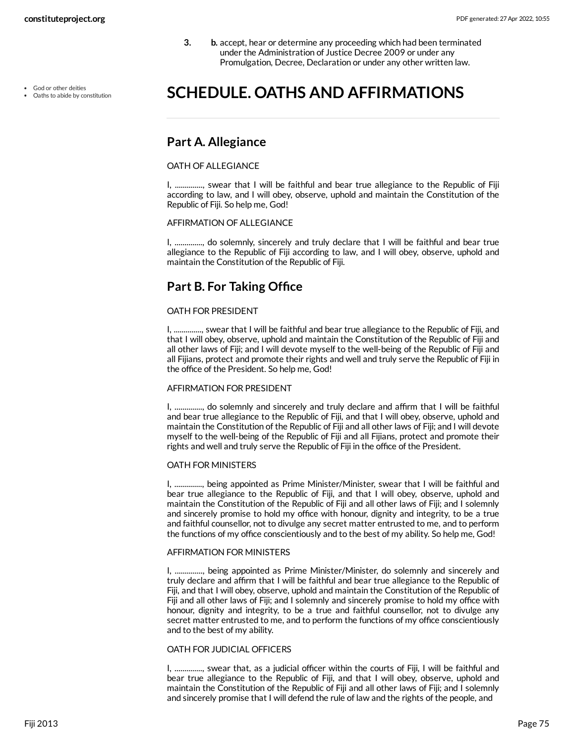3. b. accept, hear or determine any proceeding which had been terminated under the Administration of Justice Decree 2009 or under any Promulgation, Decree, Declaration or under any other written law.

- God or other deities
- Oaths to abide by constitution

# SCHEDULE. OATHS AND AFFIRMATIONS

## Part A. Allegiance

OATH OF ALLEGIANCE

I, .............., swear that I will be faithful and bear true allegiance to the Republic of Fiji according to law, and I will obey, observe, uphold and maintain the Constitution of the Republic of Fiji. So help me, God!

AFFIRMATION OF ALLEGIANCE

I, .............., do solemnly, sincerely and truly declare that I will be faithful and bear true allegiance to the Republic of Fiji according to law, and I will obey, observe, uphold and maintain the Constitution of the Republic of Fiji.

## Part B. For Taking Office

OATH FOR PRESIDENT

I, .............., swear that I will be faithful and bear true allegiance to the Republic of Fiji, and that I will obey, observe, uphold and maintain the Constitution of the Republic of Fiji and all other laws of Fiji; and I will devote myself to the well-being of the Republic of Fiji and all Fijians, protect and promote their rights and well and truly serve the Republic of Fiji in the office of the President. So help me, God!

AFFIRMATION FOR PRESIDENT

I, .............., do solemnly and sincerely and truly declare and affirm that I will be faithful and bear true allegiance to the Republic of Fiji, and that I will obey, observe, uphold and maintain the Constitution of the Republic of Fiji and all other laws of Fiji; and I will devote myself to the well-being of the Republic of Fiji and all Fijians, protect and promote their rights and well and truly serve the Republic of Fiji in the office of the President.

OATH FOR MINISTERS

I, .............., being appointed as Prime Minister/Minister, swear that I will be faithful and bear true allegiance to the Republic of Fiji, and that I will obey, observe, uphold and maintain the Constitution of the Republic of Fiji and all other laws of Fiji; and I solemnly and sincerely promise to hold my office with honour, dignity and integrity, to be a true and faithful counsellor, not to divulge any secret matter entrusted to me, and to perform the functions of my office conscientiously and to the best of my ability. So help me, God!

AFFIRMATION FOR MINISTERS

I, .............., being appointed as Prime Minister/Minister, do solemnly and sincerely and truly declare and affirm that I will be faithful and bear true allegiance to the Republic of Fiji, and that I will obey, observe, uphold and maintain the Constitution of the Republic of Fiji and all other laws of Fiji; and I solemnly and sincerely promise to hold my office with honour, dignity and integrity, to be a true and faithful counsellor, not to divulge any secret matter entrusted to me, and to perform the functions of my office conscientiously and to the best of my ability.

OATH FOR JUDICIAL OFFICERS

I, .............., swear that, as a judicial officer within the courts of Fiji, I will be faithful and bear true allegiance to the Republic of Fiji, and that I will obey, observe, uphold and maintain the Constitution of the Republic of Fiji and all other laws of Fiji; and I solemnly and sincerely promise that I will defend the rule of law and the rights of the people, and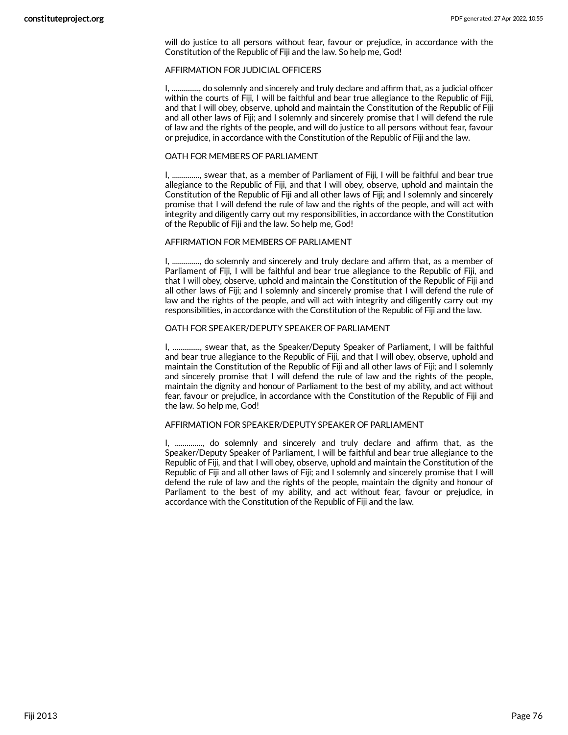will do justice to all persons without fear, favour or prejudice, in accordance with the Constitution of the Republic of Fiji and the law. So help me, God!

AFFIRMATION FOR JUDICIAL OFFICERS

I, .............., do solemnly and sincerely and truly declare and affirm that, as a judicial officer within the courts of Fiji, I will be faithful and bear true allegiance to the Republic of Fiji, and that I will obey, observe, uphold and maintain the Constitution of the Republic of Fiji and all other laws of Fiji; and I solemnly and sincerely promise that I will defend the rule of law and the rights of the people, and will do justice to all persons without fear, favour or prejudice, in accordance with the Constitution of the Republic of Fiji and the law.

OATH FOR MEMBERS OF PARLIAMENT

I, .............., swear that, as a member of Parliament of Fiji, I will be faithful and bear true allegiance to the Republic of Fiji, and that I will obey, observe, uphold and maintain the Constitution of the Republic of Fiji and all other laws of Fiji; and I solemnly and sincerely promise that I will defend the rule of law and the rights of the people, and will act with integrity and diligently carry out my responsibilities, in accordance with the Constitution of the Republic of Fiji and the law. So help me, God!

AFFIRMATION FOR MEMBERS OF PARLIAMENT

I, .............., do solemnly and sincerely and truly declare and affirm that, as a member of Parliament of Fiji, I will be faithful and bear true allegiance to the Republic of Fiji, and that I will obey, observe, uphold and maintain the Constitution of the Republic of Fiji and all other laws of Fiji; and I solemnly and sincerely promise that I will defend the rule of law and the rights of the people, and will act with integrity and diligently carry out my responsibilities, in accordance with the Constitution of the Republic of Fiji and the law.

OATH FOR SPEAKER/DEPUTY SPEAKER OF PARLIAMENT

I, .............., swear that, as the Speaker/Deputy Speaker of Parliament, I will be faithful and bear true allegiance to the Republic of Fiji, and that I will obey, observe, uphold and maintain the Constitution of the Republic of Fiji and all other laws of Fiji; and I solemnly and sincerely promise that I will defend the rule of law and the rights of the people, maintain the dignity and honour of Parliament to the best of my ability, and act without fear, favour or prejudice, in accordance with the Constitution of the Republic of Fiji and the law. So help me, God!

AFFIRMATION FOR SPEAKER/DEPUTY SPEAKER OF PARLIAMENT

I, .............., do solemnly and sincerely and truly declare and affirm that, as the Speaker/Deputy Speaker of Parliament, I will be faithful and bear true allegiance to the Republic of Fiji, and that I will obey, observe, uphold and maintain the Constitution of the Republic of Fiji and all other laws of Fiji; and I solemnly and sincerely promise that I will defend the rule of law and the rights of the people, maintain the dignity and honour of Parliament to the best of my ability, and act without fear, favour or prejudice, in accordance with the Constitution of the Republic of Fiji and the law.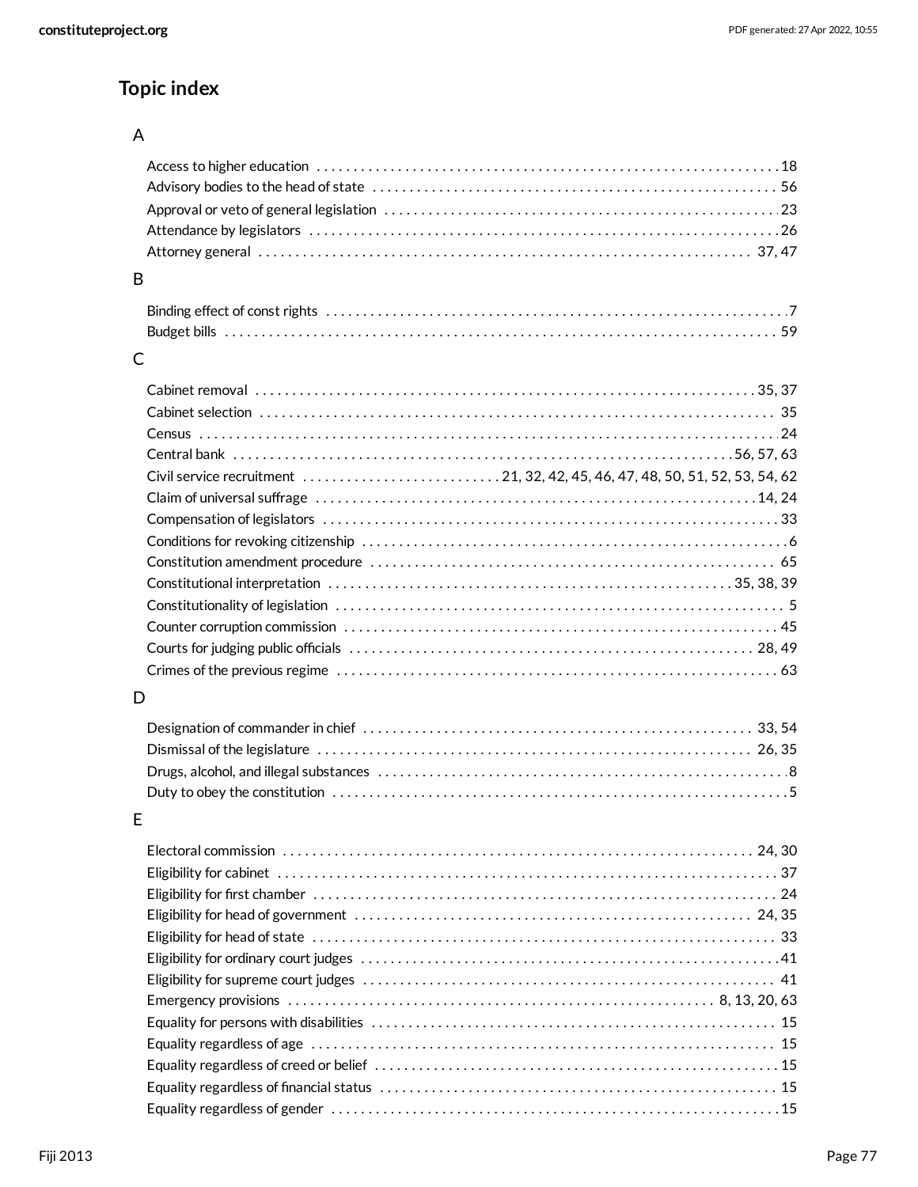## Topic index

### A

- Access to higher education . . . 18
- Advisory bodies to the head of state . . . 56
- Approval or veto of general legislation . . . 23
- Attendance by legislators . . . 26
- Attorney general . . . 37, 47

### B

- Binding effect of const rights . . . 7
- Budget bills . . . 59

### C

- Cabinet removal . . . 35, 37
- Cabinet selection . . . 35
- Census . . . 24
- Central bank . . . 56, 57, 63
- Civil service recruitment . . . 21, 32, 42, 45, 46, 47, 48, 50, 51, 52, 53, 54, 62
- Claim of universal suffrage . . . 14, 24
- Compensation of legislators . . . 33
- Conditions for revoking citizenship . . . 6
- Constitution amendment procedure . . . 65
- Constitutional interpretation . . . 35, 38, 39
- Constitutionality of legislation . . . 5
- Counter corruption commission . . . 45
- Courts for judging public officials . . . 28, 49
- Crimes of the previous regime . . . 63

### D

- Designation of commander in chief . . . 33, 54
- Dismissal of the legislature . . . 26, 35
- Drugs, alcohol, and illegal substances . . . 8
- Duty to obey the constitution . . . 5

### E

- Electoral commission . . . 24, 30
- Eligibility for cabinet . . . 37
- Eligibility for first chamber . . . 24
- Eligibility for head of government . . . 24, 35
- Eligibility for head of state . . . 33
- Eligibility for ordinary court judges . . . 41
- Eligibility for supreme court judges . . . 41
- Emergency provisions . . . 8, 13, 20, 63
- Equality for persons with disabilities . . . 15
- Equality regardless of age . . . 15
- Equality regardless of creed or belief . . . 15
- Equality regardless of financial status . . . 15
- Equality regardless of gender . . . 15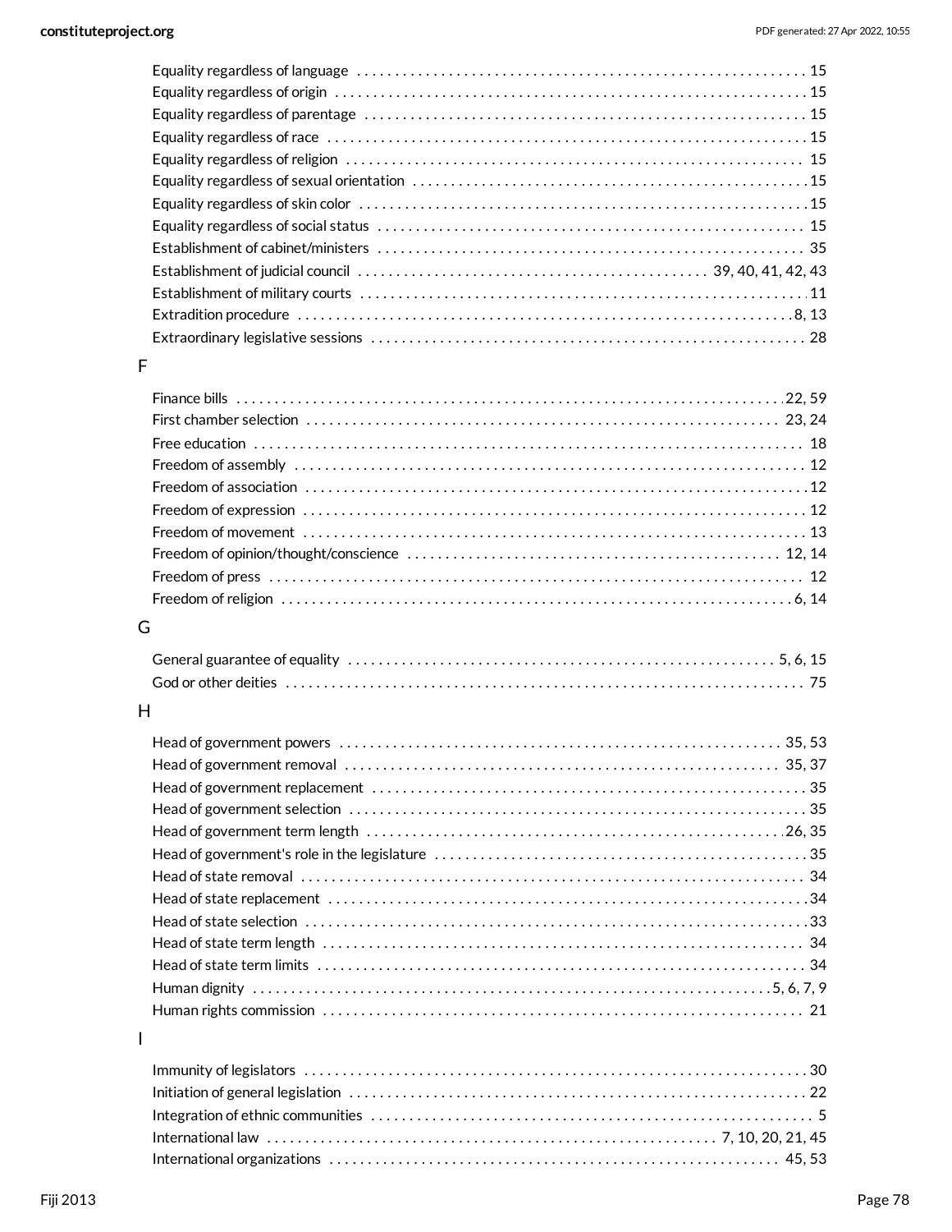Equality regardless of language . . . . . . . . . . . . . . . . . . . . . . . . . . . . . . . . . . . . . . . . . . . . . . . . . . . . . . . . . . . 15
Equality regardless of origin . . . . . . . . . . . . . . . . . . . . . . . . . . . . . . . . . . . . . . . . . . . . . . . . . . . . . . . . . . . . . 15
Equality regardless of parentage . . . . . . . . . . . . . . . . . . . . . . . . . . . . . . . . . . . . . . . . . . . . . . . . . . . . . . . . . . 15
Equality regardless of race . . . . . . . . . . . . . . . . . . . . . . . . . . . . . . . . . . . . . . . . . . . . . . . . . . . . . . . . . . . . . . 15
Equality regardless of religion . . . . . . . . . . . . . . . . . . . . . . . . . . . . . . . . . . . . . . . . . . . . . . . . . . . . . . . . . . . 15
Equality regardless of sexual orientation . . . . . . . . . . . . . . . . . . . . . . . . . . . . . . . . . . . . . . . . . . . . . . . . . . . . 15
Equality regardless of skin color . . . . . . . . . . . . . . . . . . . . . . . . . . . . . . . . . . . . . . . . . . . . . . . . . . . . . . . . . . 15
Equality regardless of social status . . . . . . . . . . . . . . . . . . . . . . . . . . . . . . . . . . . . . . . . . . . . . . . . . . . . . . . . 15
Establishment of cabinet/ministers . . . . . . . . . . . . . . . . . . . . . . . . . . . . . . . . . . . . . . . . . . . . . . . . . . . . . . . . 35
Establishment of judicial council . . . . . . . . . . . . . . . . . . . . . . . . . . . . . . . . . . . . . . . . . . . . . 39, 40, 41, 42, 43
Establishment of military courts . . . . . . . . . . . . . . . . . . . . . . . . . . . . . . . . . . . . . . . . . . . . . . . . . . . . . . . . . . 11
Extradition procedure . . . . . . . . . . . . . . . . . . . . . . . . . . . . . . . . . . . . . . . . . . . . . . . . . . . . . . . . . . . . . . . . . 8, 13
Extraordinary legislative sessions . . . . . . . . . . . . . . . . . . . . . . . . . . . . . . . . . . . . . . . . . . . . . . . . . . . . . . . . . 28

F

Finance bills . . . . . . . . . . . . . . . . . . . . . . . . . . . . . . . . . . . . . . . . . . . . . . . . . . . . . . . . . . . . . . . . . . . . . . . . 22, 59
First chamber selection . . . . . . . . . . . . . . . . . . . . . . . . . . . . . . . . . . . . . . . . . . . . . . . . . . . . . . . . . . . . . . . 23, 24
Free education . . . . . . . . . . . . . . . . . . . . . . . . . . . . . . . . . . . . . . . . . . . . . . . . . . . . . . . . . . . . . . . . . . . . . . . . 18
Freedom of assembly . . . . . . . . . . . . . . . . . . . . . . . . . . . . . . . . . . . . . . . . . . . . . . . . . . . . . . . . . . . . . . . . . . . 12
Freedom of association . . . . . . . . . . . . . . . . . . . . . . . . . . . . . . . . . . . . . . . . . . . . . . . . . . . . . . . . . . . . . . . . . 12
Freedom of expression . . . . . . . . . . . . . . . . . . . . . . . . . . . . . . . . . . . . . . . . . . . . . . . . . . . . . . . . . . . . . . . . . 12
Freedom of movement . . . . . . . . . . . . . . . . . . . . . . . . . . . . . . . . . . . . . . . . . . . . . . . . . . . . . . . . . . . . . . . . . 13
Freedom of opinion/thought/conscience . . . . . . . . . . . . . . . . . . . . . . . . . . . . . . . . . . . . . . . . . . . . . . . . . . 12, 14
Freedom of press . . . . . . . . . . . . . . . . . . . . . . . . . . . . . . . . . . . . . . . . . . . . . . . . . . . . . . . . . . . . . . . . . . . . . . 12
Freedom of religion . . . . . . . . . . . . . . . . . . . . . . . . . . . . . . . . . . . . . . . . . . . . . . . . . . . . . . . . . . . . . . . . . . 6, 14

G

General guarantee of equality . . . . . . . . . . . . . . . . . . . . . . . . . . . . . . . . . . . . . . . . . . . . . . . . . . . . . . . 5, 6, 15
God or other deities . . . . . . . . . . . . . . . . . . . . . . . . . . . . . . . . . . . . . . . . . . . . . . . . . . . . . . . . . . . . . . . . . . . 75

H

Head of government powers . . . . . . . . . . . . . . . . . . . . . . . . . . . . . . . . . . . . . . . . . . . . . . . . . . . . . . . . . . 35, 53
Head of government removal . . . . . . . . . . . . . . . . . . . . . . . . . . . . . . . . . . . . . . . . . . . . . . . . . . . . . . . . . . 35, 37
Head of government replacement . . . . . . . . . . . . . . . . . . . . . . . . . . . . . . . . . . . . . . . . . . . . . . . . . . . . . . . . 35
Head of government selection . . . . . . . . . . . . . . . . . . . . . . . . . . . . . . . . . . . . . . . . . . . . . . . . . . . . . . . . . . . 35
Head of government term length . . . . . . . . . . . . . . . . . . . . . . . . . . . . . . . . . . . . . . . . . . . . . . . . . . . . . . . 26, 35
Head of government's role in the legislature . . . . . . . . . . . . . . . . . . . . . . . . . . . . . . . . . . . . . . . . . . . . . . . . 35
Head of state removal . . . . . . . . . . . . . . . . . . . . . . . . . . . . . . . . . . . . . . . . . . . . . . . . . . . . . . . . . . . . . . . . . 34
Head of state replacement . . . . . . . . . . . . . . . . . . . . . . . . . . . . . . . . . . . . . . . . . . . . . . . . . . . . . . . . . . . . . . 34
Head of state selection . . . . . . . . . . . . . . . . . . . . . . . . . . . . . . . . . . . . . . . . . . . . . . . . . . . . . . . . . . . . . . . . . 33
Head of state term length . . . . . . . . . . . . . . . . . . . . . . . . . . . . . . . . . . . . . . . . . . . . . . . . . . . . . . . . . . . . . . . 34
Head of state term limits . . . . . . . . . . . . . . . . . . . . . . . . . . . . . . . . . . . . . . . . . . . . . . . . . . . . . . . . . . . . . . . 34
Human dignity . . . . . . . . . . . . . . . . . . . . . . . . . . . . . . . . . . . . . . . . . . . . . . . . . . . . . . . . . . . . . . . . . . . . 5, 6, 7, 9
Human rights commission . . . . . . . . . . . . . . . . . . . . . . . . . . . . . . . . . . . . . . . . . . . . . . . . . . . . . . . . . . . . . . 21

I

Immunity of legislators . . . . . . . . . . . . . . . . . . . . . . . . . . . . . . . . . . . . . . . . . . . . . . . . . . . . . . . . . . . . . . . . 30
Initiation of general legislation . . . . . . . . . . . . . . . . . . . . . . . . . . . . . . . . . . . . . . . . . . . . . . . . . . . . . . . . . . . 22
Integration of ethnic communities . . . . . . . . . . . . . . . . . . . . . . . . . . . . . . . . . . . . . . . . . . . . . . . . . . . . . . . . . 5
International law . . . . . . . . . . . . . . . . . . . . . . . . . . . . . . . . . . . . . . . . . . . . . . . . . . . . . . . . . 7, 10, 20, 21, 45
International organizations . . . . . . . . . . . . . . . . . . . . . . . . . . . . . . . . . . . . . . . . . . . . . . . . . . . . . . . . . . . 45, 53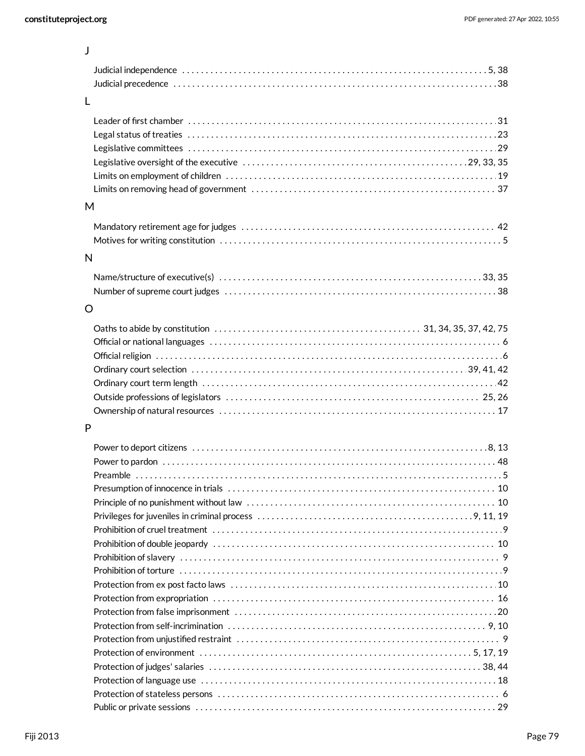## J

- Judicial independence . . . . . . . . . . 5, 38
- Judicial precedence . . . . . . . . . . 38

## L

- Leader of first chamber . . . . . . . . . . 31
- Legal status of treaties . . . . . . . . . . 23
- Legislative committees . . . . . . . . . . 29
- Legislative oversight of the executive . . . . . . . . . . 29, 33, 35
- Limits on employment of children . . . . . . . . . . 19
- Limits on removing head of government . . . . . . . . . . 37

## M

- Mandatory retirement age for judges . . . . . . . . . . 42
- Motives for writing constitution . . . . . . . . . . 5

## N

- Name/structure of executive(s) . . . . . . . . . . 33, 35
- Number of supreme court judges . . . . . . . . . . 38

## O

- Oaths to abide by constitution . . . . . . . . . . 31, 34, 35, 37, 42, 75
- Official or national languages . . . . . . . . . . 6
- Official religion . . . . . . . . . . 6
- Ordinary court selection . . . . . . . . . . 39, 41, 42
- Ordinary court term length . . . . . . . . . . 42
- Outside professions of legislators . . . . . . . . . . 25, 26
- Ownership of natural resources . . . . . . . . . . 17

## P

- Power to deport citizens . . . . . . . . . . 8, 13
- Power to pardon . . . . . . . . . . 48
- Preamble . . . . . . . . . . 5
- Presumption of innocence in trials . . . . . . . . . . 10
- Principle of no punishment without law . . . . . . . . . . 10
- Privileges for juveniles in criminal process . . . . . . . . . . 9, 11, 19
- Prohibition of cruel treatment . . . . . . . . . . 9
- Prohibition of double jeopardy . . . . . . . . . . 10
- Prohibition of slavery . . . . . . . . . . 9
- Prohibition of torture . . . . . . . . . . 9
- Protection from ex post facto laws . . . . . . . . . . 10
- Protection from expropriation . . . . . . . . . . 16
- Protection from false imprisonment . . . . . . . . . . 20
- Protection from self-incrimination . . . . . . . . . . 9, 10
- Protection from unjustified restraint . . . . . . . . . . 9
- Protection of environment . . . . . . . . . . 5, 17, 19
- Protection of judges' salaries . . . . . . . . . . 38, 44
- Protection of language use . . . . . . . . . . 18
- Protection of stateless persons . . . . . . . . . . 6
- Public or private sessions . . . . . . . . . . 29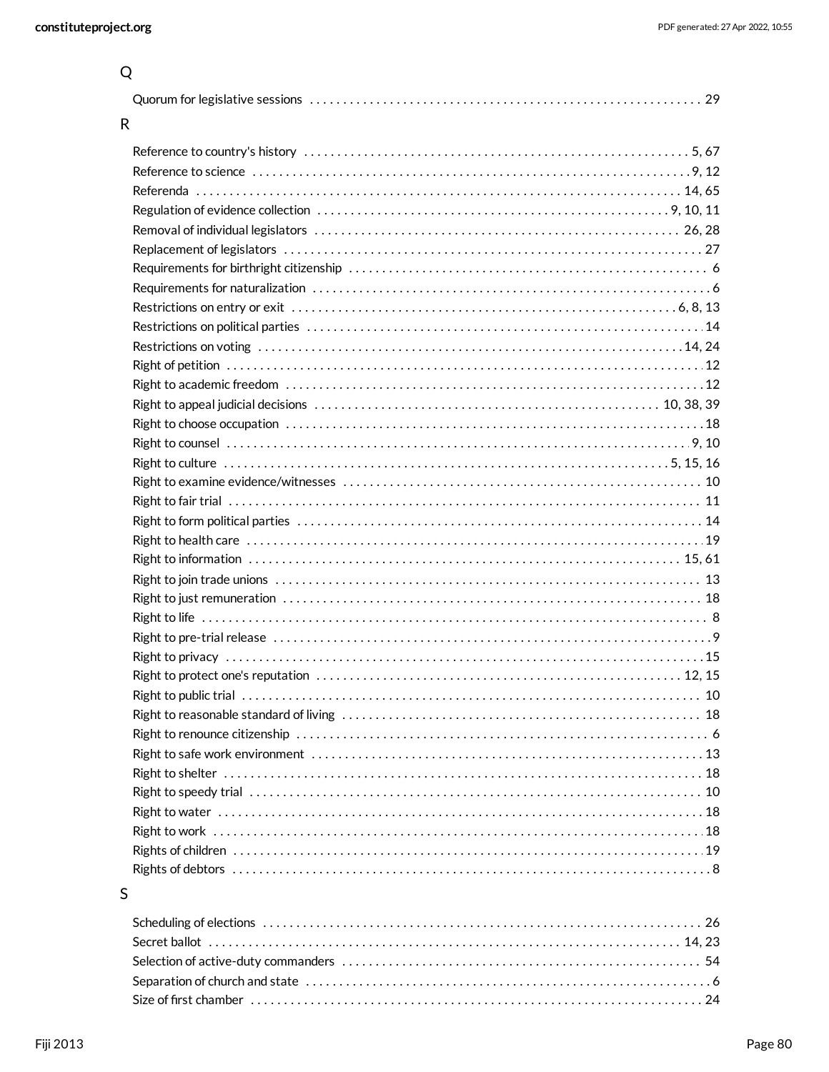## Q

- Quorum for legislative sessions . . . . . . . . . . 29

## R

- Reference to country's history . . . . . . . . . . 5, 67
- Reference to science . . . . . . . . . . 9, 12
- Referenda . . . . . . . . . . 14, 65
- Regulation of evidence collection . . . . . . . . . . 9, 10, 11
- Removal of individual legislators . . . . . . . . . . 26, 28
- Replacement of legislators . . . . . . . . . . 27
- Requirements for birthright citizenship . . . . . . . . . . 6
- Requirements for naturalization . . . . . . . . . . 6
- Restrictions on entry or exit . . . . . . . . . . 6, 8, 13
- Restrictions on political parties . . . . . . . . . . 14
- Restrictions on voting . . . . . . . . . . 14, 24
- Right of petition . . . . . . . . . . 12
- Right to academic freedom . . . . . . . . . . 12
- Right to appeal judicial decisions . . . . . . . . . . 10, 38, 39
- Right to choose occupation . . . . . . . . . . 18
- Right to counsel . . . . . . . . . . 9, 10
- Right to culture . . . . . . . . . . 5, 15, 16
- Right to examine evidence/witnesses . . . . . . . . . . 10
- Right to fair trial . . . . . . . . . . 11
- Right to form political parties . . . . . . . . . . 14
- Right to health care . . . . . . . . . . 19
- Right to information . . . . . . . . . . 15, 61
- Right to join trade unions . . . . . . . . . . 13
- Right to just remuneration . . . . . . . . . . 18
- Right to life . . . . . . . . . . 8
- Right to pre-trial release . . . . . . . . . . 9
- Right to privacy . . . . . . . . . . 15
- Right to protect one's reputation . . . . . . . . . . 12, 15
- Right to public trial . . . . . . . . . . 10
- Right to reasonable standard of living . . . . . . . . . . 18
- Right to renounce citizenship . . . . . . . . . . 6
- Right to safe work environment . . . . . . . . . . 13
- Right to shelter . . . . . . . . . . 18
- Right to speedy trial . . . . . . . . . . 10
- Right to water . . . . . . . . . . 18
- Right to work . . . . . . . . . . 18
- Rights of children . . . . . . . . . . 19
- Rights of debtors . . . . . . . . . . 8

## S

- Scheduling of elections . . . . . . . . . . 26
- Secret ballot . . . . . . . . . . 14, 23
- Selection of active-duty commanders . . . . . . . . . . 54
- Separation of church and state . . . . . . . . . . 6
- Size of first chamber . . . . . . . . . . 24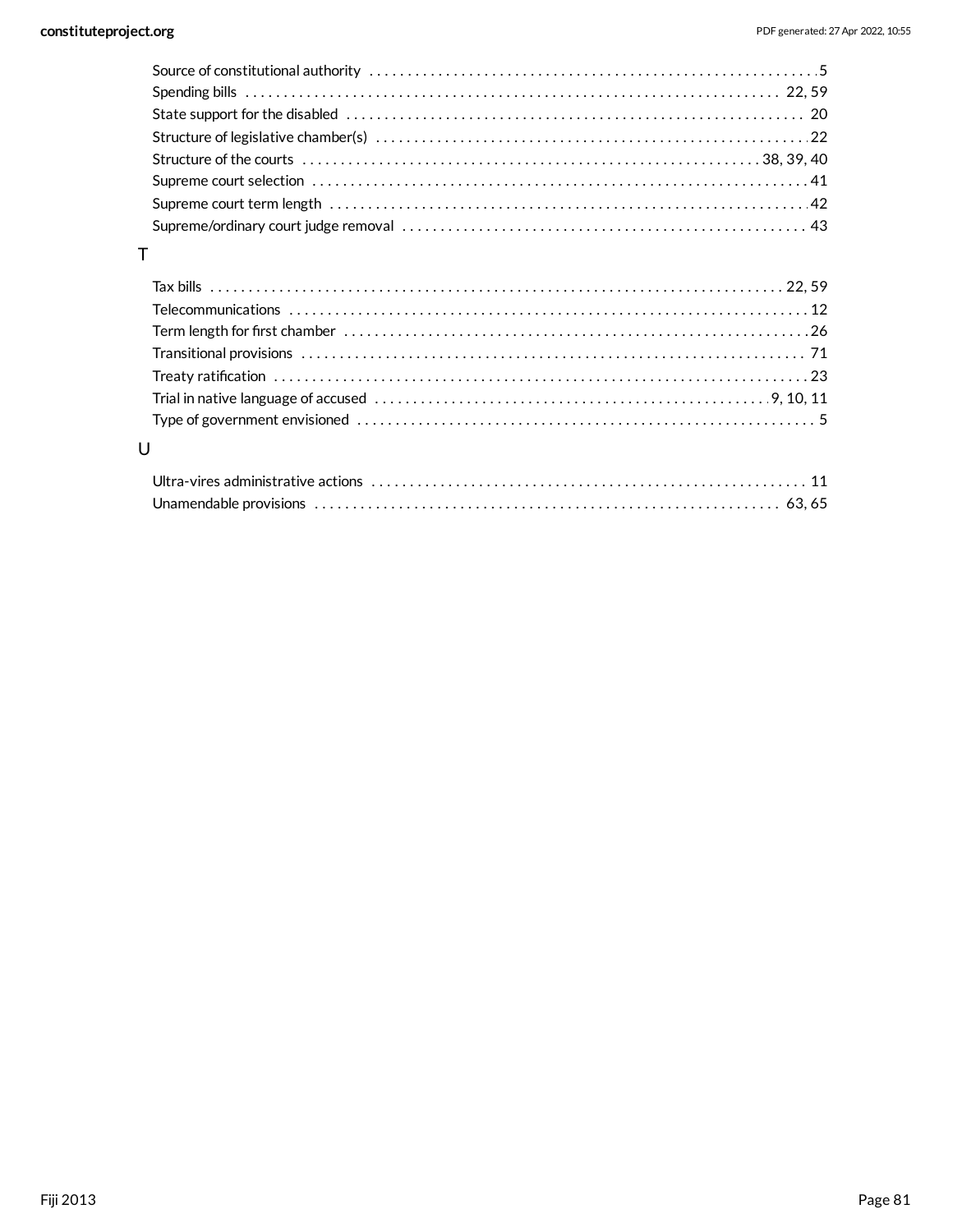Source of constitutional authority . . . . . . . . . . . . 5
Spending bills . . . . . . . . . . . . 22, 59
State support for the disabled . . . . . . . . . . . . 20
Structure of legislative chamber(s) . . . . . . . . . . . . 22
Structure of the courts . . . . . . . . . . . . 38, 39, 40
Supreme court selection . . . . . . . . . . . . 41
Supreme court term length . . . . . . . . . . . . 42
Supreme/ordinary court judge removal . . . . . . . . . . . . 43

## T

Tax bills . . . . . . . . . . . . 22, 59
Telecommunications . . . . . . . . . . . . 12
Term length for first chamber . . . . . . . . . . . . 26
Transitional provisions . . . . . . . . . . . . 71
Treaty ratification . . . . . . . . . . . . 23
Trial in native language of accused . . . . . . . . . . . . 9, 10, 11
Type of government envisioned . . . . . . . . . . . . 5

## U

Ultra-vires administrative actions . . . . . . . . . . . . 11
Unamendable provisions . . . . . . . . . . . . 63, 65